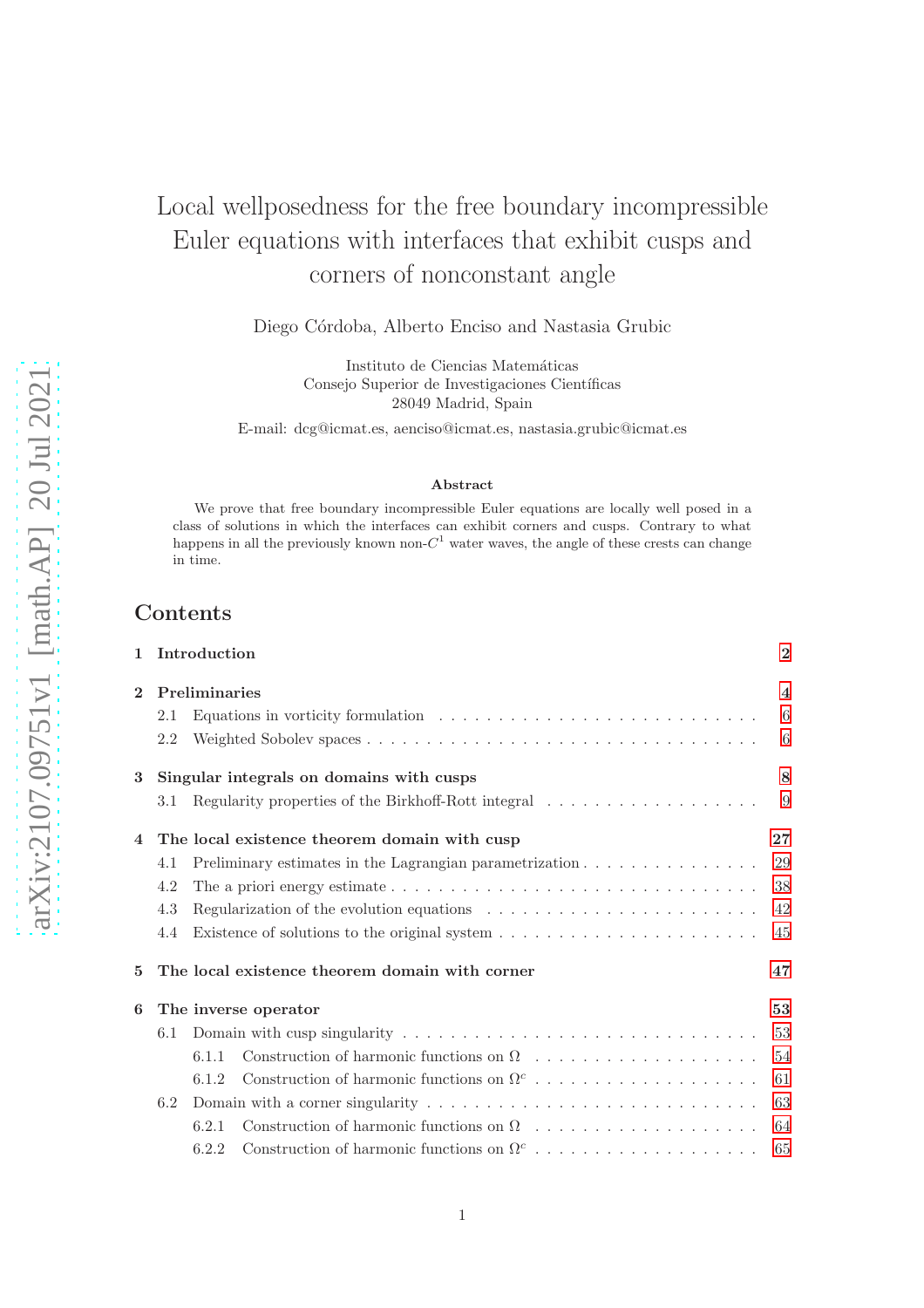# Local wellposedness for the free boundary incompressible Euler equations with interfaces that exhibit cusps and corners of nonconstant angle

Diego Córdoba, Alberto Enciso and Nastasia Grubic

Instituto de Ciencias Matemáticas
Consejo Superior de Investigaciones Científicas
28049 Madrid, Spain

E-mail: dcg@icmat.es, aenciso@icmat.es, nastasia.grubic@icmat.es

### Abstract

We prove that free boundary incompressible Euler equations are locally well posed in a class of solutions in which the interfaces can exhibit corners and cusps. Contrary to what happens in all the previously known non-$C^1$ water waves, the angle of these crests can change in time.

## Contents

**1 Introduction** — 2

**2 Preliminaries** — 4
- 2.1 Equations in vorticity formulation — 6
- 2.2 Weighted Sobolev spaces — 6

**3 Singular integrals on domains with cusps** — 8
- 3.1 Regularity properties of the Birkhoff-Rott integral — 9

**4 The local existence theorem domain with cusp** — 27
- 4.1 Preliminary estimates in the Lagrangian parametrization — 29
- 4.2 The a priori energy estimate — 38
- 4.3 Regularization of the evolution equations — 42
- 4.4 Existence of solutions to the original system — 45

**5 The local existence theorem domain with corner** — 47

**6 The inverse operator** — 53
- 6.1 Domain with cusp singularity — 53
  - 6.1.1 Construction of harmonic functions on $\Omega$ — 54
  - 6.1.2 Construction of harmonic functions on $\Omega^c$ — 61
- 6.2 Domain with a corner singularity — 63
  - 6.2.1 Construction of harmonic functions on $\Omega$ — 64
  - 6.2.2 Construction of harmonic functions on $\Omega^c$ — 65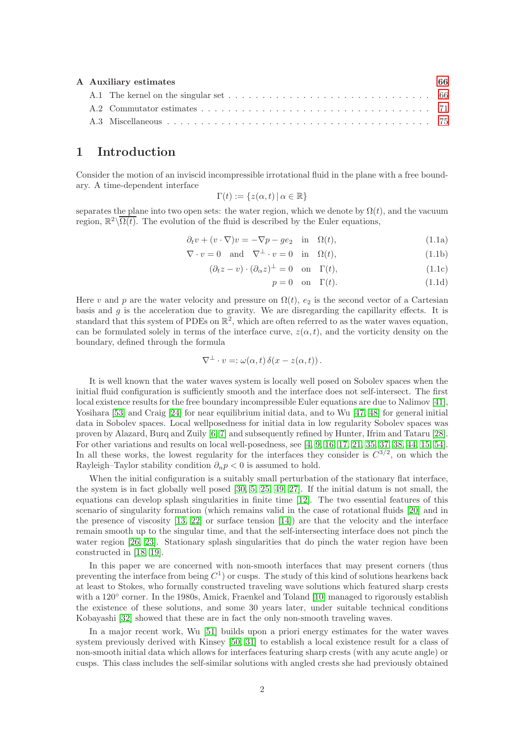**A Auxiliary estimates** 66
- A.1 The kernel on the singular set 66
- A.2 Commutator estimates 71
- A.3 Miscellaneous 75

# 1 Introduction

Consider the motion of an inviscid incompressible irrotational fluid in the plane with a free boundary. A time-dependent interface

$$\Gamma(t) := \{z(\alpha, t) \,|\, \alpha \in \mathbb{R}\}$$

separates the plane into two open sets: the water region, which we denote by $\Omega(t)$, and the vacuum region, $\mathbb{R}^2 \backslash \overline{\Omega(t)}$. The evolution of the fluid is described by the Euler equations,

$$\partial_t v + (v \cdot \nabla) v = -\nabla p - g e_2 \quad \text{in} \quad \Omega(t), \tag{1.1a}$$

$$\nabla \cdot v = 0 \quad \text{and} \quad \nabla^\perp \cdot v = 0 \quad \text{in} \quad \Omega(t), \tag{1.1b}$$

$$(\partial_t z - v) \cdot (\partial_\alpha z)^\perp = 0 \quad \text{on} \quad \Gamma(t), \tag{1.1c}$$

$$p = 0 \quad \text{on} \quad \Gamma(t). \tag{1.1d}$$

Here $v$ and $p$ are the water velocity and pressure on $\Omega(t)$, $e_2$ is the second vector of a Cartesian basis and $g$ is the acceleration due to gravity. We are disregarding the capillarity effects. It is standard that this system of PDEs on $\mathbb{R}^2$, which are often referred to as the water waves equation, can be formulated solely in terms of the interface curve, $z(\alpha, t)$, and the vorticity density on the boundary, defined through the formula

$$\nabla^\perp \cdot v =: \omega(\alpha, t)\, \delta(x - z(\alpha, t))\,.$$

It is well known that the water waves system is locally well posed on Sobolev spaces when the initial fluid configuration is sufficiently smooth and the interface does not self-intersect. The first local existence results for the free boundary incompressible Euler equations are due to Nalimov [41], Yosihara [53] and Craig [24] for near equilibrium initial data, and to Wu [47, 48] for general initial data in Sobolev spaces. Local wellposedness for initial data in low regularity Sobolev spaces was proven by Alazard, Burq and Zuily [6, 7] and subsequently refined by Hunter, Ifrim and Tataru [28]. For other variations and results on local well-posedness, see [4, 9, 16, 17, 21, 35, 37, 38, 44, 15, 54]. In all these works, the lowest regularity for the interfaces they consider is $C^{3/2}$, on which the Rayleigh–Taylor stability condition $\partial_n p < 0$ is assumed to hold.

When the initial configuration is a suitably small perturbation of the stationary flat interface, the system is in fact globally well posed [30, 5, 25, 49, 27]. If the initial datum is not small, the equations can develop splash singularities in finite time [12]. The two essential features of this scenario of singularity formation (which remains valid in the case of rotational fluids [20] and in the presence of viscosity [13, 22] or surface tension [14]) are that the velocity and the interface remain smooth up to the singular time, and that the self-intersecting interface does not pinch the water region [26, 23]. Stationary splash singularities that do pinch the water region have been constructed in [18, 19].

In this paper we are concerned with non-smooth interfaces that may present corners (thus preventing the interface from being $C^1$) or cusps. The study of this kind of solutions hearkens back at least to Stokes, who formally constructed traveling wave solutions which featured sharp crests with a 120° corner. In the 1980s, Amick, Fraenkel and Toland [10] managed to rigorously establish the existence of these solutions, and some 30 years later, under suitable technical conditions Kobayashi [32] showed that these are in fact the only non-smooth traveling waves.

In a major recent work, Wu [51] builds upon a priori energy estimates for the water waves system previously derived with Kinsey [50, 31] to establish a local existence result for a class of non-smooth initial data which allows for interfaces featuring sharp crests (with any acute angle) or cusps. This class includes the self-similar solutions with angled crests she had previously obtained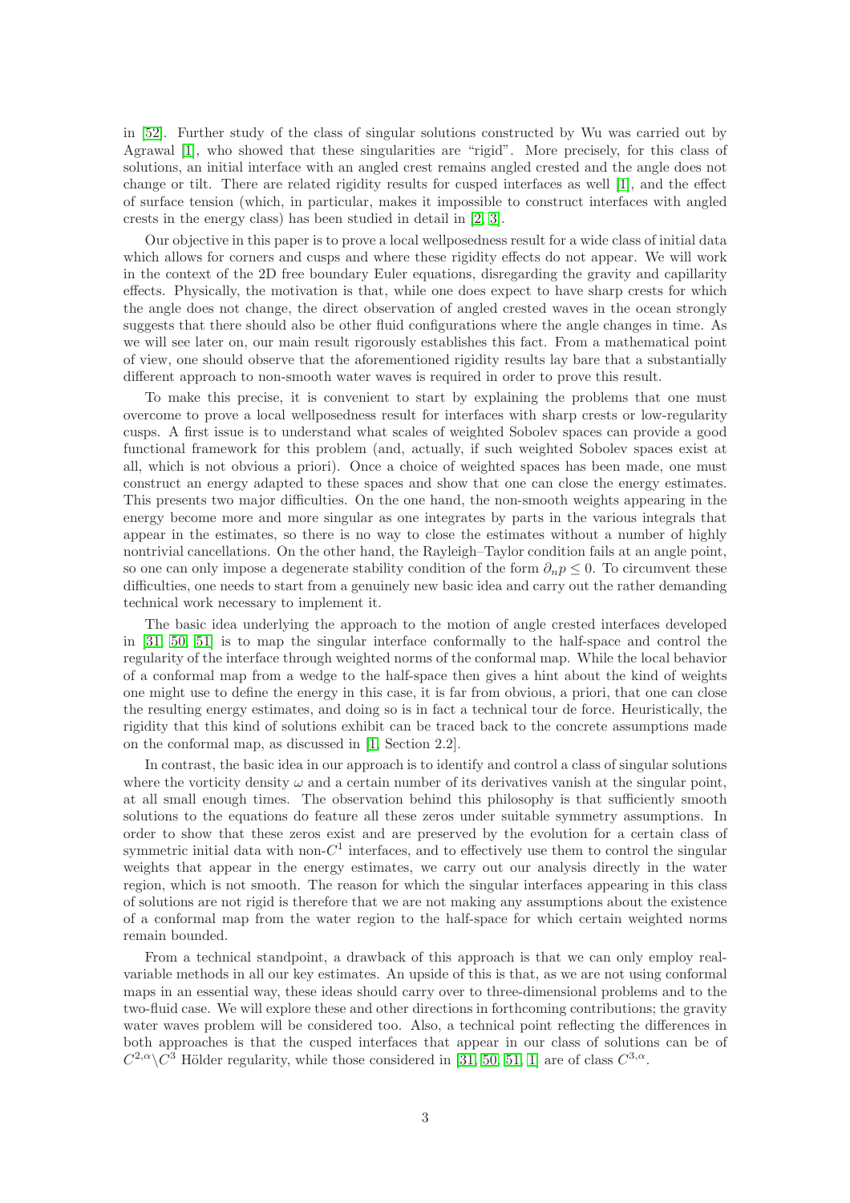in [52]. Further study of the class of singular solutions constructed by Wu was carried out by Agrawal [1], who showed that these singularities are "rigid". More precisely, for this class of solutions, an initial interface with an angled crest remains angled crested and the angle does not change or tilt. There are related rigidity results for cusped interfaces as well [1], and the effect of surface tension (which, in particular, makes it impossible to construct interfaces with angled crests in the energy class) has been studied in detail in [2, 3].

Our objective in this paper is to prove a local wellposedness result for a wide class of initial data which allows for corners and cusps and where these rigidity effects do not appear. We will work in the context of the 2D free boundary Euler equations, disregarding the gravity and capillarity effects. Physically, the motivation is that, while one does expect to have sharp crests for which the angle does not change, the direct observation of angled crested waves in the ocean strongly suggests that there should also be other fluid configurations where the angle changes in time. As we will see later on, our main result rigorously establishes this fact. From a mathematical point of view, one should observe that the aforementioned rigidity results lay bare that a substantially different approach to non-smooth water waves is required in order to prove this result.

To make this precise, it is convenient to start by explaining the problems that one must overcome to prove a local wellposedness result for interfaces with sharp crests or low-regularity cusps. A first issue is to understand what scales of weighted Sobolev spaces can provide a good functional framework for this problem (and, actually, if such weighted Sobolev spaces exist at all, which is not obvious a priori). Once a choice of weighted spaces has been made, one must construct an energy adapted to these spaces and show that one can close the energy estimates. This presents two major difficulties. On the one hand, the non-smooth weights appearing in the energy become more and more singular as one integrates by parts in the various integrals that appear in the estimates, so there is no way to close the estimates without a number of highly nontrivial cancellations. On the other hand, the Rayleigh–Taylor condition fails at an angle point, so one can only impose a degenerate stability condition of the form $\partial_n p \leq 0$. To circumvent these difficulties, one needs to start from a genuinely new basic idea and carry out the rather demanding technical work necessary to implement it.

The basic idea underlying the approach to the motion of angle crested interfaces developed in [31, 50, 51] is to map the singular interface conformally to the half-space and control the regularity of the interface through weighted norms of the conformal map. While the local behavior of a conformal map from a wedge to the half-space then gives a hint about the kind of weights one might use to define the energy in this case, it is far from obvious, a priori, that one can close the resulting energy estimates, and doing so is in fact a technical tour de force. Heuristically, the rigidity that this kind of solutions exhibit can be traced back to the concrete assumptions made on the conformal map, as discussed in [1, Section 2.2].

In contrast, the basic idea in our approach is to identify and control a class of singular solutions where the vorticity density $\omega$ and a certain number of its derivatives vanish at the singular point, at all small enough times. The observation behind this philosophy is that sufficiently smooth solutions to the equations do feature all these zeros under suitable symmetry assumptions. In order to show that these zeros exist and are preserved by the evolution for a certain class of symmetric initial data with non-$C^1$ interfaces, and to effectively use them to control the singular weights that appear in the energy estimates, we carry out our analysis directly in the water region, which is not smooth. The reason for which the singular interfaces appearing in this class of solutions are not rigid is therefore that we are not making any assumptions about the existence of a conformal map from the water region to the half-space for which certain weighted norms remain bounded.

From a technical standpoint, a drawback of this approach is that we can only employ real-variable methods in all our key estimates. An upside of this is that, as we are not using conformal maps in an essential way, these ideas should carry over to three-dimensional problems and to the two-fluid case. We will explore these and other directions in forthcoming contributions; the gravity water waves problem will be considered too. Also, a technical point reflecting the differences in both approaches is that the cusped interfaces that appear in our class of solutions can be of $C^{2,\alpha}\backslash C^3$ Hölder regularity, while those considered in [31, 50, 51, 1] are of class $C^{3,\alpha}$.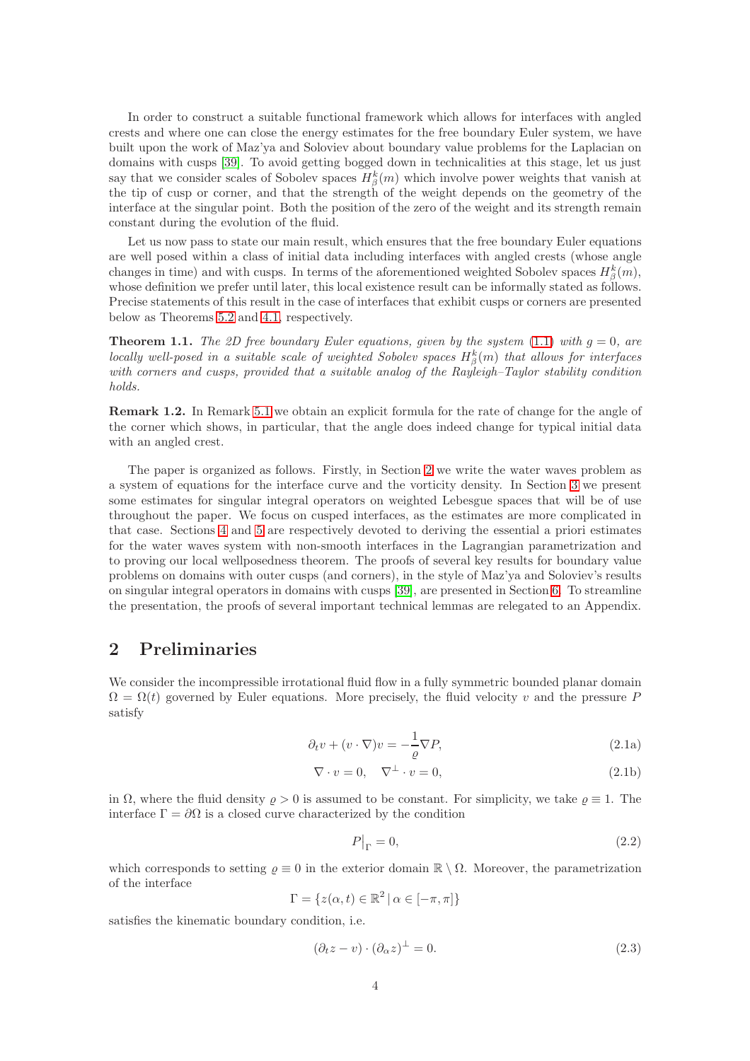In order to construct a suitable functional framework which allows for interfaces with angled crests and where one can close the energy estimates for the free boundary Euler system, we have built upon the work of Maz'ya and Soloviev about boundary value problems for the Laplacian on domains with cusps [39]. To avoid getting bogged down in technicalities at this stage, let us just say that we consider scales of Sobolev spaces $H^k_\beta(m)$ which involve power weights that vanish at the tip of cusp or corner, and that the strength of the weight depends on the geometry of the interface at the singular point. Both the position of the zero of the weight and its strength remain constant during the evolution of the fluid.

Let us now pass to state our main result, which ensures that the free boundary Euler equations are well posed within a class of initial data including interfaces with angled crests (whose angle changes in time) and with cusps. In terms of the aforementioned weighted Sobolev spaces $H^k_\beta(m)$, whose definition we prefer until later, this local existence result can be informally stated as follows. Precise statements of this result in the case of interfaces that exhibit cusps or corners are presented below as Theorems 5.2 and 4.1, respectively.

**Theorem 1.1.** *The 2D free boundary Euler equations, given by the system (1.1) with $g = 0$, are locally well-posed in a suitable scale of weighted Sobolev spaces $H^k_\beta(m)$ that allows for interfaces with corners and cusps, provided that a suitable analog of the Rayleigh–Taylor stability condition holds.*

**Remark 1.2.** In Remark 5.1 we obtain an explicit formula for the rate of change for the angle of the corner which shows, in particular, that the angle does indeed change for typical initial data with an angled crest.

The paper is organized as follows. Firstly, in Section 2 we write the water waves problem as a system of equations for the interface curve and the vorticity density. In Section 3 we present some estimates for singular integral operators on weighted Lebesgue spaces that will be of use throughout the paper. We focus on cusped interfaces, as the estimates are more complicated in that case. Sections 4 and 5 are respectively devoted to deriving the essential a priori estimates for the water waves system with non-smooth interfaces in the Lagrangian parametrization and to proving our local wellposedness theorem. The proofs of several key results for boundary value problems on domains with outer cusps (and corners), in the style of Maz'ya and Soloviev's results on singular integral operators in domains with cusps [39], are presented in Section 6. To streamline the presentation, the proofs of several important technical lemmas are relegated to an Appendix.

## 2 Preliminaries

We consider the incompressible irrotational fluid flow in a fully symmetric bounded planar domain $\Omega = \Omega(t)$ governed by Euler equations. More precisely, the fluid velocity $v$ and the pressure $P$ satisfy

$$\partial_t v + (v \cdot \nabla)v = -\frac{1}{\varrho}\nabla P, \tag{2.1a}$$

$$\nabla \cdot v = 0, \quad \nabla^\perp \cdot v = 0, \tag{2.1b}$$

in $\Omega$, where the fluid density $\varrho > 0$ is assumed to be constant. For simplicity, we take $\varrho \equiv 1$. The interface $\Gamma = \partial\Omega$ is a closed curve characterized by the condition

$$P\big|_\Gamma = 0, \tag{2.2}$$

which corresponds to setting $\varrho \equiv 0$ in the exterior domain $\mathbb{R} \setminus \Omega$. Moreover, the parametrization of the interface

$$\Gamma = \{z(\alpha, t) \in \mathbb{R}^2 \,|\, \alpha \in [-\pi, \pi]\}$$

satisfies the kinematic boundary condition, i.e.

$$(\partial_t z - v) \cdot (\partial_\alpha z)^\perp = 0. \tag{2.3}$$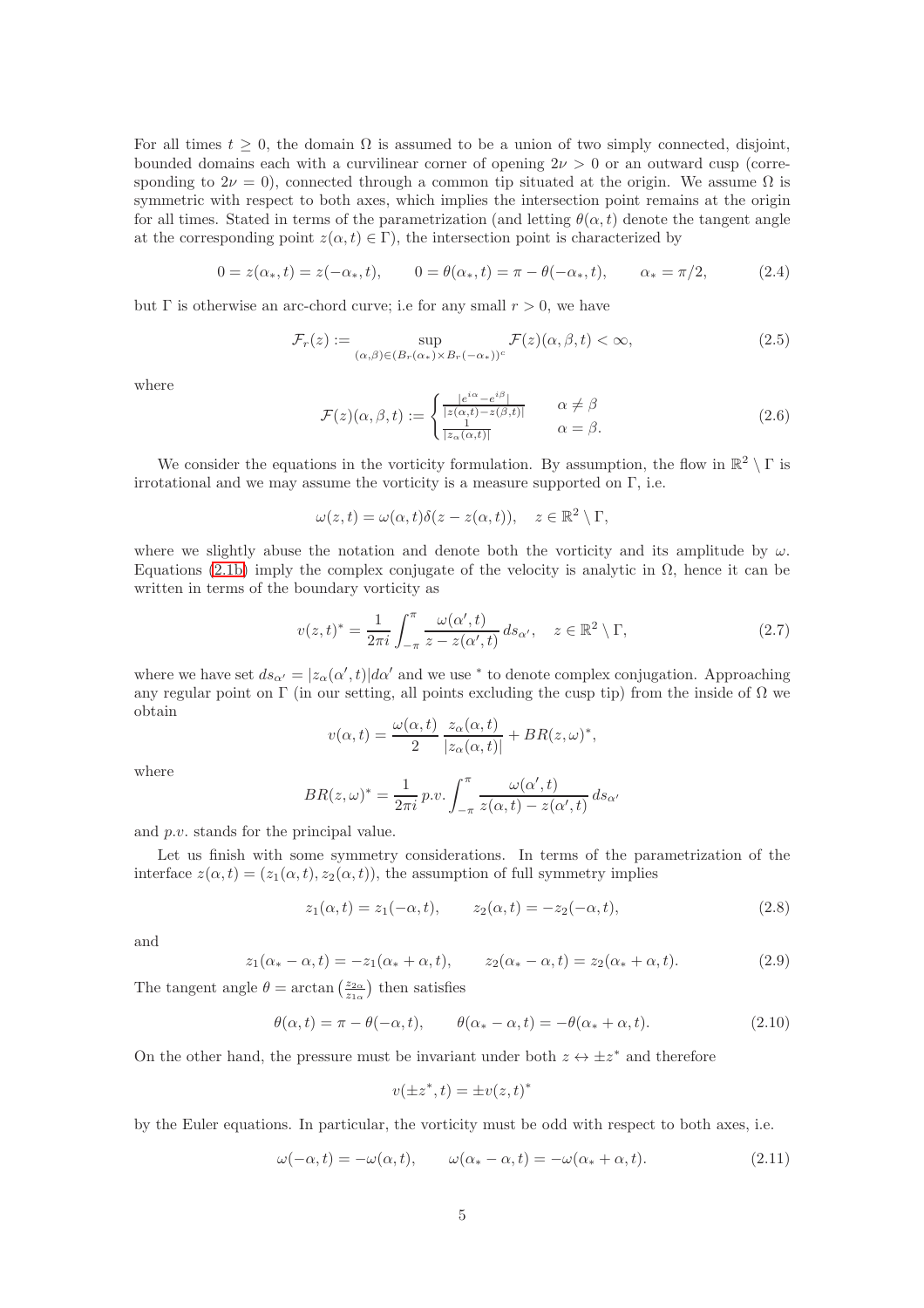For all times $t \geq 0$, the domain $\Omega$ is assumed to be a union of two simply connected, disjoint, bounded domains each with a curvilinear corner of opening $2\nu > 0$ or an outward cusp (corresponding to $2\nu = 0$), connected through a common tip situated at the origin. We assume $\Omega$ is symmetric with respect to both axes, which implies the intersection point remains at the origin for all times. Stated in terms of the parametrization (and letting $\theta(\alpha, t)$ denote the tangent angle at the corresponding point $z(\alpha, t) \in \Gamma$), the intersection point is characterized by

$$0 = z(\alpha_*, t) = z(-\alpha_*, t), \qquad 0 = \theta(\alpha_*, t) = \pi - \theta(-\alpha_*, t), \qquad \alpha_* = \pi/2, \tag{2.4}$$

but $\Gamma$ is otherwise an arc-chord curve; i.e for any small $r > 0$, we have

$$\mathcal{F}_r(z) := \sup_{(\alpha,\beta)\in(B_r(\alpha_*)\times B_r(-\alpha_*))^c} \mathcal{F}(z)(\alpha, \beta, t) < \infty, \tag{2.5}$$

where

$$\mathcal{F}(z)(\alpha, \beta, t) := \begin{cases} \frac{|e^{i\alpha} - e^{i\beta}|}{|z(\alpha,t) - z(\beta,t)|} & \alpha \neq \beta \\ \frac{1}{|z_\alpha(\alpha,t)|} & \alpha = \beta. \end{cases} \tag{2.6}$$

We consider the equations in the vorticity formulation. By assumption, the flow in $\mathbb{R}^2 \setminus \Gamma$ is irrotational and we may assume the vorticity is a measure supported on $\Gamma$, i.e.

$$\omega(z, t) = \omega(\alpha, t)\delta(z - z(\alpha, t)), \quad z \in \mathbb{R}^2 \setminus \Gamma,$$

where we slightly abuse the notation and denote both the vorticity and its amplitude by $\omega$. Equations (2.1b) imply the complex conjugate of the velocity is analytic in $\Omega$, hence it can be written in terms of the boundary vorticity as

$$v(z, t)^* = \frac{1}{2\pi i} \int_{-\pi}^{\pi} \frac{\omega(\alpha', t)}{z - z(\alpha', t)} \, ds_{\alpha'}, \quad z \in \mathbb{R}^2 \setminus \Gamma, \tag{2.7}$$

where we have set $ds_{\alpha'} = |z_\alpha(\alpha', t)| d\alpha'$ and we use $^*$ to denote complex conjugation. Approaching any regular point on $\Gamma$ (in our setting, all points excluding the cusp tip) from the inside of $\Omega$ we obtain

$$v(\alpha, t) = \frac{\omega(\alpha, t)}{2} \frac{z_\alpha(\alpha, t)}{|z_\alpha(\alpha, t)|} + BR(z, \omega)^*,$$

where

$$BR(z, \omega)^* = \frac{1}{2\pi i} \, p.v. \int_{-\pi}^{\pi} \frac{\omega(\alpha', t)}{z(\alpha, t) - z(\alpha', t)} \, ds_{\alpha'}$$

and $p.v.$ stands for the principal value.

Let us finish with some symmetry considerations. In terms of the parametrization of the interface $z(\alpha, t) = (z_1(\alpha, t), z_2(\alpha, t))$, the assumption of full symmetry implies

$$z_1(\alpha, t) = z_1(-\alpha, t), \qquad z_2(\alpha, t) = -z_2(-\alpha, t), \tag{2.8}$$

and

$$z_1(\alpha_* - \alpha, t) = -z_1(\alpha_* + \alpha, t), \qquad z_2(\alpha_* - \alpha, t) = z_2(\alpha_* + \alpha, t). \tag{2.9}$$

The tangent angle $\theta = \arctan\left(\frac{z_{2\alpha}}{z_{1\alpha}}\right)$ then satisfies

$$\theta(\alpha, t) = \pi - \theta(-\alpha, t), \qquad \theta(\alpha_* - \alpha, t) = -\theta(\alpha_* + \alpha, t). \tag{2.10}$$

On the other hand, the pressure must be invariant under both $z \leftrightarrow \pm z^*$ and therefore

$$v(\pm z^*, t) = \pm v(z, t)^*$$

by the Euler equations. In particular, the vorticity must be odd with respect to both axes, i.e.

$$\omega(-\alpha, t) = -\omega(\alpha, t), \qquad \omega(\alpha_* - \alpha, t) = -\omega(\alpha_* + \alpha, t). \tag{2.11}$$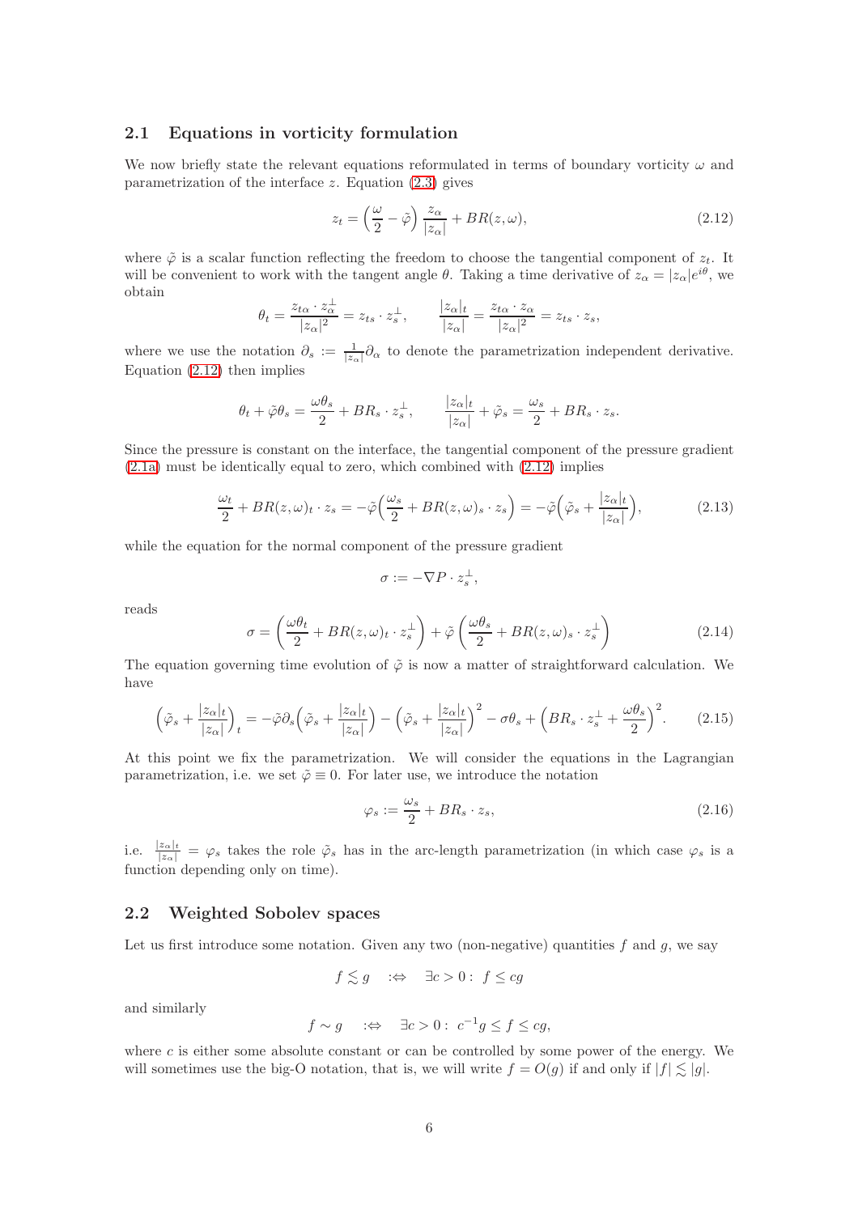### 2.1 Equations in vorticity formulation

We now briefly state the relevant equations reformulated in terms of boundary vorticity $\omega$ and parametrization of the interface $z$. Equation (2.3) gives

$$z_t = \left(\frac{\omega}{2} - \tilde{\varphi}\right)\frac{z_\alpha}{|z_\alpha|} + BR(z,\omega), \tag{2.12}$$

where $\tilde{\varphi}$ is a scalar function reflecting the freedom to choose the tangential component of $z_t$. It will be convenient to work with the tangent angle $\theta$. Taking a time derivative of $z_\alpha = |z_\alpha|e^{i\theta}$, we obtain

$$\theta_t = \frac{z_{t\alpha}\cdot z_\alpha^\perp}{|z_\alpha|^2} = z_{ts}\cdot z_s^\perp, \qquad \frac{|z_\alpha|_t}{|z_\alpha|} = \frac{z_{t\alpha}\cdot z_\alpha}{|z_\alpha|^2} = z_{ts}\cdot z_s,$$

where we use the notation $\partial_s := \frac{1}{|z_\alpha|}\partial_\alpha$ to denote the parametrization independent derivative. Equation (2.12) then implies

$$\theta_t + \tilde{\varphi}\theta_s = \frac{\omega\theta_s}{2} + BR_s\cdot z_s^\perp, \qquad \frac{|z_\alpha|_t}{|z_\alpha|} + \tilde{\varphi}_s = \frac{\omega_s}{2} + BR_s\cdot z_s.$$

Since the pressure is constant on the interface, the tangential component of the pressure gradient (2.1a) must be identically equal to zero, which combined with (2.12) implies

$$\frac{\omega_t}{2} + BR(z,\omega)_t\cdot z_s = -\tilde{\varphi}\Big(\frac{\omega_s}{2} + BR(z,\omega)_s\cdot z_s\Big) = -\tilde{\varphi}\Big(\tilde{\varphi}_s + \frac{|z_\alpha|_t}{|z_\alpha|}\Big), \tag{2.13}$$

while the equation for the normal component of the pressure gradient

$$\sigma := -\nabla P\cdot z_s^\perp,$$

reads

$$\sigma = \left(\frac{\omega\theta_t}{2} + BR(z,\omega)_t\cdot z_s^\perp\right) + \tilde{\varphi}\left(\frac{\omega\theta_s}{2} + BR(z,\omega)_s\cdot z_s^\perp\right) \tag{2.14}$$

The equation governing time evolution of $\tilde{\varphi}$ is now a matter of straightforward calculation. We have

$$\Big(\tilde{\varphi}_s + \frac{|z_\alpha|_t}{|z_\alpha|}\Big)_t = -\tilde{\varphi}\partial_s\Big(\tilde{\varphi}_s + \frac{|z_\alpha|_t}{|z_\alpha|}\Big) - \Big(\tilde{\varphi}_s + \frac{|z_\alpha|_t}{|z_\alpha|}\Big)^2 - \sigma\theta_s + \Big(BR_s\cdot z_s^\perp + \frac{\omega\theta_s}{2}\Big)^2. \tag{2.15}$$

At this point we fix the parametrization. We will consider the equations in the Lagrangian parametrization, i.e. we set $\tilde{\varphi} \equiv 0$. For later use, we introduce the notation

$$\varphi_s := \frac{\omega_s}{2} + BR_s\cdot z_s, \tag{2.16}$$

i.e. $\frac{|z_\alpha|_t}{|z_\alpha|} = \varphi_s$ takes the role $\tilde{\varphi}_s$ has in the arc-length parametrization (in which case $\varphi_s$ is a function depending only on time).

### 2.2 Weighted Sobolev spaces

Let us first introduce some notation. Given any two (non-negative) quantities $f$ and $g$, we say

$$f \lesssim g \quad :\Leftrightarrow \quad \exists c > 0:\ f \le cg$$

and similarly

$$f \sim g \quad :\Leftrightarrow \quad \exists c > 0:\ c^{-1}g \le f \le cg,$$

where $c$ is either some absolute constant or can be controlled by some power of the energy. We will sometimes use the big-O notation, that is, we will write $f = O(g)$ if and only if $|f| \lesssim |g|$.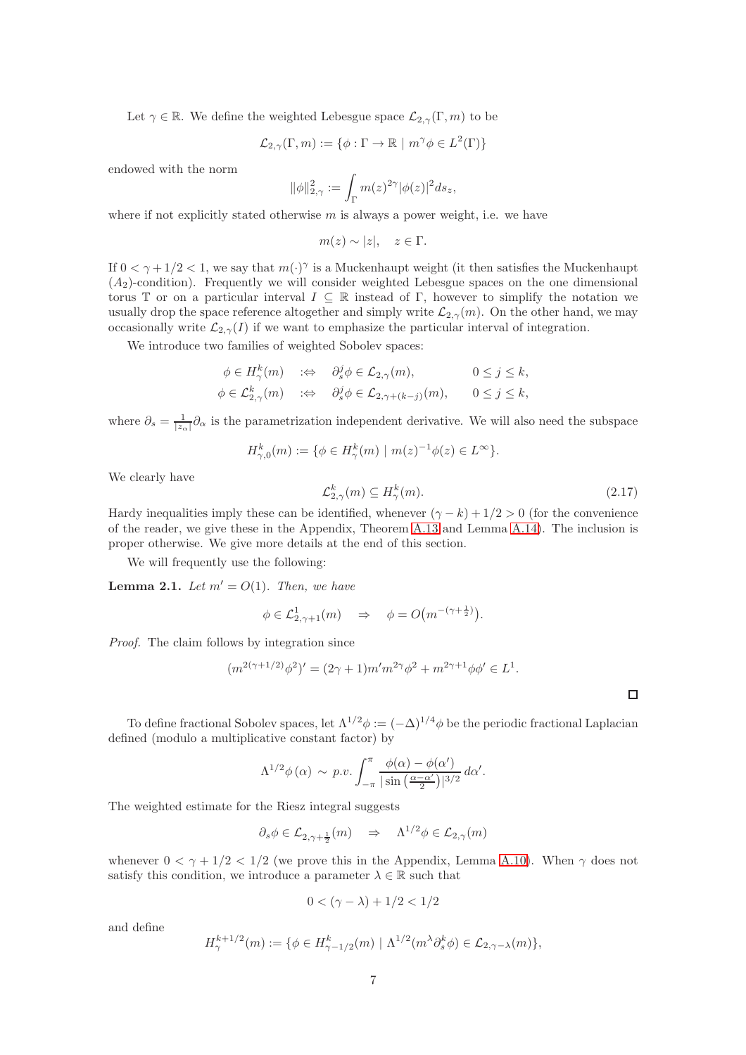Let $\gamma \in \mathbb{R}$. We define the weighted Lebesgue space $\mathcal{L}_{2,\gamma}(\Gamma, m)$ to be

$$\mathcal{L}_{2,\gamma}(\Gamma, m) := \{\phi : \Gamma \to \mathbb{R} \mid m^\gamma \phi \in L^2(\Gamma)\}$$

endowed with the norm

$$\|\phi\|_{2,\gamma}^2 := \int_\Gamma m(z)^{2\gamma} |\phi(z)|^2 ds_z,$$

where if not explicitly stated otherwise $m$ is always a power weight, i.e. we have

$$m(z) \sim |z|, \quad z \in \Gamma.$$

If $0 < \gamma + 1/2 < 1$, we say that $m(\cdot)^\gamma$ is a Muckenhaupt weight (it then satisfies the Muckenhaupt $(A_2)$-condition). Frequently we will consider weighted Lebesgue spaces on the one dimensional torus $\mathbb{T}$ or on a particular interval $I \subseteq \mathbb{R}$ instead of $\Gamma$, however to simplify the notation we usually drop the space reference altogether and simply write $\mathcal{L}_{2,\gamma}(m)$. On the other hand, we may occasionally write $\mathcal{L}_{2,\gamma}(I)$ if we want to emphasize the particular interval of integration.

We introduce two families of weighted Sobolev spaces:

$$\begin{aligned}
\phi \in H^k_\gamma(m) \quad &:\Leftrightarrow \quad \partial_s^j \phi \in \mathcal{L}_{2,\gamma}(m), \qquad\qquad 0 \le j \le k, \\
\phi \in \mathcal{L}^k_{2,\gamma}(m) \quad &:\Leftrightarrow \quad \partial_s^j \phi \in \mathcal{L}_{2,\gamma+(k-j)}(m), \qquad 0 \le j \le k,
\end{aligned}$$

where $\partial_s = \frac{1}{|z_\alpha|}\partial_\alpha$ is the parametrization independent derivative. We will also need the subspace

$$H^k_{\gamma,0}(m) := \{\phi \in H^k_\gamma(m) \mid m(z)^{-1}\phi(z) \in L^\infty\}.$$

We clearly have

$$\mathcal{L}^k_{2,\gamma}(m) \subseteq H^k_\gamma(m). \tag{2.17}$$

Hardy inequalities imply these can be identified, whenever $(\gamma - k) + 1/2 > 0$ (for the convenience of the reader, we give these in the Appendix, Theorem A.13 and Lemma A.14). The inclusion is proper otherwise. We give more details at the end of this section.

We will frequently use the following:

**Lemma 2.1.** *Let $m' = O(1)$. Then, we have*

$$\phi \in \mathcal{L}^1_{2,\gamma+1}(m) \quad \Rightarrow \quad \phi = O\big(m^{-(\gamma+\frac{1}{2})}\big).$$

*Proof.* The claim follows by integration since

$$(m^{2(\gamma+1/2)}\phi^2)' = (2\gamma+1)m'm^{2\gamma}\phi^2 + m^{2\gamma+1}\phi\phi' \in L^1.$$

□

To define fractional Sobolev spaces, let $\Lambda^{1/2}\phi := (-\Delta)^{1/4}\phi$ be the periodic fractional Laplacian defined (modulo a multiplicative constant factor) by

$$\Lambda^{1/2}\phi\,(\alpha) \sim p.v.\int_{-\pi}^{\pi} \frac{\phi(\alpha) - \phi(\alpha')}{|\sin\left(\frac{\alpha-\alpha'}{2}\right)|^{3/2}}\, d\alpha'.$$

The weighted estimate for the Riesz integral suggests

$$\partial_s \phi \in \mathcal{L}_{2,\gamma+\frac{1}{2}}(m) \quad \Rightarrow \quad \Lambda^{1/2}\phi \in \mathcal{L}_{2,\gamma}(m)$$

whenever $0 < \gamma + 1/2 < 1/2$ (we prove this in the Appendix, Lemma A.10). When $\gamma$ does not satisfy this condition, we introduce a parameter $\lambda \in \mathbb{R}$ such that

$$0 < (\gamma - \lambda) + 1/2 < 1/2$$

and define

$$H^{k+1/2}_\gamma(m) := \{\phi \in H^k_{\gamma-1/2}(m) \mid \Lambda^{1/2}(m^\lambda \partial_s^k \phi) \in \mathcal{L}_{2,\gamma-\lambda}(m)\},$$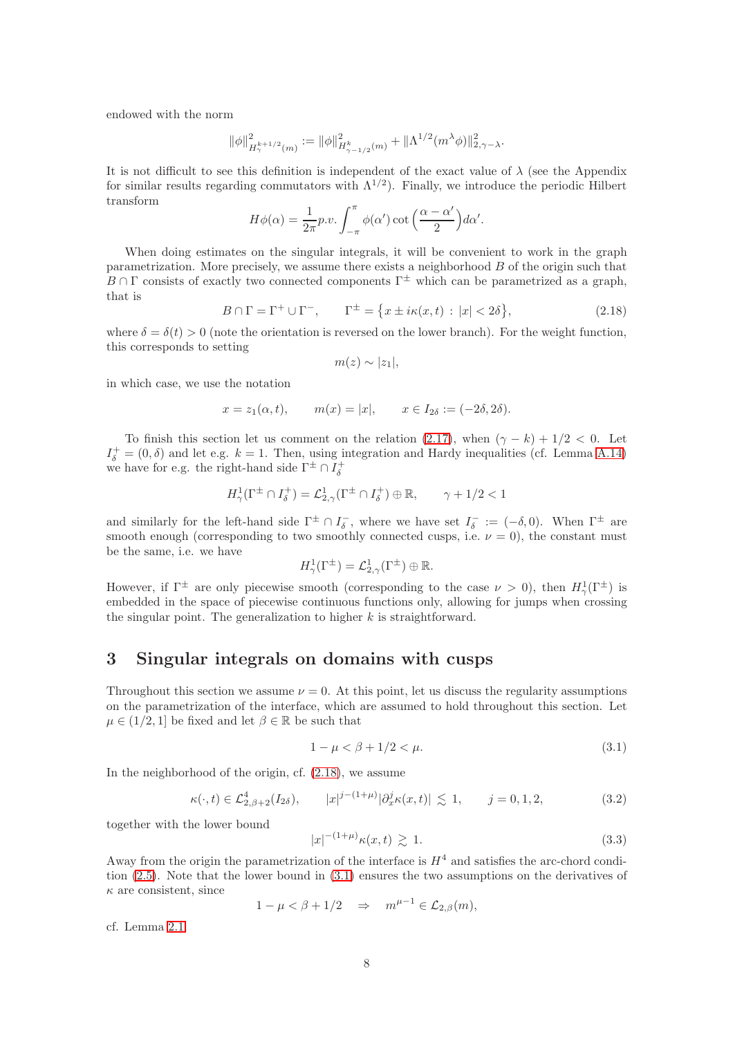endowed with the norm

$$\|\phi\|^2_{H^{k+1/2}_\gamma(m)} := \|\phi\|^2_{H^k_{\gamma-1/2}(m)} + \|\Lambda^{1/2}(m^\lambda \phi)\|^2_{2,\gamma-\lambda}.$$

It is not difficult to see this definition is independent of the exact value of $\lambda$ (see the Appendix for similar results regarding commutators with $\Lambda^{1/2}$). Finally, we introduce the periodic Hilbert transform

$$H\phi(\alpha) = \frac{1}{2\pi} p.v. \int_{-\pi}^{\pi} \phi(\alpha') \cot\Big(\frac{\alpha-\alpha'}{2}\Big) d\alpha'.$$

When doing estimates on the singular integrals, it will be convenient to work in the graph parametrization. More precisely, we assume there exists a neighborhood $B$ of the origin such that $B \cap \Gamma$ consists of exactly two connected components $\Gamma^\pm$ which can be parametrized as a graph, that is

$$B \cap \Gamma = \Gamma^+ \cup \Gamma^-, \qquad \Gamma^\pm = \big\{x \pm i\kappa(x,t) \,:\, |x| < 2\delta\big\}, \tag{2.18}$$

where $\delta = \delta(t) > 0$ (note the orientation is reversed on the lower branch). For the weight function, this corresponds to setting

$$m(z) \sim |z_1|,$$

in which case, we use the notation

$$x = z_1(\alpha, t), \qquad m(x) = |x|, \qquad x \in I_{2\delta} := (-2\delta, 2\delta).$$

To finish this section let us comment on the relation (2.17), when $(\gamma - k) + 1/2 < 0$. Let $I^+_\delta = (0, \delta)$ and let e.g. $k = 1$. Then, using integration and Hardy inequalities (cf. Lemma A.14) we have for e.g. the right-hand side $\Gamma^\pm \cap I^+_\delta$

$$H^1_\gamma(\Gamma^\pm \cap I^+_\delta) = \mathcal{L}^1_{2,\gamma}(\Gamma^\pm \cap I^+_\delta) \oplus \mathbb{R}, \qquad \gamma + 1/2 < 1$$

and similarly for the left-hand side $\Gamma^\pm \cap I^-_\delta$, where we have set $I^-_\delta := (-\delta, 0)$. When $\Gamma^\pm$ are smooth enough (corresponding to two smoothly connected cusps, i.e. $\nu = 0$), the constant must be the same, i.e. we have

$$H^1_\gamma(\Gamma^\pm) = \mathcal{L}^1_{2,\gamma}(\Gamma^\pm) \oplus \mathbb{R}.$$

However, if $\Gamma^\pm$ are only piecewise smooth (corresponding to the case $\nu > 0$), then $H^1_\gamma(\Gamma^\pm)$ is embedded in the space of piecewise continuous functions only, allowing for jumps when crossing the singular point. The generalization to higher $k$ is straightforward.

## 3 Singular integrals on domains with cusps

Throughout this section we assume $\nu = 0$. At this point, let us discuss the regularity assumptions on the parametrization of the interface, which are assumed to hold throughout this section. Let $\mu \in (1/2, 1]$ be fixed and let $\beta \in \mathbb{R}$ be such that

$$1 - \mu < \beta + 1/2 < \mu. \tag{3.1}$$

In the neighborhood of the origin, cf. (2.18), we assume

$$\kappa(\cdot, t) \in \mathcal{L}^4_{2,\beta+2}(I_{2\delta}), \qquad |x|^{j-(1+\mu)} |\partial^j_x \kappa(x,t)| \lesssim 1, \qquad j = 0, 1, 2, \tag{3.2}$$

together with the lower bound

$$|x|^{-(1+\mu)} \kappa(x,t) \gtrsim 1. \tag{3.3}$$

Away from the origin the parametrization of the interface is $H^4$ and satisfies the arc-chord condition (2.5). Note that the lower bound in (3.1) ensures the two assumptions on the derivatives of $\kappa$ are consistent, since

$$1 - \mu < \beta + 1/2 \quad \Rightarrow \quad m^{\mu-1} \in \mathcal{L}_{2,\beta}(m),$$

cf. Lemma 2.1.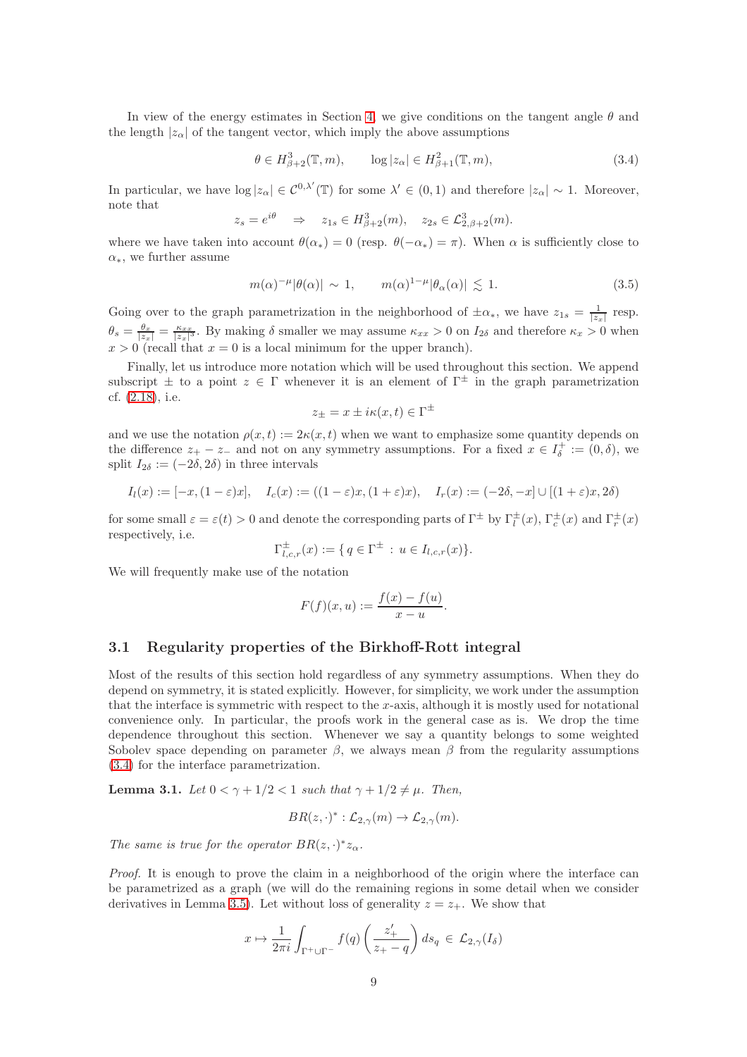In view of the energy estimates in Section 4, we give conditions on the tangent angle $\theta$ and the length $|z_\alpha|$ of the tangent vector, which imply the above assumptions

$$\theta \in H^3_{\beta+2}(\mathbb{T}, m), \qquad \log|z_\alpha| \in H^2_{\beta+1}(\mathbb{T}, m), \tag{3.4}$$

In particular, we have $\log|z_\alpha| \in \mathcal{C}^{0,\lambda'}(\mathbb{T})$ for some $\lambda' \in (0,1)$ and therefore $|z_\alpha| \sim 1$. Moreover, note that

$$z_s = e^{i\theta} \quad \Rightarrow \quad z_{1s} \in H^3_{\beta+2}(m), \quad z_{2s} \in \mathcal{L}^3_{2,\beta+2}(m).$$

where we have taken into account $\theta(\alpha_*) = 0$ (resp. $\theta(-\alpha_*) = \pi$). When $\alpha$ is sufficiently close to $\alpha_*$, we further assume

$$m(\alpha)^{-\mu}|\theta(\alpha)| \sim 1, \qquad m(\alpha)^{1-\mu}|\theta_\alpha(\alpha)| \lesssim 1. \tag{3.5}$$

Going over to the graph parametrization in the neighborhood of $\pm\alpha_*$, we have $z_{1s} = \frac{1}{|z_x|}$ resp. $\theta_s = \frac{\theta_x}{|z_x|} = \frac{\kappa_{xx}}{|z_x|^3}$. By making $\delta$ smaller we may assume $\kappa_{xx} > 0$ on $I_{2\delta}$ and therefore $\kappa_x > 0$ when $x > 0$ (recall that $x = 0$ is a local minimum for the upper branch).

Finally, let us introduce more notation which will be used throughout this section. We append subscript $\pm$ to a point $z \in \Gamma$ whenever it is an element of $\Gamma^\pm$ in the graph parametrization cf. (2.18), i.e.

$$z_\pm = x \pm i\kappa(x,t) \in \Gamma^\pm$$

and we use the notation $\rho(x,t) := 2\kappa(x,t)$ when we want to emphasize some quantity depends on the difference $z_+ - z_-$ and not on any symmetry assumptions. For a fixed $x \in I^+_\delta := (0,\delta)$, we split $I_{2\delta} := (-2\delta, 2\delta)$ in three intervals

$$I_l(x) := [-x, (1-\varepsilon)x], \quad I_c(x) := ((1-\varepsilon)x, (1+\varepsilon)x), \quad I_r(x) := (-2\delta, -x] \cup [(1+\varepsilon)x, 2\delta)$$

for some small $\varepsilon = \varepsilon(t) > 0$ and denote the corresponding parts of $\Gamma^\pm$ by $\Gamma^\pm_l(x)$, $\Gamma^\pm_c(x)$ and $\Gamma^\pm_r(x)$ respectively, i.e.

$$\Gamma^\pm_{l,c,r}(x) := \{\, q \in \Gamma^\pm \,:\, u \in I_{l,c,r}(x)\}.$$

We will frequently make use of the notation

$$F(f)(x,u) := \frac{f(x) - f(u)}{x - u}.$$

### 3.1 Regularity properties of the Birkhoff-Rott integral

Most of the results of this section hold regardless of any symmetry assumptions. When they do depend on symmetry, it is stated explicitly. However, for simplicity, we work under the assumption that the interface is symmetric with respect to the $x$-axis, although it is mostly used for notational convenience only. In particular, the proofs work in the general case as is. We drop the time dependence throughout this section. Whenever we say a quantity belongs to some weighted Sobolev space depending on parameter $\beta$, we always mean $\beta$ from the regularity assumptions (3.4) for the interface parametrization.

**Lemma 3.1.** *Let $0 < \gamma + 1/2 < 1$ such that $\gamma + 1/2 \neq \mu$. Then,*

$$BR(z,\cdot)^* : \mathcal{L}_{2,\gamma}(m) \to \mathcal{L}_{2,\gamma}(m).$$

*The same is true for the operator $BR(z,\cdot)^* z_\alpha$.*

*Proof.* It is enough to prove the claim in a neighborhood of the origin where the interface can be parametrized as a graph (we will do the remaining regions in some detail when we consider derivatives in Lemma 3.5). Let without loss of generality $z = z_+$. We show that

$$x \mapsto \frac{1}{2\pi i}\int_{\Gamma^+\cup\Gamma^-} f(q)\left(\frac{z'_+}{z_+ - q}\right) ds_q \in \mathcal{L}_{2,\gamma}(I_\delta)$$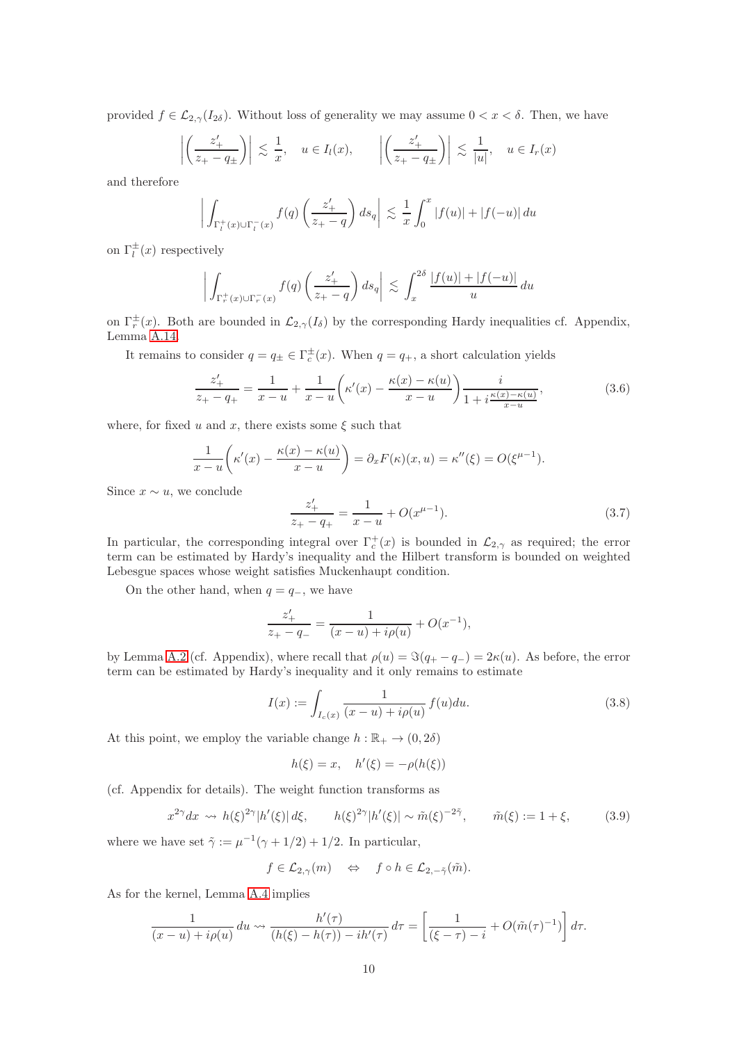provided $f \in \mathcal{L}_{2,\gamma}(I_{2\delta})$. Without loss of generality we may assume $0 < x < \delta$. Then, we have

$$\left|\left(\frac{z_+'}{z_+ - q_\pm}\right)\right| \lesssim \frac{1}{x}, \quad u \in I_l(x), \qquad \left|\left(\frac{z_+'}{z_+ - q_\pm}\right)\right| \lesssim \frac{1}{|u|}, \quad u \in I_r(x)$$

and therefore

$$\left|\int_{\Gamma_l^+(x)\cup\Gamma_l^-(x)} f(q)\left(\frac{z_+'}{z_+ - q}\right) ds_q\right| \lesssim \frac{1}{x}\int_0^x |f(u)| + |f(-u)|\, du$$

on $\Gamma_l^\pm(x)$ respectively

$$\left|\int_{\Gamma_r^+(x)\cup\Gamma_r^-(x)} f(q)\left(\frac{z_+'}{z_+ - q}\right) ds_q\right| \lesssim \int_x^{2\delta} \frac{|f(u)| + |f(-u)|}{u}\, du$$

on $\Gamma_r^\pm(x)$. Both are bounded in $\mathcal{L}_{2,\gamma}(I_\delta)$ by the corresponding Hardy inequalities cf. Appendix, Lemma A.14.

It remains to consider $q = q_\pm \in \Gamma_c^\pm(x)$. When $q = q_+$, a short calculation yields

$$\frac{z_+'}{z_+ - q_+} = \frac{1}{x-u} + \frac{1}{x-u}\left(\kappa'(x) - \frac{\kappa(x)-\kappa(u)}{x-u}\right)\frac{i}{1 + i\frac{\kappa(x)-\kappa(u)}{x-u}}, \tag{3.6}$$

where, for fixed $u$ and $x$, there exists some $\xi$ such that

$$\frac{1}{x-u}\left(\kappa'(x) - \frac{\kappa(x)-\kappa(u)}{x-u}\right) = \partial_x F(\kappa)(x,u) = \kappa''(\xi) = O(\xi^{\mu-1}).$$

Since $x \sim u$, we conclude

$$\frac{z_+'}{z_+ - q_+} = \frac{1}{x-u} + O(x^{\mu-1}). \tag{3.7}$$

In particular, the corresponding integral over $\Gamma_c^+(x)$ is bounded in $\mathcal{L}_{2,\gamma}$ as required; the error term can be estimated by Hardy's inequality and the Hilbert transform is bounded on weighted Lebesgue spaces whose weight satisfies Muckenhaupt condition.

On the other hand, when $q = q_-$, we have

$$\frac{z_+'}{z_+ - q_-} = \frac{1}{(x-u) + i\rho(u)} + O(x^{-1}),$$

by Lemma A.2 (cf. Appendix), where recall that $\rho(u) = \Im(q_+ - q_-) = 2\kappa(u)$. As before, the error term can be estimated by Hardy's inequality and it only remains to estimate

$$I(x) := \int_{I_c(x)} \frac{1}{(x-u) + i\rho(u)} f(u)du. \tag{3.8}$$

At this point, we employ the variable change $h : \mathbb{R}_+ \to (0, 2\delta)$

$$h(\xi) = x, \quad h'(\xi) = -\rho(h(\xi))$$

(cf. Appendix for details). The weight function transforms as

$$x^{2\gamma}dx \rightsquigarrow h(\xi)^{2\gamma}|h'(\xi)|\, d\xi, \qquad h(\xi)^{2\gamma}|h'(\xi)| \sim \tilde{m}(\xi)^{-2\tilde{\gamma}}, \qquad \tilde{m}(\xi) := 1 + \xi, \tag{3.9}$$

where we have set $\tilde{\gamma} := \mu^{-1}(\gamma + 1/2) + 1/2$. In particular,

$$f \in \mathcal{L}_{2,\gamma}(m) \quad \Leftrightarrow \quad f \circ h \in \mathcal{L}_{2,-\tilde{\gamma}}(\tilde{m}).$$

As for the kernel, Lemma A.4 implies

$$\frac{1}{(x-u) + i\rho(u)}\, du \rightsquigarrow \frac{h'(\tau)}{(h(\xi) - h(\tau)) - ih'(\tau)}\, d\tau = \left[\frac{1}{(\xi - \tau) - i} + O(\tilde{m}(\tau)^{-1})\right] d\tau.$$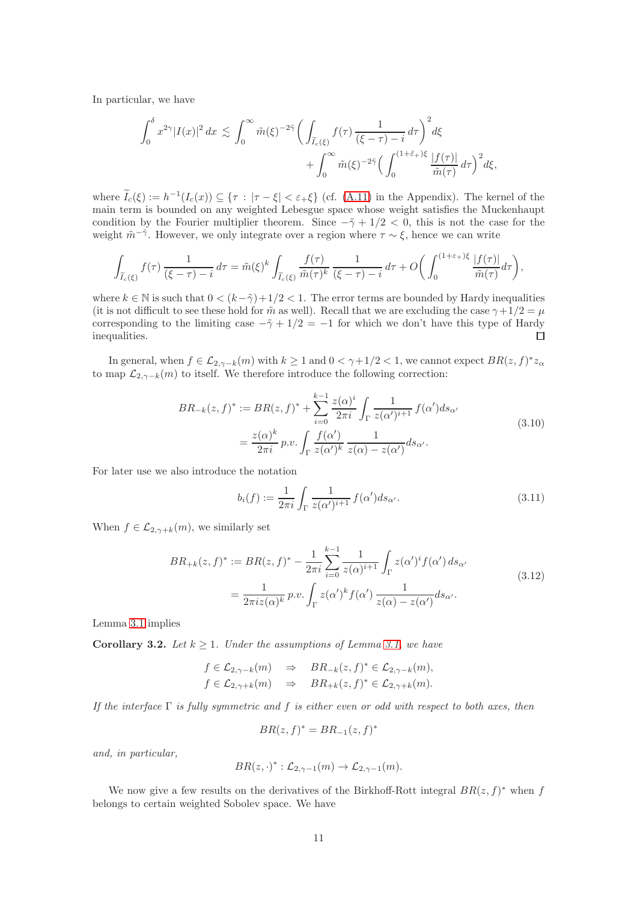In particular, we have

$$\int_0^\delta x^{2\gamma}|I(x)|^2\,dx \lesssim \int_0^\infty \tilde m(\xi)^{-2\tilde\gamma}\Big(\int_{\widetilde I_c(\xi)} f(\tau)\,\frac{1}{(\xi-\tau)-i}\,d\tau\Big)^2 d\xi + \int_0^\infty \tilde m(\xi)^{-2\tilde\gamma}\Big(\int_0^{(1+\tilde\varepsilon_+)\xi}\frac{|f(\tau)|}{\tilde m(\tau)}\,d\tau\Big)^2 d\xi,$$

where $\widetilde I_c(\xi) := h^{-1}(I_c(x)) \subseteq \{\tau\,:\,|\tau-\xi|<\varepsilon_+\xi\}$ (cf. (A.11) in the Appendix). The kernel of the main term is bounded on any weighted Lebesgue space whose weight satisfies the Muckenhaupt condition by the Fourier multiplier theorem. Since $-\tilde\gamma+1/2<0$, this is not the case for the weight $\tilde m^{-\tilde\gamma}$. However, we only integrate over a region where $\tau\sim\xi$, hence we can write

$$\int_{\widetilde I_c(\xi)} f(\tau)\,\frac{1}{(\xi-\tau)-i}\,d\tau = \tilde m(\xi)^k\int_{\widetilde I_c(\xi)}\frac{f(\tau)}{\tilde m(\tau)^k}\,\frac{1}{(\xi-\tau)-i}\,d\tau + O\Big(\int_0^{(1+\varepsilon_+)\xi}\frac{|f(\tau)|}{\tilde m(\tau)}d\tau\Big),$$

where $k\in\mathbb{N}$ is such that $0<(k-\tilde\gamma)+1/2<1$. The error terms are bounded by Hardy inequalities (it is not difficult to see these hold for $\tilde m$ as well). Recall that we are excluding the case $\gamma+1/2=\mu$ corresponding to the limiting case $-\tilde\gamma+1/2=-1$ for which we don't have this type of Hardy inequalities. □

In general, when $f\in\mathcal{L}_{2,\gamma-k}(m)$ with $k\geq 1$ and $0<\gamma+1/2<1$, we cannot expect $BR(z,f)^*z_\alpha$ to map $\mathcal{L}_{2,\gamma-k}(m)$ to itself. We therefore introduce the following correction:

$$\begin{aligned} BR_{-k}(z,f)^* &:= BR(z,f)^* + \sum_{i=0}^{k-1}\frac{z(\alpha)^i}{2\pi i}\int_\Gamma \frac{1}{z(\alpha')^{i+1}}\,f(\alpha')ds_{\alpha'} \\ &= \frac{z(\alpha)^k}{2\pi i}\,p.v.\int_\Gamma \frac{f(\alpha')}{z(\alpha')^k}\,\frac{1}{z(\alpha)-z(\alpha')}ds_{\alpha'}. \end{aligned}\tag{3.10}$$

For later use we also introduce the notation

$$b_i(f) := \frac{1}{2\pi i}\int_\Gamma \frac{1}{z(\alpha')^{i+1}}\,f(\alpha')ds_{\alpha'}.\tag{3.11}$$

When $f\in\mathcal{L}_{2,\gamma+k}(m)$, we similarly set

$$\begin{aligned} BR_{+k}(z,f)^* &:= BR(z,f)^* - \frac{1}{2\pi i}\sum_{i=0}^{k-1}\frac{1}{z(\alpha)^{i+1}}\int_\Gamma z(\alpha')^i f(\alpha')\,ds_{\alpha'} \\ &= \frac{1}{2\pi i z(\alpha)^k}\,p.v.\int_\Gamma z(\alpha')^k f(\alpha')\,\frac{1}{z(\alpha)-z(\alpha')}ds_{\alpha'}. \end{aligned}\tag{3.12}$$

Lemma 3.1 implies

**Corollary 3.2.** *Let $k\geq 1$. Under the assumptions of Lemma 3.1, we have*

$$\begin{aligned} f\in\mathcal{L}_{2,\gamma-k}(m) \quad &\Rightarrow \quad BR_{-k}(z,f)^*\in\mathcal{L}_{2,\gamma-k}(m), \\ f\in\mathcal{L}_{2,\gamma+k}(m) \quad &\Rightarrow \quad BR_{+k}(z,f)^*\in\mathcal{L}_{2,\gamma+k}(m). \end{aligned}$$

*If the interface $\Gamma$ is fully symmetric and $f$ is either even or odd with respect to both axes, then*

$$BR(z,f)^* = BR_{-1}(z,f)^*$$

*and, in particular,*

$$BR(z,\cdot)^* : \mathcal{L}_{2,\gamma-1}(m)\to\mathcal{L}_{2,\gamma-1}(m).$$

We now give a few results on the derivatives of the Birkhoff-Rott integral $BR(z,f)^*$ when $f$ belongs to certain weighted Sobolev space. We have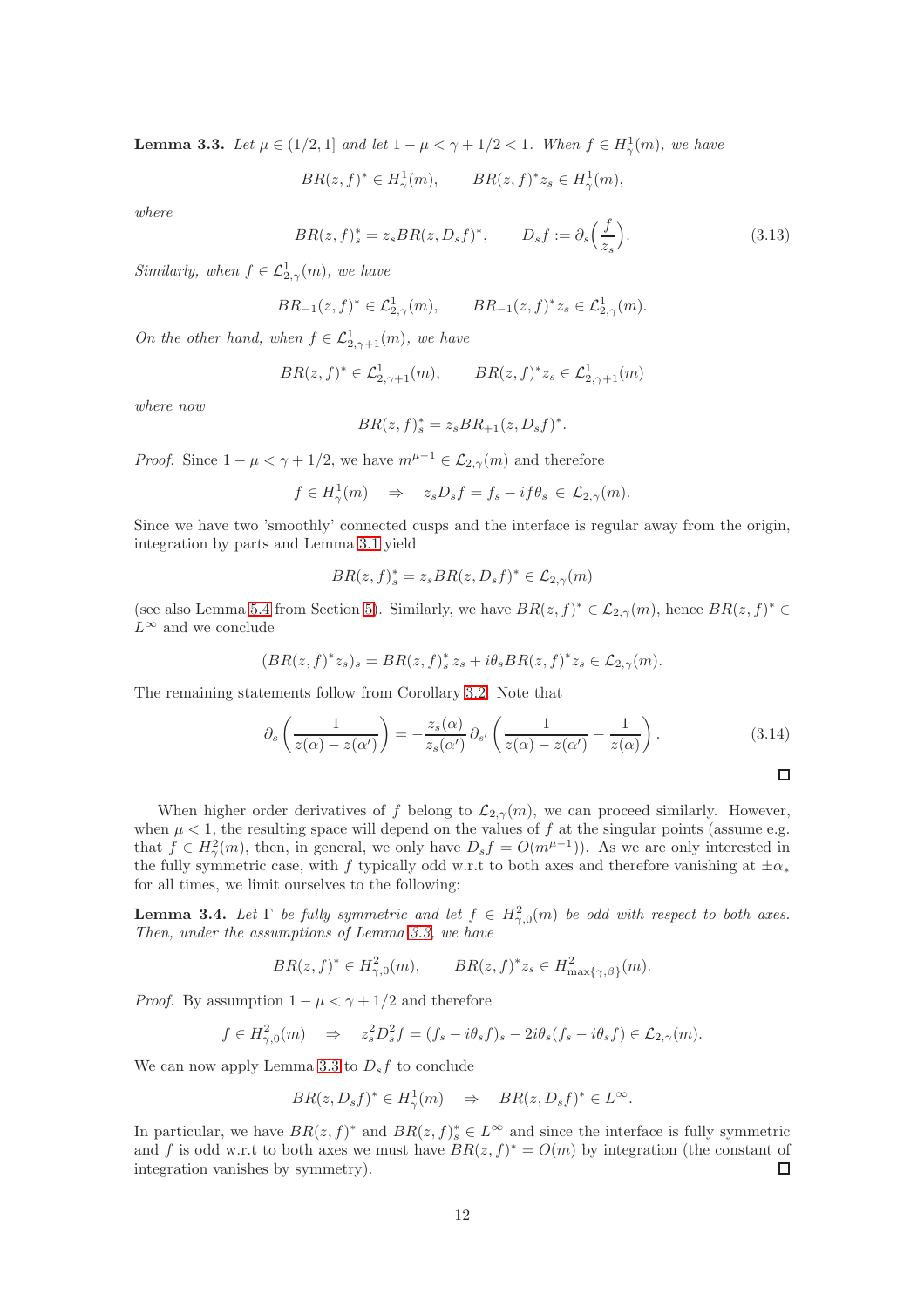**Lemma 3.3.** *Let $\mu \in (1/2, 1]$ and let $1-\mu < \gamma + 1/2 < 1$. When $f \in H^1_\gamma(m)$, we have*

$$BR(z,f)^* \in H^1_\gamma(m), \qquad BR(z,f)^* z_s \in H^1_\gamma(m),$$

*where*

$$BR(z,f)^*_s = z_s BR(z, D_s f)^*, \qquad D_s f := \partial_s\Big(\frac{f}{z_s}\Big). \tag{3.13}$$

*Similarly, when $f \in \mathcal{L}^1_{2,\gamma}(m)$, we have*

$$BR_{-1}(z,f)^* \in \mathcal{L}^1_{2,\gamma}(m), \qquad BR_{-1}(z,f)^* z_s \in \mathcal{L}^1_{2,\gamma}(m).$$

*On the other hand, when $f \in \mathcal{L}^1_{2,\gamma+1}(m)$, we have*

$$BR(z,f)^* \in \mathcal{L}^1_{2,\gamma+1}(m), \qquad BR(z,f)^* z_s \in \mathcal{L}^1_{2,\gamma+1}(m)$$

*where now*

$$BR(z,f)^*_s = z_s BR_{+1}(z, D_s f)^*.$$

*Proof.* Since $1-\mu < \gamma + 1/2$, we have $m^{\mu-1} \in \mathcal{L}_{2,\gamma}(m)$ and therefore

$$f \in H^1_\gamma(m) \quad \Rightarrow \quad z_s D_s f = f_s - i f \theta_s \in \mathcal{L}_{2,\gamma}(m).$$

Since we have two 'smoothly' connected cusps and the interface is regular away from the origin, integration by parts and Lemma 3.1 yield

$$BR(z,f)^*_s = z_s BR(z, D_s f)^* \in \mathcal{L}_{2,\gamma}(m)$$

(see also Lemma 5.4 from Section 5). Similarly, we have $BR(z,f)^* \in \mathcal{L}_{2,\gamma}(m)$, hence $BR(z,f)^* \in L^\infty$ and we conclude

$$(BR(z,f)^* z_s)_s = BR(z,f)^*_s z_s + i\theta_s BR(z,f)^* z_s \in \mathcal{L}_{2,\gamma}(m).$$

The remaining statements follow from Corollary 3.2. Note that

$$\partial_s\left(\frac{1}{z(\alpha)-z(\alpha')}\right) = -\frac{z_s(\alpha)}{z_s(\alpha')}\,\partial_{s'}\left(\frac{1}{z(\alpha)-z(\alpha')} - \frac{1}{z(\alpha)}\right). \tag{3.14}$$

$\square$

When higher order derivatives of $f$ belong to $\mathcal{L}_{2,\gamma}(m)$, we can proceed similarly. However, when $\mu < 1$, the resulting space will depend on the values of $f$ at the singular points (assume e.g. that $f \in H^2_\gamma(m)$, then, in general, we only have $D_s f = O(m^{\mu-1})$). As we are only interested in the fully symmetric case, with $f$ typically odd w.r.t to both axes and therefore vanishing at $\pm\alpha_*$ for all times, we limit ourselves to the following:

**Lemma 3.4.** *Let $\Gamma$ be fully symmetric and let $f \in H^2_{\gamma,0}(m)$ be odd with respect to both axes. Then, under the assumptions of Lemma 3.3, we have*

$$BR(z,f)^* \in H^2_{\gamma,0}(m), \qquad BR(z,f)^* z_s \in H^2_{\max\{\gamma,\beta\}}(m).$$

*Proof.* By assumption $1-\mu < \gamma+1/2$ and therefore

$$f \in H^2_{\gamma,0}(m) \quad \Rightarrow \quad z_s^2 D_s^2 f = (f_s - i\theta_s f)_s - 2i\theta_s(f_s - i\theta_s f) \in \mathcal{L}_{2,\gamma}(m).$$

We can now apply Lemma 3.3 to $D_s f$ to conclude

$$BR(z, D_s f)^* \in H^1_\gamma(m) \quad \Rightarrow \quad BR(z, D_s f)^* \in L^\infty.$$

In particular, we have $BR(z,f)^*$ and $BR(z,f)^*_s \in L^\infty$ and since the interface is fully symmetric and $f$ is odd w.r.t to both axes we must have $BR(z,f)^* = O(m)$ by integration (the constant of integration vanishes by symmetry). $\square$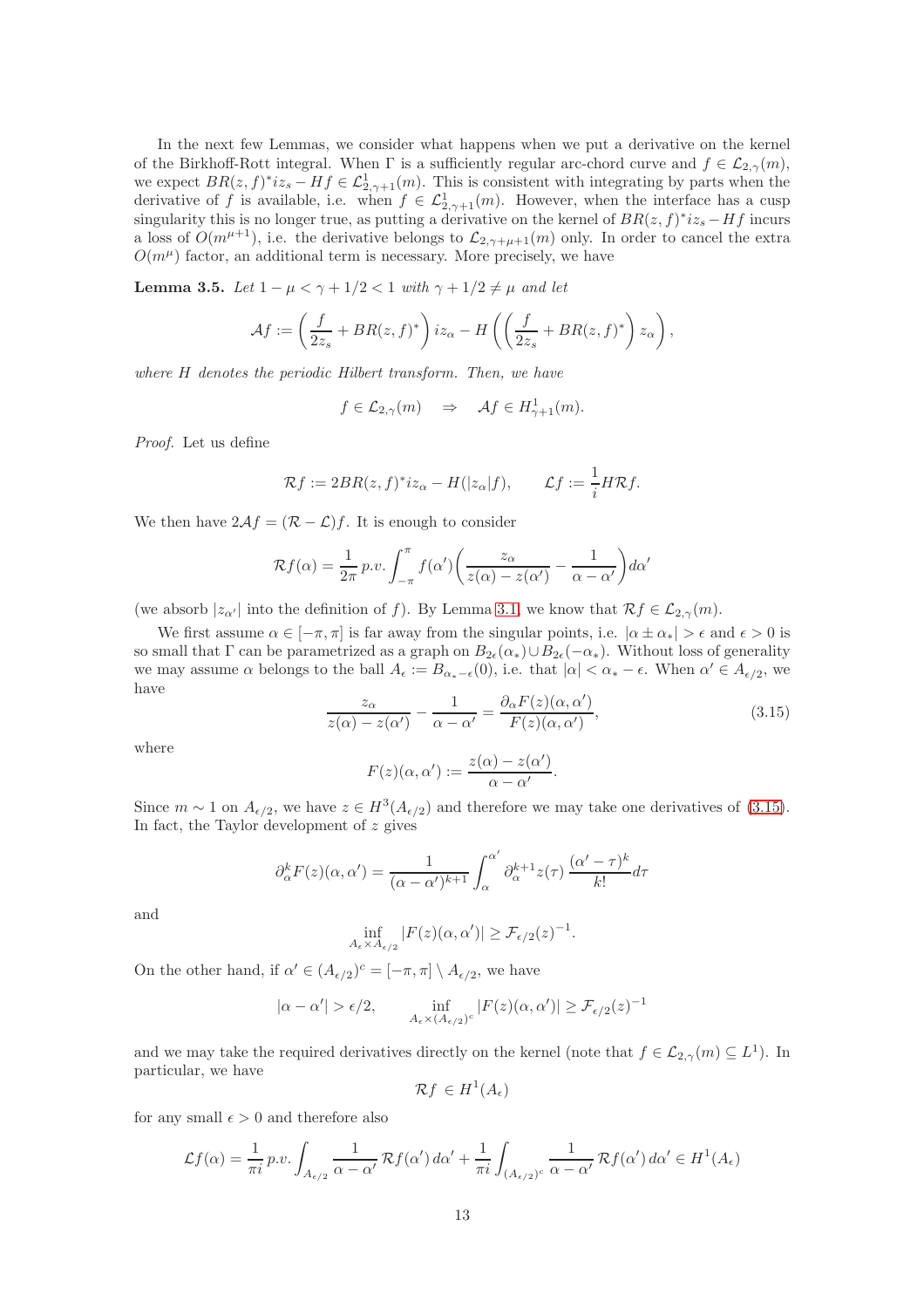In the next few Lemmas, we consider what happens when we put a derivative on the kernel of the Birkhoff-Rott integral. When $\Gamma$ is a sufficiently regular arc-chord curve and $f \in \mathcal{L}_{2,\gamma}(m)$, we expect $BR(z,f)^* iz_s - Hf \in \mathcal{L}^1_{2,\gamma+1}(m)$. This is consistent with integrating by parts when the derivative of $f$ is available, i.e. when $f \in \mathcal{L}^1_{2,\gamma+1}(m)$. However, when the interface has a cusp singularity this is no longer true, as putting a derivative on the kernel of $BR(z,f)^* iz_s - Hf$ incurs a loss of $O(m^{\mu+1})$, i.e. the derivative belongs to $\mathcal{L}_{2,\gamma+\mu+1}(m)$ only. In order to cancel the extra $O(m^\mu)$ factor, an additional term is necessary. More precisely, we have

**Lemma 3.5.** *Let $1-\mu < \gamma + 1/2 < 1$ with $\gamma + 1/2 \neq \mu$ and let*

$$\mathcal{A}f := \left(\frac{f}{2z_s} + BR(z,f)^*\right) iz_\alpha - H\left(\left(\frac{f}{2z_s} + BR(z,f)^*\right) z_\alpha\right),$$

*where $H$ denotes the periodic Hilbert transform. Then, we have*

$$f \in \mathcal{L}_{2,\gamma}(m) \quad \Rightarrow \quad \mathcal{A}f \in H^1_{\gamma+1}(m).$$

*Proof.* Let us define

$$\mathcal{R}f := 2BR(z,f)^* iz_\alpha - H(|z_\alpha| f), \qquad \mathcal{L}f := \frac{1}{i} H\mathcal{R}f.$$

We then have $2\mathcal{A}f = (\mathcal{R} - \mathcal{L})f$. It is enough to consider

$$\mathcal{R}f(\alpha) = \frac{1}{2\pi}\, p.v.\int_{-\pi}^{\pi} f(\alpha')\bigg(\frac{z_\alpha}{z(\alpha) - z(\alpha')} - \frac{1}{\alpha - \alpha'}\bigg) d\alpha'$$

(we absorb $|z_{\alpha'}|$ into the definition of $f$). By Lemma 3.1, we know that $\mathcal{R}f \in \mathcal{L}_{2,\gamma}(m)$.

We first assume $\alpha \in [-\pi,\pi]$ is far away from the singular points, i.e. $|\alpha \pm \alpha_*| > \epsilon$ and $\epsilon > 0$ is so small that $\Gamma$ can be parametrized as a graph on $B_{2\epsilon}(\alpha_*) \cup B_{2\epsilon}(-\alpha_*)$. Without loss of generality we may assume $\alpha$ belongs to the ball $A_\epsilon := B_{\alpha_* - \epsilon}(0)$, i.e. that $|\alpha| < \alpha_* - \epsilon$. When $\alpha' \in A_{\epsilon/2}$, we have

$$\frac{z_\alpha}{z(\alpha) - z(\alpha')} - \frac{1}{\alpha - \alpha'} = \frac{\partial_\alpha F(z)(\alpha,\alpha')}{F(z)(\alpha,\alpha')}, \tag{3.15}$$

where

$$F(z)(\alpha,\alpha') := \frac{z(\alpha) - z(\alpha')}{\alpha - \alpha'}.$$

Since $m \sim 1$ on $A_{\epsilon/2}$, we have $z \in H^3(A_{\epsilon/2})$ and therefore we may take one derivatives of (3.15). In fact, the Taylor development of $z$ gives

$$\partial_\alpha^k F(z)(\alpha,\alpha') = \frac{1}{(\alpha - \alpha')^{k+1}} \int_\alpha^{\alpha'} \partial_\alpha^{k+1} z(\tau)\, \frac{(\alpha' - \tau)^k}{k!} d\tau$$

and

$$\inf_{A_\epsilon \times A_{\epsilon/2}} |F(z)(\alpha,\alpha')| \geq \mathcal{F}_{\epsilon/2}(z)^{-1}.$$

On the other hand, if $\alpha' \in (A_{\epsilon/2})^c = [-\pi,\pi] \setminus A_{\epsilon/2}$, we have

$$|\alpha - \alpha'| > \epsilon/2, \qquad \inf_{A_\epsilon \times (A_{\epsilon/2})^c} |F(z)(\alpha,\alpha')| \geq \mathcal{F}_{\epsilon/2}(z)^{-1}$$

and we may take the required derivatives directly on the kernel (note that $f \in \mathcal{L}_{2,\gamma}(m) \subseteq L^1$. In particular, we have

$$\mathcal{R}f \in H^1(A_\epsilon)$$

for any small $\epsilon > 0$ and therefore also

$$\mathcal{L}f(\alpha) = \frac{1}{\pi i}\, p.v.\int_{A_{\epsilon/2}} \frac{1}{\alpha - \alpha'}\, \mathcal{R}f(\alpha')\, d\alpha' + \frac{1}{\pi i}\int_{(A_{\epsilon/2})^c} \frac{1}{\alpha - \alpha'}\, \mathcal{R}f(\alpha')\, d\alpha' \in H^1(A_\epsilon)$$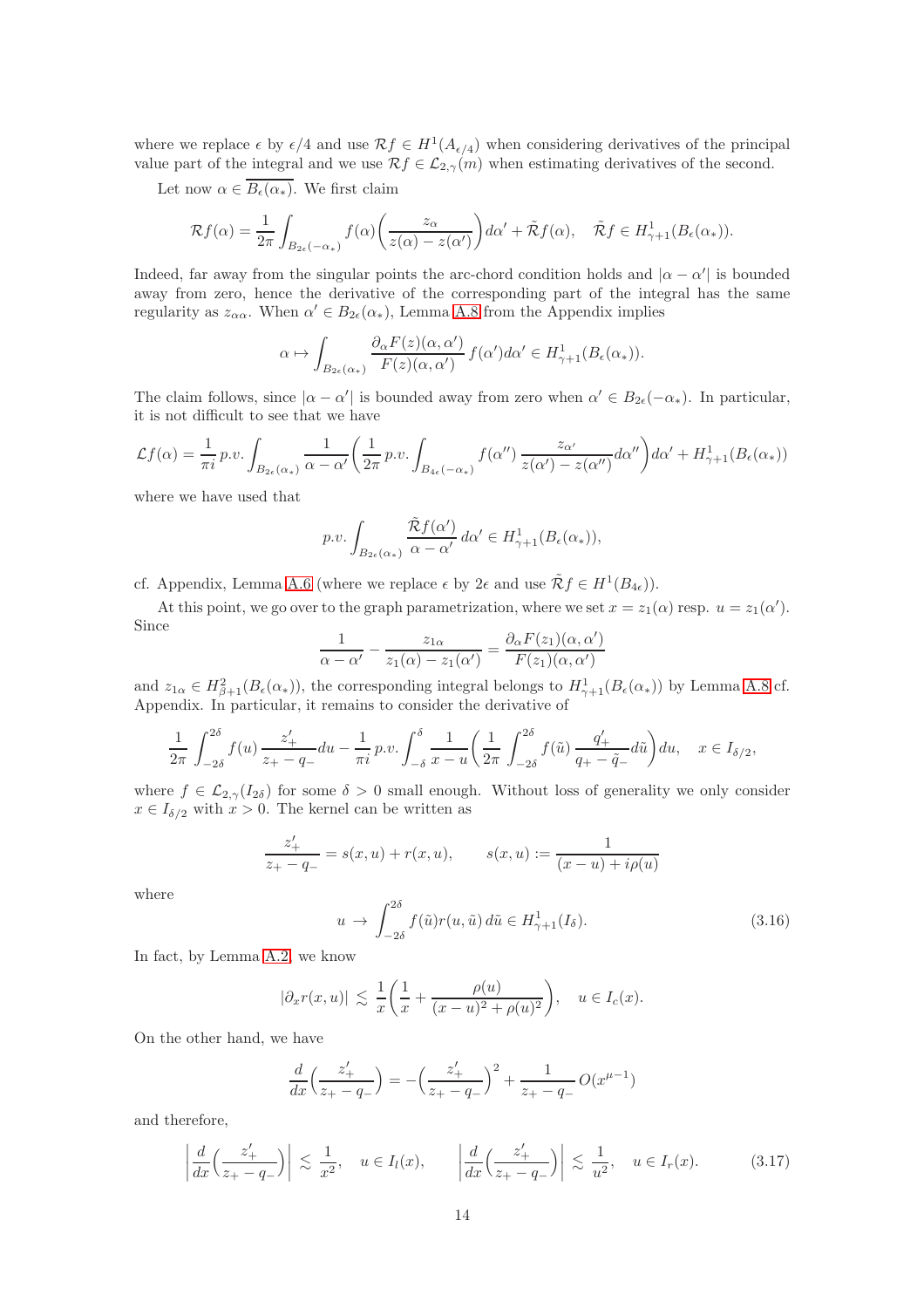where we replace $\epsilon$ by $\epsilon/4$ and use $\mathcal{R}f \in H^1(A_{\epsilon/4})$ when considering derivatives of the principal value part of the integral and we use $\mathcal{R}f \in \mathcal{L}_{2,\gamma}(m)$ when estimating derivatives of the second.

Let now $\alpha \in \overline{B_\epsilon(\alpha_*)}$. We first claim

$$\mathcal{R}f(\alpha) = \frac{1}{2\pi}\int_{B_{2\epsilon}(-\alpha_*)} f(\alpha)\left(\frac{z_\alpha}{z(\alpha)-z(\alpha')}\right)d\alpha' + \tilde{\mathcal{R}}f(\alpha), \quad \tilde{\mathcal{R}}f \in H^1_{\gamma+1}(B_\epsilon(\alpha_*)).$$

Indeed, far away from the singular points the arc-chord condition holds and $|\alpha-\alpha'|$ is bounded away from zero, hence the derivative of the corresponding part of the integral has the same regularity as $z_{\alpha\alpha}$. When $\alpha' \in B_{2\epsilon}(\alpha_*)$, Lemma A.8 from the Appendix implies

$$\alpha \mapsto \int_{B_{2\epsilon}(\alpha_*)} \frac{\partial_\alpha F(z)(\alpha,\alpha')}{F(z)(\alpha,\alpha')}\, f(\alpha')d\alpha' \in H^1_{\gamma+1}(B_\epsilon(\alpha_*)).$$

The claim follows, since $|\alpha-\alpha'|$ is bounded away from zero when $\alpha' \in B_{2\epsilon}(-\alpha_*)$. In particular, it is not difficult to see that we have

$$\mathcal{L}f(\alpha) = \frac{1}{\pi i}\, p.v. \int_{B_{2\epsilon}(\alpha_*)} \frac{1}{\alpha-\alpha'}\left(\frac{1}{2\pi}\, p.v. \int_{B_{4\epsilon}(-\alpha_*)} f(\alpha'')\, \frac{z_{\alpha'}}{z(\alpha')-z(\alpha'')}d\alpha''\right)d\alpha' + H^1_{\gamma+1}(B_\epsilon(\alpha_*))$$

where we have used that

$$p.v. \int_{B_{2\epsilon}(\alpha_*)} \frac{\tilde{\mathcal{R}}f(\alpha')}{\alpha-\alpha'}\, d\alpha' \in H^1_{\gamma+1}(B_\epsilon(\alpha_*)),$$

cf. Appendix, Lemma A.6 (where we replace $\epsilon$ by $2\epsilon$ and use $\tilde{\mathcal{R}}f \in H^1(B_{4\epsilon})$).

At this point, we go over to the graph parametrization, where we set $x = z_1(\alpha)$ resp. $u = z_1(\alpha')$. Since

$$\frac{1}{\alpha-\alpha'} - \frac{z_{1\alpha}}{z_1(\alpha)-z_1(\alpha')} = \frac{\partial_\alpha F(z_1)(\alpha,\alpha')}{F(z_1)(\alpha,\alpha')}$$

and $z_{1\alpha} \in H^2_{\beta+1}(B_\epsilon(\alpha_*))$, the corresponding integral belongs to $H^1_{\gamma+1}(B_\epsilon(\alpha_*))$ by Lemma A.8 cf. Appendix. In particular, it remains to consider the derivative of

$$\frac{1}{2\pi}\int_{-2\delta}^{2\delta} f(u)\,\frac{z_+'}{z_+-q_-}du - \frac{1}{\pi i}\, p.v. \int_{-\delta}^{\delta} \frac{1}{x-u}\left(\frac{1}{2\pi}\int_{-2\delta}^{2\delta} f(\tilde{u})\,\frac{q_+'}{q_+-\tilde{q}_-}d\tilde{u}\right)du, \quad x \in I_{\delta/2},$$

where $f \in \mathcal{L}_{2,\gamma}(I_{2\delta})$ for some $\delta > 0$ small enough. Without loss of generality we only consider $x \in I_{\delta/2}$ with $x > 0$. The kernel can be written as

$$\frac{z_+'}{z_+-q_-} = s(x,u) + r(x,u), \qquad s(x,u) := \frac{1}{(x-u)+i\rho(u)}$$

where

$$u \to \int_{-2\delta}^{2\delta} f(\tilde{u})r(u,\tilde{u})\, d\tilde{u} \in H^1_{\gamma+1}(I_\delta). \tag{3.16}$$

In fact, by Lemma A.2, we know

$$|\partial_x r(x,u)| \lesssim \frac{1}{x}\left(\frac{1}{x} + \frac{\rho(u)}{(x-u)^2+\rho(u)^2}\right), \quad u \in I_c(x).$$

On the other hand, we have

$$\frac{d}{dx}\left(\frac{z_+'}{z_+-q_-}\right) = -\left(\frac{z_+'}{z_+-q_-}\right)^2 + \frac{1}{z_+-q_-}\, O(x^{\mu-1})$$

and therefore,

$$\left|\frac{d}{dx}\left(\frac{z_+'}{z_+-q_-}\right)\right| \lesssim \frac{1}{x^2}, \quad u \in I_l(x), \qquad \left|\frac{d}{dx}\left(\frac{z_+'}{z_+-q_-}\right)\right| \lesssim \frac{1}{u^2}, \quad u \in I_r(x). \tag{3.17}$$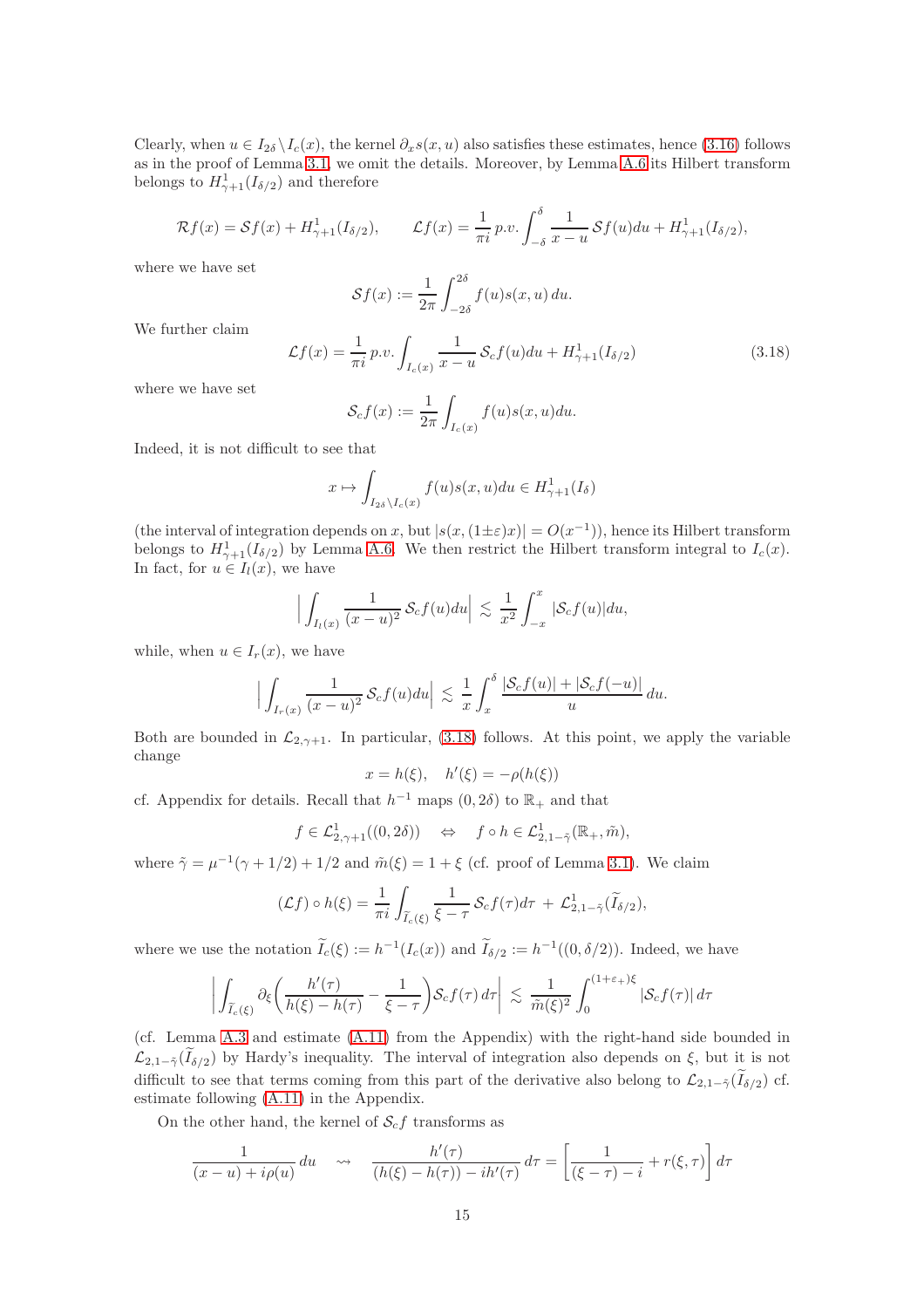Clearly, when $u \in I_{2\delta} \setminus I_c(x)$, the kernel $\partial_x s(x,u)$ also satisfies these estimates, hence (3.16) follows as in the proof of Lemma 3.1, we omit the details. Moreover, by Lemma A.6 its Hilbert transform belongs to $H^1_{\gamma+1}(I_{\delta/2})$ and therefore

$$\mathcal{R}f(x) = \mathcal{S}f(x) + H^1_{\gamma+1}(I_{\delta/2}), \qquad \mathcal{L}f(x) = \frac{1}{\pi i}\, p.v. \int_{-\delta}^{\delta} \frac{1}{x-u}\, \mathcal{S}f(u)du + H^1_{\gamma+1}(I_{\delta/2}),$$

where we have set

$$\mathcal{S}f(x) := \frac{1}{2\pi} \int_{-2\delta}^{2\delta} f(u) s(x,u)\, du.$$

We further claim

$$\mathcal{L}f(x) = \frac{1}{\pi i}\, p.v. \int_{I_c(x)} \frac{1}{x-u}\, \mathcal{S}_c f(u)du + H^1_{\gamma+1}(I_{\delta/2}) \tag{3.18}$$

where we have set

$$\mathcal{S}_c f(x) := \frac{1}{2\pi} \int_{I_c(x)} f(u) s(x,u) du.$$

Indeed, it is not difficult to see that

$$x \mapsto \int_{I_{2\delta} \setminus I_c(x)} f(u) s(x,u) du \in H^1_{\gamma+1}(I_\delta)$$

(the interval of integration depends on $x$, but $|s(x,(1 \pm \varepsilon)x)| = O(x^{-1})$), hence its Hilbert transform belongs to $H^1_{\gamma+1}(I_{\delta/2})$ by Lemma A.6. We then restrict the Hilbert transform integral to $I_c(x)$. In fact, for $u \in I_l(x)$, we have

$$\Big| \int_{I_l(x)} \frac{1}{(x-u)^2}\, \mathcal{S}_c f(u) du \Big| \lesssim \frac{1}{x^2} \int_{-x}^{x} |\mathcal{S}_c f(u)| du,$$

while, when $u \in I_r(x)$, we have

$$\Big| \int_{I_r(x)} \frac{1}{(x-u)^2}\, \mathcal{S}_c f(u) du \Big| \lesssim \frac{1}{x} \int_{x}^{\delta} \frac{|\mathcal{S}_c f(u)| + |\mathcal{S}_c f(-u)|}{u}\, du.$$

Both are bounded in $\mathcal{L}_{2,\gamma+1}$. In particular, (3.18) follows. At this point, we apply the variable change

$$x = h(\xi), \quad h'(\xi) = -\rho(h(\xi))$$

cf. Appendix for details. Recall that $h^{-1}$ maps $(0, 2\delta)$ to $\mathbb{R}_+$ and that

$$f \in \mathcal{L}^1_{2,\gamma+1}((0,2\delta)) \quad \Leftrightarrow \quad f \circ h \in \mathcal{L}^1_{2,1-\tilde{\gamma}}(\mathbb{R}_+, \tilde{m}),$$

where $\tilde{\gamma} = \mu^{-1}(\gamma + 1/2) + 1/2$ and $\tilde{m}(\xi) = 1 + \xi$ (cf. proof of Lemma 3.1). We claim

$$(\mathcal{L}f) \circ h(\xi) = \frac{1}{\pi i} \int_{\widetilde{I}_c(\xi)} \frac{1}{\xi - \tau}\, \mathcal{S}_c f(\tau) d\tau \,+\, \mathcal{L}^1_{2,1-\tilde{\gamma}}(\widetilde{I}_{\delta/2}),$$

where we use the notation $\widetilde{I}_c(\xi) := h^{-1}(I_c(x))$ and $\widetilde{I}_{\delta/2} := h^{-1}((0,\delta/2))$. Indeed, we have

$$\Big| \int_{\widetilde{I}_c(\xi)} \partial_\xi \Big( \frac{h'(\tau)}{h(\xi) - h(\tau)} - \frac{1}{\xi - \tau} \Big) \mathcal{S}_c f(\tau)\, d\tau \Big| \lesssim \frac{1}{\tilde{m}(\xi)^2} \int_0^{(1+\varepsilon_+)\xi} |\mathcal{S}_c f(\tau)|\, d\tau$$

(cf. Lemma A.3 and estimate (A.11) from the Appendix) with the right-hand side bounded in $\mathcal{L}_{2,1-\tilde{\gamma}}(\widetilde{I}_{\delta/2})$ by Hardy's inequality. The interval of integration also depends on $\xi$, but it is not difficult to see that terms coming from this part of the derivative also belong to $\mathcal{L}_{2,1-\tilde{\gamma}}(\widetilde{I}_{\delta/2})$ cf. estimate following (A.11) in the Appendix.

On the other hand, the kernel of $\mathcal{S}_c f$ transforms as

$$\frac{1}{(x-u) + i\rho(u)}\, du \quad \rightsquigarrow \quad \frac{h'(\tau)}{(h(\xi) - h(\tau)) - ih'(\tau)}\, d\tau = \left[ \frac{1}{(\xi - \tau) - i} + r(\xi, \tau) \right] d\tau$$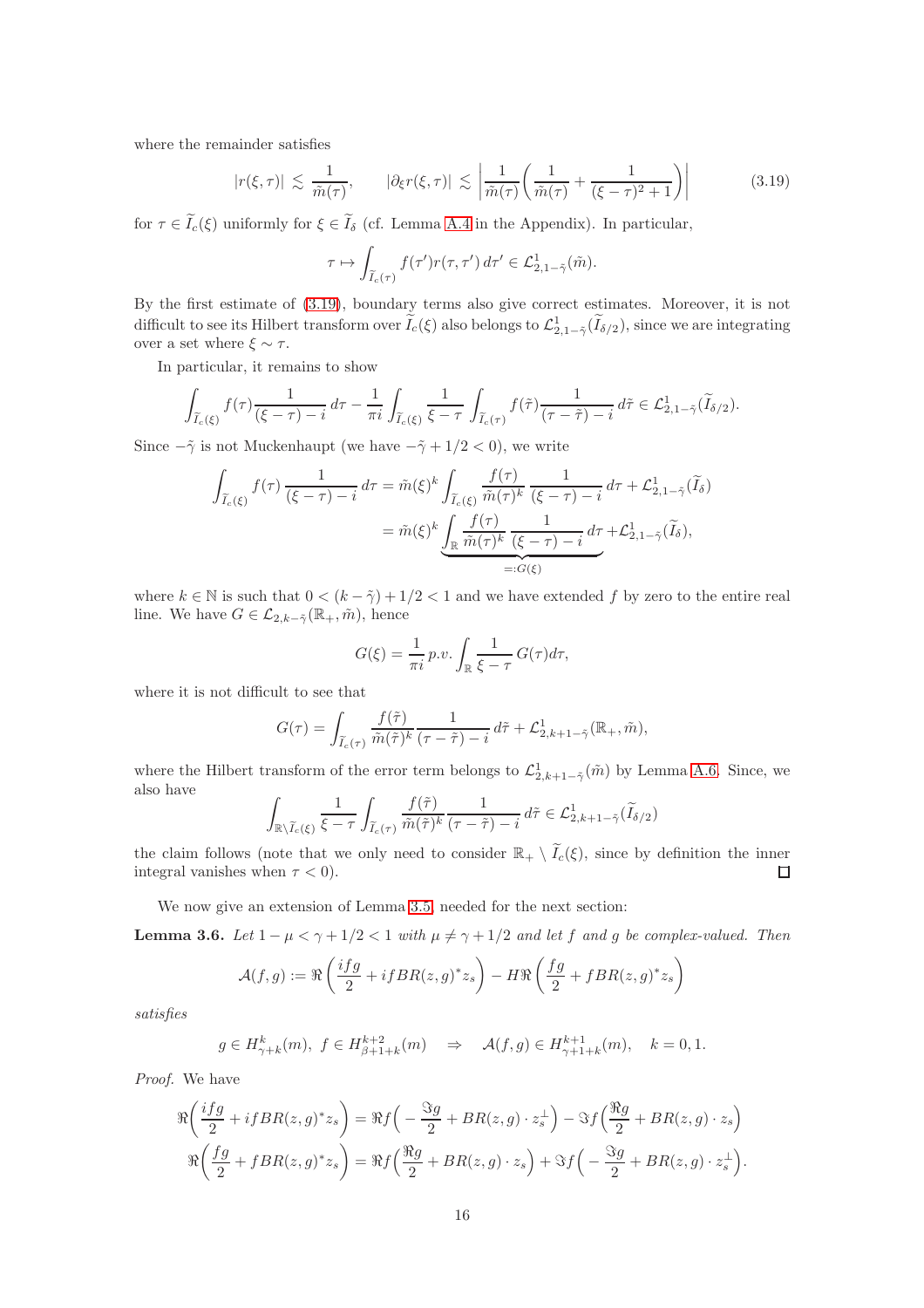where the remainder satisfies

$$|r(\xi,\tau)| \lesssim \frac{1}{\tilde{m}(\tau)}, \qquad |\partial_\xi r(\xi,\tau)| \lesssim \left| \frac{1}{\tilde{m}(\tau)} \left( \frac{1}{\tilde{m}(\tau)} + \frac{1}{(\xi-\tau)^2+1} \right) \right| \tag{3.19}$$

for $\tau \in \widetilde{I}_c(\xi)$ uniformly for $\xi \in \widetilde{I}_\delta$ (cf. Lemma A.4 in the Appendix). In particular,

$$\tau \mapsto \int_{\widetilde{I}_c(\tau)} f(\tau') r(\tau,\tau')\, d\tau' \in \mathcal{L}^1_{2,1-\tilde{\gamma}}(\tilde{m}).$$

By the first estimate of (3.19), boundary terms also give correct estimates. Moreover, it is not difficult to see its Hilbert transform over $\widetilde{I}_c(\xi)$ also belongs to $\mathcal{L}^1_{2,1-\tilde{\gamma}}(\widetilde{I}_{\delta/2})$, since we are integrating over a set where $\xi \sim \tau$.

In particular, it remains to show

$$\int_{\widetilde{I}_c(\xi)} f(\tau) \frac{1}{(\xi-\tau)-i}\, d\tau - \frac{1}{\pi i} \int_{\widetilde{I}_c(\xi)} \frac{1}{\xi-\tau} \int_{\widetilde{I}_c(\tau)} f(\tilde{\tau}) \frac{1}{(\tau-\tilde{\tau})-i}\, d\tilde{\tau} \in \mathcal{L}^1_{2,1-\tilde{\gamma}}(\widetilde{I}_{\delta/2}).$$

Since $-\tilde{\gamma}$ is not Muckenhaupt (we have $-\tilde{\gamma}+1/2<0$), we write

$$\begin{aligned}
\int_{\widetilde{I}_c(\xi)} f(\tau)\, \frac{1}{(\xi-\tau)-i}\, d\tau &= \tilde{m}(\xi)^k \int_{\widetilde{I}_c(\xi)} \frac{f(\tau)}{\tilde{m}(\tau)^k} \frac{1}{(\xi-\tau)-i}\, d\tau + \mathcal{L}^1_{2,1-\tilde{\gamma}}(\widetilde{I}_\delta) \\
&= \tilde{m}(\xi)^k \underbrace{\int_{\mathbb{R}} \frac{f(\tau)}{\tilde{m}(\tau)^k} \frac{1}{(\xi-\tau)-i}\, d\tau}_{=:G(\xi)} + \mathcal{L}^1_{2,1-\tilde{\gamma}}(\widetilde{I}_\delta),
\end{aligned}$$

where $k \in \mathbb{N}$ is such that $0 < (k-\tilde{\gamma})+1/2 < 1$ and we have extended $f$ by zero to the entire real line. We have $G \in \mathcal{L}_{2,k-\tilde{\gamma}}(\mathbb{R}_+,\tilde{m})$, hence

$$G(\xi) = \frac{1}{\pi i}\, p.v. \int_{\mathbb{R}} \frac{1}{\xi-\tau} G(\tau) d\tau,$$

where it is not difficult to see that

$$G(\tau) = \int_{\widetilde{I}_c(\tau)} \frac{f(\tilde{\tau})}{\tilde{m}(\tilde{\tau})^k} \frac{1}{(\tau-\tilde{\tau})-i}\, d\tilde{\tau} + \mathcal{L}^1_{2,k+1-\tilde{\gamma}}(\mathbb{R}_+,\tilde{m}),$$

where the Hilbert transform of the error term belongs to $\mathcal{L}^1_{2,k+1-\tilde{\gamma}}(\tilde{m})$ by Lemma A.6. Since, we also have

$$\int_{\mathbb{R}\setminus \widetilde{I}_c(\xi)} \frac{1}{\xi-\tau} \int_{\widetilde{I}_c(\tau)} \frac{f(\tilde{\tau})}{\tilde{m}(\tilde{\tau})^k} \frac{1}{(\tau-\tilde{\tau})-i}\, d\tilde{\tau} \in \mathcal{L}^1_{2,k+1-\tilde{\gamma}}(\widetilde{I}_{\delta/2})$$

the claim follows (note that we only need to consider $\mathbb{R}_+ \setminus \widetilde{I}_c(\xi)$, since by definition the inner integral vanishes when $\tau < 0$). □

We now give an extension of Lemma 3.5, needed for the next section:

**Lemma 3.6.** *Let $1-\mu < \gamma+1/2 < 1$ with $\mu \neq \gamma+1/2$ and let $f$ and $g$ be complex-valued. Then*

$$\mathcal{A}(f,g) := \Re\left( \frac{ifg}{2} + ifBR(z,g)^* z_s \right) - H\Re\left( \frac{fg}{2} + fBR(z,g)^* z_s \right)$$

*satisfies*

$$g \in H^k_{\gamma+k}(m),\ f \in H^{k+2}_{\beta+1+k}(m) \quad \Rightarrow \quad \mathcal{A}(f,g) \in H^{k+1}_{\gamma+1+k}(m), \quad k=0,1.$$

*Proof.* We have

$$\begin{aligned}
\Re\left( \frac{ifg}{2} + ifBR(z,g)^* z_s \right) &= \Re f\left( -\frac{\Im g}{2} + BR(z,g)\cdot z_s^\perp \right) - \Im f\left( \frac{\Re g}{2} + BR(z,g)\cdot z_s \right) \\
\Re\left( \frac{fg}{2} + fBR(z,g)^* z_s \right) &= \Re f\left( \frac{\Re g}{2} + BR(z,g)\cdot z_s \right) + \Im f\left( -\frac{\Im g}{2} + BR(z,g)\cdot z_s^\perp \right).
\end{aligned}$$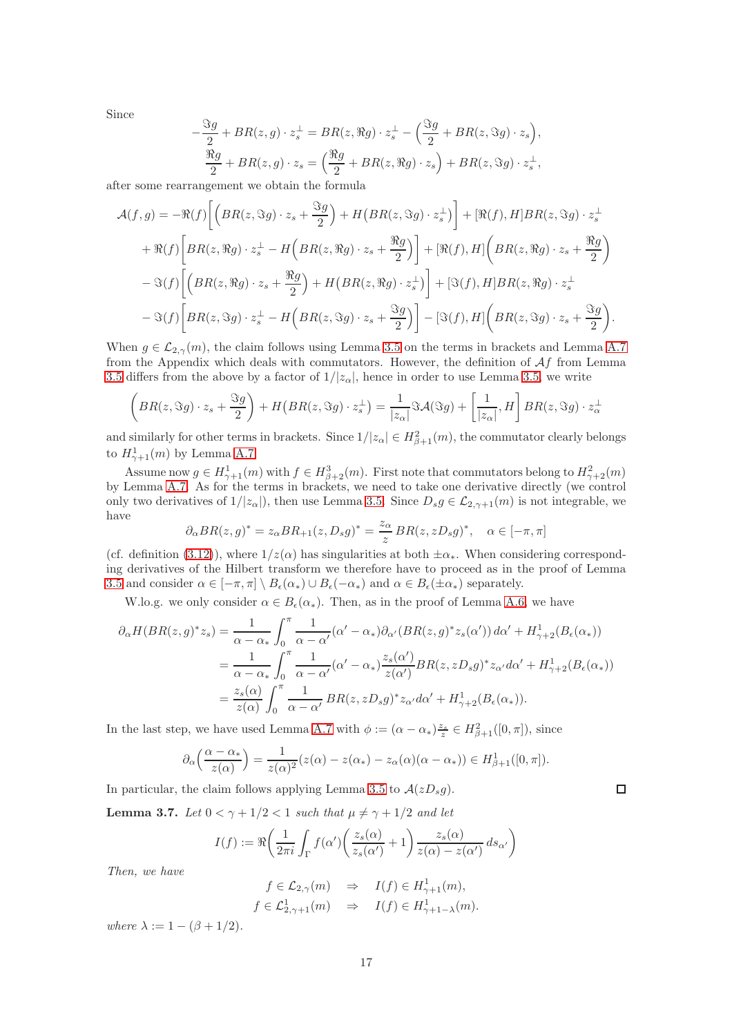Since

$$-\frac{\Im g}{2} + BR(z,g)\cdot z_s^{\perp} = BR(z,\Re g)\cdot z_s^{\perp} - \Big(\frac{\Im g}{2} + BR(z,\Im g)\cdot z_s\Big),$$

$$\frac{\Re g}{2} + BR(z,g)\cdot z_s = \Big(\frac{\Re g}{2} + BR(z,\Re g)\cdot z_s\Big) + BR(z,\Im g)\cdot z_s^{\perp},$$

after some rearrangement we obtain the formula

$$\begin{aligned}
\mathcal{A}(f,g) &= -\Re(f)\Big[\Big(BR(z,\Im g)\cdot z_s + \frac{\Im g}{2}\Big) + H\big(BR(z,\Im g)\cdot z_s^{\perp}\big)\Big] + [\Re(f),H]BR(z,\Im g)\cdot z_s^{\perp}\\
&\quad + \Re(f)\Big[BR(z,\Re g)\cdot z_s^{\perp} - H\Big(BR(z,\Re g)\cdot z_s + \frac{\Re g}{2}\Big)\Big] + [\Re(f),H]\Big(BR(z,\Re g)\cdot z_s + \frac{\Re g}{2}\Big)\\
&\quad - \Im(f)\Big[\Big(BR(z,\Re g)\cdot z_s + \frac{\Re g}{2}\Big) + H\big(BR(z,\Re g)\cdot z_s^{\perp}\big)\Big] + [\Im(f),H]BR(z,\Re g)\cdot z_s^{\perp}\\
&\quad - \Im(f)\Big[BR(z,\Im g)\cdot z_s^{\perp} - H\Big(BR(z,\Im g)\cdot z_s + \frac{\Im g}{2}\Big)\Big] - [\Im(f),H]\Big(BR(z,\Im g)\cdot z_s + \frac{\Im g}{2}\Big).
\end{aligned}$$

When $g\in\mathcal{L}_{2,\gamma}(m)$, the claim follows using Lemma 3.5 on the terms in brackets and Lemma A.7 from the Appendix which deals with commutators. However, the definition of $\mathcal{A}f$ from Lemma 3.5 differs from the above by a factor of $1/|z_\alpha|$, hence in order to use Lemma 3.5, we write

$$\Big(BR(z,\Im g)\cdot z_s + \frac{\Im g}{2}\Big) + H\big(BR(z,\Im g)\cdot z_s^{\perp}\big) = \frac{1}{|z_\alpha|}\Im\mathcal{A}(\Im g) + \Big[\frac{1}{|z_\alpha|},H\Big]BR(z,\Im g)\cdot z_\alpha^{\perp}$$

and similarly for other terms in brackets. Since $1/|z_\alpha|\in H^2_{\beta+1}(m)$, the commutator clearly belongs to $H^1_{\gamma+1}(m)$ by Lemma A.7.

Assume now $g\in H^1_{\gamma+1}(m)$ with $f\in H^3_{\beta+2}(m)$. First note that commutators belong to $H^2_{\gamma+2}(m)$ by Lemma A.7. As for the terms in brackets, we need to take one derivative directly (we control only two derivatives of $1/|z_\alpha|$), then use Lemma 3.5. Since $D_s g\in\mathcal{L}_{2,\gamma+1}(m)$ is not integrable, we have

$$\partial_\alpha BR(z,g)^* = z_\alpha BR_{+1}(z,D_s g)^* = \frac{z_\alpha}{z}BR(z,zD_s g)^*,\quad \alpha\in[-\pi,\pi]$$

(cf. definition (3.12)), where $1/z(\alpha)$ has singularities at both $\pm\alpha_*$. When considering corresponding derivatives of the Hilbert transform we therefore have to proceed as in the proof of Lemma 3.5 and consider $\alpha\in[-\pi,\pi]\setminus B_\epsilon(\alpha_*)\cup B_\epsilon(-\alpha_*)$ and $\alpha\in B_\epsilon(\pm\alpha_*)$ separately.

W.lo.g. we only consider $\alpha\in B_\epsilon(\alpha_*)$. Then, as in the proof of Lemma A.6, we have

$$\begin{aligned}
\partial_\alpha H(BR(z,g)^* z_s) &= \frac{1}{\alpha-\alpha_*}\int_0^\pi \frac{1}{\alpha-\alpha'}(\alpha'-\alpha_*)\partial_{\alpha'}(BR(z,g)^* z_s(\alpha'))\,d\alpha' + H^1_{\gamma+2}(B_\epsilon(\alpha_*))\\
&= \frac{1}{\alpha-\alpha_*}\int_0^\pi \frac{1}{\alpha-\alpha'}(\alpha'-\alpha_*)\frac{z_s(\alpha')}{z(\alpha')}BR(z,zD_s g)^* z_{\alpha'}\,d\alpha' + H^1_{\gamma+2}(B_\epsilon(\alpha_*))\\
&= \frac{z_s(\alpha)}{z(\alpha)}\int_0^\pi \frac{1}{\alpha-\alpha'}BR(z,zD_s g)^* z_{\alpha'}\,d\alpha' + H^1_{\gamma+2}(B_\epsilon(\alpha_*)).
\end{aligned}$$

In the last step, we have used Lemma A.7 with $\phi := (\alpha-\alpha_*)\frac{z_s}{z}\in H^2_{\beta+1}([0,\pi])$, since

$$\partial_\alpha\Big(\frac{\alpha-\alpha_*}{z(\alpha)}\Big) = \frac{1}{z(\alpha)^2}(z(\alpha)-z(\alpha_*)-z_\alpha(\alpha)(\alpha-\alpha_*))\in H^1_{\beta+1}([0,\pi]).$$

In particular, the claim follows applying Lemma 3.5 to $\mathcal{A}(zD_s g)$. $\square$

**Lemma 3.7.** *Let $0<\gamma+1/2<1$ such that $\mu\neq\gamma+1/2$ and let*

$$I(f) := \Re\Big(\frac{1}{2\pi i}\int_\Gamma f(\alpha')\Big(\frac{z_s(\alpha)}{z_s(\alpha')}+1\Big)\frac{z_s(\alpha)}{z(\alpha)-z(\alpha')}\,ds_{\alpha'}\Big)$$

*Then, we have*

$$f\in\mathcal{L}_{2,\gamma}(m)\quad\Rightarrow\quad I(f)\in H^1_{\gamma+1}(m),$$

$$f\in\mathcal{L}^1_{2,\gamma+1}(m)\quad\Rightarrow\quad I(f)\in H^1_{\gamma+1-\lambda}(m).$$

*where $\lambda := 1-(\beta+1/2)$.*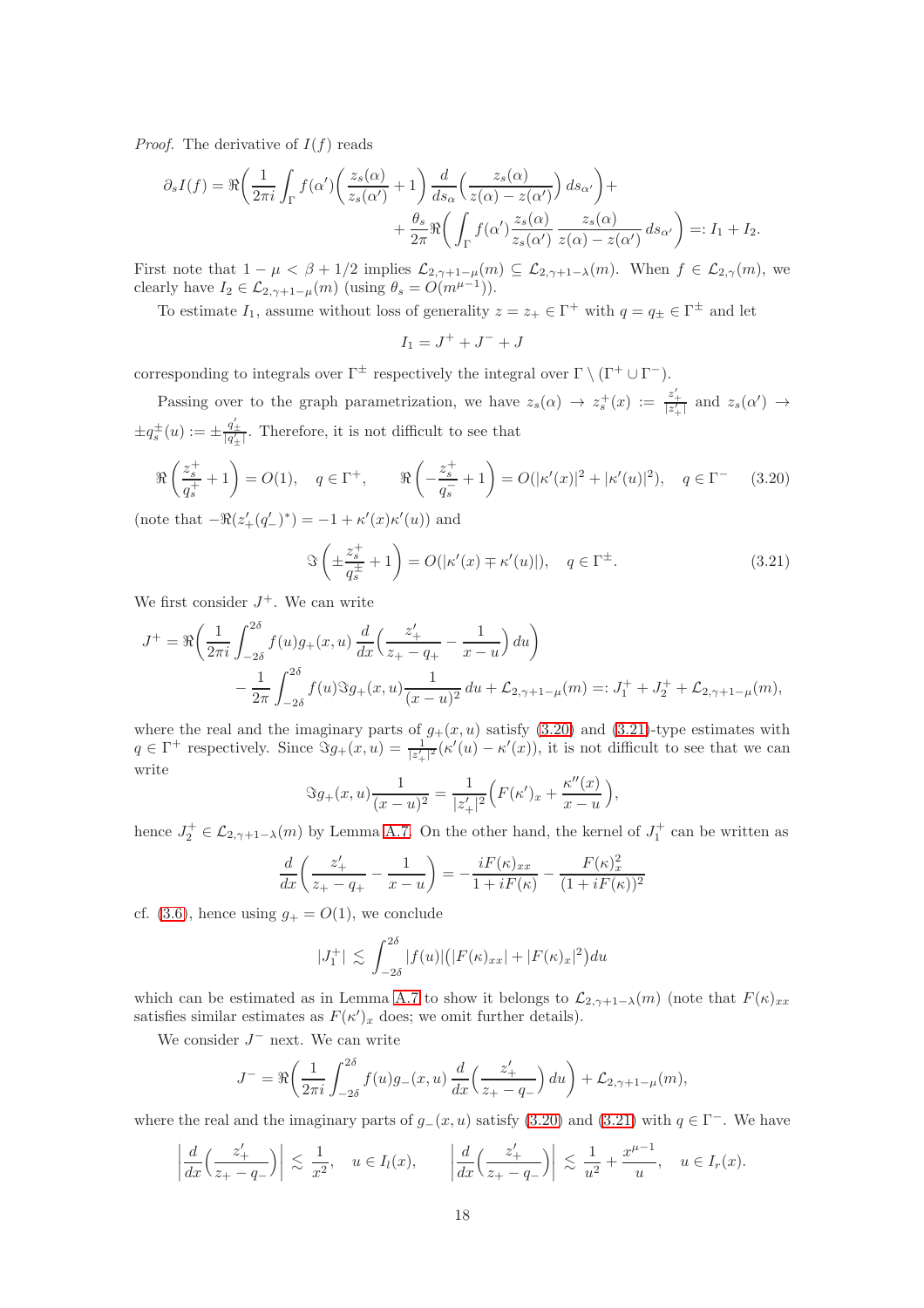*Proof.* The derivative of $I(f)$ reads

$$\partial_s I(f) = \Re\bigg( \frac{1}{2\pi i} \int_\Gamma f(\alpha') \Big( \frac{z_s(\alpha)}{z_s(\alpha')} + 1 \Big) \frac{d}{ds_\alpha} \Big( \frac{z_s(\alpha)}{z(\alpha) - z(\alpha')} \Big)\, ds_{\alpha'} \bigg) + \\ + \frac{\theta_s}{2\pi} \Re\bigg( \int_\Gamma f(\alpha') \frac{z_s(\alpha)}{z_s(\alpha')} \frac{z_s(\alpha)}{z(\alpha)-z(\alpha')}\, ds_{\alpha'} \bigg) =: I_1 + I_2.$$

First note that $1-\mu < \beta + 1/2$ implies $\mathcal{L}_{2,\gamma+1-\mu}(m) \subseteq \mathcal{L}_{2,\gamma+1-\lambda}(m)$. When $f \in \mathcal{L}_{2,\gamma}(m)$, we clearly have $I_2 \in \mathcal{L}_{2,\gamma+1-\mu}(m)$ (using $\theta_s = O(m^{\mu-1})$).

To estimate $I_1$, assume without loss of generality $z = z_+ \in \Gamma^+$ with $q = q_\pm \in \Gamma^\pm$ and let

$$I_1 = J^+ + J^- + J$$

corresponding to integrals over $\Gamma^\pm$ respectively the integral over $\Gamma \setminus (\Gamma^+ \cup \Gamma^-)$.

Passing over to the graph parametrization, we have $z_s(\alpha) \to z_s^+(x) := \frac{z_+'}{|z_+'|}$ and $z_s(\alpha') \to \pm q_s^\pm(u) := \pm \frac{q_\pm'}{|q_\pm'|}$. Therefore, it is not difficult to see that

$$\Re\left( \frac{z_s^+}{q_s^+} + 1 \right) = O(1), \quad q \in \Gamma^+, \qquad \Re\left( -\frac{z_s^+}{q_s^-} + 1 \right) = O(|\kappa'(x)|^2 + |\kappa'(u)|^2), \quad q \in \Gamma^- \tag{3.20}$$

(note that $-\Re(z_+'(q_-')^*) = -1 + \kappa'(x)\kappa'(u)$) and

$$\Im\left( \pm\frac{z_s^+}{q_s^\pm} + 1 \right) = O(|\kappa'(x) \mp \kappa'(u)|), \quad q \in \Gamma^\pm. \tag{3.21}$$

We first consider $J^+$. We can write

$$J^+ = \Re\bigg( \frac{1}{2\pi i} \int_{-2\delta}^{2\delta} f(u) g_+(x,u) \frac{d}{dx} \Big( \frac{z_+'}{z_+ - q_+} - \frac{1}{x-u} \Big)\, du \bigg) \\ - \frac{1}{2\pi} \int_{-2\delta}^{2\delta} f(u) \Im g_+(x,u) \frac{1}{(x-u)^2}\, du + \mathcal{L}_{2,\gamma+1-\mu}(m) =: J_1^+ + J_2^+ + \mathcal{L}_{2,\gamma+1-\mu}(m),$$

where the real and the imaginary parts of $g_+(x,u)$ satisfy (3.20) and (3.21)-type estimates with $q \in \Gamma^+$ respectively. Since $\Im g_+(x,u) = \frac{1}{|z_+'|^2}(\kappa'(u) - \kappa'(x))$, it is not difficult to see that we can write

$$\Im g_+(x,u) \frac{1}{(x-u)^2} = \frac{1}{|z_+'|^2} \Big( F(\kappa')_x + \frac{\kappa''(x)}{x-u} \Big),$$

hence $J_2^+ \in \mathcal{L}_{2,\gamma+1-\lambda}(m)$ by Lemma A.7. On the other hand, the kernel of $J_1^+$ can be written as

$$\frac{d}{dx} \Big( \frac{z_+'}{z_+ - q_+} - \frac{1}{x-u} \Big) = -\frac{iF(\kappa)_{xx}}{1 + iF(\kappa)} - \frac{F(\kappa)_x^2}{(1+iF(\kappa))^2}$$

cf. (3.6), hence using $g_+ = O(1)$, we conclude

$$|J_1^+| \lesssim \int_{-2\delta}^{2\delta} |f(u)| \big( |F(\kappa)_{xx}| + |F(\kappa)_x|^2 \big) du$$

which can be estimated as in Lemma A.7 to show it belongs to $\mathcal{L}_{2,\gamma+1-\lambda}(m)$ (note that $F(\kappa)_{xx}$ satisfies similar estimates as $F(\kappa')_x$ does; we omit further details).

We consider $J^-$ next. We can write

$$J^- = \Re\bigg( \frac{1}{2\pi i} \int_{-2\delta}^{2\delta} f(u) g_-(x,u) \frac{d}{dx} \Big( \frac{z_+'}{z_+ - q_-} \Big)\, du \bigg) + \mathcal{L}_{2,\gamma+1-\mu}(m),$$

where the real and the imaginary parts of $g_-(x,u)$ satisfy (3.20) and (3.21) with $q \in \Gamma^-$. We have

$$\left| \frac{d}{dx} \Big( \frac{z_+'}{z_+ - q_-} \Big) \right| \lesssim \frac{1}{x^2}, \quad u \in I_l(x), \qquad \left| \frac{d}{dx} \Big( \frac{z_+'}{z_+ - q_-} \Big) \right| \lesssim \frac{1}{u^2} + \frac{x^{\mu-1}}{u}, \quad u \in I_r(x).$$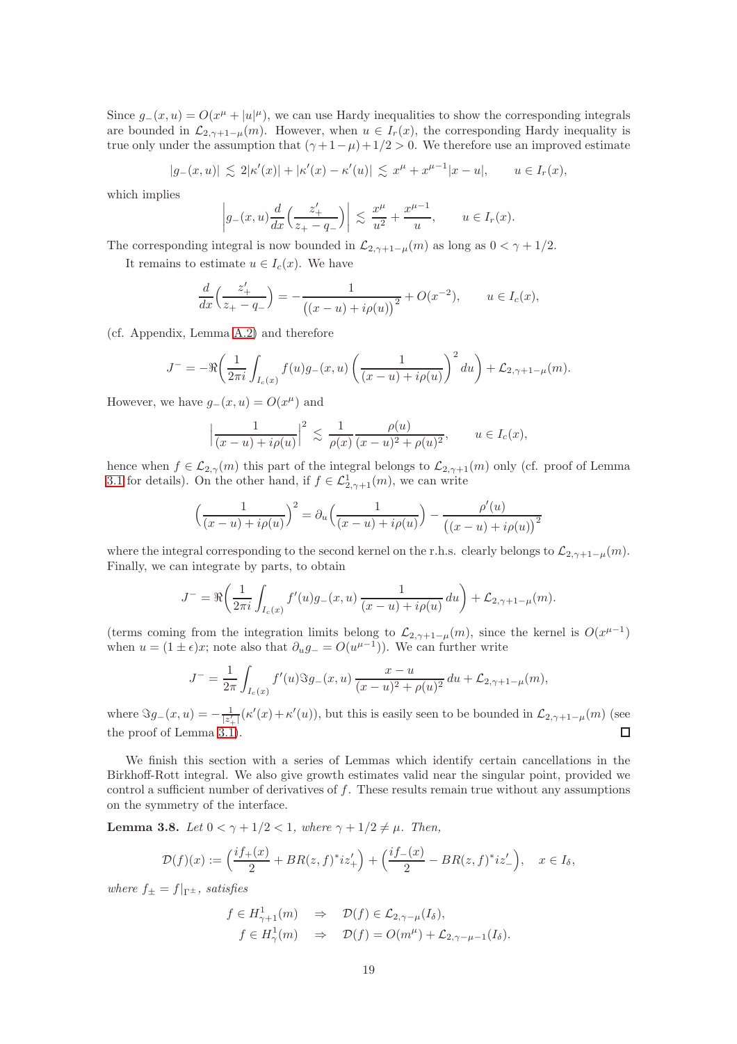Since $g_-(x,u) = O(x^\mu + |u|^\mu)$, we can use Hardy inequalities to show the corresponding integrals are bounded in $\mathcal{L}_{2,\gamma+1-\mu}(m)$. However, when $u \in I_r(x)$, the corresponding Hardy inequality is true only under the assumption that $(\gamma+1-\mu)+1/2 > 0$. We therefore use an improved estimate

$$|g_-(x,u)| \lesssim 2|\kappa'(x)| + |\kappa'(x) - \kappa'(u)| \lesssim x^\mu + x^{\mu-1}|x-u|, \qquad u \in I_r(x),$$

which implies

$$\left| g_-(x,u) \frac{d}{dx}\Big( \frac{z_+'}{z_+ - q_-} \Big) \right| \lesssim \frac{x^\mu}{u^2} + \frac{x^{\mu-1}}{u}, \qquad u \in I_r(x).$$

The corresponding integral is now bounded in $\mathcal{L}_{2,\gamma+1-\mu}(m)$ as long as $0 < \gamma + 1/2$.

It remains to estimate $u \in I_c(x)$. We have

$$\frac{d}{dx}\Big( \frac{z_+'}{z_+ - q_-} \Big) = -\frac{1}{\big((x-u) + i\rho(u)\big)^2} + O(x^{-2}), \qquad u \in I_c(x),$$

(cf. Appendix, Lemma A.2) and therefore

$$J^- = -\Re\bigg( \frac{1}{2\pi i} \int_{I_c(x)} f(u) g_-(x,u) \left( \frac{1}{(x-u) + i\rho(u)} \right)^2 du \bigg) + \mathcal{L}_{2,\gamma+1-\mu}(m).$$

However, we have $g_-(x,u) = O(x^\mu)$ and

$$\Big| \frac{1}{(x-u) + i\rho(u)} \Big|^2 \lesssim \frac{1}{\rho(x)} \frac{\rho(u)}{(x-u)^2 + \rho(u)^2}, \qquad u \in I_c(x),$$

hence when $f \in \mathcal{L}_{2,\gamma}(m)$ this part of the integral belongs to $\mathcal{L}_{2,\gamma+1}(m)$ only (cf. proof of Lemma 3.1 for details). On the other hand, if $f \in \mathcal{L}^1_{2,\gamma+1}(m)$, we can write

$$\Big( \frac{1}{(x-u) + i\rho(u)} \Big)^2 = \partial_u \Big( \frac{1}{(x-u) + i\rho(u)} \Big) - \frac{\rho'(u)}{\big((x-u) + i\rho(u)\big)^2}$$

where the integral corresponding to the second kernel on the r.h.s. clearly belongs to $\mathcal{L}_{2,\gamma+1-\mu}(m)$. Finally, we can integrate by parts, to obtain

$$J^- = \Re\bigg( \frac{1}{2\pi i} \int_{I_c(x)} f'(u) g_-(x,u) \, \frac{1}{(x-u) + i\rho(u)} \, du \bigg) + \mathcal{L}_{2,\gamma+1-\mu}(m).$$

(terms coming from the integration limits belong to $\mathcal{L}_{2,\gamma+1-\mu}(m)$, since the kernel is $O(x^{\mu-1})$ when $u = (1 \pm \epsilon)x$; note also that $\partial_u g_- = O(u^{\mu-1})$). We can further write

$$J^- = \frac{1}{2\pi} \int_{I_c(x)} f'(u) \Im g_-(x,u) \, \frac{x-u}{(x-u)^2 + \rho(u)^2} \, du + \mathcal{L}_{2,\gamma+1-\mu}(m),$$

where $\Im g_-(x,u) = -\frac{1}{|z_+'|}(\kappa'(x) + \kappa'(u))$, but this is easily seen to be bounded in $\mathcal{L}_{2,\gamma+1-\mu}(m)$ (see the proof of Lemma 3.1). ☐

We finish this section with a series of Lemmas which identify certain cancellations in the Birkhoff-Rott integral. We also give growth estimates valid near the singular point, provided we control a sufficient number of derivatives of $f$. These results remain true without any assumptions on the symmetry of the interface.

**Lemma 3.8.** *Let $0 < \gamma + 1/2 < 1$, where $\gamma + 1/2 \neq \mu$. Then,*

$$\mathcal{D}(f)(x) := \Big( \frac{if_+(x)}{2} + BR(z,f)^* iz_+' \Big) + \Big( \frac{if_-(x)}{2} - BR(z,f)^* iz_-' \Big), \quad x \in I_\delta,$$

*where $f_\pm = f|_{\Gamma^\pm}$, satisfies*

$$\begin{aligned} f \in H^1_{\gamma+1}(m) \quad &\Rightarrow \quad \mathcal{D}(f) \in \mathcal{L}_{2,\gamma-\mu}(I_\delta), \\ f \in H^1_{\gamma}(m) \quad &\Rightarrow \quad \mathcal{D}(f) = O(m^\mu) + \mathcal{L}_{2,\gamma-\mu-1}(I_\delta). \end{aligned}$$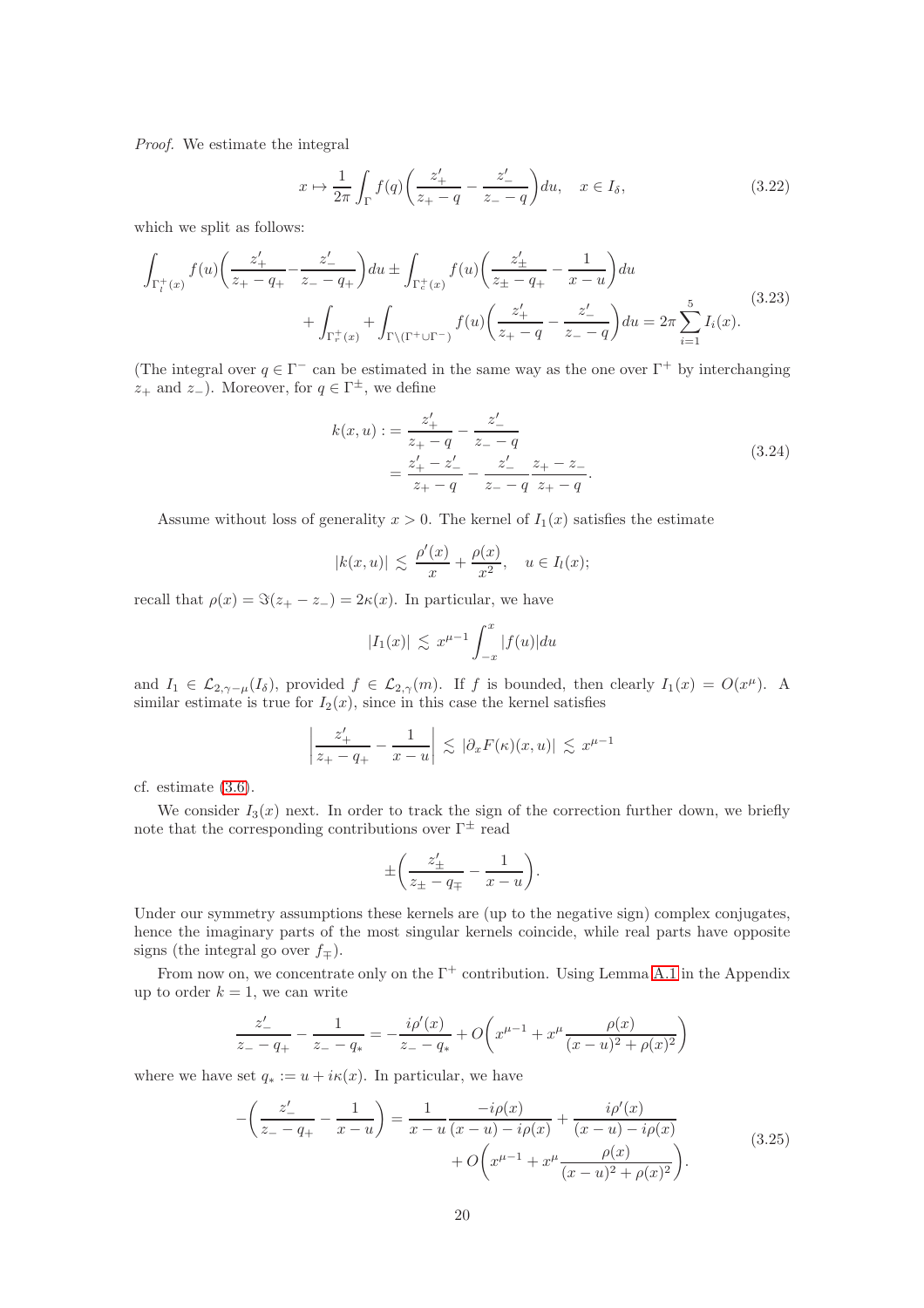*Proof.* We estimate the integral

$$x \mapsto \frac{1}{2\pi} \int_\Gamma f(q) \left( \frac{z_+'}{z_+ - q} - \frac{z_-'}{z_- - q} \right) du, \quad x \in I_\delta, \tag{3.22}$$

which we split as follows:

$$\begin{aligned} \int_{\Gamma_l^+(x)} f(u) \left( \frac{z_+'}{z_+ - q_+} - \frac{z_-'}{z_- - q_+} \right) du \pm \int_{\Gamma_c^+(x)} f(u) \left( \frac{z_\pm'}{z_\pm - q_+} - \frac{1}{x-u} \right) du \\ + \int_{\Gamma_r^+(x)} + \int_{\Gamma \setminus (\Gamma^+ \cup \Gamma^-)} f(u) \left( \frac{z_+'}{z_+ - q} - \frac{z_-'}{z_- - q} \right) du = 2\pi \sum_{i=1}^5 I_i(x). \end{aligned} \tag{3.23}$$

(The integral over $q \in \Gamma^-$ can be estimated in the same way as the one over $\Gamma^+$ by interchanging $z_+$ and $z_-$). Moreover, for $q \in \Gamma^\pm$, we define

$$\begin{aligned} k(x,u) :&= \frac{z_+'}{z_+ - q} - \frac{z_-'}{z_- - q} \\ &= \frac{z_+' - z_-'}{z_+ - q} - \frac{z_-'}{z_- - q} \frac{z_+ - z_-}{z_+ - q}. \end{aligned} \tag{3.24}$$

Assume without loss of generality $x > 0$. The kernel of $I_1(x)$ satisfies the estimate

$$|k(x,u)| \lesssim \frac{\rho'(x)}{x} + \frac{\rho(x)}{x^2}, \quad u \in I_l(x);$$

recall that $\rho(x) = \Im(z_+ - z_-) = 2\kappa(x)$. In particular, we have

$$|I_1(x)| \lesssim x^{\mu-1} \int_{-x}^x |f(u)| du$$

and $I_1 \in \mathcal{L}_{2,\gamma-\mu}(I_\delta)$, provided $f \in \mathcal{L}_{2,\gamma}(m)$. If $f$ is bounded, then clearly $I_1(x) = O(x^\mu)$. A similar estimate is true for $I_2(x)$, since in this case the kernel satisfies

$$\left| \frac{z_+'}{z_+ - q_+} - \frac{1}{x-u} \right| \lesssim |\partial_x F(\kappa)(x,u)| \lesssim x^{\mu-1}$$

cf. estimate (3.6).

We consider $I_3(x)$ next. In order to track the sign of the correction further down, we briefly note that the corresponding contributions over $\Gamma^\pm$ read

$$\pm \left( \frac{z_\pm'}{z_\pm - q_\mp} - \frac{1}{x-u} \right).$$

Under our symmetry assumptions these kernels are (up to the negative sign) complex conjugates, hence the imaginary parts of the most singular kernels coincide, while real parts have opposite signs (the integral go over $f_\mp$).

From now on, we concentrate only on the $\Gamma^+$ contribution. Using Lemma A.1 in the Appendix up to order $k = 1$, we can write

$$\frac{z_-'}{z_- - q_+} - \frac{1}{z_- - q_*} = -\frac{i\rho'(x)}{z_- - q_*} + O\left( x^{\mu-1} + x^\mu \frac{\rho(x)}{(x-u)^2 + \rho(x)^2} \right)$$

where we have set $q_* := u + i\kappa(x)$. In particular, we have

$$\begin{aligned} -\left( \frac{z_-'}{z_- - q_+} - \frac{1}{x-u} \right) = \frac{1}{x-u} \frac{-i\rho(x)}{(x-u) - i\rho(x)} + \frac{i\rho'(x)}{(x-u) - i\rho(x)} \\ + O\left( x^{\mu-1} + x^\mu \frac{\rho(x)}{(x-u)^2 + \rho(x)^2} \right). \end{aligned} \tag{3.25}$$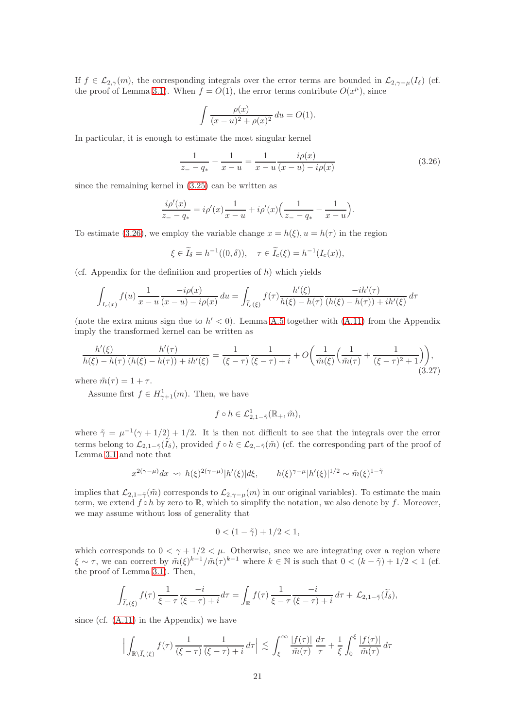If $f \in \mathcal{L}_{2,\gamma}(m)$, the corresponding integrals over the error terms are bounded in $\mathcal{L}_{2,\gamma-\mu}(I_\delta)$ (cf. the proof of Lemma 3.1). When $f = O(1)$, the error terms contribute $O(x^\mu)$, since

$$\int \frac{\rho(x)}{(x-u)^2 + \rho(x)^2}\, du = O(1).$$

In particular, it is enough to estimate the most singular kernel

$$\frac{1}{z_- - q_*} - \frac{1}{x-u} = \frac{1}{x-u} \frac{i\rho(x)}{(x-u) - i\rho(x)} \tag{3.26}$$

since the remaining kernel in (3.25) can be written as

$$\frac{i\rho'(x)}{z_- - q_*} = i\rho'(x)\frac{1}{x-u} + i\rho'(x)\Big(\frac{1}{z_- - q_*} - \frac{1}{x-u}\Big).$$

To estimate (3.26), we employ the variable change $x = h(\xi), u = h(\tau)$ in the region

$$\xi \in \widetilde{I}_\delta = h^{-1}((0,\delta)), \quad \tau \in \widetilde{I}_c(\xi) = h^{-1}(I_c(x)),$$

(cf. Appendix for the definition and properties of $h$) which yields

$$\int_{I_c(x)} f(u)\, \frac{1}{x-u} \frac{-i\rho(x)}{(x-u) - i\rho(x)}\, du = \int_{\widetilde{I}_c(\xi)} f(\tau) \frac{h'(\xi)}{h(\xi) - h(\tau)} \frac{-ih'(\tau)}{(h(\xi) - h(\tau)) + ih'(\xi)}\, d\tau$$

(note the extra minus sign due to $h' < 0$). Lemma A.5 together with (A.11) from the Appendix imply the transformed kernel can be written as

$$\frac{h'(\xi)}{h(\xi) - h(\tau)} \frac{h'(\tau)}{(h(\xi) - h(\tau)) + ih'(\xi)} = \frac{1}{(\xi - \tau)} \frac{1}{(\xi - \tau) + i} + O\Big(\frac{1}{\tilde{m}(\xi)}\Big(\frac{1}{\tilde{m}(\tau)} + \frac{1}{(\xi-\tau)^2 + 1}\Big)\Big), \tag{3.27}$$

where $\tilde{m}(\tau) = 1 + \tau$.

Assume first $f \in H^1_{\gamma+1}(m)$. Then, we have

$$f \circ h \in \mathcal{L}^1_{2,1-\tilde{\gamma}}(\mathbb{R}_+, \tilde{m}),$$

where $\tilde{\gamma} = \mu^{-1}(\gamma + 1/2) + 1/2$. It is then not difficult to see that the integrals over the error terms belong to $\mathcal{L}_{2,1-\tilde{\gamma}}(\widetilde{I}_\delta)$, provided $f \circ h \in \mathcal{L}_{2,-\tilde{\gamma}}(\tilde{m})$ (cf. the corresponding part of the proof of Lemma 3.1 and note that

$$x^{2(\gamma-\mu)}dx \rightsquigarrow h(\xi)^{2(\gamma-\mu)}|h'(\xi)|d\xi, \qquad h(\xi)^{\gamma-\mu}|h'(\xi)|^{1/2} \sim \tilde{m}(\xi)^{1-\tilde{\gamma}}$$

implies that $\mathcal{L}_{2,1-\tilde{\gamma}}(\tilde{m})$ corresponds to $\mathcal{L}_{2,\gamma-\mu}(m)$ in our original variables). To estimate the main term, we extend $f \circ h$ by zero to $\mathbb{R}$, which to simplify the notation, we also denote by $f$. Moreover, we may assume without loss of generality that

$$0 < (1 - \tilde{\gamma}) + 1/2 < 1,$$

which corresponds to $0 < \gamma + 1/2 < \mu$. Otherwise, snce we are integrating over a region where $\xi \sim \tau$, we can correct by $\tilde{m}(\xi)^{k-1}/\tilde{m}(\tau)^{k-1}$ where $k \in \mathbb{N}$ is such that $0 < (k - \tilde{\gamma}) + 1/2 < 1$ (cf. the proof of Lemma 3.1). Then,

$$\int_{\widetilde{I}_c(\xi)} f(\tau)\, \frac{1}{\xi - \tau} \frac{-i}{(\xi - \tau) + i} d\tau = \int_{\mathbb{R}} f(\tau)\, \frac{1}{\xi - \tau} \frac{-i}{(\xi - \tau) + i}\, d\tau + \mathcal{L}_{2,1-\tilde{\gamma}}(\widetilde{I}_\delta),$$

since (cf. (A.11) in the Appendix) we have

$$\Big| \int_{\mathbb{R}\setminus \widetilde{I}_c(\xi)} f(\tau)\, \frac{1}{(\xi - \tau)} \frac{1}{(\xi - \tau) + i}\, d\tau \Big| \lesssim \int_\xi^\infty \frac{|f(\tau)|}{\tilde{m}(\tau)} \frac{d\tau}{\tau} + \frac{1}{\xi} \int_0^\xi \frac{|f(\tau)|}{\tilde{m}(\tau)}\, d\tau$$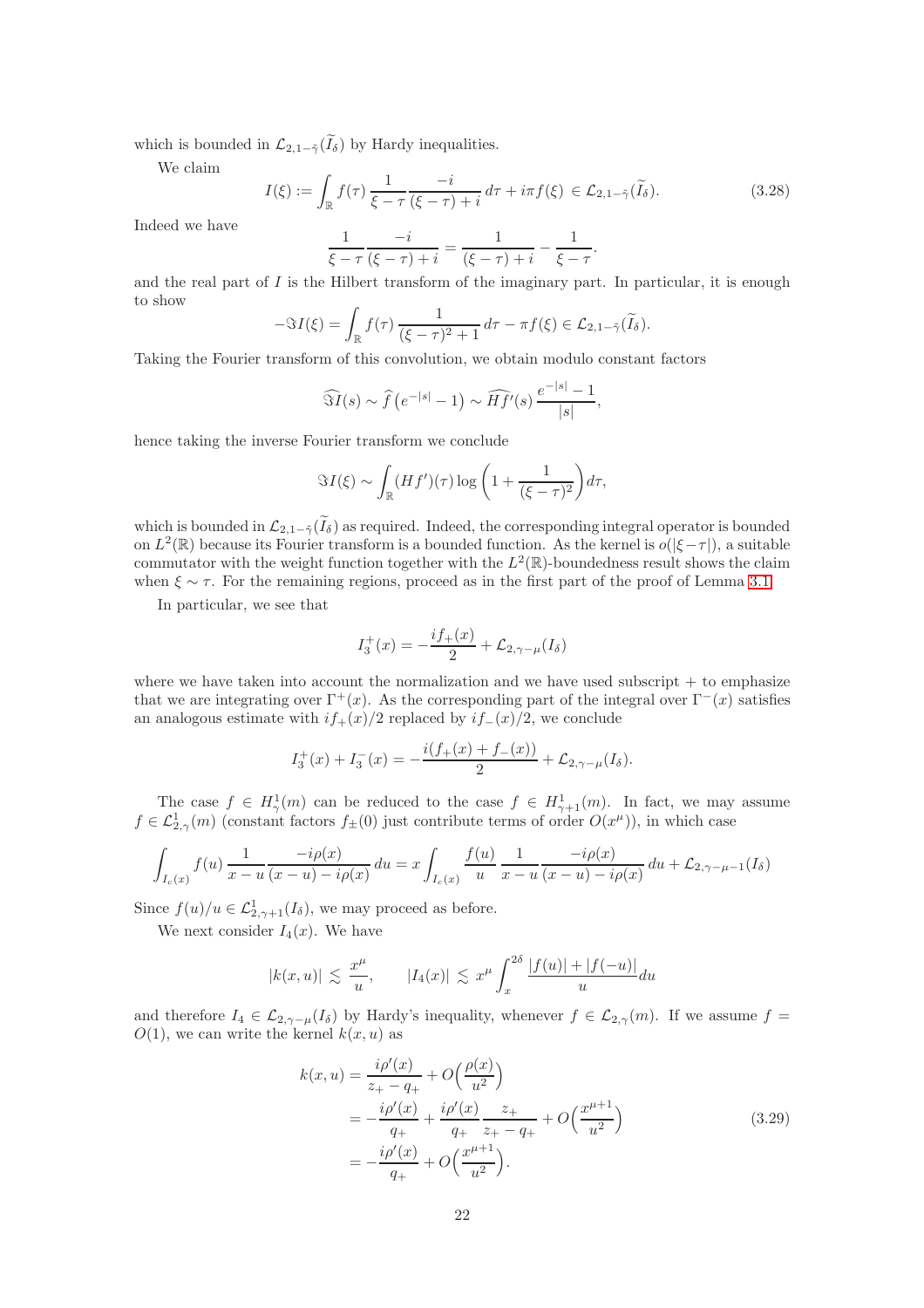which is bounded in $\mathcal{L}_{2,1-\tilde{\gamma}}(\widetilde{I}_\delta)$ by Hardy inequalities.

We claim

$$I(\xi) := \int_{\mathbb{R}} f(\tau)\,\frac{1}{\xi-\tau}\,\frac{-i}{(\xi-\tau)+i}\,d\tau + i\pi f(\xi) \in \mathcal{L}_{2,1-\tilde{\gamma}}(\widetilde{I}_\delta). \tag{3.28}$$

Indeed we have

$$\frac{1}{\xi-\tau}\,\frac{-i}{(\xi-\tau)+i} = \frac{1}{(\xi-\tau)+i} - \frac{1}{\xi-\tau}.$$

and the real part of $I$ is the Hilbert transform of the imaginary part. In particular, it is enough to show

$$-\Im I(\xi) = \int_{\mathbb{R}} f(\tau)\,\frac{1}{(\xi-\tau)^2+1}\,d\tau - \pi f(\xi) \in \mathcal{L}_{2,1-\tilde{\gamma}}(\widetilde{I}_\delta).$$

Taking the Fourier transform of this convolution, we obtain modulo constant factors

$$\widehat{\Im I}(s) \sim \widehat{f}\left(e^{-|s|}-1\right) \sim \widehat{Hf'}(s)\,\frac{e^{-|s|}-1}{|s|},$$

hence taking the inverse Fourier transform we conclude

$$\Im I(\xi) \sim \int_{\mathbb{R}} (Hf')(\tau)\log\left(1+\frac{1}{(\xi-\tau)^2}\right)d\tau,$$

which is bounded in $\mathcal{L}_{2,1-\tilde{\gamma}}(\widetilde{I}_\delta)$ as required. Indeed, the corresponding integral operator is bounded on $L^2(\mathbb{R})$ because its Fourier transform is a bounded function. As the kernel is $o(|\xi-\tau|)$, a suitable commutator with the weight function together with the $L^2(\mathbb{R})$-boundedness result shows the claim when $\xi \sim \tau$. For the remaining regions, proceed as in the first part of the proof of Lemma 3.1.

In particular, we see that

$$I_3^+(x) = -\frac{if_+(x)}{2} + \mathcal{L}_{2,\gamma-\mu}(I_\delta)$$

where we have taken into account the normalization and we have used subscript $+$ to emphasize that we are integrating over $\Gamma^+(x)$. As the corresponding part of the integral over $\Gamma^-(x)$ satisfies an analogous estimate with $if_+(x)/2$ replaced by $if_-(x)/2$, we conclude

$$I_3^+(x) + I_3^-(x) = -\frac{i(f_+(x)+f_-(x))}{2} + \mathcal{L}_{2,\gamma-\mu}(I_\delta).$$

The case $f \in H^1_\gamma(m)$ can be reduced to the case $f \in H^1_{\gamma+1}(m)$. In fact, we may assume $f \in \mathcal{L}^1_{2,\gamma}(m)$ (constant factors $f_\pm(0)$ just contribute terms of order $O(x^\mu)$), in which case

$$\int_{I_c(x)} f(u)\,\frac{1}{x-u}\,\frac{-i\rho(x)}{(x-u)-i\rho(x)}\,du = x\int_{I_c(x)} \frac{f(u)}{u}\,\frac{1}{x-u}\,\frac{-i\rho(x)}{(x-u)-i\rho(x)}\,du + \mathcal{L}_{2,\gamma-\mu-1}(I_\delta)$$

Since $f(u)/u \in \mathcal{L}^1_{2,\gamma+1}(I_\delta)$, we may proceed as before.

We next consider $I_4(x)$. We have

$$|k(x,u)| \lesssim \frac{x^\mu}{u}, \qquad |I_4(x)| \lesssim x^\mu \int_x^{2\delta} \frac{|f(u)|+|f(-u)|}{u}du$$

and therefore $I_4 \in \mathcal{L}_{2,\gamma-\mu}(I_\delta)$ by Hardy's inequality, whenever $f \in \mathcal{L}_{2,\gamma}(m)$. If we assume $f = O(1)$, we can write the kernel $k(x,u)$ as

$$\begin{aligned}
k(x,u) &= \frac{i\rho'(x)}{z_+-q_+} + O\Big(\frac{\rho(x)}{u^2}\Big) \\
&= -\frac{i\rho'(x)}{q_+} + \frac{i\rho'(x)}{q_+}\,\frac{z_+}{z_+-q_+} + O\Big(\frac{x^{\mu+1}}{u^2}\Big) \\
&= -\frac{i\rho'(x)}{q_+} + O\Big(\frac{x^{\mu+1}}{u^2}\Big).
\end{aligned} \tag{3.29}$$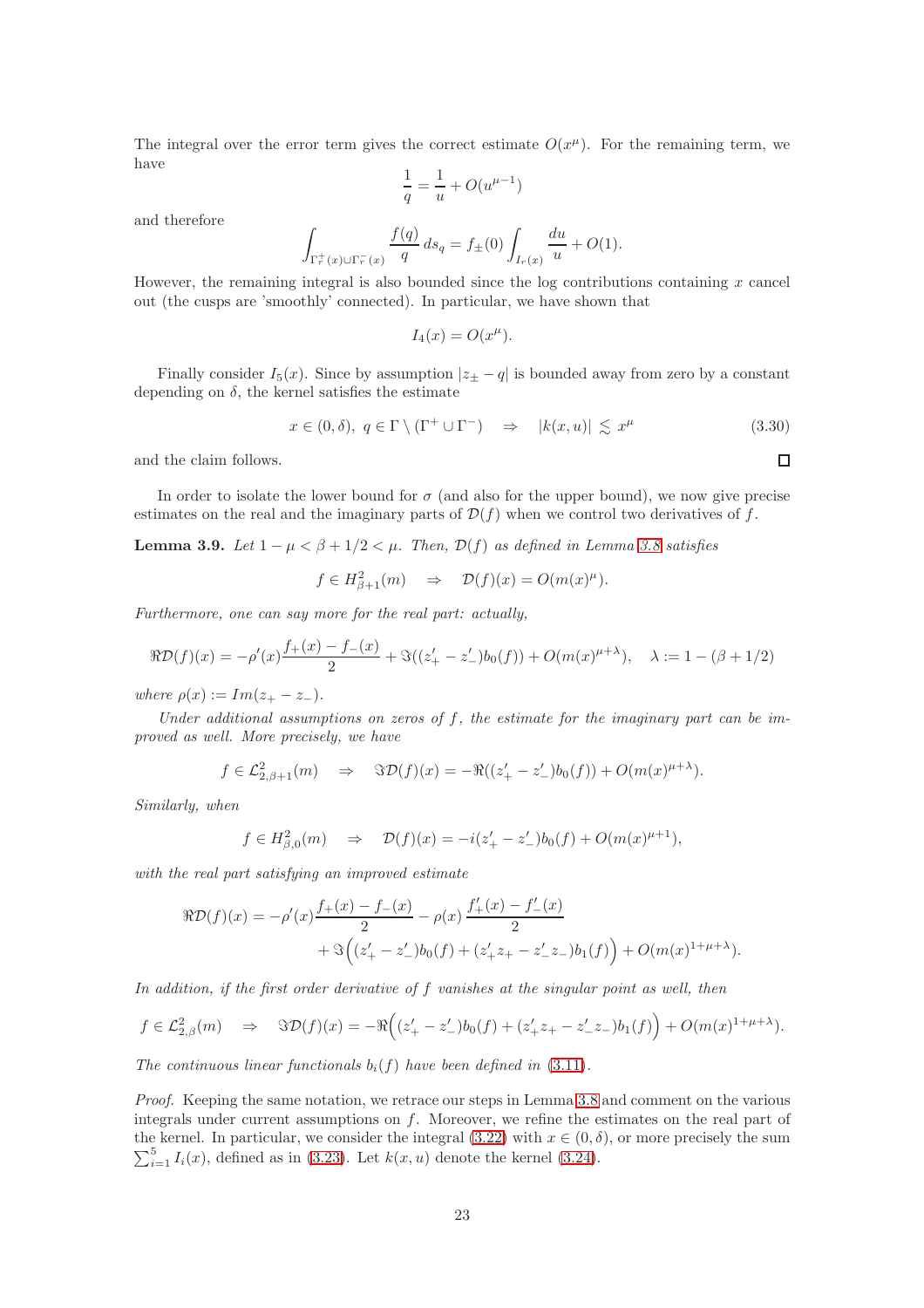The integral over the error term gives the correct estimate $O(x^\mu)$. For the remaining term, we have

$$\frac{1}{q} = \frac{1}{u} + O(u^{\mu-1})$$

and therefore

$$\int_{\Gamma_r^+(x)\cup\Gamma_r^-(x)} \frac{f(q)}{q}\, ds_q = f_\pm(0)\int_{I_r(x)} \frac{du}{u} + O(1).$$

However, the remaining integral is also bounded since the log contributions containing $x$ cancel out (the cusps are 'smoothly' connected). In particular, we have shown that

$$I_4(x) = O(x^\mu).$$

Finally consider $I_5(x)$. Since by assumption $|z_\pm - q|$ is bounded away from zero by a constant depending on $\delta$, the kernel satisfies the estimate

$$x \in (0,\delta),\ q \in \Gamma \setminus (\Gamma^+ \cup \Gamma^-) \quad \Rightarrow \quad |k(x,u)| \lesssim x^\mu \tag{3.30}$$

and the claim follows. $\square$

In order to isolate the lower bound for $\sigma$ (and also for the upper bound), we now give precise estimates on the real and the imaginary parts of $\mathcal{D}(f)$ when we control two derivatives of $f$.

**Lemma 3.9.** *Let $1-\mu < \beta + 1/2 < \mu$. Then, $\mathcal{D}(f)$ as defined in Lemma 3.8 satisfies*

$$f \in H^2_{\beta+1}(m) \quad \Rightarrow \quad \mathcal{D}(f)(x) = O(m(x)^\mu).$$

*Furthermore, one can say more for the real part: actually,*

$$\Re\mathcal{D}(f)(x) = -\rho'(x)\frac{f_+(x) - f_-(x)}{2} + \Im((z_+' - z_-')b_0(f)) + O(m(x)^{\mu+\lambda}), \quad \lambda := 1 - (\beta + 1/2)$$

*where $\rho(x) := Im(z_+ - z_-)$.*

*Under additional assumptions on zeros of $f$, the estimate for the imaginary part can be improved as well. More precisely, we have*

$$f \in \mathcal{L}^2_{2,\beta+1}(m) \quad \Rightarrow \quad \Im\mathcal{D}(f)(x) = -\Re((z_+' - z_-')b_0(f)) + O(m(x)^{\mu+\lambda}).$$

*Similarly, when*

$$f \in H^2_{\beta,0}(m) \quad \Rightarrow \quad \mathcal{D}(f)(x) = -i(z_+' - z_-')b_0(f) + O(m(x)^{\mu+1}),$$

*with the real part satisfying an improved estimate*

$$\begin{aligned}\Re\mathcal{D}(f)(x) = &-\rho'(x)\frac{f_+(x) - f_-(x)}{2} - \rho(x)\,\frac{f_+'(x) - f_-'(x)}{2} \\ &+ \Im\Big((z_+' - z_-')b_0(f) + (z_+'z_+ - z_-'z_-)b_1(f)\Big) + O(m(x)^{1+\mu+\lambda}).\end{aligned}$$

*In addition, if the first order derivative of $f$ vanishes at the singular point as well, then*

$$f \in \mathcal{L}^2_{2,\beta}(m) \quad \Rightarrow \quad \Im\mathcal{D}(f)(x) = -\Re\Big((z_+' - z_-')b_0(f) + (z_+'z_+ - z_-'z_-)b_1(f)\Big) + O(m(x)^{1+\mu+\lambda}).$$

*The continuous linear functionals $b_i(f)$ have been defined in (3.11).*

*Proof.* Keeping the same notation, we retrace our steps in Lemma 3.8 and comment on the various integrals under current assumptions on $f$. Moreover, we refine the estimates on the real part of the kernel. In particular, we consider the integral (3.22) with $x \in (0,\delta)$, or more precisely the sum $\sum_{i=1}^5 I_i(x)$, defined as in (3.23). Let $k(x,u)$ denote the kernel (3.24).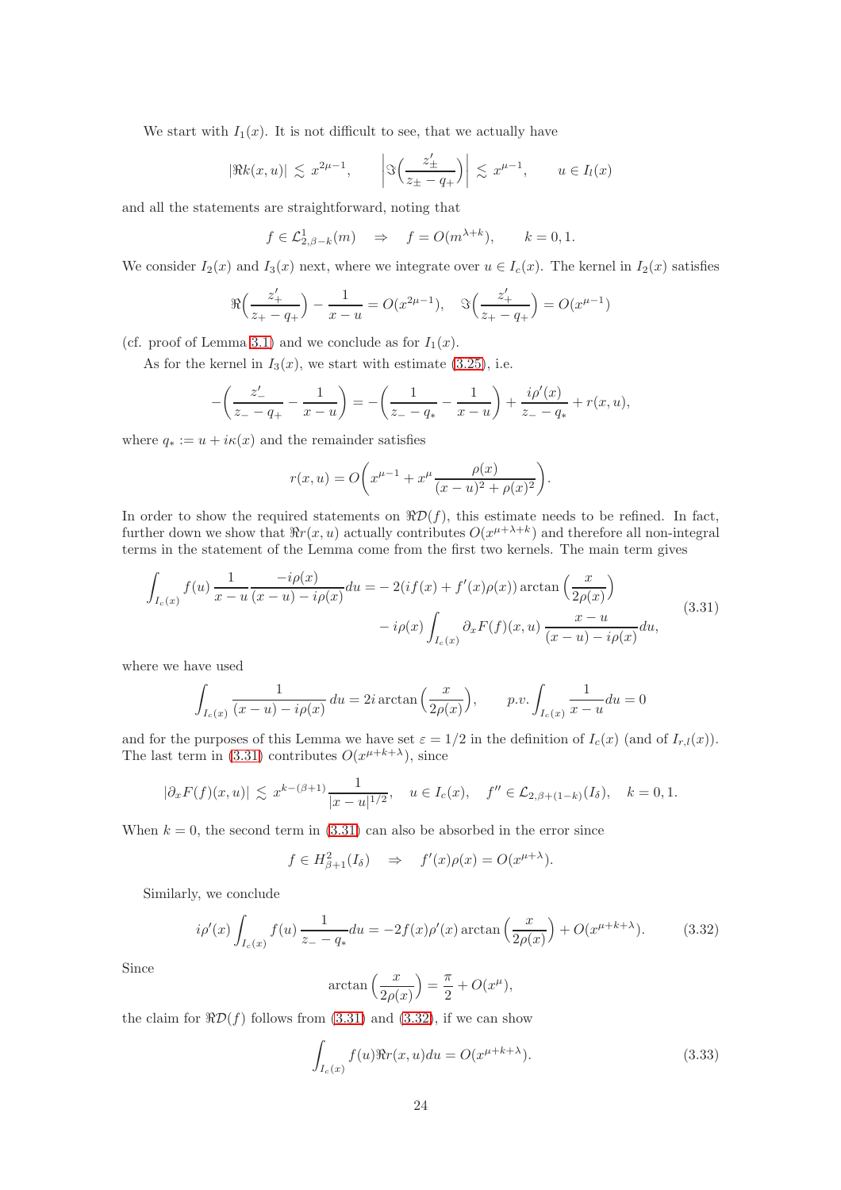We start with $I_1(x)$. It is not difficult to see, that we actually have

$$|\Re k(x,u)| \lesssim x^{2\mu-1}, \qquad \left|\Im\Big(\frac{z_\pm'}{z_\pm - q_+}\Big)\right| \lesssim x^{\mu-1}, \qquad u \in I_l(x)$$

and all the statements are straightforward, noting that

$$f \in \mathcal{L}^1_{2,\beta-k}(m) \quad \Rightarrow \quad f = O(m^{\lambda+k}), \qquad k=0,1.$$

We consider $I_2(x)$ and $I_3(x)$ next, where we integrate over $u \in I_c(x)$. The kernel in $I_2(x)$ satisfies

$$\Re\Big(\frac{z_+'}{z_+ - q_+}\Big) - \frac{1}{x-u} = O(x^{2\mu-1}), \quad \Im\Big(\frac{z_+'}{z_+ - q_+}\Big) = O(x^{\mu-1})$$

(cf. proof of Lemma 3.1) and we conclude as for $I_1(x)$.

As for the kernel in $I_3(x)$, we start with estimate (3.25), i.e.

$$-\bigg(\frac{z_-'}{z_- - q_+} - \frac{1}{x-u}\bigg) = -\bigg(\frac{1}{z_- - q_*} - \frac{1}{x-u}\bigg) + \frac{i\rho'(x)}{z_- - q_*} + r(x,u),$$

where $q_* := u + i\kappa(x)$ and the remainder satisfies

$$r(x,u) = O\bigg(x^{\mu-1} + x^\mu \frac{\rho(x)}{(x-u)^2 + \rho(x)^2}\bigg).$$

In order to show the required statements on $\Re\mathcal{D}(f)$, this estimate needs to be refined. In fact, further down we show that $\Re r(x,u)$ actually contributes $O(x^{\mu+\lambda+k})$ and therefore all non-integral terms in the statement of the Lemma come from the first two kernels. The main term gives

$$\begin{aligned}\int_{I_c(x)} f(u)\,\frac{1}{x-u}\frac{-i\rho(x)}{(x-u)-i\rho(x)}du =& -2(if(x) + f'(x)\rho(x))\arctan\Big(\frac{x}{2\rho(x)}\Big)\\ &- i\rho(x)\int_{I_c(x)} \partial_x F(f)(x,u)\,\frac{x-u}{(x-u)-i\rho(x)}du,\end{aligned} \tag{3.31}$$

where we have used

$$\int_{I_c(x)} \frac{1}{(x-u)-i\rho(x)}\,du = 2i\arctan\Big(\frac{x}{2\rho(x)}\Big), \qquad p.v.\int_{I_c(x)} \frac{1}{x-u}du = 0$$

and for the purposes of this Lemma we have set $\varepsilon = 1/2$ in the definition of $I_c(x)$ (and of $I_{r,l}(x)$). The last term in (3.31) contributes $O(x^{\mu+k+\lambda})$, since

$$|\partial_x F(f)(x,u)| \lesssim x^{k-(\beta+1)}\frac{1}{|x-u|^{1/2}}, \quad u \in I_c(x), \quad f'' \in \mathcal{L}_{2,\beta+(1-k)}(I_\delta), \quad k=0,1.$$

When $k=0$, the second term in (3.31) can also be absorbed in the error since

$$f \in H^2_{\beta+1}(I_\delta) \quad \Rightarrow \quad f'(x)\rho(x) = O(x^{\mu+\lambda}).$$

Similarly, we conclude

$$i\rho'(x)\int_{I_c(x)} f(u)\,\frac{1}{z_- - q_*}du = -2f(x)\rho'(x)\arctan\Big(\frac{x}{2\rho(x)}\Big) + O(x^{\mu+k+\lambda}). \tag{3.32}$$

Since

$$\arctan\Big(\frac{x}{2\rho(x)}\Big) = \frac{\pi}{2} + O(x^\mu),$$

the claim for $\Re\mathcal{D}(f)$ follows from (3.31) and (3.32), if we can show

$$\int_{I_c(x)} f(u)\Re r(x,u)du = O(x^{\mu+k+\lambda}). \tag{3.33}$$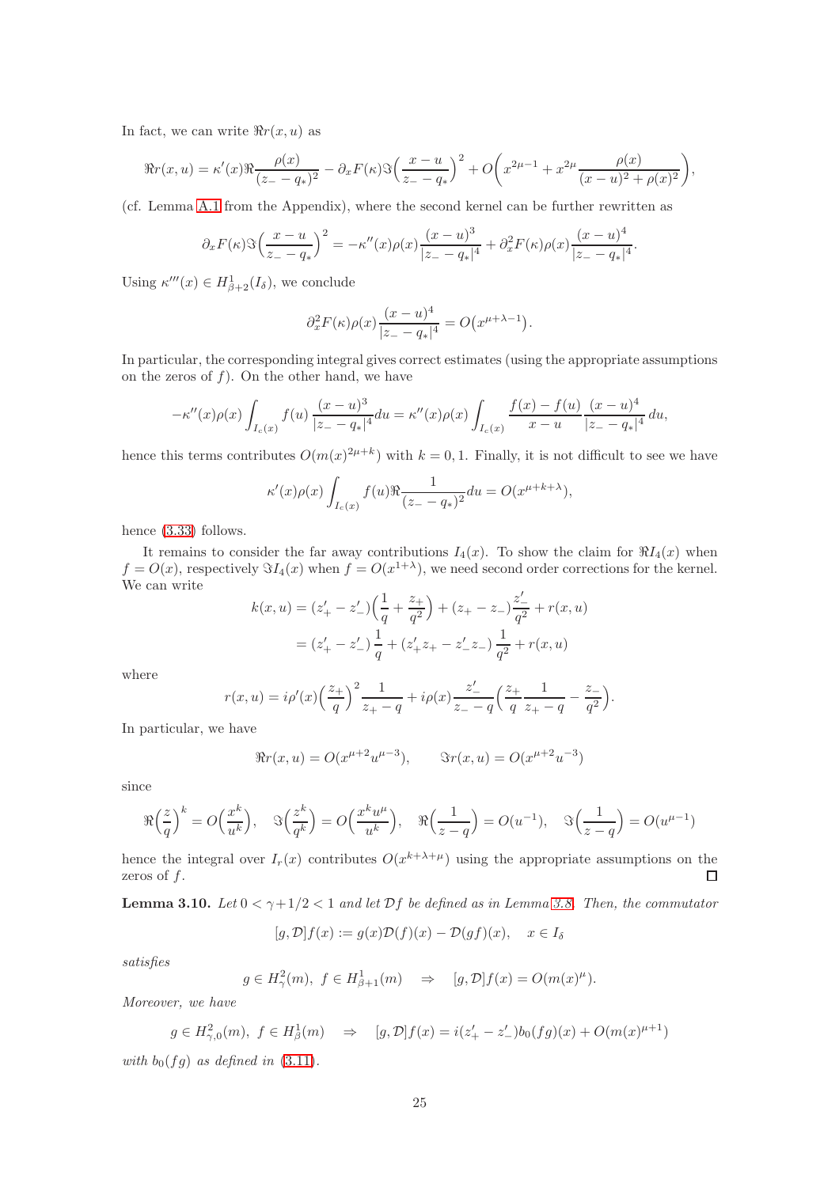In fact, we can write $\Re r(x,u)$ as

$$
\Re r(x,u) = \kappa'(x)\Re\frac{\rho(x)}{(z_- - q_*)^2} - \partial_x F(\kappa)\Im\Big(\frac{x-u}{z_- - q_*}\Big)^2 + O\bigg(x^{2\mu-1} + x^{2\mu}\frac{\rho(x)}{(x-u)^2+\rho(x)^2}\bigg),
$$

(cf. Lemma A.1 from the Appendix), where the second kernel can be further rewritten as

$$
\partial_x F(\kappa)\Im\Big(\frac{x-u}{z_- - q_*}\Big)^2 = -\kappa''(x)\rho(x)\frac{(x-u)^3}{|z_- - q_*|^4} + \partial_x^2 F(\kappa)\rho(x)\frac{(x-u)^4}{|z_- - q_*|^4}.
$$

Using $\kappa'''(x) \in H^1_{\beta+2}(I_\delta)$, we conclude

$$
\partial_x^2 F(\kappa)\rho(x)\frac{(x-u)^4}{|z_- - q_*|^4} = O\big(x^{\mu+\lambda-1}\big).
$$

In particular, the corresponding integral gives correct estimates (using the appropriate assumptions on the zeros of $f$). On the other hand, we have

$$
-\kappa''(x)\rho(x)\int_{I_c(x)} f(u)\,\frac{(x-u)^3}{|z_- - q_*|^4}du = \kappa''(x)\rho(x)\int_{I_c(x)} \frac{f(x)-f(u)}{x-u}\,\frac{(x-u)^4}{|z_- - q_*|^4}\,du,
$$

hence this terms contributes $O(m(x)^{2\mu+k})$ with $k=0,1$. Finally, it is not difficult to see we have

$$
\kappa'(x)\rho(x)\int_{I_c(x)} f(u)\Re\frac{1}{(z_- - q_*)^2}du = O(x^{\mu+k+\lambda}),
$$

hence (3.33) follows.

It remains to consider the far away contributions $I_4(x)$. To show the claim for $\Re I_4(x)$ when $f = O(x)$, respectively $\Im I_4(x)$ when $f = O(x^{1+\lambda})$, we need second order corrections for the kernel. We can write

$$
\begin{aligned}
k(x,u) &= (z'_+ - z'_-)\Big(\frac{1}{q} + \frac{z_+}{q^2}\Big) + (z_+ - z_-)\frac{z'_-}{q^2} + r(x,u) \\
&= (z'_+ - z'_-)\,\frac{1}{q} + (z'_+ z_+ - z'_- z_-)\,\frac{1}{q^2} + r(x,u)
\end{aligned}
$$

where

$$
r(x,u) = i\rho'(x)\Big(\frac{z_+}{q}\Big)^2\frac{1}{z_+ - q} + i\rho(x)\frac{z'_-}{z_- - q}\Big(\frac{z_+}{q}\frac{1}{z_+ - q} - \frac{z_-}{q^2}\Big).
$$

In particular, we have

$$
\Re r(x,u) = O(x^{\mu+2}u^{\mu-3}), \qquad \Im r(x,u) = O(x^{\mu+2}u^{-3})
$$

since

$$
\Re\Big(\frac{z}{q}\Big)^k = O\Big(\frac{x^k}{u^k}\Big), \quad \Im\Big(\frac{z^k}{q^k}\Big) = O\Big(\frac{x^k u^\mu}{u^k}\Big), \quad \Re\Big(\frac{1}{z-q}\Big) = O(u^{-1}), \quad \Im\Big(\frac{1}{z-q}\Big) = O(u^{\mu-1})
$$

hence the integral over $I_r(x)$ contributes $O(x^{k+\lambda+\mu})$ using the appropriate assumptions on the zeros of $f$. □

**Lemma 3.10.** *Let $0 < \gamma + 1/2 < 1$ and let $\mathcal{D}f$ be defined as in Lemma 3.8. Then, the commutator*

$$
[g,\mathcal{D}]f(x) := g(x)\mathcal{D}(f)(x) - \mathcal{D}(gf)(x), \quad x \in I_\delta
$$

*satisfies*

$$
g \in H^2_\gamma(m),\ f \in H^1_{\beta+1}(m) \quad \Rightarrow \quad [g,\mathcal{D}]f(x) = O(m(x)^\mu).
$$

*Moreover, we have*

$$
g \in H^2_{\gamma,0}(m),\ f \in H^1_\beta(m) \quad \Rightarrow \quad [g,\mathcal{D}]f(x) = i(z'_+ - z'_-)b_0(fg)(x) + O(m(x)^{\mu+1})
$$

*with $b_0(fg)$ as defined in (3.11).*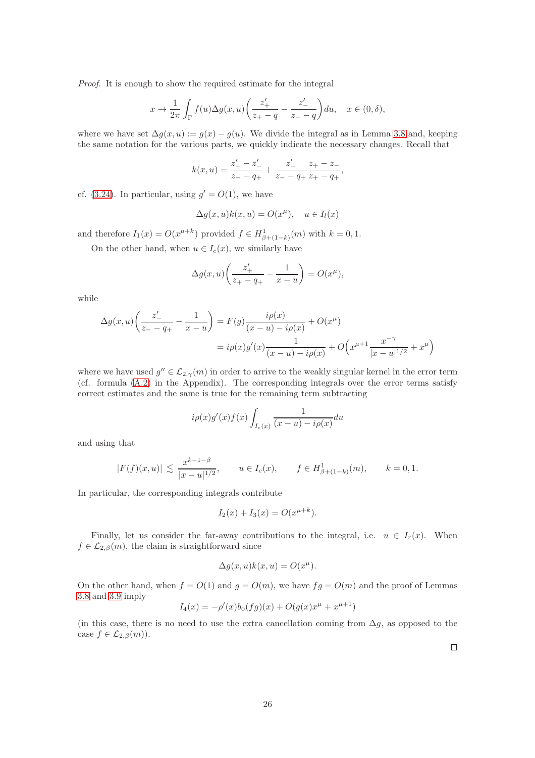*Proof.* It is enough to show the required estimate for the integral

$$x \to \frac{1}{2\pi} \int_\Gamma f(u) \Delta g(x,u) \bigg( \frac{z_+'}{z_+ - q} - \frac{z_-'}{z_- - q} \bigg) du, \quad x \in (0,\delta),$$

where we have set $\Delta g(x,u) := g(x) - g(u)$. We divide the integral as in Lemma 3.8 and, keeping the same notation for the various parts, we quickly indicate the necessary changes. Recall that

$$k(x,u) = \frac{z_+' - z_-'}{z_+ - q_+} + \frac{z_-'}{z_- - q_+} \frac{z_+ - z_-}{z_+ - q_+},$$

cf. (3.24). In particular, using $g' = O(1)$, we have

$$\Delta g(x,u) k(x,u) = O(x^\mu), \quad u \in I_l(x)$$

and therefore $I_1(x) = O(x^{\mu+k})$ provided $f \in H^1_{\beta+(1-k)}(m)$ with $k = 0,1$.

On the other hand, when $u \in I_c(x)$, we similarly have

$$\Delta g(x,u) \bigg( \frac{z_+'}{z_+ - q_+} - \frac{1}{x-u} \bigg) = O(x^\mu),$$

while

$$\begin{aligned}
\Delta g(x,u) \bigg( \frac{z_-'}{z_- - q_+} - \frac{1}{x-u} \bigg) &= F(g) \frac{i\rho(x)}{(x-u) - i\rho(x)} + O(x^\mu) \\
&= i\rho(x) g'(x) \frac{1}{(x-u) - i\rho(x)} + O\Big( x^{\mu+1} \frac{x^{-\gamma}}{|x-u|^{1/2}} + x^\mu \Big)
\end{aligned}$$

where we have used $g'' \in \mathcal{L}_{2,\gamma}(m)$ in order to arrive to the weakly singular kernel in the error term (cf. formula (A.2) in the Appendix). The corresponding integrals over the error terms satisfy correct estimates and the same is true for the remaining term subtracting

$$i\rho(x) g'(x) f(x) \int_{I_c(x)} \frac{1}{(x-u) - i\rho(x)} du$$

and using that

$$|F(f)(x,u)| \lesssim \frac{x^{k-1-\beta}}{|x-u|^{1/2}}, \qquad u \in I_c(x), \qquad f \in H^1_{\beta+(1-k)}(m), \qquad k = 0,1.$$

In particular, the corresponding integrals contribute

$$I_2(x) + I_3(x) = O(x^{\mu+k}).$$

Finally, let us consider the far-away contributions to the integral, i.e. $u \in I_r(x)$. When $f \in \mathcal{L}_{2,\beta}(m)$, the claim is straightforward since

$$\Delta g(x,u) k(x,u) = O(x^\mu).$$

On the other hand, when $f = O(1)$ and $g = O(m)$, we have $fg = O(m)$ and the proof of Lemmas 3.8 and 3.9 imply

$$I_4(x) = -\rho'(x) b_0(fg)(x) + O(g(x)x^\mu + x^{\mu+1})$$

(in this case, there is no need to use the extra cancellation coming from $\Delta g$, as opposed to the case $f \in \mathcal{L}_{2,\beta}(m)$). $\square$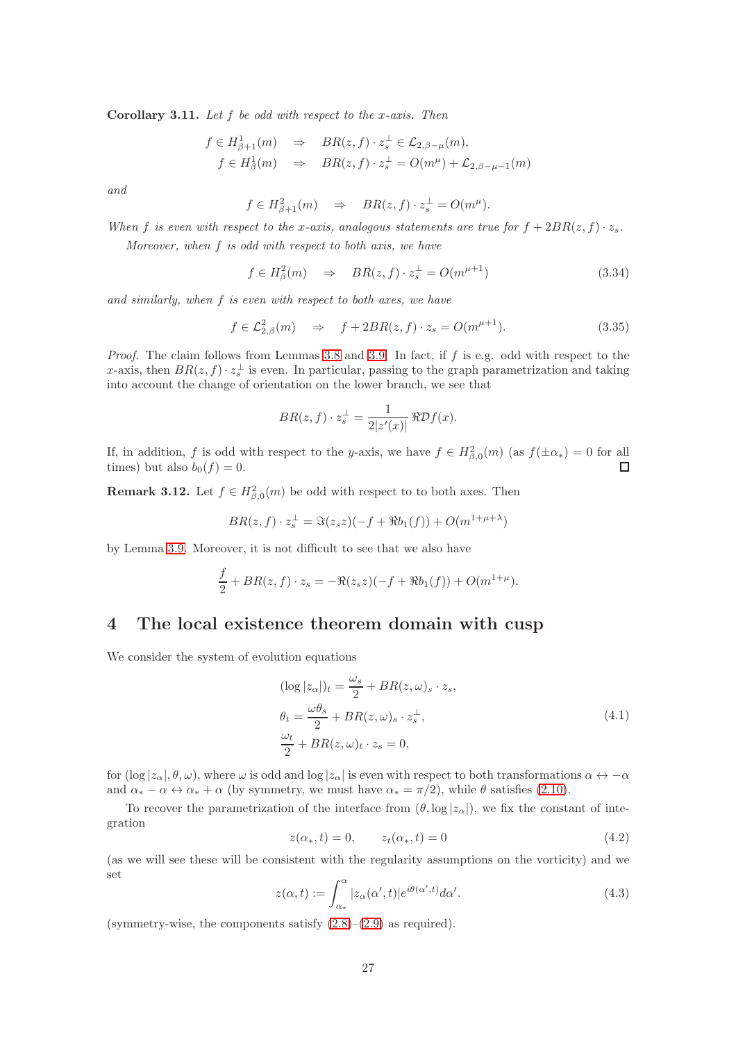**Corollary 3.11.** *Let $f$ be odd with respect to the $x$-axis. Then*

$$f \in H^1_{\beta+1}(m) \quad \Rightarrow \quad BR(z,f)\cdot z_s^\perp \in \mathcal{L}_{2,\beta-\mu}(m),$$
$$f \in H^1_{\beta}(m) \quad \Rightarrow \quad BR(z,f)\cdot z_s^\perp = O(m^\mu) + \mathcal{L}_{2,\beta-\mu-1}(m)$$

*and*

$$f \in H^2_{\beta+1}(m) \quad \Rightarrow \quad BR(z,f)\cdot z_s^\perp = O(m^\mu).$$

*When $f$ is even with respect to the $x$-axis, analogous statements are true for $f + 2BR(z,f)\cdot z_s$.*

*Moreover, when $f$ is odd with respect to both axis, we have*

$$f \in H^2_{\beta}(m) \quad \Rightarrow \quad BR(z,f)\cdot z_s^\perp = O(m^{\mu+1}) \tag{3.34}$$

*and similarly, when $f$ is even with respect to both axes, we have*

$$f \in \mathcal{L}^2_{2,\beta}(m) \quad \Rightarrow \quad f + 2BR(z,f)\cdot z_s = O(m^{\mu+1}). \tag{3.35}$$

*Proof.* The claim follows from Lemmas 3.8 and 3.9. In fact, if $f$ is e.g. odd with respect to the $x$-axis, then $BR(z,f)\cdot z_s^\perp$ is even. In particular, passing to the graph parametrization and taking into account the change of orientation on the lower branch, we see that

$$BR(z,f)\cdot z_s^\perp = \frac{1}{2|z'(x)|}\Re \mathcal{D} f(x).$$

If, in addition, $f$ is odd with respect to the $y$-axis, we have $f \in H^2_{\beta,0}(m)$ (as $f(\pm\alpha_*) = 0$ for all times) but also $b_0(f) = 0$. ∎

**Remark 3.12.** Let $f \in H^2_{\beta,0}(m)$ be odd with respect to to both axes. Then

$$BR(z,f)\cdot z_s^\perp = \Im(z_s z)(-f + \Re b_1(f)) + O(m^{1+\mu+\lambda})$$

by Lemma 3.9. Moreover, it is not difficult to see that we also have

$$\frac{f}{2} + BR(z,f)\cdot z_s = -\Re(z_s z)(-f + \Re b_1(f)) + O(m^{1+\mu}).$$

# 4 The local existence theorem domain with cusp

We consider the system of evolution equations

$$\begin{aligned}
(\log|z_\alpha|)_t &= \frac{\omega_s}{2} + BR(z,\omega)_s \cdot z_s,\\
\theta_t &= \frac{\omega\theta_s}{2} + BR(z,\omega)_s \cdot z_s^\perp,\\
\frac{\omega_t}{2} &+ BR(z,\omega)_t \cdot z_s = 0,
\end{aligned} \tag{4.1}$$

for $(\log|z_\alpha|, \theta, \omega)$, where $\omega$ is odd and $\log|z_\alpha|$ is even with respect to both transformations $\alpha \leftrightarrow -\alpha$ and $\alpha_* - \alpha \leftrightarrow \alpha_* + \alpha$ (by symmetry, we must have $\alpha_* = \pi/2$), while $\theta$ satisfies (2.10).

To recover the parametrization of the interface from $(\theta, \log|z_\alpha|)$, we fix the constant of integration

$$z(\alpha_*, t) = 0, \qquad z_t(\alpha_*, t) = 0 \tag{4.2}$$

(as we will see these will be consistent with the regularity assumptions on the vorticity) and we set

$$z(\alpha,t) := \int_{\alpha_*}^{\alpha} |z_\alpha(\alpha',t)| e^{i\theta(\alpha',t)} d\alpha'. \tag{4.3}$$

(symmetry-wise, the components satisfy (2.8)–(2.9) as required).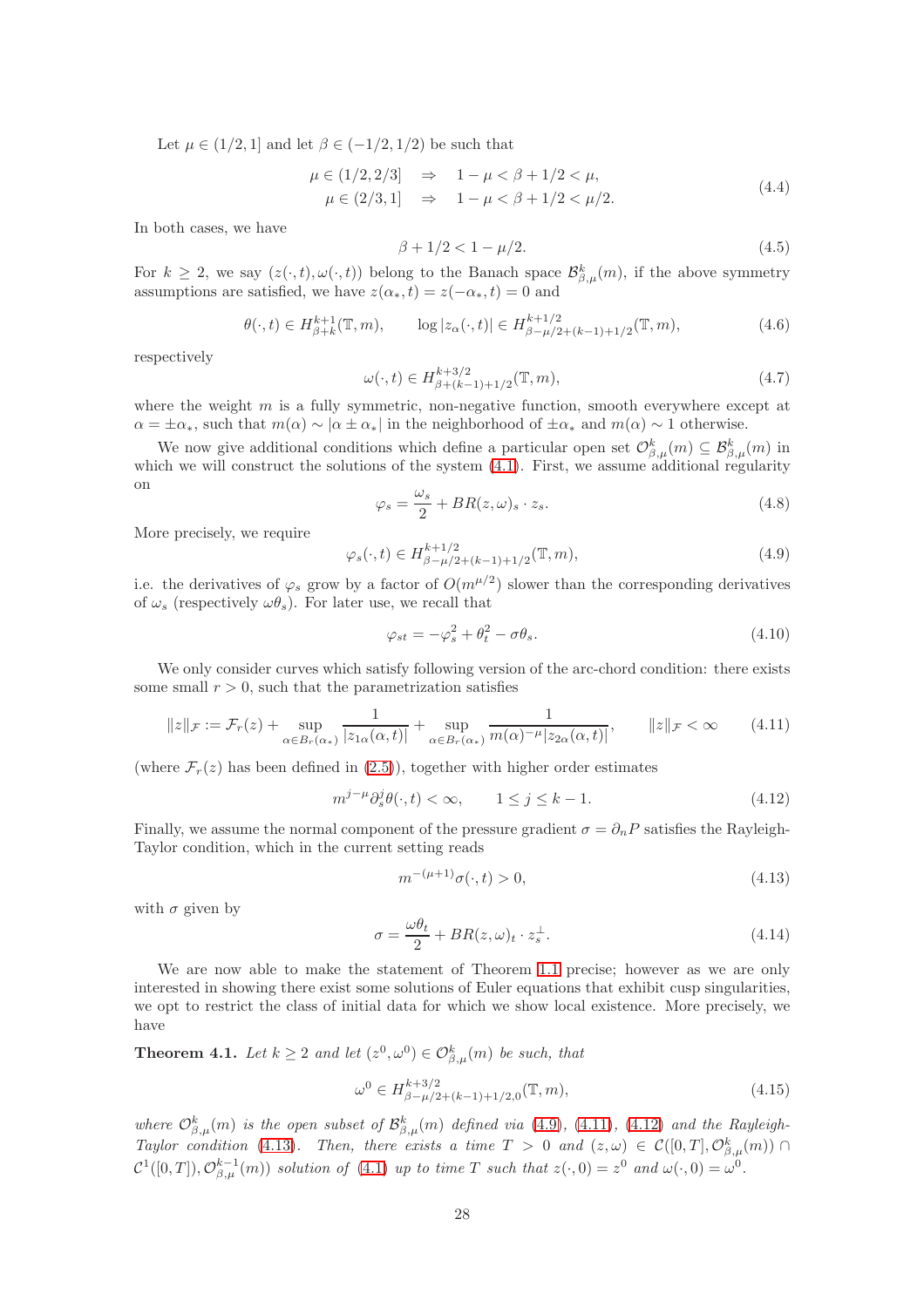Let $\mu \in (1/2, 1]$ and let $\beta \in (-1/2, 1/2)$ be such that

$$
\begin{aligned}
\mu \in (1/2, 2/3] \quad &\Rightarrow \quad 1 - \mu < \beta + 1/2 < \mu, \\
\mu \in (2/3, 1] \quad &\Rightarrow \quad 1 - \mu < \beta + 1/2 < \mu/2.
\end{aligned}
\tag{4.4}
$$

In both cases, we have

$$
\beta + 1/2 < 1 - \mu/2. \tag{4.5}
$$

For $k \geq 2$, we say $(z(\cdot, t), \omega(\cdot, t))$ belong to the Banach space $\mathcal{B}^k_{\beta,\mu}(m)$, if the above symmetry assumptions are satisfied, we have $z(\alpha_*, t) = z(-\alpha_*, t) = 0$ and

$$
\theta(\cdot, t) \in H^{k+1}_{\beta+k}(\mathbb{T}, m), \qquad \log|z_\alpha(\cdot, t)| \in H^{k+1/2}_{\beta-\mu/2+(k-1)+1/2}(\mathbb{T}, m), \tag{4.6}
$$

respectively

$$
\omega(\cdot, t) \in H^{k+3/2}_{\beta+(k-1)+1/2}(\mathbb{T}, m), \tag{4.7}
$$

where the weight $m$ is a fully symmetric, non-negative function, smooth everywhere except at $\alpha = \pm\alpha_*$, such that $m(\alpha) \sim |\alpha \pm \alpha_*|$ in the neighborhood of $\pm\alpha_*$ and $m(\alpha) \sim 1$ otherwise.

We now give additional conditions which define a particular open set $\mathcal{O}^k_{\beta,\mu}(m) \subseteq \mathcal{B}^k_{\beta,\mu}(m)$ in which we will construct the solutions of the system (4.1). First, we assume additional regularity on

$$
\varphi_s = \frac{\omega_s}{2} + BR(z, \omega)_s \cdot z_s. \tag{4.8}
$$

More precisely, we require

$$
\varphi_s(\cdot, t) \in H^{k+1/2}_{\beta-\mu/2+(k-1)+1/2}(\mathbb{T}, m), \tag{4.9}
$$

i.e. the derivatives of $\varphi_s$ grow by a factor of $O(m^{\mu/2})$ slower than the corresponding derivatives of $\omega_s$ (respectively $\omega\theta_s$). For later use, we recall that

$$
\varphi_{st} = -\varphi_s^2 + \theta_t^2 - \sigma\theta_s. \tag{4.10}
$$

We only consider curves which satisfy following version of the arc-chord condition: there exists some small $r > 0$, such that the parametrization satisfies

$$
\|z\|_{\mathcal{F}} := \mathcal{F}_r(z) + \sup_{\alpha \in B_r(\alpha_*)} \frac{1}{|z_{1\alpha}(\alpha, t)|} + \sup_{\alpha \in B_r(\alpha_*)} \frac{1}{m(\alpha)^{-\mu}|z_{2\alpha}(\alpha, t)|}, \qquad \|z\|_{\mathcal{F}} < \infty \tag{4.11}
$$

(where $\mathcal{F}_r(z)$ has been defined in (2.5)), together with higher order estimates

$$
m^{j-\mu}\partial_s^j \theta(\cdot, t) < \infty, \qquad 1 \leq j \leq k - 1. \tag{4.12}
$$

Finally, we assume the normal component of the pressure gradient $\sigma = \partial_n P$ satisfies the Rayleigh-Taylor condition, which in the current setting reads

$$
m^{-(\mu+1)}\sigma(\cdot, t) > 0, \tag{4.13}
$$

with $\sigma$ given by

$$
\sigma = \frac{\omega\theta_t}{2} + BR(z, \omega)_t \cdot z_s^\perp. \tag{4.14}
$$

We are now able to make the statement of Theorem 1.1 precise; however as we are only interested in showing there exist some solutions of Euler equations that exhibit cusp singularities, we opt to restrict the class of initial data for which we show local existence. More precisely, we have

**Theorem 4.1.** *Let $k \geq 2$ and let $(z^0, \omega^0) \in \mathcal{O}^k_{\beta,\mu}(m)$ be such, that*

$$
\omega^0 \in H^{k+3/2}_{\beta-\mu/2+(k-1)+1/2,0}(\mathbb{T}, m), \tag{4.15}
$$

*where $\mathcal{O}^k_{\beta,\mu}(m)$ is the open subset of $\mathcal{B}^k_{\beta,\mu}(m)$ defined via (4.9), (4.11), (4.12) and the Rayleigh-Taylor condition (4.13). Then, there exists a time $T > 0$ and $(z, \omega) \in \mathcal{C}([0, T], \mathcal{O}^k_{\beta,\mu}(m)) \cap \mathcal{C}^1([0, T]), \mathcal{O}^{k-1}_{\beta,\mu}(m))$ solution of (4.1) up to time $T$ such that $z(\cdot, 0) = z^0$ and $\omega(\cdot, 0) = \omega^0$.*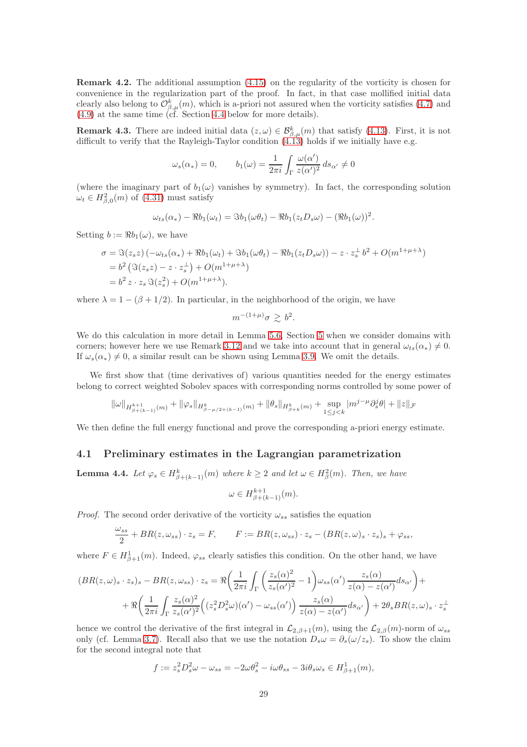**Remark 4.2.** The additional assumption (4.15) on the regularity of the vorticity is chosen for convenience in the regularization part of the proof. In fact, in that case mollified initial data clearly also belong to $\mathcal{O}^k_{\beta,\mu}(m)$, which is a-priori not assured when the vorticity satisfies (4.7) and (4.9) at the same time (cf. Section 4.4 below for more details).

**Remark 4.3.** There are indeed initial data $(z,\omega) \in \mathcal{B}^k_{\beta,\mu}(m)$ that satisfy (4.13). First, it is not difficult to verify that the Rayleigh-Taylor condition (4.13) holds if we initially have e.g.

$$\omega_s(\alpha_*) = 0, \qquad b_1(\omega) = \frac{1}{2\pi i}\int_\Gamma \frac{\omega(\alpha')}{z(\alpha')^2}\, ds_{\alpha'} \neq 0$$

(where the imaginary part of $b_1(\omega)$ vanishes by symmetry). In fact, the corresponding solution $\omega_t \in H^2_{\beta,0}(m)$ of (4.31) must satisfy

$$\omega_{ts}(\alpha_*) - \Re b_1(\omega_t) = \Im b_1(\omega\theta_t) - \Re b_1(z_t D_s\omega) - (\Re b_1(\omega))^2.$$

Setting $b := \Re b_1(\omega)$, we have

$$\begin{aligned}
\sigma &= \Im(z_s z)\left(-\omega_{ts}(\alpha_*) + \Re b_1(\omega_t) + \Im b_1(\omega\theta_t) - \Re b_1(z_t D_s\omega)\right) - z\cdot z_s^\perp\, b^2 + O(m^{1+\mu+\lambda})\\
&= b^2\left(\Im(z_s z) - z\cdot z_s^\perp\right) + O(m^{1+\mu+\lambda})\\
&= b^2\, z\cdot z_s\, \Im(z_s^2) + O(m^{1+\mu+\lambda}).
\end{aligned}$$

where $\lambda = 1 - (\beta + 1/2)$. In particular, in the neighborhood of the origin, we have

$$m^{-(1+\mu)}\sigma \gtrsim b^2.$$

We do this calculation in more detail in Lemma 5.6, Section 5 when we consider domains with corners; however here we use Remark 3.12 and we take into account that in general $\omega_{ts}(\alpha_*) \neq 0$. If $\omega_s(\alpha_*) \neq 0$, a similar result can be shown using Lemma 3.9. We omit the details.

We first show that (time derivatives of) various quantities needed for the energy estimates belong to correct weighted Sobolev spaces with corresponding norms controlled by some power of

$$\|\omega\|_{H^{k+1}_{\beta+(k-1)}(m)} + \|\varphi_s\|_{H^k_{\beta-\mu/2+(k-1)}(m)} + \|\theta_s\|_{H^k_{\beta+k}(m)} + \sup_{1\le j<k}|m^{j-\mu}\partial_s^j\theta| + \|z\|_{\mathcal{F}}$$

We then define the full energy functional and prove the corresponding a-priori energy estimate.

## 4.1 Preliminary estimates in the Lagrangian parametrization

**Lemma 4.4.** *Let $\varphi_s \in H^k_{\beta+(k-1)}(m)$ where $k \ge 2$ and let $\omega \in H^2_\beta(m)$. Then, we have*

$$\omega \in H^{k+1}_{\beta+(k-1)}(m).$$

*Proof.* The second order derivative of the vorticity $\omega_{ss}$ satisfies the equation

$$\frac{\omega_{ss}}{2} + BR(z,\omega_{ss})\cdot z_s = F, \qquad F := BR(z,\omega_{ss})\cdot z_s - (BR(z,\omega)_s\cdot z_s)_s + \varphi_{ss},$$

where $F \in H^1_{\beta+1}(m)$. Indeed, $\varphi_{ss}$ clearly satisfies this condition. On the other hand, we have

$$\begin{aligned}
(BR(z,\omega)_s\cdot z_s)_s - BR(z,\omega_{ss})\cdot z_s &= \Re\bigg(\frac{1}{2\pi i}\int_\Gamma\left(\frac{z_s(\alpha)^2}{z_s(\alpha')^2} - 1\right)\omega_{ss}(\alpha')\,\frac{z_s(\alpha)}{z(\alpha)-z(\alpha')}ds_{\alpha'}\bigg) +\\
&+ \Re\bigg(\frac{1}{2\pi i}\int_\Gamma \frac{z_s(\alpha)^2}{z_s(\alpha')^2}\Big((z_s^2D_s^2\omega)(\alpha') - \omega_{ss}(\alpha')\Big)\,\frac{z_s(\alpha)}{z(\alpha)-z(\alpha')}ds_{\alpha'}\bigg) + 2\theta_s BR(z,\omega)_s\cdot z_s^\perp
\end{aligned}$$

hence we control the derivative of the first integral in $\mathcal{L}_{2,\beta+1}(m)$, using the $\mathcal{L}_{2,\beta}(m)$-norm of $\omega_{ss}$ only (cf. Lemma 3.7). Recall also that we use the notation $D_s\omega = \partial_s(\omega/z_s)$. To show the claim for the second integral note that

$$f := z_s^2D_s^2\omega - \omega_{ss} = -2\omega\theta_s^2 - i\omega\theta_{ss} - 3i\theta_s\omega_s \in H^1_{\beta+1}(m),$$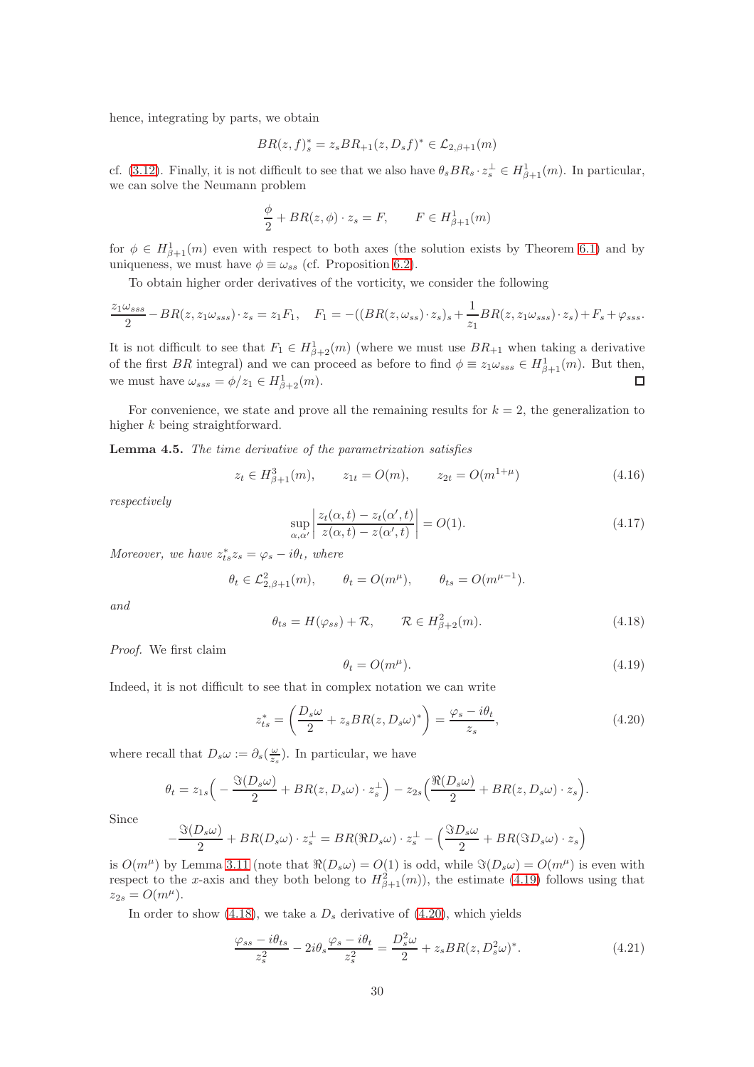hence, integrating by parts, we obtain

$$BR(z,f)^*_s = z_s BR_{+1}(z, D_s f)^* \in \mathcal{L}_{2,\beta+1}(m)$$

cf. (3.12). Finally, it is not difficult to see that we also have $\theta_s BR_s \cdot z_s^\perp \in H^1_{\beta+1}(m)$. In particular, we can solve the Neumann problem

$$\frac{\phi}{2} + BR(z,\phi)\cdot z_s = F, \qquad F \in H^1_{\beta+1}(m)$$

for $\phi \in H^1_{\beta+1}(m)$ even with respect to both axes (the solution exists by Theorem 6.1) and by uniqueness, we must have $\phi \equiv \omega_{ss}$ (cf. Proposition 6.2).

To obtain higher order derivatives of the vorticity, we consider the following

$$\frac{z_1 \omega_{sss}}{2} - BR(z, z_1\omega_{sss})\cdot z_s = z_1 F_1, \quad F_1 = -((BR(z,\omega_{ss})\cdot z_s)_s + \frac{1}{z_1} BR(z, z_1\omega_{sss})\cdot z_s) + F_s + \varphi_{sss}.$$

It is not difficult to see that $F_1 \in H^1_{\beta+2}(m)$ (where we must use $BR_{+1}$ when taking a derivative of the first $BR$ integral) and we can proceed as before to find $\phi \equiv z_1\omega_{sss} \in H^1_{\beta+1}(m)$. But then, we must have $\omega_{sss} = \phi/z_1 \in H^1_{\beta+2}(m)$. ◻

For convenience, we state and prove all the remaining results for $k = 2$, the generalization to higher $k$ being straightforward.

**Lemma 4.5.** *The time derivative of the parametrization satisfies*

$$z_t \in H^3_{\beta+1}(m), \qquad z_{1t} = O(m), \qquad z_{2t} = O(m^{1+\mu}) \tag{4.16}$$

*respectively*

$$\sup_{\alpha,\alpha'} \left| \frac{z_t(\alpha,t) - z_t(\alpha',t)}{z(\alpha,t) - z(\alpha',t)} \right| = O(1). \tag{4.17}$$

*Moreover, we have $z^*_{ts} z_s = \varphi_s - i\theta_t$, where*

$$\theta_t \in \mathcal{L}^2_{2,\beta+1}(m), \qquad \theta_t = O(m^\mu), \qquad \theta_{ts} = O(m^{\mu-1}).$$

*and*

$$\theta_{ts} = H(\varphi_{ss}) + \mathcal{R}, \qquad \mathcal{R} \in H^2_{\beta+2}(m). \tag{4.18}$$

*Proof.* We first claim

$$\theta_t = O(m^\mu). \tag{4.19}$$

Indeed, it is not difficult to see that in complex notation we can write

$$z^*_{ts} = \left( \frac{D_s\omega}{2} + z_s BR(z, D_s\omega)^* \right) = \frac{\varphi_s - i\theta_t}{z_s}, \tag{4.20}$$

where recall that $D_s\omega := \partial_s(\frac{\omega}{z_s})$. In particular, we have

$$\theta_t = z_{1s}\Big( -\frac{\Im(D_s\omega)}{2} + BR(z, D_s\omega)\cdot z_s^\perp \Big) - z_{2s}\Big( \frac{\Re(D_s\omega)}{2} + BR(z, D_s\omega)\cdot z_s \Big).$$

Since

$$-\frac{\Im(D_s\omega)}{2} + BR(D_s\omega)\cdot z_s^\perp = BR(\Re D_s\omega)\cdot z_s^\perp - \Big( \frac{\Im D_s\omega}{2} + BR(\Im D_s\omega)\cdot z_s \Big)$$

is $O(m^\mu)$ by Lemma 3.11 (note that $\Re(D_s\omega) = O(1)$ is odd, while $\Im(D_s\omega) = O(m^\mu)$ is even with respect to the $x$-axis and they both belong to $H^2_{\beta+1}(m)$), the estimate (4.19) follows using that $z_{2s} = O(m^\mu)$.

In order to show (4.18), we take a $D_s$ derivative of (4.20), which yields

$$\frac{\varphi_{ss} - i\theta_{ts}}{z_s^2} - 2i\theta_s \frac{\varphi_s - i\theta_t}{z_s^2} = \frac{D_s^2\omega}{2} + z_s BR(z, D_s^2\omega)^*. \tag{4.21}$$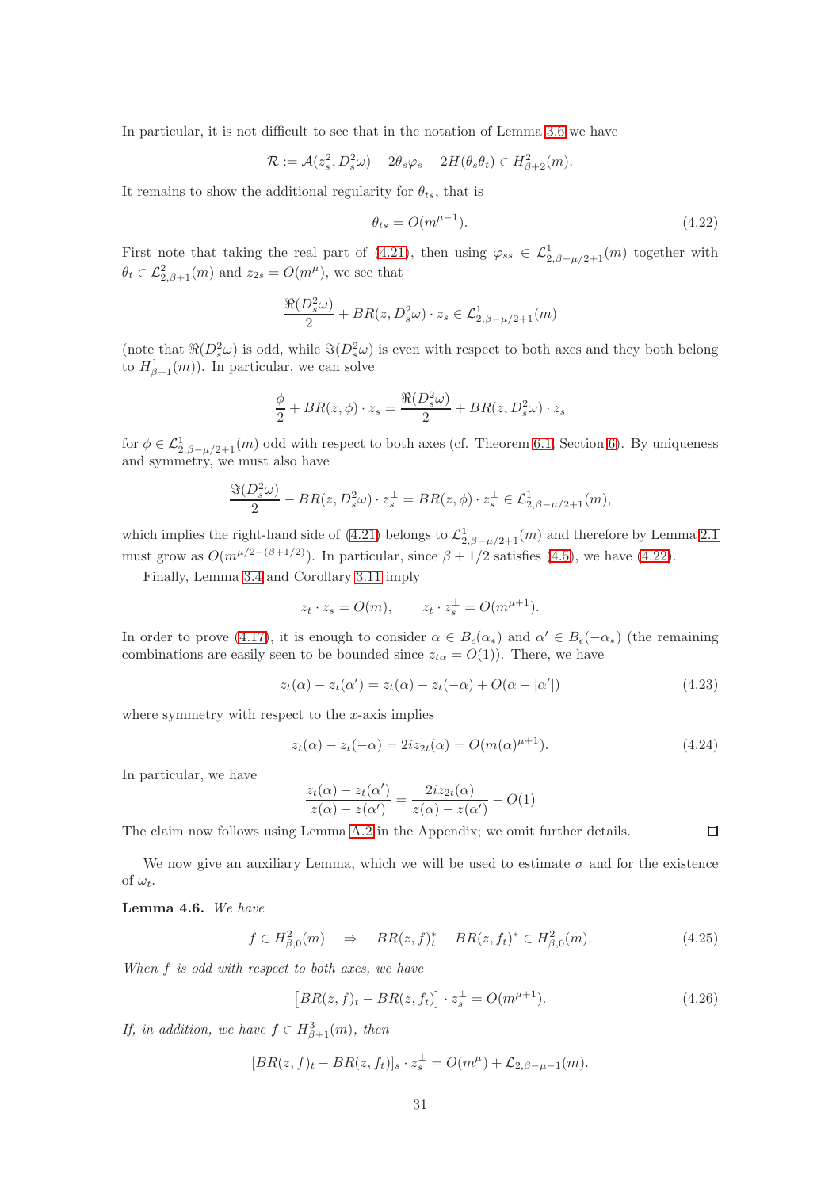In particular, it is not difficult to see that in the notation of Lemma 3.6 we have

$$\mathcal{R} := \mathcal{A}(z_s^2, D_s^2\omega) - 2\theta_s\varphi_s - 2H(\theta_s\theta_t) \in H^2_{\beta+2}(m).$$

It remains to show the additional regularity for $\theta_{ts}$, that is

$$\theta_{ts} = O(m^{\mu-1}). \tag{4.22}$$

First note that taking the real part of (4.21), then using $\varphi_{ss} \in \mathcal{L}^1_{2,\beta-\mu/2+1}(m)$ together with $\theta_t \in \mathcal{L}^2_{2,\beta+1}(m)$ and $z_{2s} = O(m^\mu)$, we see that

$$\frac{\Re(D_s^2\omega)}{2} + BR(z, D_s^2\omega)\cdot z_s \in \mathcal{L}^1_{2,\beta-\mu/2+1}(m)$$

(note that $\Re(D_s^2\omega)$ is odd, while $\Im(D_s^2\omega)$ is even with respect to both axes and they both belong to $H^1_{\beta+1}(m)$). In particular, we can solve

$$\frac{\phi}{2} + BR(z,\phi)\cdot z_s = \frac{\Re(D_s^2\omega)}{2} + BR(z, D_s^2\omega)\cdot z_s$$

for $\phi \in \mathcal{L}^1_{2,\beta-\mu/2+1}(m)$ odd with respect to both axes (cf. Theorem 6.1 Section 6). By uniqueness and symmetry, we must also have

$$\frac{\Im(D_s^2\omega)}{2} - BR(z, D_s^2\omega)\cdot z_s^\perp = BR(z,\phi)\cdot z_s^\perp \in \mathcal{L}^1_{2,\beta-\mu/2+1}(m),$$

which implies the right-hand side of (4.21) belongs to $\mathcal{L}^1_{2,\beta-\mu/2+1}(m)$ and therefore by Lemma 2.1 must grow as $O(m^{\mu/2-(\beta+1/2)})$. In particular, since $\beta+1/2$ satisfies (4.5), we have (4.22).

Finally, Lemma 3.4 and Corollary 3.11 imply

$$z_t\cdot z_s = O(m), \qquad z_t\cdot z_s^\perp = O(m^{\mu+1}).$$

In order to prove (4.17), it is enough to consider $\alpha \in B_\epsilon(\alpha_*)$ and $\alpha' \in B_\epsilon(-\alpha_*)$ (the remaining combinations are easily seen to be bounded since $z_{t\alpha} = O(1)$). There, we have

$$z_t(\alpha) - z_t(\alpha') = z_t(\alpha) - z_t(-\alpha) + O(\alpha - |\alpha'|) \tag{4.23}$$

where symmetry with respect to the $x$-axis implies

$$z_t(\alpha) - z_t(-\alpha) = 2iz_{2t}(\alpha) = O(m(\alpha)^{\mu+1}). \tag{4.24}$$

In particular, we have

$$\frac{z_t(\alpha)-z_t(\alpha')}{z(\alpha)-z(\alpha')} = \frac{2iz_{2t}(\alpha)}{z(\alpha)-z(\alpha')} + O(1)$$

The claim now follows using Lemma A.2 in the Appendix; we omit further details. $\square$

We now give an auxiliary Lemma, which we will be used to estimate $\sigma$ and for the existence of $\omega_t$.

**Lemma 4.6.** *We have*

$$f \in H^2_{\beta,0}(m) \quad \Rightarrow \quad BR(z,f)_t^* - BR(z,f_t)^* \in H^2_{\beta,0}(m). \tag{4.25}$$

*When $f$ is odd with respect to both axes, we have*

$$\big[BR(z,f)_t - BR(z,f_t)\big]\cdot z_s^\perp = O(m^{\mu+1}). \tag{4.26}$$

*If, in addition, we have $f \in H^3_{\beta+1}(m)$, then*

$$[BR(z,f)_t - BR(z,f_t)]_s\cdot z_s^\perp = O(m^\mu) + \mathcal{L}_{2,\beta-\mu-1}(m).$$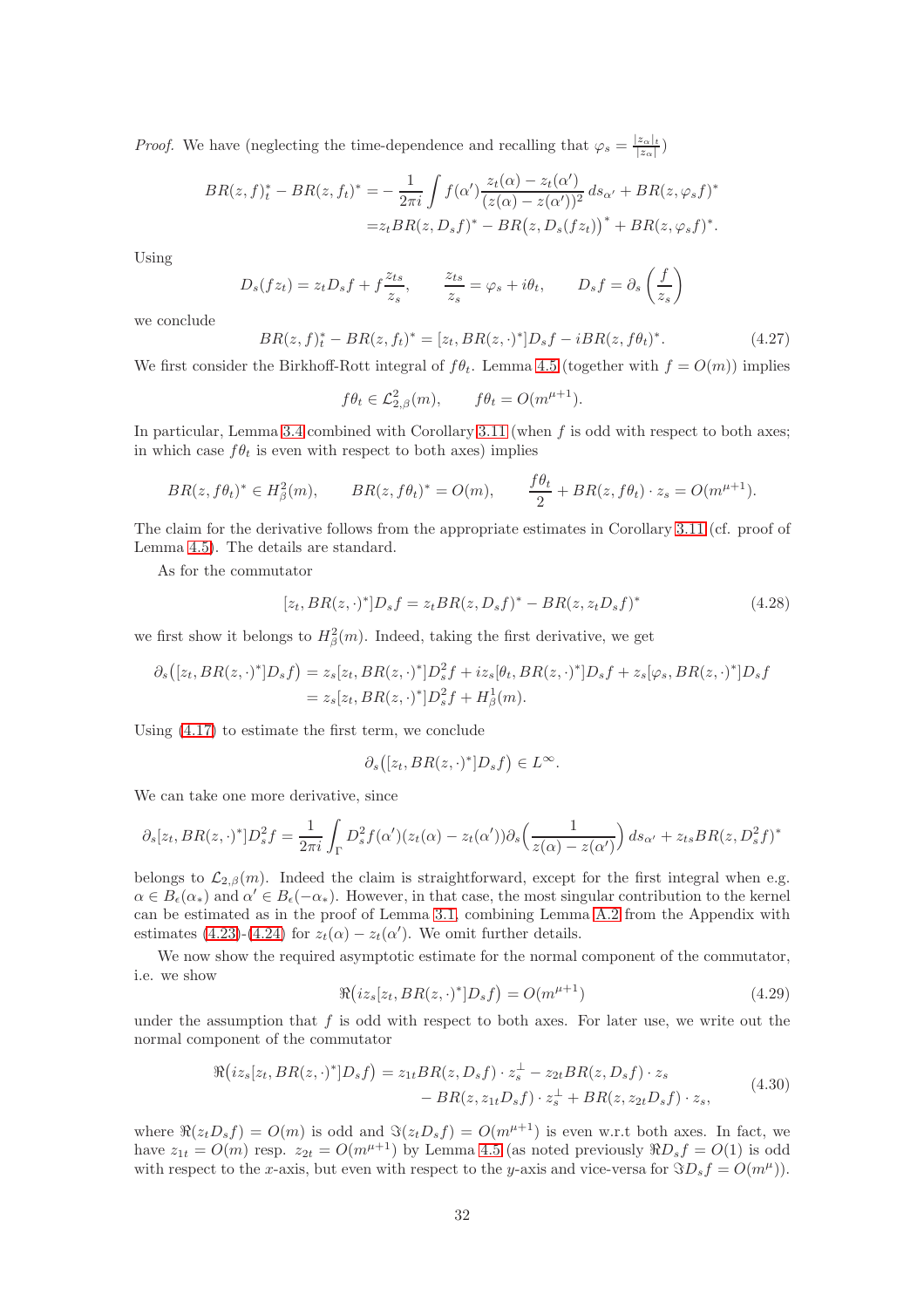*Proof.* We have (neglecting the time-dependence and recalling that $\varphi_s = \frac{|z_\alpha|_t}{|z_\alpha|}$)

$$
\begin{aligned}
BR(z,f)^*_t - BR(z,f_t)^* &= -\frac{1}{2\pi i}\int f(\alpha')\frac{z_t(\alpha)-z_t(\alpha')}{(z(\alpha)-z(\alpha'))^2}\,ds_{\alpha'} + BR(z,\varphi_s f)^* \\
&= z_t BR(z,D_s f)^* - BR\big(z,D_s(fz_t)\big)^* + BR(z,\varphi_s f)^*.
\end{aligned}
$$

Using

$$
D_s(fz_t) = z_t D_s f + f\frac{z_{ts}}{z_s}, \qquad \frac{z_{ts}}{z_s} = \varphi_s + i\theta_t, \qquad D_s f = \partial_s\left(\frac{f}{z_s}\right)
$$

we conclude

$$
BR(z,f)^*_t - BR(z,f_t)^* = [z_t, BR(z,\cdot)^*]D_s f - iBR(z,f\theta_t)^*. \tag{4.27}
$$

We first consider the Birkhoff-Rott integral of $f\theta_t$. Lemma 4.5 (together with $f = O(m)$) implies

$$
f\theta_t \in \mathcal{L}^2_{2,\beta}(m), \qquad f\theta_t = O(m^{\mu+1}).
$$

In particular, Lemma 3.4 combined with Corollary 3.11 (when $f$ is odd with respect to both axes; in which case $f\theta_t$ is even with respect to both axes) implies

$$
BR(z,f\theta_t)^* \in H^2_\beta(m), \qquad BR(z,f\theta_t)^* = O(m), \qquad \frac{f\theta_t}{2} + BR(z,f\theta_t)\cdot z_s = O(m^{\mu+1}).
$$

The claim for the derivative follows from the appropriate estimates in Corollary 3.11 (cf. proof of Lemma 4.5). The details are standard.

As for the commutator

$$
[z_t, BR(z,\cdot)^*]D_s f = z_t BR(z,D_s f)^* - BR(z,z_t D_s f)^* \tag{4.28}
$$

we first show it belongs to $H^2_\beta(m)$. Indeed, taking the first derivative, we get

$$
\begin{aligned}
\partial_s\big([z_t, BR(z,\cdot)^*]D_s f\big) &= z_s[z_t, BR(z,\cdot)^*]D_s^2 f + iz_s[\theta_t, BR(z,\cdot)^*]D_s f + z_s[\varphi_s, BR(z,\cdot)^*]D_s f \\
&= z_s[z_t, BR(z,\cdot)^*]D_s^2 f + H^1_\beta(m).
\end{aligned}
$$

Using (4.17) to estimate the first term, we conclude

$$
\partial_s\big([z_t, BR(z,\cdot)^*]D_s f\big) \in L^\infty.
$$

We can take one more derivative, since

$$
\partial_s[z_t, BR(z,\cdot)^*]D_s^2 f = \frac{1}{2\pi i}\int_\Gamma D_s^2 f(\alpha')(z_t(\alpha)-z_t(\alpha'))\partial_s\Big(\frac{1}{z(\alpha)-z(\alpha')}\Big)\,ds_{\alpha'} + z_{ts}BR(z,D_s^2 f)^*
$$

belongs to $\mathcal{L}_{2,\beta}(m)$. Indeed the claim is straightforward, except for the first integral when e.g. $\alpha \in B_\epsilon(\alpha_*)$ and $\alpha' \in B_\epsilon(-\alpha_*)$. However, in that case, the most singular contribution to the kernel can be estimated as in the proof of Lemma 3.1, combining Lemma A.2 from the Appendix with estimates (4.23)-(4.24) for $z_t(\alpha) - z_t(\alpha')$. We omit further details.

We now show the required asymptotic estimate for the normal component of the commutator, i.e. we show

$$
\Re\big(iz_s[z_t, BR(z,\cdot)^*]D_s f\big) = O(m^{\mu+1}) \tag{4.29}
$$

under the assumption that $f$ is odd with respect to both axes. For later use, we write out the normal component of the commutator

$$
\begin{aligned}
\Re\big(iz_s[z_t, BR(z,\cdot)^*]D_s f\big) = z_{1t}BR(z,D_s f)\cdot z_s^\perp - z_{2t}BR(z,D_s f)\cdot z_s \\
- BR(z,z_{1t}D_s f)\cdot z_s^\perp + BR(z,z_{2t}D_s f)\cdot z_s,
\end{aligned} \tag{4.30}
$$

where $\Re(z_t D_s f) = O(m)$ is odd and $\Im(z_t D_s f) = O(m^{\mu+1})$ is even w.r.t both axes. In fact, we have $z_{1t} = O(m)$ resp. $z_{2t} = O(m^{\mu+1})$ by Lemma 4.5 (as noted previously $\Re D_s f = O(1)$ is odd with respect to the $x$-axis, but even with respect to the $y$-axis and vice-versa for $\Im D_s f = O(m^\mu)$).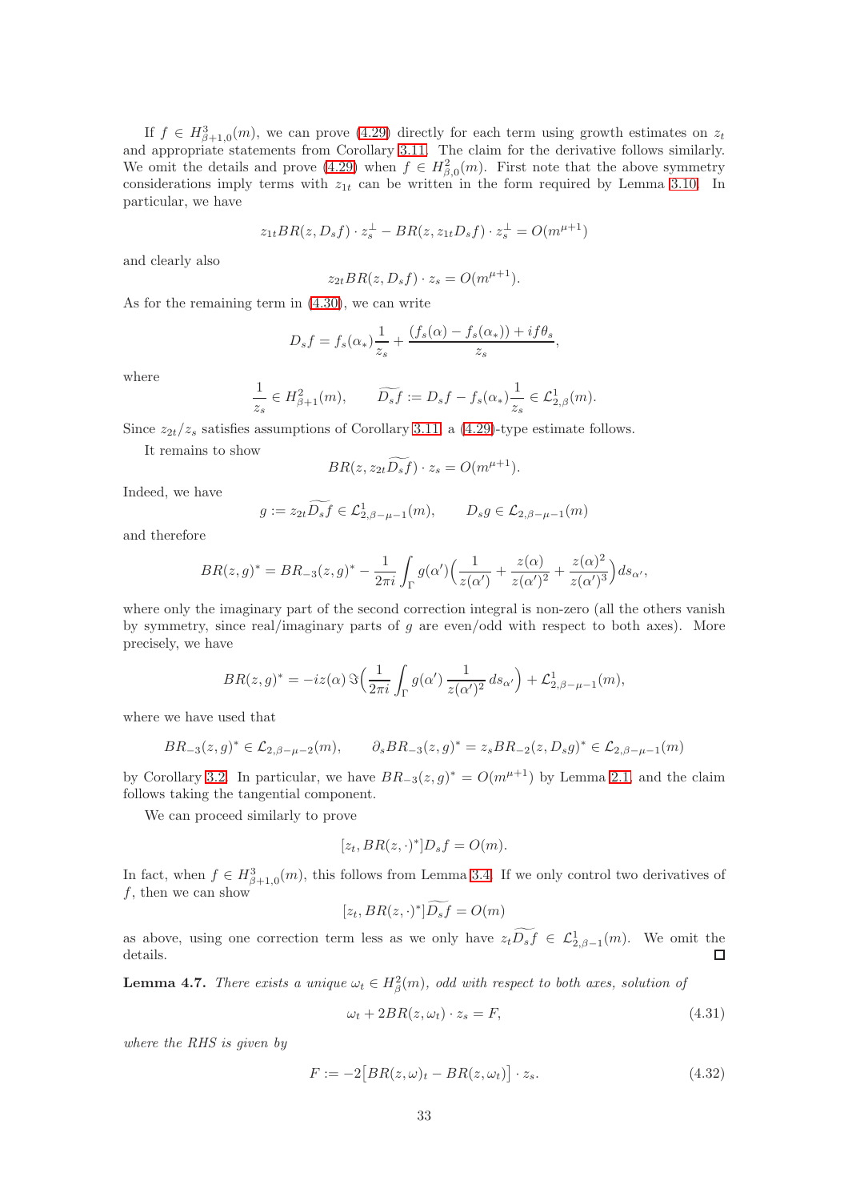If $f \in H^3_{\beta+1,0}(m)$, we can prove (4.29) directly for each term using growth estimates on $z_t$ and appropriate statements from Corollary 3.11. The claim for the derivative follows similarly. We omit the details and prove (4.29) when $f \in H^2_{\beta,0}(m)$. First note that the above symmetry considerations imply terms with $z_{1t}$ can be written in the form required by Lemma 3.10. In particular, we have

$$z_{1t} BR(z, D_s f) \cdot z_s^\perp - BR(z, z_{1t} D_s f) \cdot z_s^\perp = O(m^{\mu+1})$$

and clearly also

$$z_{2t} BR(z, D_s f) \cdot z_s = O(m^{\mu+1}).$$

As for the remaining term in (4.30), we can write

$$D_s f = f_s(\alpha_*) \frac{1}{z_s} + \frac{(f_s(\alpha) - f_s(\alpha_*)) + i f \theta_s}{z_s},$$

where

$$\frac{1}{z_s} \in H^2_{\beta+1}(m), \qquad \widetilde{D_s f} := D_s f - f_s(\alpha_*) \frac{1}{z_s} \in \mathcal{L}^1_{2,\beta}(m).$$

Since $z_{2t}/z_s$ satisfies assumptions of Corollary 3.11, a (4.29)-type estimate follows.

It remains to show

$$BR(z, z_{2t} \widetilde{D_s f}) \cdot z_s = O(m^{\mu+1}).$$

Indeed, we have

$$g := z_{2t} \widetilde{D_s f} \in \mathcal{L}^1_{2,\beta-\mu-1}(m), \qquad D_s g \in \mathcal{L}_{2,\beta-\mu-1}(m)$$

and therefore

$$BR(z, g)^* = BR_{-3}(z, g)^* - \frac{1}{2\pi i} \int_\Gamma g(\alpha') \Big( \frac{1}{z(\alpha')} + \frac{z(\alpha)}{z(\alpha')^2} + \frac{z(\alpha)^2}{z(\alpha')^3} \Big) ds_{\alpha'},$$

where only the imaginary part of the second correction integral is non-zero (all the others vanish by symmetry, since real/imaginary parts of $g$ are even/odd with respect to both axes). More precisely, we have

$$BR(z, g)^* = -iz(\alpha) \Im \Big( \frac{1}{2\pi i} \int_\Gamma g(\alpha') \frac{1}{z(\alpha')^2} \, ds_{\alpha'} \Big) + \mathcal{L}^1_{2,\beta-\mu-1}(m),$$

where we have used that

$$BR_{-3}(z, g)^* \in \mathcal{L}_{2,\beta-\mu-2}(m), \qquad \partial_s BR_{-3}(z, g)^* = z_s BR_{-2}(z, D_s g)^* \in \mathcal{L}_{2,\beta-\mu-1}(m)$$

by Corollary 3.2. In particular, we have $BR_{-3}(z, g)^* = O(m^{\mu+1})$ by Lemma 2.1, and the claim follows taking the tangential component.

We can proceed similarly to prove

$$[z_t, BR(z, \cdot)^*] D_s f = O(m).$$

In fact, when $f \in H^3_{\beta+1,0}(m)$, this follows from Lemma 3.4. If we only control two derivatives of $f$, then we can show

$$[z_t, BR(z, \cdot)^*] \widetilde{D_s f} = O(m)$$

as above, using one correction term less as we only have $z_t \widetilde{D_s f} \in \mathcal{L}^1_{2,\beta-1}(m)$. We omit the details. $\square$

**Lemma 4.7.** *There exists a unique $\omega_t \in H^2_\beta(m)$, odd with respect to both axes, solution of*

$$\omega_t + 2BR(z, \omega_t) \cdot z_s = F, \tag{4.31}$$

*where the RHS is given by*

$$F := -2\big[ BR(z, \omega)_t - BR(z, \omega_t) \big] \cdot z_s. \tag{4.32}$$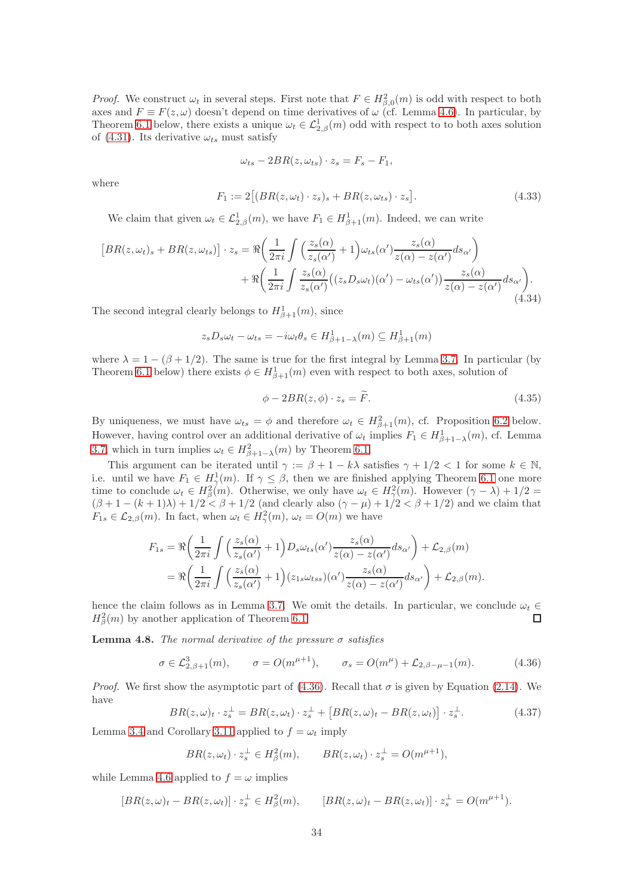*Proof.* We construct $\omega_t$ in several steps. First note that $F \in H^2_{\beta,0}(m)$ is odd with respect to both axes and $F \equiv F(z,\omega)$ doesn't depend on time derivatives of $\omega$ (cf. Lemma 4.6). In particular, by Theorem 6.1 below, there exists a unique $\omega_t \in \mathcal{L}^1_{2,\beta}(m)$ odd with respect to to both axes solution of (4.31). Its derivative $\omega_{ts}$ must satisfy

$$\omega_{ts} - 2BR(z,\omega_{ts}) \cdot z_s = F_s - F_1,$$

where

$$F_1 := 2\big[(BR(z,\omega_t)\cdot z_s)_s + BR(z,\omega_{ts})\cdot z_s\big]. \tag{4.33}$$

We claim that given $\omega_t \in \mathcal{L}^1_{2,\beta}(m)$, we have $F_1 \in H^1_{\beta+1}(m)$. Indeed, we can write

$$\begin{aligned}\big[BR(z,\omega_t)_s + BR(z,\omega_{ts})\big]\cdot z_s = \Re\bigg(\frac{1}{2\pi i}\int\Big(\frac{z_s(\alpha)}{z_s(\alpha')}+1\Big)\omega_{ts}(\alpha')\frac{z_s(\alpha)}{z(\alpha)-z(\alpha')}ds_{\alpha'}\bigg)\\ +\Re\bigg(\frac{1}{2\pi i}\int\frac{z_s(\alpha)}{z_s(\alpha')}\big((z_sD_s\omega_t)(\alpha')-\omega_{ts}(\alpha')\big)\frac{z_s(\alpha)}{z(\alpha)-z(\alpha')}ds_{\alpha'}\bigg).\end{aligned} \tag{4.34}$$

The second integral clearly belongs to $H^1_{\beta+1}(m)$, since

$$z_sD_s\omega_t - \omega_{ts} = -i\omega_t\theta_s \in H^1_{\beta+1-\lambda}(m) \subseteq H^1_{\beta+1}(m)$$

where $\lambda = 1-(\beta+1/2)$. The same is true for the first integral by Lemma 3.7. In particular (by Theorem 6.1 below) there exists $\phi \in H^1_{\beta+1}(m)$ even with respect to both axes, solution of

$$\phi - 2BR(z,\phi)\cdot z_s = \widetilde{F}. \tag{4.35}$$

By uniqueness, we must have $\omega_{ts} = \phi$ and therefore $\omega_t \in H^2_{\beta+1}(m)$, cf. Proposition 6.2 below. However, having control over an additional derivative of $\omega_t$ implies $F_1 \in H^1_{\beta+1-\lambda}(m)$, cf. Lemma 3.7, which in turn implies $\omega_t \in H^2_{\beta+1-\lambda}(m)$ by Theorem 6.1.

This argument can be iterated until $\gamma := \beta+1-k\lambda$ satisfies $\gamma+1/2<1$ for some $k\in\mathbb{N}$, i.e. until we have $F_1 \in H^1_\gamma(m)$. If $\gamma \le \beta$, then we are finished applying Theorem 6.1 one more time to conclude $\omega_t \in H^2_\beta(m)$. Otherwise, we only have $\omega_t \in H^2_\gamma(m)$. However $(\gamma-\lambda)+1/2 = (\beta+1-(k+1)\lambda)+1/2 < \beta+1/2$ (and clearly also $(\gamma-\mu)+1/2<\beta+1/2$) and we claim that $F_{1s} \in \mathcal{L}_{2,\beta}(m)$. In fact, when $\omega_t \in H^2_\gamma(m)$, $\omega_t = O(m)$ we have

$$\begin{aligned}F_{1s} &= \Re\bigg(\frac{1}{2\pi i}\int\Big(\frac{z_s(\alpha)}{z_s(\alpha')}+1\Big)D_s\omega_{ts}(\alpha')\frac{z_s(\alpha)}{z(\alpha)-z(\alpha')}ds_{\alpha'}\bigg)+\mathcal{L}_{2,\beta}(m)\\ &= \Re\bigg(\frac{1}{2\pi i}\int\Big(\frac{z_s(\alpha)}{z_s(\alpha')}+1\Big)(z_{1s}\omega_{tss})(\alpha')\frac{z_s(\alpha)}{z(\alpha)-z(\alpha')}ds_{\alpha'}\bigg)+\mathcal{L}_{2,\beta}(m).\end{aligned}$$

hence the claim follows as in Lemma 3.7. We omit the details. In particular, we conclude $\omega_t \in H^2_\beta(m)$ by another application of Theorem 6.1. ∎

**Lemma 4.8.** *The normal derivative of the pressure $\sigma$ satisfies*

$$\sigma \in \mathcal{L}^3_{2,\beta+1}(m), \qquad \sigma = O(m^{\mu+1}), \qquad \sigma_s = O(m^\mu) + \mathcal{L}_{2,\beta-\mu-1}(m). \tag{4.36}$$

*Proof.* We first show the asymptotic part of (4.36). Recall that $\sigma$ is given by Equation (2.14). We have

$$BR(z,\omega)_t\cdot z_s^\perp = BR(z,\omega_t)\cdot z_s^\perp + \big[BR(z,\omega)_t - BR(z,\omega_t)\big]\cdot z_s^\perp. \tag{4.37}$$

Lemma 3.4 and Corollary 3.11 applied to $f=\omega_t$ imply

$$BR(z,\omega_t)\cdot z_s^\perp \in H^2_\beta(m), \qquad BR(z,\omega_t)\cdot z_s^\perp = O(m^{\mu+1}),$$

while Lemma 4.6 applied to $f=\omega$ implies

$$[BR(z,\omega)_t - BR(z,\omega_t)]\cdot z_s^\perp \in H^2_\beta(m), \qquad [BR(z,\omega)_t - BR(z,\omega_t)]\cdot z_s^\perp = O(m^{\mu+1}).$$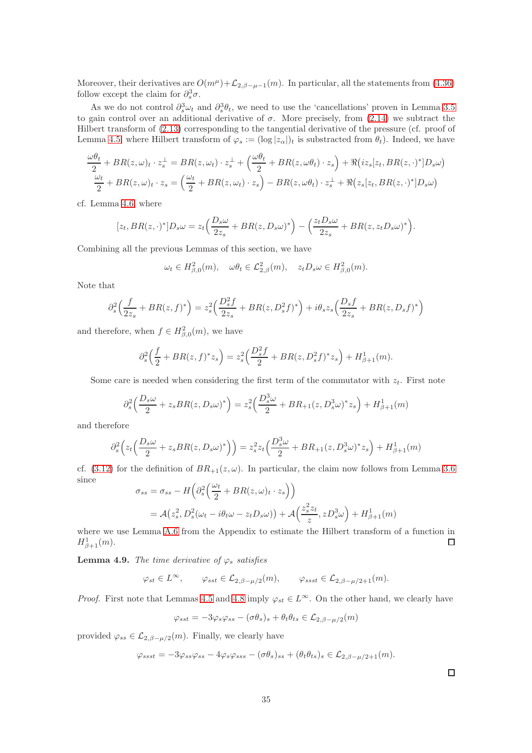Moreover, their derivatives are $O(m^\mu)+\mathcal{L}_{2,\beta-\mu-1}(m)$. In particular, all the statements from (4.36) follow except the claim for $\partial_s^3\sigma$.

As we do not control $\partial_s^3\omega_t$ and $\partial_s^3\theta_t$, we need to use the 'cancellations' proven in Lemma 3.5 to gain control over an additional derivative of $\sigma$. More precisely, from (2.14) we subtract the Hilbert transform of (2.13) corresponding to the tangential derivative of the pressure (cf. proof of Lemma 4.5, where Hilbert transform of $\varphi_s := (\log|z_\alpha|)_t$ is substracted from $\theta_t$). Indeed, we have

$$\frac{\omega\theta_t}{2} + BR(z,\omega)_t \cdot z_s^\perp = BR(z,\omega_t)\cdot z_s^\perp + \Big(\frac{\omega\theta_t}{2} + BR(z,\omega\theta_t)\cdot z_s\Big) + \Re\big(iz_s[z_t, BR(z,\cdot)^*]D_s\omega\big)$$
$$\frac{\omega_t}{2} + BR(z,\omega)_t\cdot z_s = \Big(\frac{\omega_t}{2} + BR(z,\omega_t)\cdot z_s\Big) - BR(z,\omega\theta_t)\cdot z_s^\perp + \Re\big(z_s[z_t, BR(z,\cdot)^*]D_s\omega\big)$$

cf. Lemma 4.6, where

$$[z_t, BR(z,\cdot)^*]D_s\omega = z_t\Big(\frac{D_s\omega}{2z_s} + BR(z,D_s\omega)^*\Big) - \Big(\frac{z_tD_s\omega}{2z_s} + BR(z,z_tD_s\omega)^*\Big).$$

Combining all the previous Lemmas of this section, we have

$$\omega_t\in H^2_{\beta,0}(m),\quad \omega\theta_t\in\mathcal{L}^2_{2,\beta}(m),\quad z_tD_s\omega\in H^2_{\beta,0}(m).$$

Note that

$$\partial_s^2\Big(\frac{f}{2z_s} + BR(z,f)^*\Big) = z_s^2\Big(\frac{D_s^2 f}{2z_s} + BR(z,D_s^2 f)^*\Big) + i\theta_s z_s\Big(\frac{D_s f}{2z_s} + BR(z,D_s f)^*\Big)$$

and therefore, when $f\in H^2_{\beta,0}(m)$, we have

$$\partial_s^2\Big(\frac{f}{2} + BR(z,f)^*z_s\Big) = z_s^2\Big(\frac{D_s^2 f}{2} + BR(z,D_s^2 f)^*z_s\Big) + H^1_{\beta+1}(m).$$

Some care is needed when considering the first term of the commutator with $z_t$. First note

$$\partial_s^2\Big(\frac{D_s\omega}{2} + z_sBR(z,D_s\omega)^*\Big) = z_s^2\Big(\frac{D_s^3\omega}{2} + BR_{+1}(z,D_s^3\omega)^*z_s\Big) + H^1_{\beta+1}(m)$$

and therefore

$$\partial_s^2\Big(z_t\Big(\frac{D_s\omega}{2} + z_sBR(z,D_s\omega)^*\Big)\Big) = z_s^2z_t\Big(\frac{D_s^3\omega}{2} + BR_{+1}(z,D_s^3\omega)^*z_s\Big) + H^1_{\beta+1}(m)$$

cf. (3.12) for the definition of $BR_{+1}(z,\omega)$. In particular, the claim now follows from Lemma 3.6 since

$$\begin{aligned}\sigma_{ss} &= \sigma_{ss} - H\Big(\partial_s^2\Big(\frac{\omega_t}{2} + BR(z,\omega)_t\cdot z_s\Big)\Big)\\ &= \mathcal{A}\big(z_s^2, D_s^2(\omega_t - i\theta_t\omega - z_tD_s\omega)\big) + \mathcal{A}\Big(\frac{z_s^2z_t}{z}, zD_s^3\omega\Big) + H^1_{\beta+1}(m)\end{aligned}$$

where we use Lemma A.6 from the Appendix to estimate the Hilbert transform of a function in $H^1_{\beta+1}(m)$. $\square$

**Lemma 4.9.** *The time derivative of $\varphi_s$ satisfies*

$$\varphi_{st}\in L^\infty,\qquad \varphi_{sst}\in\mathcal{L}_{2,\beta-\mu/2}(m),\qquad \varphi_{ssst}\in\mathcal{L}_{2,\beta-\mu/2+1}(m).$$

*Proof.* First note that Lemmas 4.5 and 4.8 imply $\varphi_{st}\in L^\infty$. On the other hand, we clearly have

$$\varphi_{sst} = -3\varphi_s\varphi_{ss} - (\sigma\theta_s)_s + \theta_t\theta_{ts}\in\mathcal{L}_{2,\beta-\mu/2}(m)$$

provided $\varphi_{ss}\in\mathcal{L}_{2,\beta-\mu/2}(m)$. Finally, we clearly have

$$\varphi_{ssst} = -3\varphi_{ss}\varphi_{ss} - 4\varphi_s\varphi_{sss} - (\sigma\theta_s)_{ss} + (\theta_t\theta_{ts})_s\in\mathcal{L}_{2,\beta-\mu/2+1}(m).$$

$\square$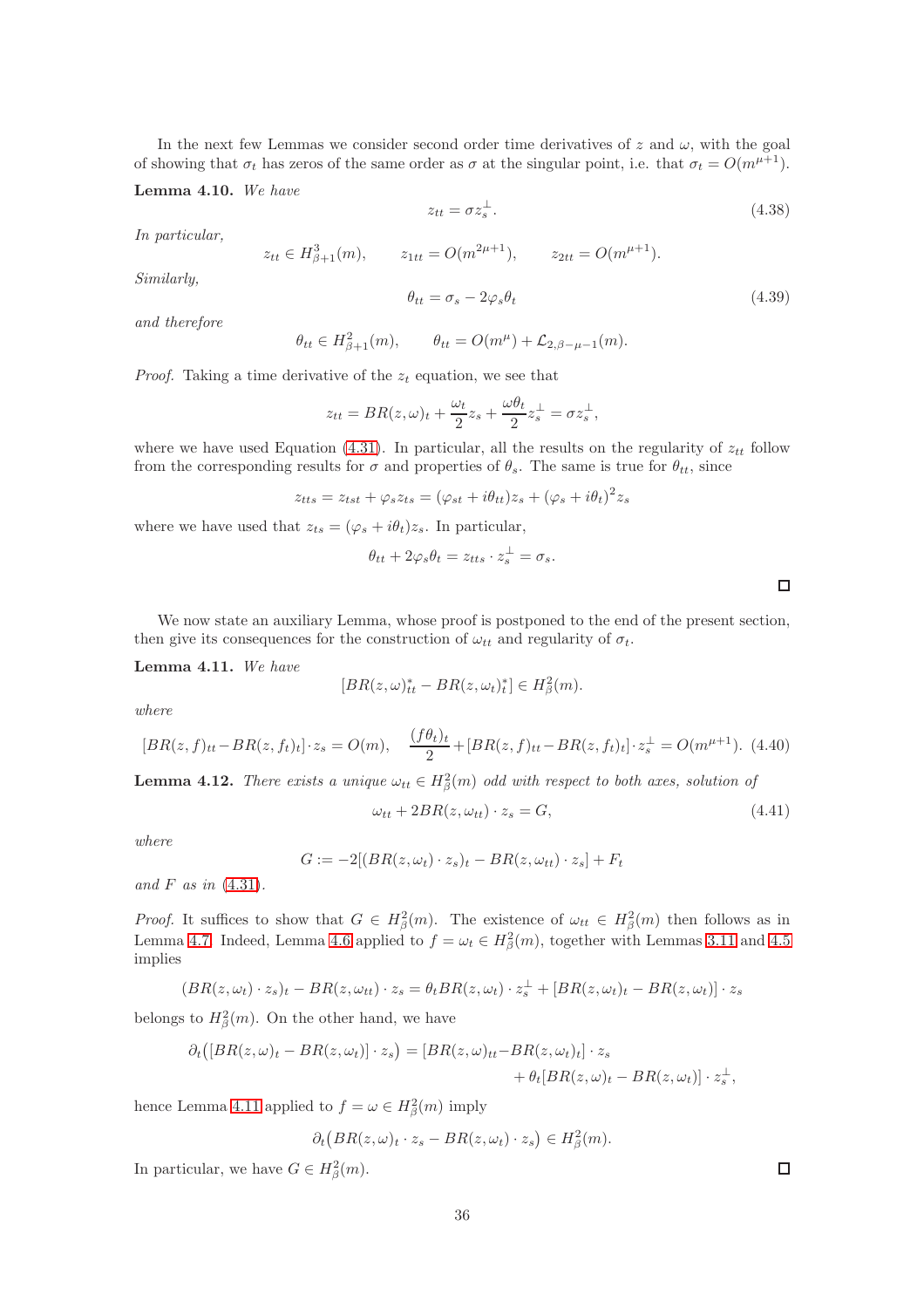In the next few Lemmas we consider second order time derivatives of $z$ and $\omega$, with the goal of showing that $\sigma_t$ has zeros of the same order as $\sigma$ at the singular point, i.e. that $\sigma_t = O(m^{\mu+1})$.

**Lemma 4.10.** *We have*

$$z_{tt} = \sigma z_s^{\perp}. \tag{4.38}$$

*In particular,*

$$z_{tt} \in H^3_{\beta+1}(m), \qquad z_{1tt} = O(m^{2\mu+1}), \qquad z_{2tt} = O(m^{\mu+1}).$$

*Similarly,*

$$\theta_{tt} = \sigma_s - 2\varphi_s\theta_t \tag{4.39}$$

*and therefore*

$$\theta_{tt} \in H^2_{\beta+1}(m), \qquad \theta_{tt} = O(m^{\mu}) + \mathcal{L}_{2,\beta-\mu-1}(m).$$

*Proof.* Taking a time derivative of the $z_t$ equation, we see that

$$z_{tt} = BR(z,\omega)_t + \frac{\omega_t}{2}z_s + \frac{\omega\theta_t}{2}z_s^{\perp} = \sigma z_s^{\perp},$$

where we have used Equation (4.31). In particular, all the results on the regularity of $z_{tt}$ follow from the corresponding results for $\sigma$ and properties of $\theta_s$. The same is true for $\theta_{tt}$, since

$$z_{tts} = z_{tst} + \varphi_s z_{ts} = (\varphi_{st} + i\theta_{tt})z_s + (\varphi_s + i\theta_t)^2 z_s$$

where we have used that $z_{ts} = (\varphi_s + i\theta_t)z_s$. In particular,

$$\theta_{tt} + 2\varphi_s\theta_t = z_{tts}\cdot z_s^{\perp} = \sigma_s.$$

□

We now state an auxiliary Lemma, whose proof is postponed to the end of the present section, then give its consequences for the construction of $\omega_{tt}$ and regularity of $\sigma_t$.

**Lemma 4.11.** *We have*

$$[BR(z,\omega)^*_{tt} - BR(z,\omega_t)^*_t] \in H^2_\beta(m).$$

*where*

$$[BR(z,f)_{tt} - BR(z,f_t)_t]\cdot z_s = O(m), \qquad \frac{(f\theta_t)_t}{2} + [BR(z,f)_{tt} - BR(z,f_t)_t]\cdot z_s^{\perp} = O(m^{\mu+1}). \tag{4.40}$$

**Lemma 4.12.** *There exists a unique $\omega_{tt} \in H^2_\beta(m)$ odd with respect to both axes, solution of*

$$\omega_{tt} + 2BR(z,\omega_{tt})\cdot z_s = G, \tag{4.41}$$

*where*

$$G := -2[(BR(z,\omega_t)\cdot z_s)_t - BR(z,\omega_{tt})\cdot z_s] + F_t$$

*and $F$ as in* (4.31).

*Proof.* It suffices to show that $G \in H^2_\beta(m)$. The existence of $\omega_{tt} \in H^2_\beta(m)$ then follows as in Lemma 4.7. Indeed, Lemma 4.6 applied to $f = \omega_t \in H^2_\beta(m)$, together with Lemmas 3.11 and 4.5 implies

$$(BR(z,\omega_t)\cdot z_s)_t - BR(z,\omega_{tt})\cdot z_s = \theta_t BR(z,\omega)\cdot z_s^{\perp} + [BR(z,\omega)_t - BR(z,\omega_t)]\cdot z_s$$

belongs to $H^2_\beta(m)$. On the other hand, we have

$$\begin{aligned}\partial_t\big([BR(z,\omega)_t - BR(z,\omega_t)]\cdot z_s\big) = [&BR(z,\omega)_{tt} - BR(z,\omega_t)_t]\cdot z_s \\ &+ \theta_t[BR(z,\omega)_t - BR(z,\omega_t)]\cdot z_s^{\perp},\end{aligned}$$

hence Lemma 4.11 applied to $f = \omega \in H^2_\beta(m)$ imply

$$\partial_t\big(BR(z,\omega)_t\cdot z_s - BR(z,\omega_t)\cdot z_s\big) \in H^2_\beta(m).$$

In particular, we have $G \in H^2_\beta(m)$.

□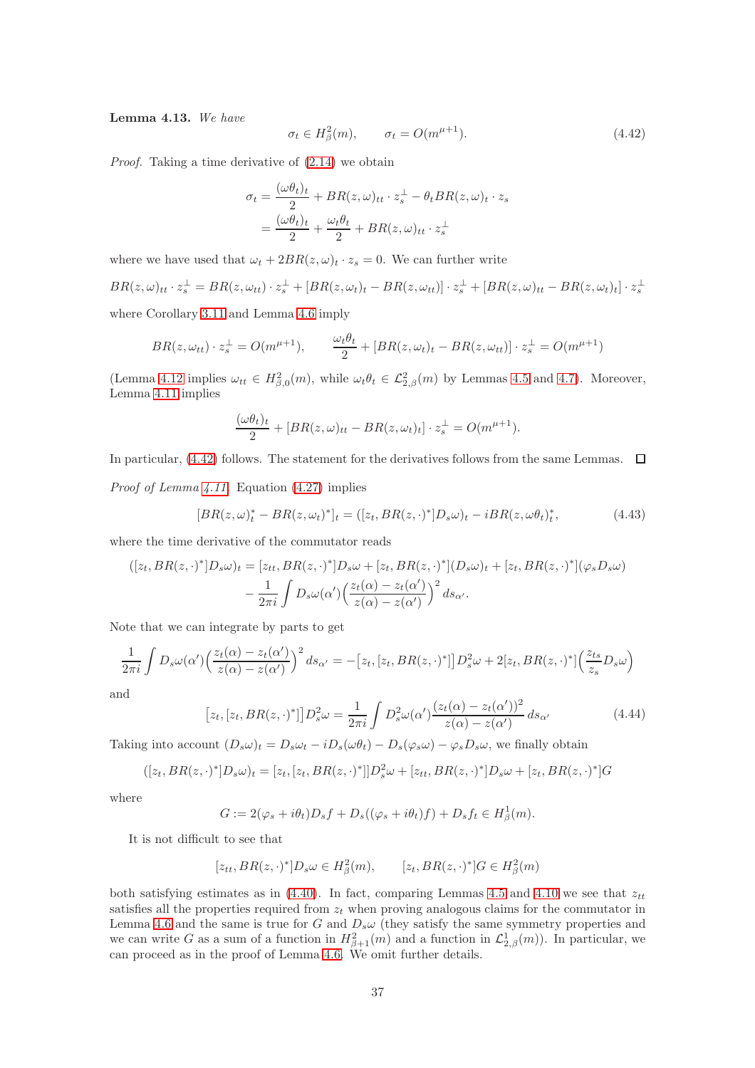**Lemma 4.13.** *We have*

$$\sigma_t \in H^2_\beta(m), \qquad \sigma_t = O(m^{\mu+1}). \tag{4.42}$$

*Proof.* Taking a time derivative of (2.14) we obtain

$$\begin{aligned}\sigma_t &= \frac{(\omega\theta_t)_t}{2} + BR(z,\omega)_{tt}\cdot z_s^\perp - \theta_t BR(z,\omega)_t\cdot z_s \\ &= \frac{(\omega\theta_t)_t}{2} + \frac{\omega_t\theta_t}{2} + BR(z,\omega)_{tt}\cdot z_s^\perp\end{aligned}$$

where we have used that $\omega_t + 2BR(z,\omega)_t\cdot z_s = 0$. We can further write

$$BR(z,\omega)_{tt}\cdot z_s^\perp = BR(z,\omega_{tt})\cdot z_s^\perp + [BR(z,\omega_t)_t - BR(z,\omega_{tt})]\cdot z_s^\perp + [BR(z,\omega)_{tt} - BR(z,\omega_t)_t]\cdot z_s^\perp$$

where Corollary 3.11 and Lemma 4.6 imply

$$BR(z,\omega_{tt})\cdot z_s^\perp = O(m^{\mu+1}), \qquad \frac{\omega_t\theta_t}{2} + [BR(z,\omega_t)_t - BR(z,\omega_{tt})]\cdot z_s^\perp = O(m^{\mu+1})$$

(Lemma 4.12 implies $\omega_{tt}\in H^2_{\beta,0}(m)$, while $\omega_t\theta_t \in \mathcal{L}^2_{2,\beta}(m)$ by Lemmas 4.5 and 4.7). Moreover, Lemma 4.11 implies

$$\frac{(\omega\theta_t)_t}{2} + [BR(z,\omega)_{tt} - BR(z,\omega_t)_t]\cdot z_s^\perp = O(m^{\mu+1}).$$

In particular, (4.42) follows. The statement for the derivatives follows from the same Lemmas. $\square$

*Proof of Lemma 4.11.* Equation (4.27) implies

$$[BR(z,\omega)^*_t - BR(z,\omega_t)^*]_t = ([z_t, BR(z,\cdot)^*]D_s\omega)_t - iBR(z,\omega\theta_t)^*_t, \tag{4.43}$$

where the time derivative of the commutator reads

$$\begin{aligned}([z_t, BR(z,\cdot)^*]D_s\omega)_t &= [z_{tt}, BR(z,\cdot)^*]D_s\omega + [z_t, BR(z,\cdot)^*](D_s\omega)_t + [z_t, BR(z,\cdot)^*](\varphi_s D_s\omega) \\ &\quad - \frac{1}{2\pi i}\int D_s\omega(\alpha')\Big(\frac{z_t(\alpha)-z_t(\alpha')}{z(\alpha)-z(\alpha')}\Big)^2\, ds_{\alpha'}.\end{aligned}$$

Note that we can integrate by parts to get

$$\frac{1}{2\pi i}\int D_s\omega(\alpha')\Big(\frac{z_t(\alpha)-z_t(\alpha')}{z(\alpha)-z(\alpha')}\Big)^2\, ds_{\alpha'} = -\big[z_t,[z_t, BR(z,\cdot)^*]\big]D_s^2\omega + 2[z_t, BR(z,\cdot)^*]\Big(\frac{z_{ts}}{z_s}D_s\omega\Big)$$

and

$$\big[z_t,[z_t, BR(z,\cdot)^*]\big]D_s^2\omega = \frac{1}{2\pi i}\int D_s^2\omega(\alpha')\frac{(z_t(\alpha)-z_t(\alpha'))^2}{z(\alpha)-z(\alpha')}\, ds_{\alpha'} \tag{4.44}$$

Taking into account $(D_s\omega)_t = D_s\omega_t - iD_s(\omega\theta_t) - D_s(\varphi_s\omega) - \varphi_s D_s\omega$, we finally obtain

$$([z_t, BR(z,\cdot)^*]D_s\omega)_t = [z_t,[z_t, BR(z,\cdot)^*]]D_s^2\omega + [z_{tt}, BR(z,\cdot)^*]D_s\omega + [z_t, BR(z,\cdot)^*]G$$

where

$$G := 2(\varphi_s + i\theta_t)D_s f + D_s((\varphi_s + i\theta_t)f) + D_s f_t \in H^1_\beta(m).$$

It is not difficult to see that

$$[z_{tt}, BR(z,\cdot)^*]D_s\omega \in H^2_\beta(m), \qquad [z_t, BR(z,\cdot)^*]G \in H^2_\beta(m)$$

both satisfying estimates as in (4.40). In fact, comparing Lemmas 4.5 and 4.10 we see that $z_{tt}$ satisfies all the properties required from $z_t$ when proving analogous claims for the commutator in Lemma 4.6 and the same is true for $G$ and $D_s\omega$ (they satisfy the same symmetry properties and we can write $G$ as a sum of a function in $H^2_{\beta+1}(m)$ and a function in $\mathcal{L}^1_{2,\beta}(m)$). In particular, we can proceed as in the proof of Lemma 4.6. We omit further details.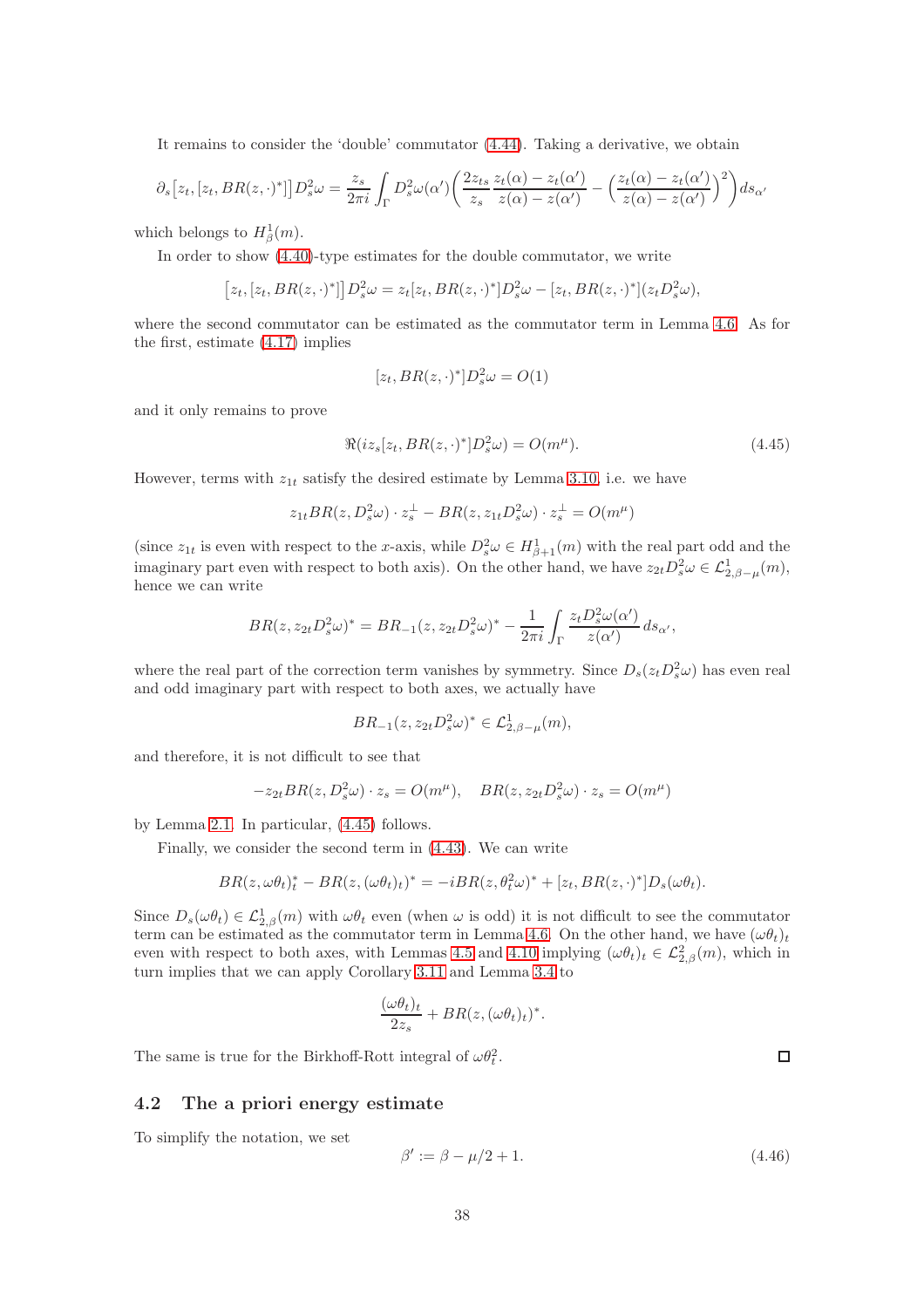It remains to consider the 'double' commutator (4.44). Taking a derivative, we obtain

$$\partial_s\big[z_t,[z_t,BR(z,\cdot)^*]\big]D_s^2\omega = \frac{z_s}{2\pi i}\int_\Gamma D_s^2\omega(\alpha')\Big(\frac{2z_{ts}}{z_s}\frac{z_t(\alpha)-z_t(\alpha')}{z(\alpha)-z(\alpha')} - \Big(\frac{z_t(\alpha)-z_t(\alpha')}{z(\alpha)-z(\alpha')}\Big)^2\Big)ds_{\alpha'}$$

which belongs to $H^1_\beta(m)$.

In order to show (4.40)-type estimates for the double commutator, we write

$$\big[z_t,[z_t,BR(z,\cdot)^*]\big]D_s^2\omega = z_t[z_t,BR(z,\cdot)^*]D_s^2\omega - [z_t,BR(z,\cdot)^*](z_tD_s^2\omega),$$

where the second commutator can be estimated as the commutator term in Lemma 4.6. As for the first, estimate (4.17) implies

$$[z_t,BR(z,\cdot)^*]D_s^2\omega = O(1)$$

and it only remains to prove

$$\Re(iz_s[z_t,BR(z,\cdot)^*]D_s^2\omega) = O(m^\mu). \tag{4.45}$$

However, terms with $z_{1t}$ satisfy the desired estimate by Lemma 3.10, i.e. we have

$$z_{1t}BR(z,D_s^2\omega)\cdot z_s^\perp - BR(z,z_{1t}D_s^2\omega)\cdot z_s^\perp = O(m^\mu)$$

(since $z_{1t}$ is even with respect to the $x$-axis, while $D_s^2\omega \in H^1_{\beta+1}(m)$ with the real part odd and the imaginary part even with respect to both axis). On the other hand, we have $z_{2t}D_s^2\omega \in \mathcal{L}^1_{2,\beta-\mu}(m)$, hence we can write

$$BR(z,z_{2t}D_s^2\omega)^* = BR_{-1}(z,z_{2t}D_s^2\omega)^* - \frac{1}{2\pi i}\int_\Gamma \frac{z_tD_s^2\omega(\alpha')}{z(\alpha')}\,ds_{\alpha'},$$

where the real part of the correction term vanishes by symmetry. Since $D_s(z_tD_s^2\omega)$ has even real and odd imaginary part with respect to both axes, we actually have

$$BR_{-1}(z,z_{2t}D_s^2\omega)^* \in \mathcal{L}^1_{2,\beta-\mu}(m),$$

and therefore, it is not difficult to see that

$$-z_{2t}BR(z,D_s^2\omega)\cdot z_s = O(m^\mu), \quad BR(z,z_{2t}D_s^2\omega)\cdot z_s = O(m^\mu)$$

by Lemma 2.1. In particular, (4.45) follows.

Finally, we consider the second term in (4.43). We can write

$$BR(z,\omega\theta_t)^*_t - BR(z,(\omega\theta_t)_t)^* = -iBR(z,\theta_t^2\omega)^* + [z_t,BR(z,\cdot)^*]D_s(\omega\theta_t).$$

Since $D_s(\omega\theta_t)\in\mathcal{L}^1_{2,\beta}(m)$ with $\omega\theta_t$ even (when $\omega$ is odd) it is not difficult to see the commutator term can be estimated as the commutator term in Lemma 4.6. On the other hand, we have $(\omega\theta_t)_t$ even with respect to both axes, with Lemmas 4.5 and 4.10 implying $(\omega\theta_t)_t\in\mathcal{L}^2_{2,\beta}(m)$, which in turn implies that we can apply Corollary 3.11 and Lemma 3.4 to

$$\frac{(\omega\theta_t)_t}{2z_s} + BR(z,(\omega\theta_t)_t)^*.$$

The same is true for the Birkhoff-Rott integral of $\omega\theta_t^2$. $\square$

## 4.2 The a priori energy estimate

To simplify the notation, we set

$$\beta' := \beta - \mu/2 + 1. \tag{4.46}$$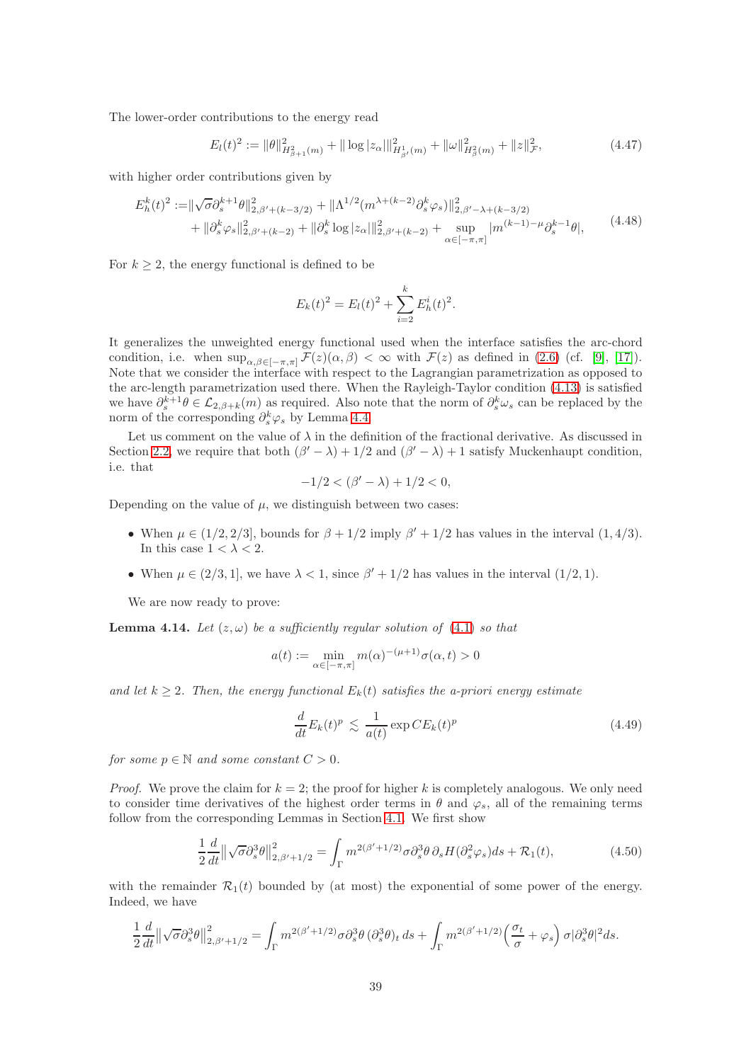The lower-order contributions to the energy read

$$
E_l(t)^2 := \|\theta\|^2_{H^2_{\beta+1}(m)} + \|\log|z_\alpha|\|^2_{H^1_{\beta'}(m)} + \|\omega\|^2_{H^2_{\beta}(m)} + \|z\|^2_{\mathcal{F}}, \tag{4.47}
$$

with higher order contributions given by

$$
\begin{aligned}
E_h^k(t)^2 :=& \|\sqrt{\sigma}\partial_s^{k+1}\theta\|^2_{2,\beta'+(k-3/2)} + \|\Lambda^{1/2}(m^{\lambda+(k-2)}\partial_s^k\varphi_s)\|^2_{2,\beta'-\lambda+(k-3/2)} \\
&+ \|\partial_s^k\varphi_s\|^2_{2,\beta'+(k-2)} + \|\partial_s^k \log|z_\alpha|\|^2_{2,\beta'+(k-2)} + \sup_{\alpha\in[-\pi,\pi]} |m^{(k-1)-\mu}\partial_s^{k-1}\theta|,
\end{aligned} \tag{4.48}
$$

For $k \geq 2$, the energy functional is defined to be

$$
E_k(t)^2 = E_l(t)^2 + \sum_{i=2}^{k} E_h^i(t)^2.
$$

It generalizes the unweighted energy functional used when the interface satisfies the arc-chord condition, i.e. when $\sup_{\alpha,\beta\in[-\pi,\pi]}\mathcal{F}(z)(\alpha,\beta) < \infty$ with $\mathcal{F}(z)$ as defined in (2.6) (cf. [9], [17]). Note that we consider the interface with respect to the Lagrangian parametrization as opposed to the arc-length parametrization used there. When the Rayleigh-Taylor condition (4.13) is satisfied we have $\partial_s^{k+1}\theta \in \mathcal{L}_{2,\beta+k}(m)$ as required. Also note that the norm of $\partial_s^k\omega_s$ can be replaced by the norm of the corresponding $\partial_s^k\varphi_s$ by Lemma 4.4.

Let us comment on the value of $\lambda$ in the definition of the fractional derivative. As discussed in Section 2.2, we require that both $(\beta'-\lambda)+1/2$ and $(\beta'-\lambda)+1$ satisfy Muckenhaupt condition, i.e. that

$$
-1/2 < (\beta'-\lambda)+1/2 < 0,
$$

Depending on the value of $\mu$, we distinguish between two cases:

- When $\mu \in (1/2, 2/3]$, bounds for $\beta + 1/2$ imply $\beta' + 1/2$ has values in the interval $(1, 4/3)$. In this case $1 < \lambda < 2$.
- When $\mu \in (2/3, 1]$, we have $\lambda < 1$, since $\beta' + 1/2$ has values in the interval $(1/2, 1)$.

We are now ready to prove:

**Lemma 4.14.** *Let $(z,\omega)$ be a sufficiently regular solution of (4.1) so that*

$$
a(t) := \min_{\alpha\in[-\pi,\pi]} m(\alpha)^{-(\mu+1)}\sigma(\alpha,t) > 0
$$

*and let $k \geq 2$. Then, the energy functional $E_k(t)$ satisfies the a-priori energy estimate*

$$
\frac{d}{dt}E_k(t)^p \lesssim \frac{1}{a(t)}\exp CE_k(t)^p \tag{4.49}
$$

*for some $p \in \mathbb{N}$ and some constant $C > 0$.*

*Proof.* We prove the claim for $k = 2$; the proof for higher $k$ is completely analogous. We only need to consider time derivatives of the highest order terms in $\theta$ and $\varphi_s$, all of the remaining terms follow from the corresponding Lemmas in Section 4.1. We first show

$$
\frac{1}{2}\frac{d}{dt}\|\sqrt{\sigma}\partial_s^3\theta\|^2_{2,\beta'+1/2} = \int_\Gamma m^{2(\beta'+1/2)}\sigma\partial_s^3\theta\,\partial_s H(\partial_s^2\varphi_s)ds + \mathcal{R}_1(t), \tag{4.50}
$$

with the remainder $\mathcal{R}_1(t)$ bounded by (at most) the exponential of some power of the energy. Indeed, we have

$$
\frac{1}{2}\frac{d}{dt}\|\sqrt{\sigma}\partial_s^3\theta\|^2_{2,\beta'+1/2} = \int_\Gamma m^{2(\beta'+1/2)}\sigma\partial_s^3\theta\,(\partial_s^3\theta)_t\,ds + \int_\Gamma m^{2(\beta'+1/2)}\Big(\frac{\sigma_t}{\sigma}+\varphi_s\Big)\,\sigma|\partial_s^3\theta|^2ds.
$$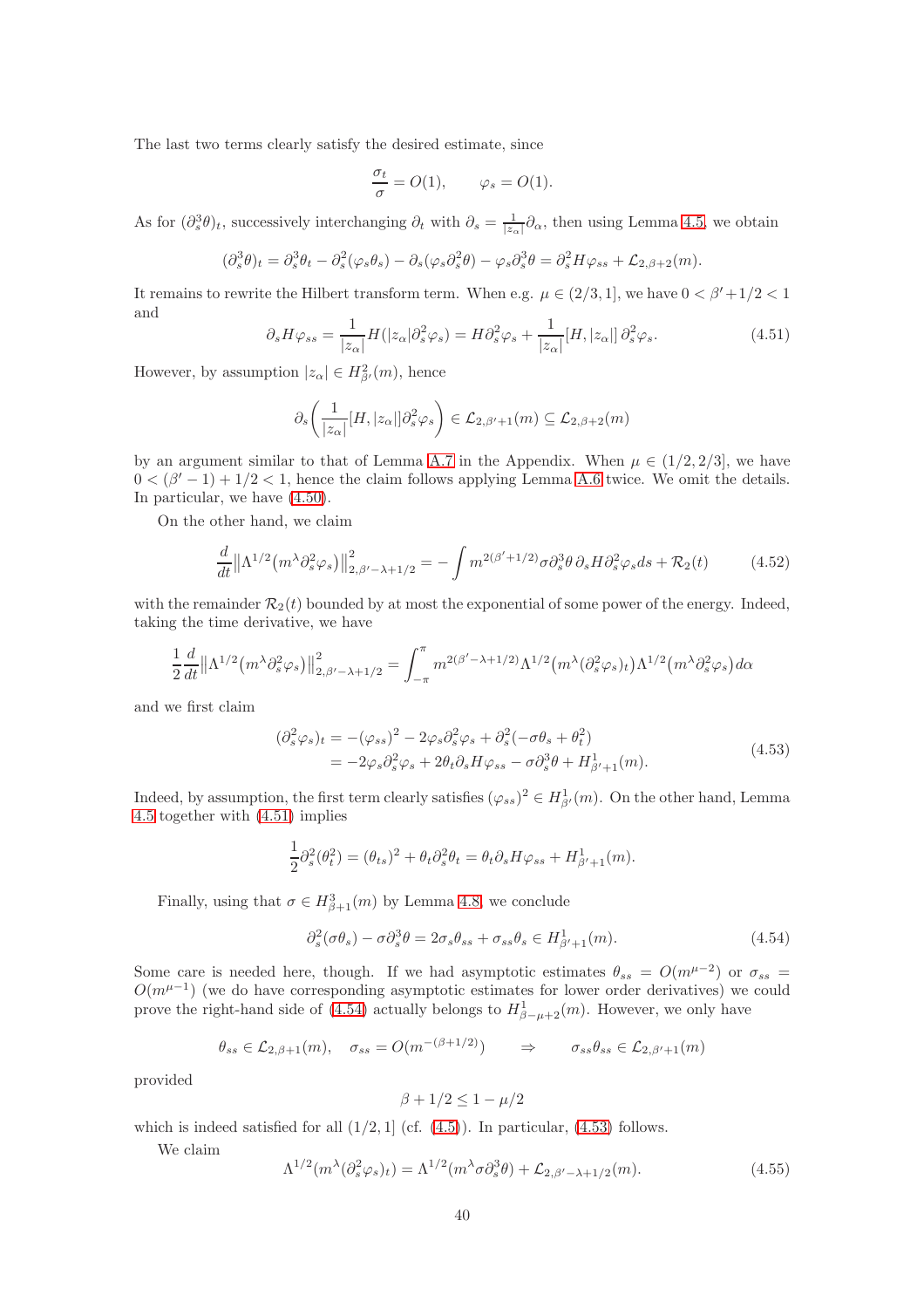The last two terms clearly satisfy the desired estimate, since

$$\frac{\sigma_t}{\sigma} = O(1), \qquad \varphi_s = O(1).$$

As for $(\partial_s^3\theta)_t$, successively interchanging $\partial_t$ with $\partial_s = \frac{1}{|z_\alpha|}\partial_\alpha$, then using Lemma 4.5, we obtain

$$(\partial_s^3\theta)_t = \partial_s^3\theta_t - \partial_s^2(\varphi_s\theta_s) - \partial_s(\varphi_s\partial_s^2\theta) - \varphi_s\partial_s^3\theta = \partial_s^2 H\varphi_{ss} + \mathcal{L}_{2,\beta+2}(m).$$

It remains to rewrite the Hilbert transform term. When e.g. $\mu \in (2/3, 1]$, we have $0 < \beta' + 1/2 < 1$ and

$$\partial_s H\varphi_{ss} = \frac{1}{|z_\alpha|}H(|z_\alpha|\partial_s^2\varphi_s) = H\partial_s^2\varphi_s + \frac{1}{|z_\alpha|}[H, |z_\alpha|]\,\partial_s^2\varphi_s. \tag{4.51}$$

However, by assumption $|z_\alpha| \in H^2_{\beta'}(m)$, hence

$$\partial_s\left(\frac{1}{|z_\alpha|}[H, |z_\alpha|]\partial_s^2\varphi_s\right) \in \mathcal{L}_{2,\beta'+1}(m) \subseteq \mathcal{L}_{2,\beta+2}(m)$$

by an argument similar to that of Lemma A.7 in the Appendix. When $\mu \in (1/2, 2/3]$, we have $0 < (\beta' - 1) + 1/2 < 1$, hence the claim follows applying Lemma A.6 twice. We omit the details. In particular, we have (4.50).

On the other hand, we claim

$$\frac{d}{dt}\left\|\Lambda^{1/2}\big(m^\lambda\partial_s^2\varphi_s\big)\right\|^2_{2,\beta'-\lambda+1/2} = -\int m^{2(\beta'+1/2)}\sigma\partial_s^3\theta\,\partial_s H\partial_s^2\varphi_s ds + \mathcal{R}_2(t) \tag{4.52}$$

with the remainder $\mathcal{R}_2(t)$ bounded by at most the exponential of some power of the energy. Indeed, taking the time derivative, we have

$$\frac{1}{2}\frac{d}{dt}\left\|\Lambda^{1/2}\big(m^\lambda\partial_s^2\varphi_s\big)\right\|^2_{2,\beta'-\lambda+1/2} = \int_{-\pi}^{\pi} m^{2(\beta'-\lambda+1/2)}\Lambda^{1/2}\big(m^\lambda(\partial_s^2\varphi_s)_t\big)\Lambda^{1/2}\big(m^\lambda\partial_s^2\varphi_s\big)d\alpha$$

and we first claim

$$\begin{aligned}(\partial_s^2\varphi_s)_t &= -(\varphi_{ss})^2 - 2\varphi_s\partial_s^2\varphi_s + \partial_s^2(-\sigma\theta_s + \theta_t^2) \\ &= -2\varphi_s\partial_s^2\varphi_s + 2\theta_t\partial_s H\varphi_{ss} - \sigma\partial_s^3\theta + H^1_{\beta'+1}(m).\end{aligned} \tag{4.53}$$

Indeed, by assumption, the first term clearly satisfies $(\varphi_{ss})^2 \in H^1_{\beta'}(m)$. On the other hand, Lemma 4.5 together with (4.51) implies

$$\frac{1}{2}\partial_s^2(\theta_t^2) = (\theta_{ts})^2 + \theta_t\partial_s^2\theta_t = \theta_t\partial_s H\varphi_{ss} + H^1_{\beta'+1}(m).$$

Finally, using that $\sigma \in H^3_{\beta+1}(m)$ by Lemma 4.8, we conclude

$$\partial_s^2(\sigma\theta_s) - \sigma\partial_s^3\theta = 2\sigma_s\theta_{ss} + \sigma_{ss}\theta_s \in H^1_{\beta'+1}(m). \tag{4.54}$$

Some care is needed here, though. If we had asymptotic estimates $\theta_{ss} = O(m^{\mu-2})$ or $\sigma_{ss} = O(m^{\mu-1})$ (we do have corresponding asymptotic estimates for lower order derivatives) we could prove the right-hand side of (4.54) actually belongs to $H^1_{\beta-\mu+2}(m)$. However, we only have

$$\theta_{ss} \in \mathcal{L}_{2,\beta+1}(m), \quad \sigma_{ss} = O(m^{-(\beta+1/2)}) \qquad \Rightarrow \qquad \sigma_{ss}\theta_{ss} \in \mathcal{L}_{2,\beta'+1}(m)$$

provided

$$\beta + 1/2 \leq 1 - \mu/2$$

which is indeed satisfied for all $(1/2, 1]$ (cf. (4.5)). In particular, (4.53) follows.

We claim

$$\Lambda^{1/2}(m^\lambda(\partial_s^2\varphi_s)_t) = \Lambda^{1/2}(m^\lambda\sigma\partial_s^3\theta) + \mathcal{L}_{2,\beta'-\lambda+1/2}(m). \tag{4.55}$$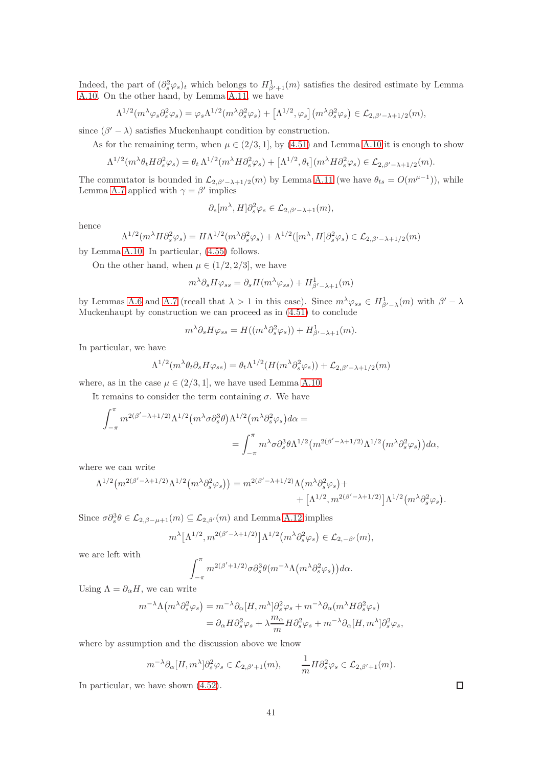Indeed, the part of $(\partial_s^2\varphi_s)_t$ which belongs to $H^1_{\beta'+1}(m)$ satisfies the desired estimate by Lemma A.10. On the other hand, by Lemma A.11, we have

$$\Lambda^{1/2}(m^\lambda\varphi_s\partial_s^2\varphi_s) = \varphi_s\Lambda^{1/2}(m^\lambda\partial_s^2\varphi_s) + \left[\Lambda^{1/2},\varphi_s\right]\left(m^\lambda\partial_s^2\varphi_s\right) \in \mathcal{L}_{2,\beta'-\lambda+1/2}(m),$$

since $(\beta'-\lambda)$ satisfies Muckenhaupt condition by construction.

As for the remaining term, when $\mu\in(2/3,1]$, by (4.51) and Lemma A.10 it is enough to show

$$\Lambda^{1/2}(m^\lambda\theta_t H\partial_s^2\varphi_s) = \theta_t\,\Lambda^{1/2}(m^\lambda H\partial_s^2\varphi_s) + \left[\Lambda^{1/2},\theta_t\right](m^\lambda H\partial_s^2\varphi_s) \in \mathcal{L}_{2,\beta'-\lambda+1/2}(m).$$

The commutator is bounded in $\mathcal{L}_{2,\beta'-\lambda+1/2}(m)$ by Lemma A.11 (we have $\theta_{ts}=O(m^{\mu-1})$), while Lemma A.7 applied with $\gamma=\beta'$ implies

$$\partial_s[m^\lambda,H]\partial_s^2\varphi_s \in \mathcal{L}_{2,\beta'-\lambda+1}(m),$$

hence

$$\Lambda^{1/2}(m^\lambda H\partial_s^2\varphi_s) = H\Lambda^{1/2}(m^\lambda\partial_s^2\varphi_s) + \Lambda^{1/2}([m^\lambda,H]\partial_s^2\varphi_s) \in \mathcal{L}_{2,\beta'-\lambda+1/2}(m)$$

by Lemma A.10. In particular, (4.55) follows.

On the other hand, when $\mu\in(1/2,2/3]$, we have

$$m^\lambda\partial_s H\varphi_{ss} = \partial_s H(m^\lambda\varphi_{ss}) + H^1_{\beta'-\lambda+1}(m)$$

by Lemmas A.6 and A.7 (recall that $\lambda>1$ in this case). Since $m^\lambda\varphi_{ss}\in H^1_{\beta'-\lambda}(m)$ with $\beta'-\lambda$ Muckenhaupt by construction we can proceed as in (4.51) to conclude

$$m^\lambda\partial_s H\varphi_{ss} = H((m^\lambda\partial_s^2\varphi_s)) + H^1_{\beta'-\lambda+1}(m).$$

In particular, we have

$$\Lambda^{1/2}(m^\lambda\theta_t\partial_s H\varphi_{ss}) = \theta_t\Lambda^{1/2}(H(m^\lambda\partial_s^2\varphi_s)) + \mathcal{L}_{2,\beta'-\lambda+1/2}(m)$$

where, as in the case $\mu\in(2/3,1]$, we have used Lemma A.10.

It remains to consider the term containing $\sigma$. We have

$$\int_{-\pi}^{\pi} m^{2(\beta'-\lambda+1/2)}\Lambda^{1/2}\big(m^\lambda\sigma\partial_s^3\theta\big)\Lambda^{1/2}\big(m^\lambda\partial_s^2\varphi_s\big)d\alpha =$$
$$= \int_{-\pi}^{\pi} m^\lambda\sigma\partial_s^3\theta\Lambda^{1/2}\big(m^{2(\beta'-\lambda+1/2)}\Lambda^{1/2}\big(m^\lambda\partial_s^2\varphi_s\big)\big)d\alpha,$$

where we can write

$$\Lambda^{1/2}\big(m^{2(\beta'-\lambda+1/2)}\Lambda^{1/2}\big(m^\lambda\partial_s^2\varphi_s\big)\big) = m^{2(\beta'-\lambda+1/2)}\Lambda\big(m^\lambda\partial_s^2\varphi_s\big) + \left[\Lambda^{1/2},m^{2(\beta'-\lambda+1/2)}\right]\Lambda^{1/2}\big(m^\lambda\partial_s^2\varphi_s\big).$$

Since $\sigma\partial_s^3\theta\in\mathcal{L}_{2,\beta-\mu+1}(m)\subseteq\mathcal{L}_{2,\beta'}(m)$ and Lemma A.12 implies

$$m^\lambda\left[\Lambda^{1/2},m^{2(\beta'-\lambda+1/2)}\right]\Lambda^{1/2}\big(m^\lambda\partial_s^2\varphi_s\big)\in\mathcal{L}_{2,-\beta'}(m),$$

we are left with

$$\int_{-\pi}^{\pi} m^{2(\beta'+1/2)}\sigma\partial_s^3\theta\big(m^{-\lambda}\Lambda\big(m^\lambda\partial_s^2\varphi_s\big)\big)d\alpha.$$

Using $\Lambda=\partial_\alpha H$, we can write

$$\begin{aligned} m^{-\lambda}\Lambda\big(m^\lambda\partial_s^2\varphi_s\big) &= m^{-\lambda}\partial_\alpha[H,m^\lambda]\partial_s^2\varphi_s + m^{-\lambda}\partial_\alpha(m^\lambda H\partial_s^2\varphi_s)\\ &= \partial_\alpha H\partial_s^2\varphi_s + \lambda\frac{m_\alpha}{m}H\partial_s^2\varphi_s + m^{-\lambda}\partial_\alpha[H,m^\lambda]\partial_s^2\varphi_s, \end{aligned}$$

where by assumption and the discussion above we know

$$m^{-\lambda}\partial_\alpha[H,m^\lambda]\partial_s^2\varphi_s\in\mathcal{L}_{2,\beta'+1}(m),\qquad \frac{1}{m}H\partial_s^2\varphi_s\in\mathcal{L}_{2,\beta'+1}(m).$$

In particular, we have shown (4.52). □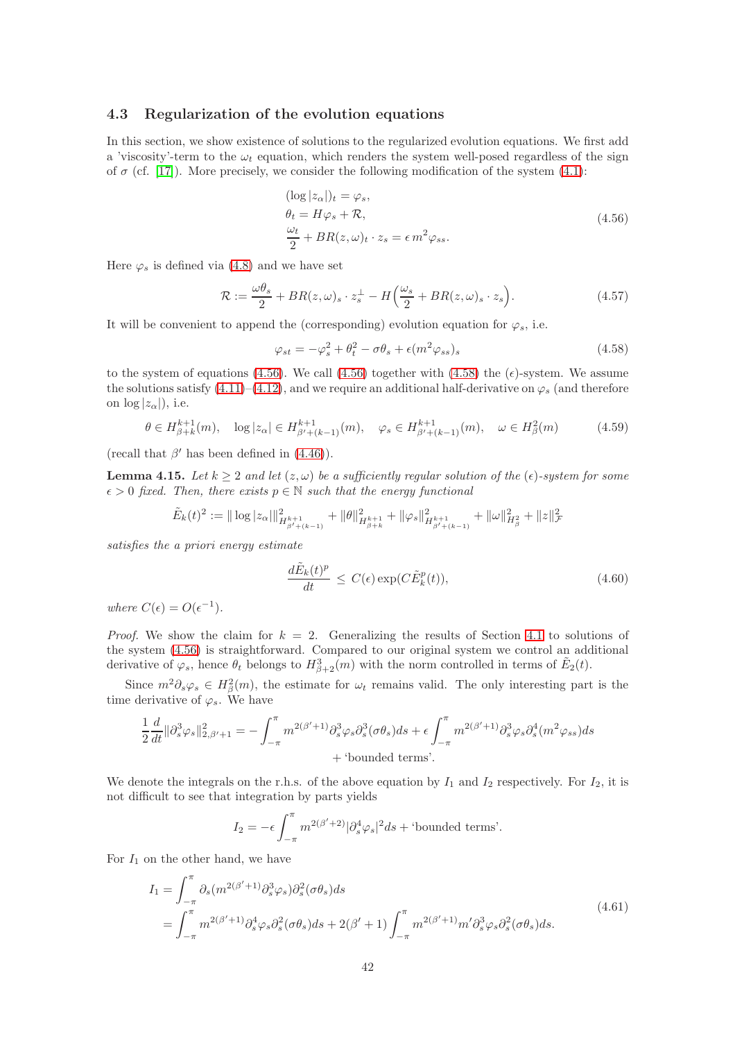### 4.3 Regularization of the evolution equations

In this section, we show existence of solutions to the regularized evolution equations. We first add a 'viscosity'-term to the $\omega_t$ equation, which renders the system well-posed regardless of the sign of $\sigma$ (cf. [17]). More precisely, we consider the following modification of the system (4.1):

$$
\begin{aligned}
&(\log|z_\alpha|)_t = \varphi_s,\\
&\theta_t = H\varphi_s + \mathcal{R},\\
&\frac{\omega_t}{2} + BR(z,\omega)_t \cdot z_s = \epsilon\, m^2 \varphi_{ss}.
\end{aligned}
\tag{4.56}
$$

Here $\varphi_s$ is defined via (4.8) and we have set

$$
\mathcal{R} := \frac{\omega\theta_s}{2} + BR(z,\omega)_s \cdot z_s^\perp - H\Big(\frac{\omega_s}{2} + BR(z,\omega)_s \cdot z_s\Big). \tag{4.57}
$$

It will be convenient to append the (corresponding) evolution equation for $\varphi_s$, i.e.

$$
\varphi_{st} = -\varphi_s^2 + \theta_t^2 - \sigma\theta_s + \epsilon(m^2\varphi_{ss})_s \tag{4.58}
$$

to the system of equations (4.56). We call (4.56) together with (4.58) the ($\epsilon$)-system. We assume the solutions satisfy (4.11)–(4.12), and we require an additional half-derivative on $\varphi_s$ (and therefore on $\log|z_\alpha|$), i.e.

$$
\theta \in H^{k+1}_{\beta+k}(m), \quad \log|z_\alpha| \in H^{k+1}_{\beta'+(k-1)}(m), \quad \varphi_s \in H^{k+1}_{\beta'+(k-1)}(m), \quad \omega \in H^2_\beta(m) \tag{4.59}
$$

(recall that $\beta'$ has been defined in (4.46)).

**Lemma 4.15.** *Let $k \geq 2$ and let $(z,\omega)$ be a sufficiently regular solution of the ($\epsilon$)-system for some $\epsilon > 0$ fixed. Then, there exists $p \in \mathbb{N}$ such that the energy functional*

$$
\tilde{E}_k(t)^2 := \|\log|z_\alpha|\|^2_{H^{k+1}_{\beta'+(k-1)}} + \|\theta\|^2_{H^{k+1}_{\beta+k}} + \|\varphi_s\|^2_{H^{k+1}_{\beta'+(k-1)}} + \|\omega\|^2_{H^2_\beta} + \|z\|^2_{\mathcal{F}}
$$

*satisfies the a priori energy estimate*

$$
\frac{d\tilde{E}_k(t)^p}{dt} \leq C(\epsilon)\exp(C\tilde{E}_k^p(t)), \tag{4.60}
$$

*where $C(\epsilon) = O(\epsilon^{-1})$.*

*Proof.* We show the claim for $k = 2$. Generalizing the results of Section 4.1 to solutions of the system (4.56) is straightforward. Compared to our original system we control an additional derivative of $\varphi_s$, hence $\theta_t$ belongs to $H^3_{\beta+2}(m)$ with the norm controlled in terms of $\tilde{E}_2(t)$.

Since $m^2\partial_s\varphi_s \in H^2_\beta(m)$, the estimate for $\omega_t$ remains valid. The only interesting part is the time derivative of $\varphi_s$. We have

$$
\frac{1}{2}\frac{d}{dt}\|\partial_s^3\varphi_s\|^2_{2,\beta'+1} = -\int_{-\pi}^{\pi} m^{2(\beta'+1)}\partial_s^3\varphi_s\partial_s^3(\sigma\theta_s)ds + \epsilon\int_{-\pi}^{\pi} m^{2(\beta'+1)}\partial_s^3\varphi_s\partial_s^4(m^2\varphi_{ss})ds
$$
$$
+ \text{ 'bounded terms'}.
$$

We denote the integrals on the r.h.s. of the above equation by $I_1$ and $I_2$ respectively. For $I_2$, it is not difficult to see that integration by parts yields

$$
I_2 = -\epsilon\int_{-\pi}^{\pi} m^{2(\beta'+2)}|\partial_s^4\varphi_s|^2 ds + \text{ 'bounded terms'}.
$$

For $I_1$ on the other hand, we have

$$
\begin{aligned}
I_1 &= \int_{-\pi}^{\pi} \partial_s(m^{2(\beta'+1)}\partial_s^3\varphi_s)\partial_s^2(\sigma\theta_s)ds\\
&= \int_{-\pi}^{\pi} m^{2(\beta'+1)}\partial_s^4\varphi_s\partial_s^2(\sigma\theta_s)ds + 2(\beta'+1)\int_{-\pi}^{\pi} m^{2(\beta'+1)}m'\partial_s^3\varphi_s\partial_s^2(\sigma\theta_s)ds.
\end{aligned}
\tag{4.61}
$$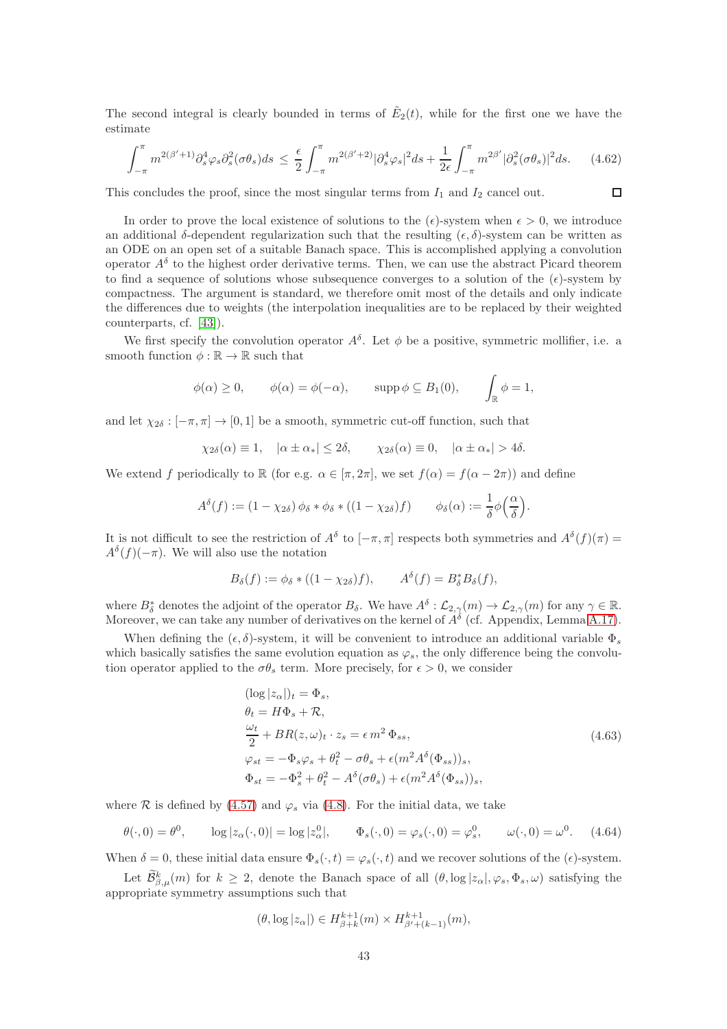The second integral is clearly bounded in terms of $\tilde{E}_2(t)$, while for the first one we have the estimate

$$\int_{-\pi}^{\pi} m^{2(\beta'+1)} \partial_s^4 \varphi_s \partial_s^2(\sigma\theta_s) ds \leq \frac{\epsilon}{2} \int_{-\pi}^{\pi} m^{2(\beta'+2)} |\partial_s^4 \varphi_s|^2 ds + \frac{1}{2\epsilon} \int_{-\pi}^{\pi} m^{2\beta'} |\partial_s^2(\sigma\theta_s)|^2 ds. \tag{4.62}$$

This concludes the proof, since the most singular terms from $I_1$ and $I_2$ cancel out. $\square$

In order to prove the local existence of solutions to the $(\epsilon)$-system when $\epsilon > 0$, we introduce an additional $\delta$-dependent regularization such that the resulting $(\epsilon, \delta)$-system can be written as an ODE on an open set of a suitable Banach space. This is accomplished applying a convolution operator $A^\delta$ to the highest order derivative terms. Then, we can use the abstract Picard theorem to find a sequence of solutions whose subsequence converges to a solution of the $(\epsilon)$-system by compactness. The argument is standard, we therefore omit most of the details and only indicate the differences due to weights (the interpolation inequalities are to be replaced by their weighted counterparts, cf. [43]).

We first specify the convolution operator $A^\delta$. Let $\phi$ be a positive, symmetric mollifier, i.e. a smooth function $\phi : \mathbb{R} \to \mathbb{R}$ such that

$$\phi(\alpha) \geq 0, \qquad \phi(\alpha) = \phi(-\alpha), \qquad \operatorname{supp} \phi \subseteq B_1(0), \qquad \int_{\mathbb{R}} \phi = 1,$$

and let $\chi_{2\delta} : [-\pi, \pi] \to [0, 1]$ be a smooth, symmetric cut-off function, such that

$$\chi_{2\delta}(\alpha) \equiv 1, \quad |\alpha \pm \alpha_*| \leq 2\delta, \qquad \chi_{2\delta}(\alpha) \equiv 0, \quad |\alpha \pm \alpha_*| > 4\delta.$$

We extend $f$ periodically to $\mathbb{R}$ (for e.g. $\alpha \in [\pi, 2\pi]$, we set $f(\alpha) = f(\alpha - 2\pi)$) and define

$$A^\delta(f) := (1 - \chi_{2\delta})\, \phi_\delta * \phi_\delta * ((1 - \chi_{2\delta}) f) \qquad \phi_\delta(\alpha) := \frac{1}{\delta} \phi\Big(\frac{\alpha}{\delta}\Big).$$

It is not difficult to see the restriction of $A^\delta$ to $[-\pi, \pi]$ respects both symmetries and $A^\delta(f)(\pi) = A^\delta(f)(-\pi)$. We will also use the notation

$$B_\delta(f) := \phi_\delta * ((1 - \chi_{2\delta}) f), \qquad A^\delta(f) = B_\delta^* B_\delta(f),$$

where $B_\delta^*$ denotes the adjoint of the operator $B_\delta$. We have $A^\delta : \mathcal{L}_{2,\gamma}(m) \to \mathcal{L}_{2,\gamma}(m)$ for any $\gamma \in \mathbb{R}$. Moreover, we can take any number of derivatives on the kernel of $A^\delta$ (cf. Appendix, Lemma A.17).

When defining the $(\epsilon, \delta)$-system, it will be convenient to introduce an additional variable $\Phi_s$ which basically satisfies the same evolution equation as $\varphi_s$, the only difference being the convolution operator applied to the $\sigma\theta_s$ term. More precisely, for $\epsilon > 0$, we consider

$$\begin{aligned}
&(\log |z_\alpha|)_t = \Phi_s, \\
&\theta_t = H\Phi_s + \mathcal{R}, \\
&\frac{\omega_t}{2} + BR(z, \omega)_t \cdot z_s = \epsilon\, m^2\, \Phi_{ss}, \\
&\varphi_{st} = -\Phi_s \varphi_s + \theta_t^2 - \sigma\theta_s + \epsilon (m^2 A^\delta(\Phi_{ss}))_s, \\
&\Phi_{st} = -\Phi_s^2 + \theta_t^2 - A^\delta(\sigma\theta_s) + \epsilon (m^2 A^\delta(\Phi_{ss}))_s,
\end{aligned} \tag{4.63}$$

where $\mathcal{R}$ is defined by (4.57) and $\varphi_s$ via (4.8). For the initial data, we take

$$\theta(\cdot, 0) = \theta^0, \qquad \log |z_\alpha(\cdot, 0)| = \log |z_\alpha^0|, \qquad \Phi_s(\cdot, 0) = \varphi_s(\cdot, 0) = \varphi_s^0, \qquad \omega(\cdot, 0) = \omega^0. \tag{4.64}$$

When $\delta = 0$, these initial data ensure $\Phi_s(\cdot, t) = \varphi_s(\cdot, t)$ and we recover solutions of the $(\epsilon)$-system.

Let $\widetilde{\mathcal{B}}^k_{\beta,\mu}(m)$ for $k \geq 2$, denote the Banach space of all $(\theta, \log |z_\alpha|, \varphi_s, \Phi_s, \omega)$ satisfying the appropriate symmetry assumptions such that

$$(\theta, \log |z_\alpha|) \in H^{k+1}_{\beta+k}(m) \times H^{k+1}_{\beta'+(k-1)}(m),$$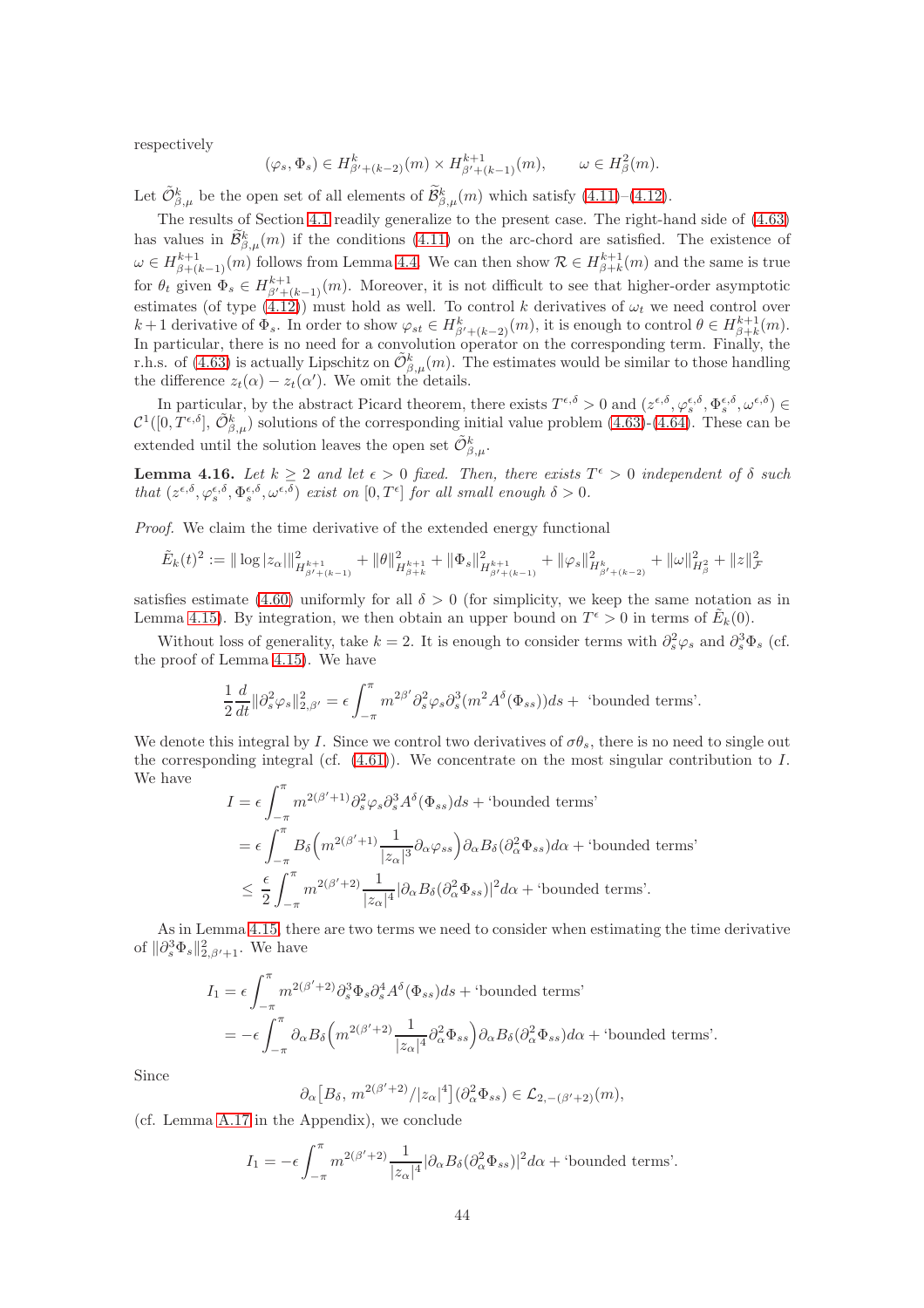respectively

$$(\varphi_s, \Phi_s) \in H^k_{\beta'+(k-2)}(m) \times H^{k+1}_{\beta'+(k-1)}(m), \qquad \omega \in H^2_\beta(m).$$

Let $\tilde{\mathcal{O}}^k_{\beta,\mu}$ be the open set of all elements of $\widetilde{\mathcal{B}}^k_{\beta,\mu}(m)$ which satisfy (4.11)–(4.12).

The results of Section 4.1 readily generalize to the present case. The right-hand side of (4.63) has values in $\widetilde{\mathcal{B}}^k_{\beta,\mu}(m)$ if the conditions (4.11) on the arc-chord are satisfied. The existence of $\omega \in H^{k+1}_{\beta+(k-1)}(m)$ follows from Lemma 4.4. We can then show $\mathcal{R} \in H^{k+1}_{\beta+k}(m)$ and the same is true for $\theta_t$ given $\Phi_s \in H^{k+1}_{\beta'+(k-1)}(m)$. Moreover, it is not difficult to see that higher-order asymptotic estimates (of type (4.12)) must hold as well. To control $k$ derivatives of $\omega_t$ we need control over $k+1$ derivative of $\Phi_s$. In order to show $\varphi_{st} \in H^k_{\beta'+(k-2)}(m)$, it is enough to control $\theta \in H^{k+1}_{\beta+k}(m)$. In particular, there is no need for a convolution operator on the corresponding term. Finally, the r.h.s. of (4.63) is actually Lipschitz on $\tilde{\mathcal{O}}^k_{\beta,\mu}(m)$. The estimates would be similar to those handling the difference $z_t(\alpha) - z_t(\alpha')$. We omit the details.

In particular, by the abstract Picard theorem, there exists $T^{\epsilon,\delta} > 0$ and $(z^{\epsilon,\delta}, \varphi^{\epsilon,\delta}_s, \Phi^{\epsilon,\delta}_s, \omega^{\epsilon,\delta}) \in \mathcal{C}^1([0, T^{\epsilon,\delta}], \tilde{\mathcal{O}}^k_{\beta,\mu})$ solutions of the corresponding initial value problem (4.63)-(4.64). These can be extended until the solution leaves the open set $\tilde{\mathcal{O}}^k_{\beta,\mu}$.

**Lemma 4.16.** *Let $k \geq 2$ and let $\epsilon > 0$ fixed. Then, there exists $T^\epsilon > 0$ independent of $\delta$ such that $(z^{\epsilon,\delta}, \varphi^{\epsilon,\delta}_s, \Phi^{\epsilon,\delta}_s, \omega^{\epsilon,\delta})$ exist on $[0, T^\epsilon]$ for all small enough $\delta > 0$.*

*Proof.* We claim the time derivative of the extended energy functional

$$\tilde{E}_k(t)^2 := \|\log|z_\alpha|\|^2_{H^{k+1}_{\beta'+(k-1)}} + \|\theta\|^2_{H^{k+1}_{\beta+k}} + \|\Phi_s\|^2_{H^{k+1}_{\beta'+(k-1)}} + \|\varphi_s\|^2_{H^k_{\beta'+(k-2)}} + \|\omega\|^2_{H^2_\beta} + \|z\|^2_{\mathcal{F}}$$

satisfies estimate (4.60) uniformly for all $\delta > 0$ (for simplicity, we keep the same notation as in Lemma 4.15). By integration, we then obtain an upper bound on $T^\epsilon > 0$ in terms of $\tilde{E}_k(0)$.

Without loss of generality, take $k = 2$. It is enough to consider terms with $\partial^2_s \varphi_s$ and $\partial^3_s \Phi_s$ (cf. the proof of Lemma 4.15). We have

$$\frac{1}{2}\frac{d}{dt}\|\partial^2_s \varphi_s\|^2_{2,\beta'} = \epsilon \int_{-\pi}^{\pi} m^{2\beta'} \partial^2_s \varphi_s \partial^3_s (m^2 A^\delta(\Phi_{ss})) ds + \text{ 'bounded terms'}.$$

We denote this integral by $I$. Since we control two derivatives of $\sigma\theta_s$, there is no need to single out the corresponding integral (cf. (4.61)). We concentrate on the most singular contribution to $I$. We have

$$\begin{aligned}
I &= \epsilon \int_{-\pi}^{\pi} m^{2(\beta'+1)} \partial^2_s \varphi_s \partial^3_s A^\delta(\Phi_{ss}) ds + \text{'bounded terms'} \\
&= \epsilon \int_{-\pi}^{\pi} B_\delta\Big(m^{2(\beta'+1)} \frac{1}{|z_\alpha|^3} \partial_\alpha \varphi_{ss}\Big) \partial_\alpha B_\delta(\partial^2_\alpha \Phi_{ss}) d\alpha + \text{'bounded terms'} \\
&\leq \frac{\epsilon}{2} \int_{-\pi}^{\pi} m^{2(\beta'+2)} \frac{1}{|z_\alpha|^4} |\partial_\alpha B_\delta(\partial^2_\alpha \Phi_{ss})|^2 d\alpha + \text{'bounded terms'}.
\end{aligned}$$

As in Lemma 4.15, there are two terms we need to consider when estimating the time derivative of $\|\partial^3_s \Phi_s\|^2_{2,\beta'+1}$. We have

$$\begin{aligned}
I_1 &= \epsilon \int_{-\pi}^{\pi} m^{2(\beta'+2)} \partial^3_s \Phi_s \partial^4_s A^\delta(\Phi_{ss}) ds + \text{'bounded terms'} \\
&= -\epsilon \int_{-\pi}^{\pi} \partial_\alpha B_\delta\Big(m^{2(\beta'+2)} \frac{1}{|z_\alpha|^4} \partial^2_\alpha \Phi_{ss}\Big) \partial_\alpha B_\delta(\partial^2_\alpha \Phi_{ss}) d\alpha + \text{'bounded terms'}.
\end{aligned}$$

Since

$$\partial_\alpha\big[B_\delta,\, m^{2(\beta'+2)}/|z_\alpha|^4\big](\partial^2_\alpha \Phi_{ss}) \in \mathcal{L}_{2,-(\beta'+2)}(m),$$

(cf. Lemma A.17 in the Appendix), we conclude

$$I_1 = -\epsilon \int_{-\pi}^{\pi} m^{2(\beta'+2)} \frac{1}{|z_\alpha|^4} |\partial_\alpha B_\delta(\partial^2_\alpha \Phi_{ss})|^2 d\alpha + \text{'bounded terms'}.$$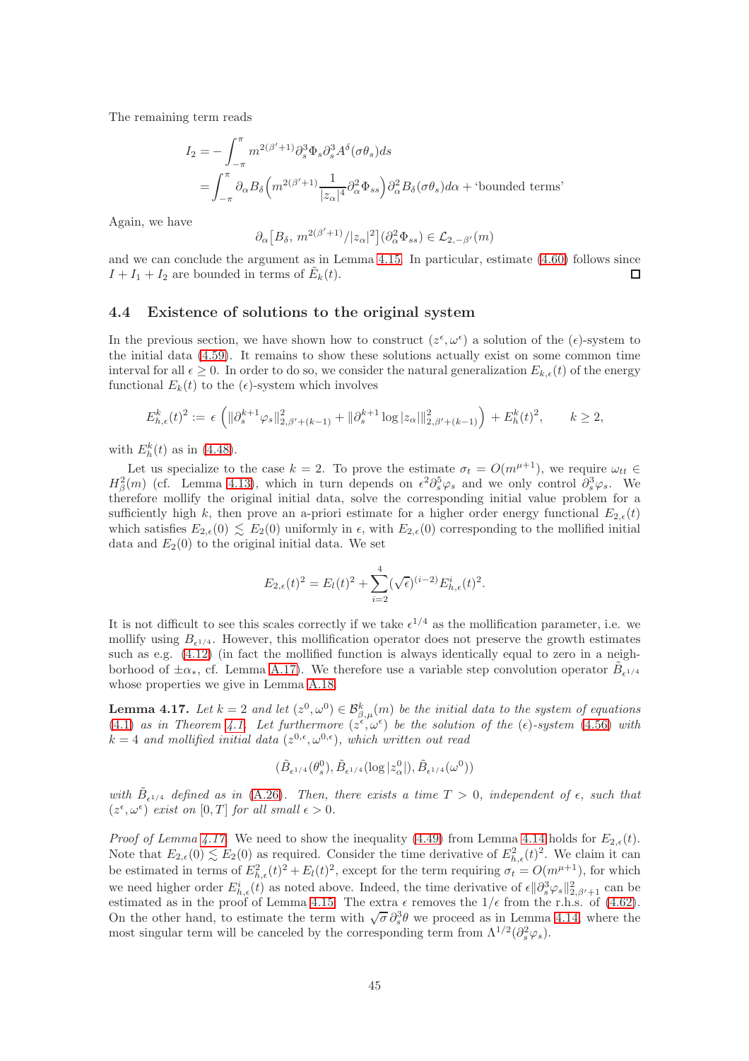The remaining term reads

$$
\begin{aligned}
I_2 &= -\int_{-\pi}^{\pi} m^{2(\beta'+1)} \partial_s^3 \Phi_s \partial_s^3 A^\delta(\sigma\theta_s) ds \\
&= \int_{-\pi}^{\pi} \partial_\alpha B_\delta \Big( m^{2(\beta'+1)} \frac{1}{|z_\alpha|^4} \partial_\alpha^2 \Phi_{ss} \Big) \partial_\alpha^2 B_\delta(\sigma\theta_s) d\alpha + \text{`bounded terms'}
\end{aligned}
$$

Again, we have

$$
\partial_\alpha \big[ B_\delta,\, m^{2(\beta'+1)}/|z_\alpha|^2 \big] (\partial_\alpha^2 \Phi_{ss}) \in \mathcal{L}_{2,-\beta'}(m)
$$

and we can conclude the argument as in Lemma 4.15. In particular, estimate (4.60) follows since $I + I_1 + I_2$ are bounded in terms of $\tilde{E}_k(t)$. ◻

### 4.4 Existence of solutions to the original system

In the previous section, we have shown how to construct $(z^\epsilon, \omega^\epsilon)$ a solution of the $(\epsilon)$-system to the initial data (4.59). It remains to show these solutions actually exist on some common time interval for all $\epsilon \geq 0$. In order to do so, we consider the natural generalization $E_{k,\epsilon}(t)$ of the energy functional $E_k(t)$ to the $(\epsilon)$-system which involves

$$
E_{h,\epsilon}^k(t)^2 := \epsilon \left( \|\partial_s^{k+1} \varphi_s\|_{2,\beta'+(k-1)}^2 + \|\partial_s^{k+1} \log|z_\alpha|\|_{2,\beta'+(k-1)}^2 \right) + E_h^k(t)^2, \qquad k \geq 2,
$$

with $E_h^k(t)$ as in (4.48).

Let us specialize to the case $k = 2$. To prove the estimate $\sigma_t = O(m^{\mu+1})$, we require $\omega_{tt} \in H_\beta^2(m)$ (cf. Lemma 4.13), which in turn depends on $\epsilon^2 \partial_s^5 \varphi_s$ and we only control $\partial_s^3 \varphi_s$. We therefore mollify the original initial data, solve the corresponding initial value problem for a sufficiently high $k$, then prove an a-priori estimate for a higher order energy functional $E_{2,\epsilon}(t)$ which satisfies $E_{2,\epsilon}(0) \lesssim E_2(0)$ uniformly in $\epsilon$, with $E_{2,\epsilon}(0)$ corresponding to the mollified initial data and $E_2(0)$ to the original initial data. We set

$$
E_{2,\epsilon}(t)^2 = E_l(t)^2 + \sum_{i=2}^{4} (\sqrt{\epsilon})^{(i-2)} E_{h,\epsilon}^i(t)^2.
$$

It is not difficult to see this scales correctly if we take $\epsilon^{1/4}$ as the mollification parameter, i.e. we mollify using $B_{\epsilon^{1/4}}$. However, this mollification operator does not preserve the growth estimates such as e.g. (4.12) (in fact the mollified function is always identically equal to zero in a neighborhood of $\pm\alpha_*$, cf. Lemma A.17). We therefore use a variable step convolution operator $\tilde{B}_{\epsilon^{1/4}}$ whose properties we give in Lemma A.18.

**Lemma 4.17.** *Let $k = 2$ and let $(z^0, \omega^0) \in \mathcal{B}_{\beta,\mu}^k(m)$ be the initial data to the system of equations (4.1) as in Theorem 4.1. Let furthermore $(z^\epsilon, \omega^\epsilon)$ be the solution of the $(\epsilon)$-system (4.56) with $k = 4$ and mollified initial data $(z^{0,\epsilon}, \omega^{0,\epsilon})$, which written out read*

$$
(\tilde{B}_{\epsilon^{1/4}}(\theta_s^0), \tilde{B}_{\epsilon^{1/4}}(\log|z_\alpha^0|), \tilde{B}_{\epsilon^{1/4}}(\omega^0))
$$

*with $\tilde{B}_{\epsilon^{1/4}}$ defined as in (A.26). Then, there exists a time $T > 0$, independent of $\epsilon$, such that $(z^\epsilon, \omega^\epsilon)$ exist on $[0, T]$ for all small $\epsilon > 0$.*

*Proof of Lemma 4.17.* We need to show the inequality (4.49) from Lemma 4.14 holds for $E_{2,\epsilon}(t)$. Note that $E_{2,\epsilon}(0) \lesssim E_2(0)$ as required. Consider the time derivative of $E_{h,\epsilon}^2(t)^2$. We claim it can be estimated in terms of $E_{h,\epsilon}^2(t)^2 + E_l(t)^2$, except for the term requiring $\sigma_t = O(m^{\mu+1})$, for which we need higher order $E_{h,\epsilon}^i(t)$ as noted above. Indeed, the time derivative of $\epsilon\|\partial_s^3 \varphi_s\|_{2,\beta'+1}^2$ can be estimated as in the proof of Lemma 4.15. The extra $\epsilon$ removes the $1/\epsilon$ from the r.h.s. of (4.62). On the other hand, to estimate the term with $\sqrt{\sigma}\,\partial_s^3\theta$ we proceed as in Lemma 4.14, where the most singular term will be canceled by the corresponding term from $\Lambda^{1/2}(\partial_s^2 \varphi_s)$.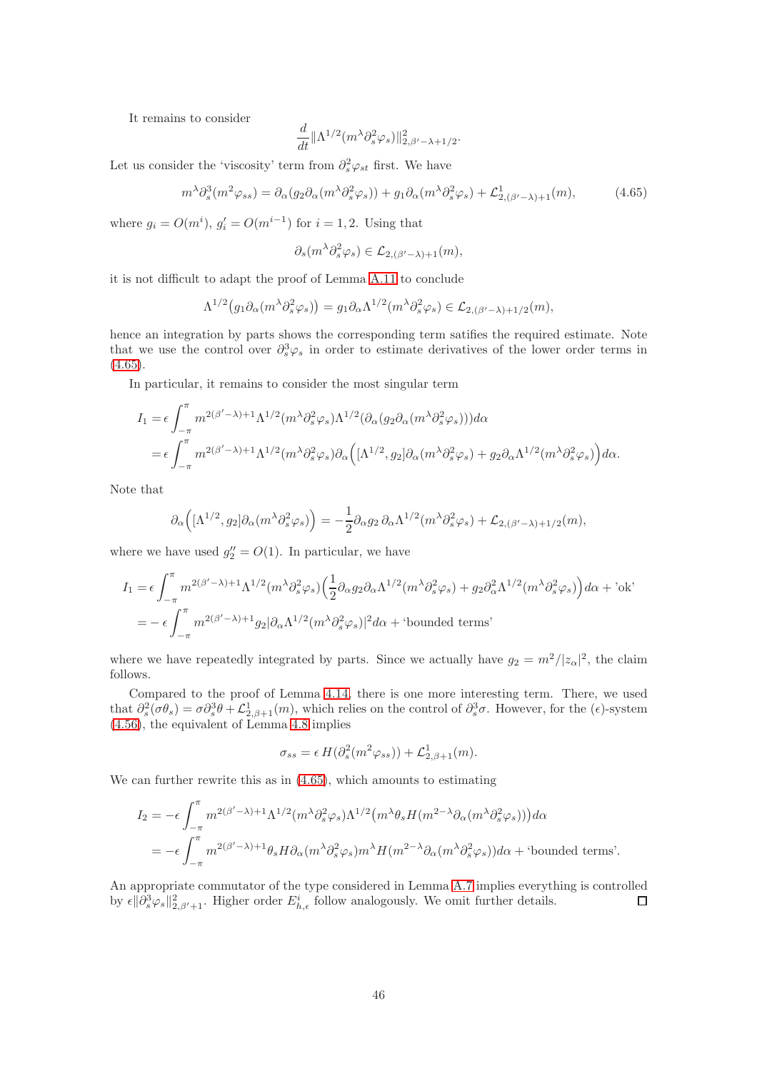It remains to consider

$$\frac{d}{dt}\|\Lambda^{1/2}(m^\lambda \partial_s^2 \varphi_s)\|^2_{2,\beta'-\lambda+1/2}.$$

Let us consider the 'viscosity' term from $\partial_s^2 \varphi_{st}$ first. We have

$$m^\lambda \partial_s^3(m^2 \varphi_{ss}) = \partial_\alpha(g_2 \partial_\alpha(m^\lambda \partial_s^2 \varphi_s)) + g_1 \partial_\alpha(m^\lambda \partial_s^2 \varphi_s) + \mathcal{L}^1_{2,(\beta'-\lambda)+1}(m), \tag{4.65}$$

where $g_i = O(m^i)$, $g_i' = O(m^{i-1})$ for $i = 1, 2$. Using that

$$\partial_s(m^\lambda \partial_s^2 \varphi_s) \in \mathcal{L}_{2,(\beta'-\lambda)+1}(m),$$

it is not difficult to adapt the proof of Lemma A.11 to conclude

$$\Lambda^{1/2}\big(g_1 \partial_\alpha(m^\lambda \partial_s^2 \varphi_s)\big) = g_1 \partial_\alpha \Lambda^{1/2}(m^\lambda \partial_s^2 \varphi_s) \in \mathcal{L}_{2,(\beta'-\lambda)+1/2}(m),$$

hence an integration by parts shows the corresponding term satifies the required estimate. Note that we use the control over $\partial_s^3 \varphi_s$ in order to estimate derivatives of the lower order terms in (4.65).

In particular, it remains to consider the most singular term

$$\begin{aligned}
I_1 &= \epsilon \int_{-\pi}^{\pi} m^{2(\beta'-\lambda)+1} \Lambda^{1/2}(m^\lambda \partial_s^2 \varphi_s) \Lambda^{1/2}(\partial_\alpha(g_2 \partial_\alpha(m^\lambda \partial_s^2 \varphi_s))) d\alpha \\
&= \epsilon \int_{-\pi}^{\pi} m^{2(\beta'-\lambda)+1} \Lambda^{1/2}(m^\lambda \partial_s^2 \varphi_s) \partial_\alpha\Big([\Lambda^{1/2}, g_2]\partial_\alpha(m^\lambda \partial_s^2 \varphi_s) + g_2 \partial_\alpha \Lambda^{1/2}(m^\lambda \partial_s^2 \varphi_s)\Big) d\alpha.
\end{aligned}$$

Note that

$$\partial_\alpha\Big([\Lambda^{1/2}, g_2]\partial_\alpha(m^\lambda \partial_s^2 \varphi_s)\Big) = -\frac{1}{2}\partial_\alpha g_2 \, \partial_\alpha \Lambda^{1/2}(m^\lambda \partial_s^2 \varphi_s) + \mathcal{L}_{2,(\beta'-\lambda)+1/2}(m),$$

where we have used $g_2'' = O(1)$. In particular, we have

$$\begin{aligned}
I_1 &= \epsilon \int_{-\pi}^{\pi} m^{2(\beta'-\lambda)+1} \Lambda^{1/2}(m^\lambda \partial_s^2 \varphi_s)\Big(\frac{1}{2}\partial_\alpha g_2 \partial_\alpha \Lambda^{1/2}(m^\lambda \partial_s^2 \varphi_s) + g_2 \partial_\alpha^2 \Lambda^{1/2}(m^\lambda \partial_s^2 \varphi_s)\Big) d\alpha + \text{'ok'} \\
&= -\epsilon \int_{-\pi}^{\pi} m^{2(\beta'-\lambda)+1} g_2 |\partial_\alpha \Lambda^{1/2}(m^\lambda \partial_s^2 \varphi_s)|^2 d\alpha + \text{'bounded terms'}
\end{aligned}$$

where we have repeatedly integrated by parts. Since we actually have $g_2 = m^2/|z_\alpha|^2$, the claim follows.

Compared to the proof of Lemma 4.14, there is one more interesting term. There, we used that $\partial_s^2(\sigma \theta_s) = \sigma \partial_s^3 \theta + \mathcal{L}^1_{2,\beta+1}(m)$, which relies on the control of $\partial_s^3 \sigma$. However, for the ($\epsilon$)-system (4.56), the equivalent of Lemma 4.8 implies

$$\sigma_{ss} = \epsilon \, H(\partial_s^2(m^2 \varphi_{ss})) + \mathcal{L}^1_{2,\beta+1}(m).$$

We can further rewrite this as in (4.65), which amounts to estimating

$$\begin{aligned}
I_2 &= -\epsilon \int_{-\pi}^{\pi} m^{2(\beta'-\lambda)+1} \Lambda^{1/2}(m^\lambda \partial_s^2 \varphi_s) \Lambda^{1/2}\big(m^\lambda \theta_s H(m^{2-\lambda}\partial_\alpha(m^\lambda \partial_s^2 \varphi_s))\big) d\alpha \\
&= -\epsilon \int_{-\pi}^{\pi} m^{2(\beta'-\lambda)+1} \theta_s H \partial_\alpha(m^\lambda \partial_s^2 \varphi_s) m^\lambda H(m^{2-\lambda}\partial_\alpha(m^\lambda \partial_s^2 \varphi_s)) d\alpha + \text{'bounded terms'}.
\end{aligned}$$

An appropriate commutator of the type considered in Lemma A.7 implies everything is controlled by $\epsilon \|\partial_s^3 \varphi_s\|^2_{2,\beta'+1}$. Higher order $E^i_{h,\epsilon}$ follow analogously. We omit further details. $\square$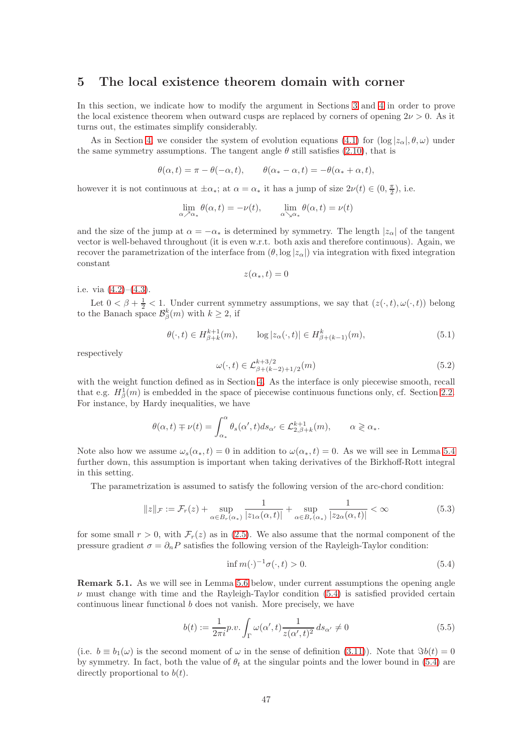# 5 The local existence theorem domain with corner

In this section, we indicate how to modify the argument in Sections 3 and 4 in order to prove the local existence theorem when outward cusps are replaced by corners of opening $2\nu > 0$. As it turns out, the estimates simplify considerably.

As in Section 4, we consider the system of evolution equations (4.1) for $(\log|z_\alpha|, \theta, \omega)$ under the same symmetry assumptions. The tangent angle $\theta$ still satisfies (2.10), that is

$$\theta(\alpha,t) = \pi - \theta(-\alpha,t), \qquad \theta(\alpha_* - \alpha,t) = -\theta(\alpha_* + \alpha,t),$$

however it is not continuous at $\pm\alpha_*$; at $\alpha = \alpha_*$ it has a jump of size $2\nu(t) \in (0, \frac{\pi}{2})$, i.e.

$$\lim_{\alpha \nearrow \alpha_*} \theta(\alpha,t) = -\nu(t), \qquad \lim_{\alpha \searrow \alpha_*} \theta(\alpha,t) = \nu(t)$$

and the size of the jump at $\alpha = -\alpha_*$ is determined by symmetry. The length $|z_\alpha|$ of the tangent vector is well-behaved throughout (it is even w.r.t. both axis and therefore continuous). Again, we recover the parametrization of the interface from $(\theta, \log|z_\alpha|)$ via integration with fixed integration constant

$$z(\alpha_*, t) = 0$$

i.e. via (4.2)–(4.3).

Let $0 < \beta + \frac{1}{2} < 1$. Under current symmetry assumptions, we say that $(z(\cdot,t), \omega(\cdot,t))$ belong to the Banach space $\mathcal{B}^k_\beta(m)$ with $k \geq 2$, if

$$\theta(\cdot,t) \in H^{k+1}_{\beta+k}(m), \qquad \log|z_\alpha(\cdot,t)| \in H^k_{\beta+(k-1)}(m), \tag{5.1}$$

respectively

$$\omega(\cdot,t) \in \mathcal{L}^{k+3/2}_{\beta+(k-2)+1/2}(m) \tag{5.2}$$

with the weight function defined as in Section 4. As the interface is only piecewise smooth, recall that e.g. $H^1_\beta(m)$ is embedded in the space of piecewise continuous functions only, cf. Section 2.2. For instance, by Hardy inequalities, we have

$$\theta(\alpha,t) \mp \nu(t) = \int_{\alpha_*}^{\alpha} \theta_s(\alpha',t)\, ds_{\alpha'} \in \mathcal{L}^{k+1}_{2,\beta+k}(m), \qquad \alpha \gtrless \alpha_*.$$

Note also how we assume $\omega_s(\alpha_*,t) = 0$ in addition to $\omega(\alpha_*,t) = 0$. As we will see in Lemma 5.4 further down, this assumption is important when taking derivatives of the Birkhoff-Rott integral in this setting.

The parametrization is assumed to satisfy the following version of the arc-chord condition:

$$\|z\|_{\mathcal{F}} := \mathcal{F}_r(z) + \sup_{\alpha \in B_r(\alpha_*)} \frac{1}{|z_{1\alpha}(\alpha,t)|} + \sup_{\alpha \in B_r(\alpha_*)} \frac{1}{|z_{2\alpha}(\alpha,t)|} < \infty \tag{5.3}$$

for some small $r > 0$, with $\mathcal{F}_r(z)$ as in (2.5). We also assume that the normal component of the pressure gradient $\sigma = \partial_n P$ satisfies the following version of the Rayleigh-Taylor condition:

$$\inf m(\cdot)^{-1}\sigma(\cdot,t) > 0. \tag{5.4}$$

**Remark 5.1.** As we will see in Lemma 5.6 below, under current assumptions the opening angle $\nu$ must change with time and the Rayleigh-Taylor condition (5.4) is satisfied provided certain continuous linear functional $b$ does not vanish. More precisely, we have

$$b(t) := \frac{1}{2\pi i} p.v. \int_\Gamma \omega(\alpha',t) \frac{1}{z(\alpha',t)^2}\, ds_{\alpha'} \neq 0 \tag{5.5}$$

(i.e. $b \equiv b_1(\omega)$ is the second moment of $\omega$ in the sense of definition (3.11)). Note that $\Im b(t) = 0$ by symmetry. In fact, both the value of $\theta_t$ at the singular points and the lower bound in (5.4) are directly proportional to $b(t)$.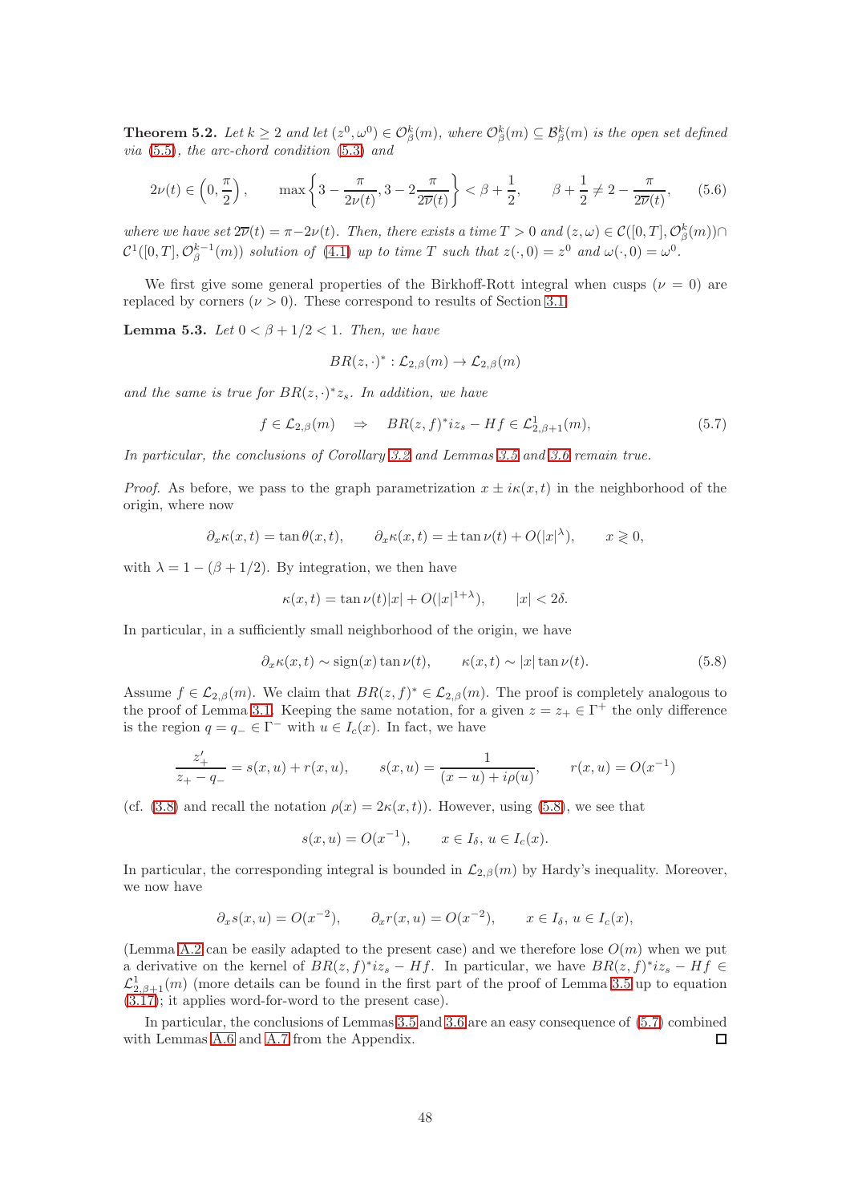**Theorem 5.2.** *Let $k \geq 2$ and let $(z^0, \omega^0) \in \mathcal{O}^k_\beta(m)$, where $\mathcal{O}^k_\beta(m) \subseteq \mathcal{B}^k_\beta(m)$ is the open set defined via (5.5), the arc-chord condition (5.3) and*

$$2\nu(t) \in \left(0, \frac{\pi}{2}\right), \qquad \max\left\{3 - \frac{\pi}{2\nu(t)}, 3 - 2\frac{\pi}{2\overline{\nu}(t)}\right\} < \beta + \frac{1}{2}, \qquad \beta + \frac{1}{2} \neq 2 - \frac{\pi}{2\overline{\nu}(t)}, \tag{5.6}$$

*where we have set $2\overline{\nu}(t) = \pi - 2\nu(t)$. Then, there exists a time $T > 0$ and $(z, \omega) \in \mathcal{C}([0,T], \mathcal{O}^k_\beta(m)) \cap \mathcal{C}^1([0,T], \mathcal{O}^{k-1}_\beta(m))$ solution of (4.1) up to time $T$ such that $z(\cdot, 0) = z^0$ and $\omega(\cdot, 0) = \omega^0$.*

We first give some general properties of the Birkhoff-Rott integral when cusps ($\nu = 0$) are replaced by corners ($\nu > 0$). These correspond to results of Section 3.1.

**Lemma 5.3.** *Let $0 < \beta + 1/2 < 1$. Then, we have*

$$BR(z, \cdot)^* : \mathcal{L}_{2,\beta}(m) \to \mathcal{L}_{2,\beta}(m)$$

*and the same is true for $BR(z, \cdot)^* z_s$. In addition, we have*

$$f \in \mathcal{L}_{2,\beta}(m) \quad \Rightarrow \quad BR(z, f)^* i z_s - Hf \in \mathcal{L}^1_{2,\beta+1}(m), \tag{5.7}$$

*In particular, the conclusions of Corollary 3.2 and Lemmas 3.5 and 3.6 remain true.*

*Proof.* As before, we pass to the graph parametrization $x \pm i\kappa(x,t)$ in the neighborhood of the origin, where now

$$\partial_x \kappa(x,t) = \tan\theta(x,t), \qquad \partial_x \kappa(x,t) = \pm \tan\nu(t) + O(|x|^\lambda), \qquad x \gtrless 0,$$

with $\lambda = 1 - (\beta + 1/2)$. By integration, we then have

$$\kappa(x,t) = \tan\nu(t)|x| + O(|x|^{1+\lambda}), \qquad |x| < 2\delta.$$

In particular, in a sufficiently small neighborhood of the origin, we have

$$\partial_x \kappa(x,t) \sim \operatorname{sign}(x) \tan\nu(t), \qquad \kappa(x,t) \sim |x| \tan\nu(t). \tag{5.8}$$

Assume $f \in \mathcal{L}_{2,\beta}(m)$. We claim that $BR(z,f)^* \in \mathcal{L}_{2,\beta}(m)$. The proof is completely analogous to the proof of Lemma 3.1. Keeping the same notation, for a given $z = z_+ \in \Gamma^+$ the only difference is the region $q = q_- \in \Gamma^-$ with $u \in I_c(x)$. In fact, we have

$$\frac{z'_+}{z_+ - q_-} = s(x,u) + r(x,u), \qquad s(x,u) = \frac{1}{(x-u) + i\rho(u)}, \qquad r(x,u) = O(x^{-1})$$

(cf. (3.8) and recall the notation $\rho(x) = 2\kappa(x,t)$). However, using (5.8), we see that

$$s(x,u) = O(x^{-1}), \qquad x \in I_\delta,\ u \in I_c(x).$$

In particular, the corresponding integral is bounded in $\mathcal{L}_{2,\beta}(m)$ by Hardy's inequality. Moreover, we now have

$$\partial_x s(x,u) = O(x^{-2}), \qquad \partial_x r(x,u) = O(x^{-2}), \qquad x \in I_\delta,\ u \in I_c(x),$$

(Lemma A.2 can be easily adapted to the present case) and we therefore lose $O(m)$ when we put a derivative on the kernel of $BR(z,f)^* i z_s - Hf$. In particular, we have $BR(z,f)^* i z_s - Hf \in \mathcal{L}^1_{2,\beta+1}(m)$ (more details can be found in the first part of the proof of Lemma 3.5 up to equation (3.17); it applies word-for-word to the present case).

In particular, the conclusions of Lemmas 3.5 and 3.6 are an easy consequence of (5.7) combined with Lemmas A.6 and A.7 from the Appendix. □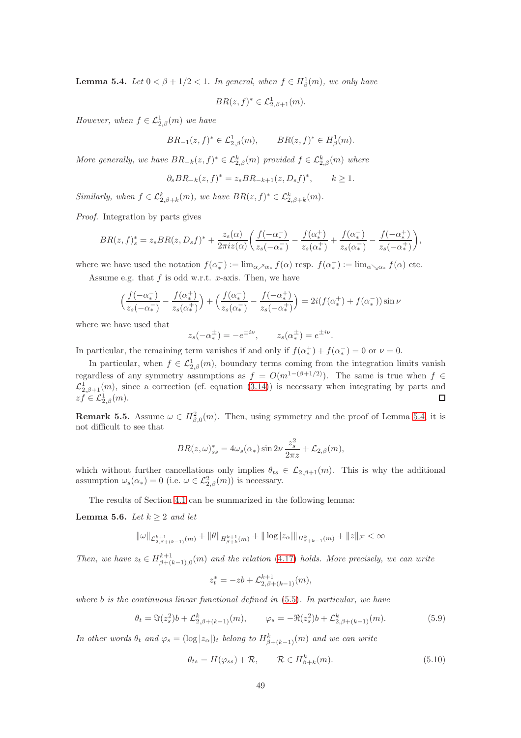**Lemma 5.4.** *Let $0 < \beta + 1/2 < 1$. In general, when $f \in H^1_\beta(m)$, we only have*

$$BR(z,f)^* \in \mathcal{L}^1_{2,\beta+1}(m).$$

*However, when $f \in \mathcal{L}^1_{2,\beta}(m)$ we have*

$$BR_{-1}(z,f)^* \in \mathcal{L}^1_{2,\beta}(m), \qquad BR(z,f)^* \in H^1_\beta(m).$$

*More generally, we have $BR_{-k}(z,f)^* \in \mathcal{L}^k_{2,\beta}(m)$ provided $f \in \mathcal{L}^k_{2,\beta}(m)$ where*

$$\partial_s BR_{-k}(z,f)^* = z_s BR_{-k+1}(z, D_s f)^*, \qquad k \geq 1.$$

*Similarly, when $f \in \mathcal{L}^k_{2,\beta+k}(m)$, we have $BR(z,f)^* \in \mathcal{L}^k_{2,\beta+k}(m)$.*

*Proof.* Integration by parts gives

$$BR(z,f)^*_s = z_s BR(z, D_s f)^* + \frac{z_s(\alpha)}{2\pi i z(\alpha)}\Big(\frac{f(-\alpha_*^-)}{z_s(-\alpha_*^-)} - \frac{f(\alpha_*^+)}{z_s(\alpha_*^+)} + \frac{f(\alpha_*^-)}{z_s(\alpha_*^-)} - \frac{f(-\alpha_*^+)}{z_s(-\alpha_*^+)}\Big),$$

where we have used the notation $f(\alpha_*^-) := \lim_{\alpha \nearrow \alpha_*} f(\alpha)$ resp. $f(\alpha_*^+) := \lim_{\alpha \searrow \alpha_*} f(\alpha)$ etc.

Assume e.g. that $f$ is odd w.r.t. $x$-axis. Then, we have

$$\Big(\frac{f(-\alpha_*^-)}{z_s(-\alpha_*^-)} - \frac{f(\alpha_*^+)}{z_s(\alpha_*^+)}\Big) + \Big(\frac{f(\alpha_*^-)}{z_s(\alpha_*^-)} - \frac{f(-\alpha_*^+)}{z_s(-\alpha_*^+)}\Big) = 2i(f(\alpha_*^+) + f(\alpha_*^-))\sin\nu$$

where we have used that

$$z_s(-\alpha_*^\pm) = -e^{\pm i\nu}, \qquad z_s(\alpha_*^\pm) = e^{\pm i\nu}.$$

In particular, the remaining term vanishes if and only if $f(\alpha_*^+) + f(\alpha_*^-) = 0$ or $\nu = 0$.

In particular, when $f \in \mathcal{L}^1_{2,\beta}(m)$, boundary terms coming from the integration limits vanish regardless of any symmetry assumptions as $f = O(m^{1-(\beta+1/2)})$. The same is true when $f \in \mathcal{L}^1_{2,\beta+1}(m)$, since a correction (cf. equation (3.14)) is necessary when integrating by parts and $zf \in \mathcal{L}^1_{2,\beta}(m)$. ◻

**Remark 5.5.** Assume $\omega \in H^2_{\beta,0}(m)$. Then, using symmetry and the proof of Lemma 5.4, it is not difficult to see that

$$BR(z,\omega)^*_{ss} = 4\omega_s(\alpha_*)\sin 2\nu \,\frac{z_s^2}{2\pi z} + \mathcal{L}_{2,\beta}(m),$$

which without further cancellations only implies $\theta_{ts} \in \mathcal{L}_{2,\beta+1}(m)$. This is why the additional assumption $\omega_s(\alpha_*) = 0$ (i.e. $\omega \in \mathcal{L}^2_{2,\beta}(m)$) is necessary.

The results of Section 4.1 can be summarized in the following lemma:

**Lemma 5.6.** *Let $k \geq 2$ and let*

$$\|\omega\|_{\mathcal{L}^{k+1}_{2,\beta+(k-1)}(m)} + \|\theta\|_{H^{k+1}_{\beta+k}(m)} + \|\log|z_\alpha|\|_{H^k_{\beta+k-1}(m)} + \|z\|_{\mathcal{F}} < \infty$$

*Then, we have $z_t \in H^{k+1}_{\beta+(k-1),0}(m)$ and the relation (4.17) holds. More precisely, we can write*

$$z_t^* = -zb + \mathcal{L}^{k+1}_{2,\beta+(k-1)}(m),$$

*where $b$ is the continuous linear functional defined in (5.5). In particular, we have*

$$\theta_t = \Im(z_s^2)b + \mathcal{L}^k_{2,\beta+(k-1)}(m), \qquad \varphi_s = -\Re(z_s^2)b + \mathcal{L}^k_{2,\beta+(k-1)}(m). \tag{5.9}$$

*In other words $\theta_t$ and $\varphi_s = (\log|z_\alpha|)_t$ belong to $H^k_{\beta+(k-1)}(m)$ and we can write*

$$\theta_{ts} = H(\varphi_{ss}) + \mathcal{R}, \qquad \mathcal{R} \in H^k_{\beta+k}(m). \tag{5.10}$$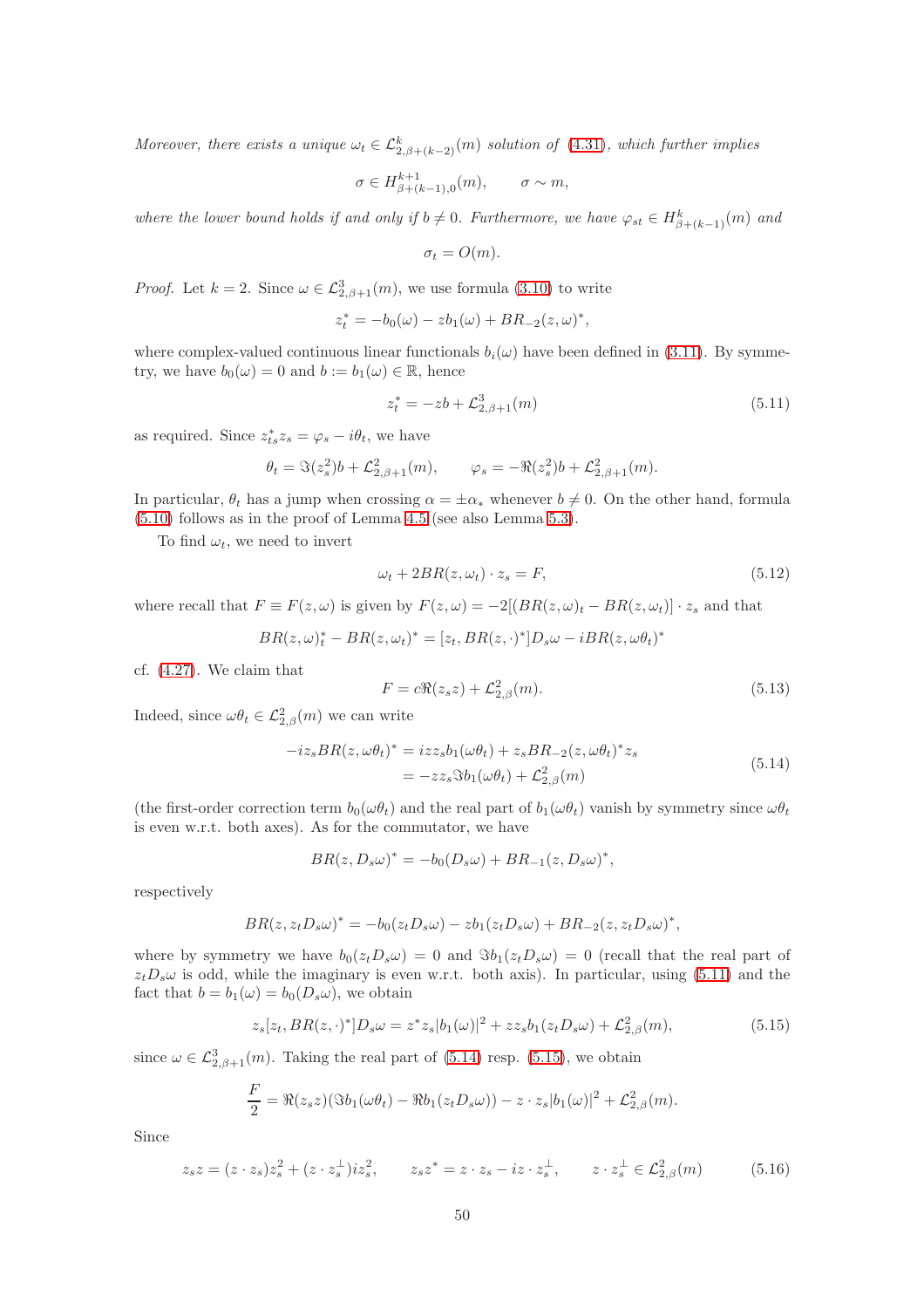*Moreover, there exists a unique $\omega_t \in \mathcal{L}^k_{2,\beta+(k-2)}(m)$ solution of (4.31), which further implies*

$$\sigma \in H^{k+1}_{\beta+(k-1),0}(m), \qquad \sigma \sim m,$$

*where the lower bound holds if and only if $b \neq 0$. Furthermore, we have $\varphi_{st} \in H^k_{\beta+(k-1)}(m)$ and*

$$\sigma_t = O(m).$$

*Proof.* Let $k = 2$. Since $\omega \in \mathcal{L}^3_{2,\beta+1}(m)$, we use formula (3.10) to write

$$z_t^* = -b_0(\omega) - zb_1(\omega) + BR_{-2}(z,\omega)^*,$$

where complex-valued continuous linear functionals $b_i(\omega)$ have been defined in (3.11). By symmetry, we have $b_0(\omega) = 0$ and $b := b_1(\omega) \in \mathbb{R}$, hence

$$z_t^* = -zb + \mathcal{L}^3_{2,\beta+1}(m) \tag{5.11}$$

as required. Since $z_{ts}^* z_s = \varphi_s - i\theta_t$, we have

$$\theta_t = \Im(z_s^2)b + \mathcal{L}^2_{2,\beta+1}(m), \qquad \varphi_s = -\Re(z_s^2)b + \mathcal{L}^2_{2,\beta+1}(m).$$

In particular, $\theta_t$ has a jump when crossing $\alpha = \pm\alpha_*$ whenever $b \neq 0$. On the other hand, formula (5.10) follows as in the proof of Lemma 4.5 (see also Lemma 5.3).

To find $\omega_t$, we need to invert

$$\omega_t + 2BR(z,\omega_t) \cdot z_s = F, \tag{5.12}$$

where recall that $F \equiv F(z,\omega)$ is given by $F(z,\omega) = -2[(BR(z,\omega)_t - BR(z,\omega_t)] \cdot z_s$ and that

$$BR(z,\omega)_t^* - BR(z,\omega_t)^* = [z_t, BR(z,\cdot)^*]D_s\omega - iBR(z,\omega\theta_t)^*$$

cf. (4.27). We claim that

$$F = c\Re(z_s z) + \mathcal{L}^2_{2,\beta}(m). \tag{5.13}$$

Indeed, since $\omega\theta_t \in \mathcal{L}^2_{2,\beta}(m)$ we can write

$$\begin{aligned} -iz_s BR(z,\omega\theta_t)^* &= izz_s b_1(\omega\theta_t) + z_s BR_{-2}(z,\omega\theta_t)^* z_s \\ &= -zz_s \Im b_1(\omega\theta_t) + \mathcal{L}^2_{2,\beta}(m) \end{aligned} \tag{5.14}$$

(the first-order correction term $b_0(\omega\theta_t)$ and the real part of $b_1(\omega\theta_t)$ vanish by symmetry since $\omega\theta_t$ is even w.r.t. both axes). As for the commutator, we have

$$BR(z, D_s\omega)^* = -b_0(D_s\omega) + BR_{-1}(z, D_s\omega)^*,$$

respectively

$$BR(z, z_t D_s\omega)^* = -b_0(z_t D_s\omega) - zb_1(z_t D_s\omega) + BR_{-2}(z, z_t D_s\omega)^*,$$

where by symmetry we have $b_0(z_t D_s\omega) = 0$ and $\Im b_1(z_t D_s\omega) = 0$ (recall that the real part of $z_t D_s\omega$ is odd, while the imaginary is even w.r.t. both axis). In particular, using (5.11) and the fact that $b = b_1(\omega) = b_0(D_s\omega)$, we obtain

$$z_s[z_t, BR(z,\cdot)^*]D_s\omega = z^* z_s |b_1(\omega)|^2 + zz_s b_1(z_t D_s\omega) + \mathcal{L}^2_{2,\beta}(m), \tag{5.15}$$

since $\omega \in \mathcal{L}^3_{2,\beta+1}(m)$. Taking the real part of (5.14) resp. (5.15), we obtain

$$\frac{F}{2} = \Re(z_s z)(\Im b_1(\omega\theta_t) - \Re b_1(z_t D_s\omega)) - z \cdot z_s |b_1(\omega)|^2 + \mathcal{L}^2_{2,\beta}(m).$$

Since

$$z_s z = (z \cdot z_s)z_s^2 + (z \cdot z_s^\perp)iz_s^2, \qquad z_s z^* = z \cdot z_s - iz \cdot z_s^\perp, \qquad z \cdot z_s^\perp \in \mathcal{L}^2_{2,\beta}(m) \tag{5.16}$$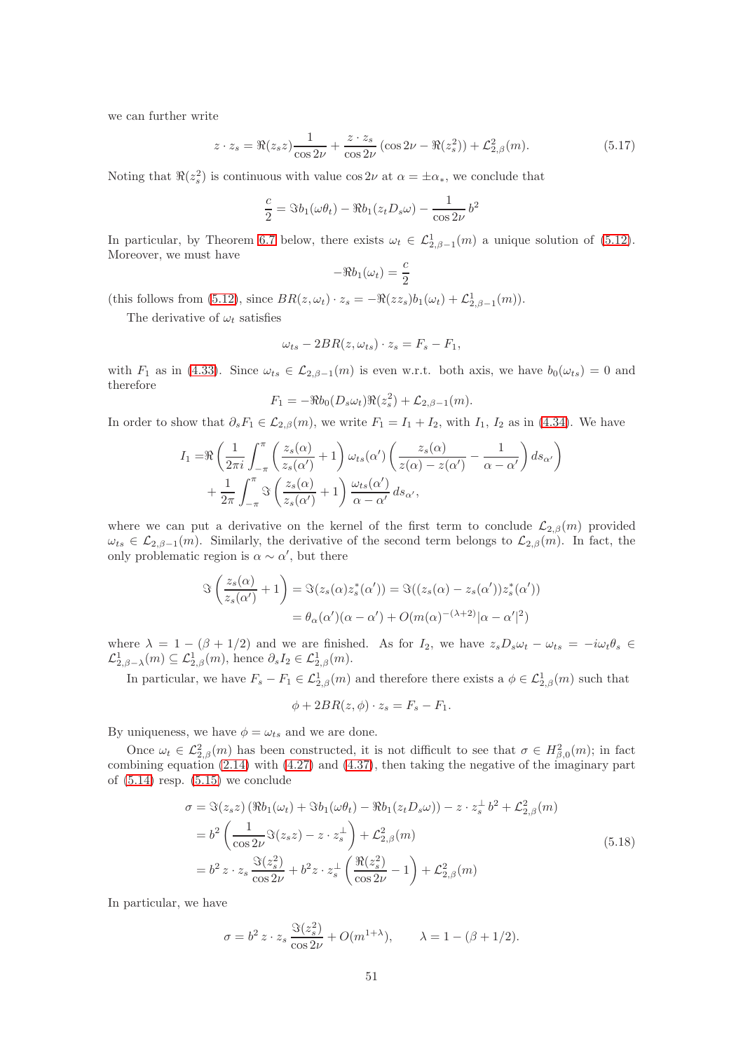we can further write

$$z \cdot z_s = \Re(z_s z)\frac{1}{\cos 2\nu} + \frac{z \cdot z_s}{\cos 2\nu}\left(\cos 2\nu - \Re(z_s^2)\right) + \mathcal{L}^2_{2,\beta}(m). \tag{5.17}$$

Noting that $\Re(z_s^2)$ is continuous with value $\cos 2\nu$ at $\alpha = \pm\alpha_*$, we conclude that

$$\frac{c}{2} = \Im b_1(\omega\theta_t) - \Re b_1(z_t D_s\omega) - \frac{1}{\cos 2\nu}\, b^2$$

In particular, by Theorem 6.7 below, there exists $\omega_t \in \mathcal{L}^1_{2,\beta-1}(m)$ a unique solution of (5.12). Moreover, we must have

$$-\Re b_1(\omega_t) = \frac{c}{2}$$

(this follows from (5.12), since $BR(z,\omega_t)\cdot z_s = -\Re(zz_s)b_1(\omega_t) + \mathcal{L}^1_{2,\beta-1}(m)$).

The derivative of $\omega_t$ satisfies

$$\omega_{ts} - 2BR(z,\omega_{ts})\cdot z_s = F_s - F_1,$$

with $F_1$ as in (4.33). Since $\omega_{ts} \in \mathcal{L}_{2,\beta-1}(m)$ is even w.r.t. both axis, we have $b_0(\omega_{ts}) = 0$ and therefore

$$F_1 = -\Re b_0(D_s\omega_t)\Re(z_s^2) + \mathcal{L}_{2,\beta-1}(m).$$

In order to show that $\partial_s F_1 \in \mathcal{L}_{2,\beta}(m)$, we write $F_1 = I_1 + I_2$, with $I_1$, $I_2$ as in (4.34). We have

$$\begin{aligned}
I_1 =& \Re\left(\frac{1}{2\pi i}\int_{-\pi}^{\pi}\left(\frac{z_s(\alpha)}{z_s(\alpha')}+1\right)\omega_{ts}(\alpha')\left(\frac{z_s(\alpha)}{z(\alpha)-z(\alpha')} - \frac{1}{\alpha-\alpha'}\right)ds_{\alpha'}\right)\\
&+ \frac{1}{2\pi}\int_{-\pi}^{\pi}\Im\left(\frac{z_s(\alpha)}{z_s(\alpha')}+1\right)\frac{\omega_{ts}(\alpha')}{\alpha-\alpha'}\,ds_{\alpha'},
\end{aligned}$$

where we can put a derivative on the kernel of the first term to conclude $\mathcal{L}_{2,\beta}(m)$ provided $\omega_{ts} \in \mathcal{L}_{2,\beta-1}(m)$. Similarly, the derivative of the second term belongs to $\mathcal{L}_{2,\beta}(m)$. In fact, the only problematic region is $\alpha \sim \alpha'$, but there

$$\begin{aligned}
\Im\left(\frac{z_s(\alpha)}{z_s(\alpha')}+1\right) &= \Im(z_s(\alpha)z_s^*(\alpha')) = \Im((z_s(\alpha)-z_s(\alpha'))z_s^*(\alpha'))\\
&= \theta_\alpha(\alpha')(\alpha-\alpha') + O(m(\alpha)^{-(\lambda+2)}|\alpha-\alpha'|^2)
\end{aligned}$$

where $\lambda = 1-(\beta+1/2)$ and we are finished. As for $I_2$, we have $z_s D_s\omega_t - \omega_{ts} = -i\omega_t\theta_s \in \mathcal{L}^1_{2,\beta-\lambda}(m) \subseteq \mathcal{L}^1_{2,\beta}(m)$, hence $\partial_s I_2 \in \mathcal{L}^1_{2,\beta}(m)$.

In particular, we have $F_s - F_1 \in \mathcal{L}^1_{2,\beta}(m)$ and therefore there exists a $\phi \in \mathcal{L}^1_{2,\beta}(m)$ such that

$$\phi + 2BR(z,\phi)\cdot z_s = F_s - F_1.$$

By uniqueness, we have $\phi = \omega_{ts}$ and we are done.

Once $\omega_t \in \mathcal{L}^2_{2,\beta}(m)$ has been constructed, it is not difficult to see that $\sigma \in H^2_{\beta,0}(m)$; in fact combining equation (2.14) with (4.27) and (4.37), then taking the negative of the imaginary part of (5.14) resp. (5.15) we conclude

$$\begin{aligned}
\sigma &= \Im(z_s z)\left(\Re b_1(\omega_t) + \Im b_1(\omega\theta_t) - \Re b_1(z_t D_s\omega)\right) - z\cdot z_s^\perp\, b^2 + \mathcal{L}^2_{2,\beta}(m)\\
&= b^2\left(\frac{1}{\cos 2\nu}\Im(z_s z) - z\cdot z_s^\perp\right) + \mathcal{L}^2_{2,\beta}(m)\\
&= b^2\, z\cdot z_s\,\frac{\Im(z_s^2)}{\cos 2\nu} + b^2 z\cdot z_s^\perp\left(\frac{\Re(z_s^2)}{\cos 2\nu} - 1\right) + \mathcal{L}^2_{2,\beta}(m)
\end{aligned} \tag{5.18}$$

In particular, we have

$$\sigma = b^2\, z\cdot z_s\,\frac{\Im(z_s^2)}{\cos 2\nu} + O(m^{1+\lambda}), \qquad \lambda = 1-(\beta+1/2).$$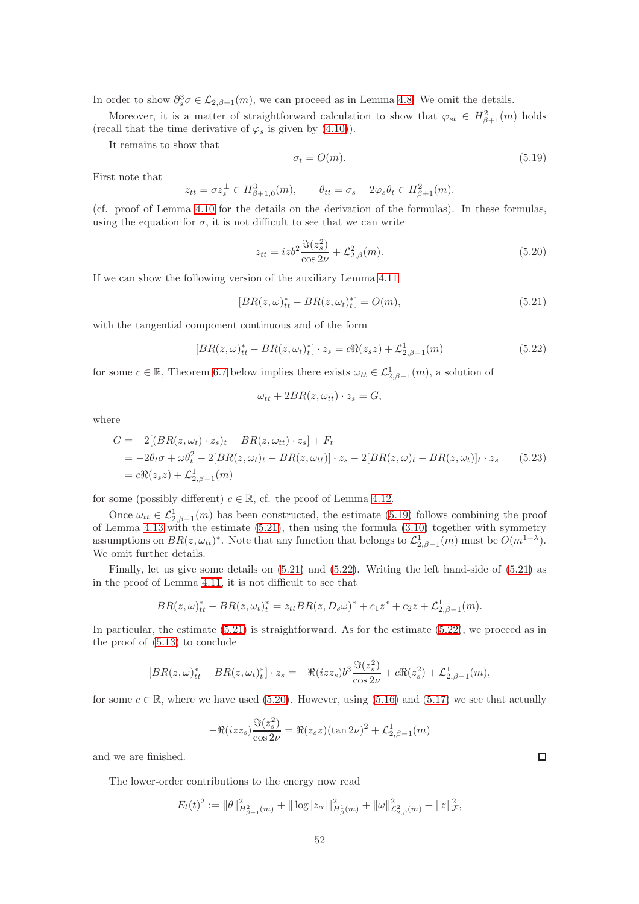In order to show $\partial_s^3\sigma \in \mathcal{L}_{2,\beta+1}(m)$, we can proceed as in Lemma 4.8. We omit the details.

Moreover, it is a matter of straightforward calculation to show that $\varphi_{st} \in H^2_{\beta+1}(m)$ holds (recall that the time derivative of $\varphi_s$ is given by (4.10)).

It remains to show that

$$\sigma_t = O(m). \tag{5.19}$$

First note that

$$z_{tt} = \sigma z_s^\perp \in H^3_{\beta+1,0}(m), \qquad \theta_{tt} = \sigma_s - 2\varphi_s\theta_t \in H^2_{\beta+1}(m).$$

(cf. proof of Lemma 4.10 for the details on the derivation of the formulas). In these formulas, using the equation for $\sigma$, it is not difficult to see that we can write

$$z_{tt} = izb^2\frac{\Im(z_s^2)}{\cos 2\nu} + \mathcal{L}^2_{2,\beta}(m). \tag{5.20}$$

If we can show the following version of the auxiliary Lemma 4.11

$$[BR(z,\omega)^*_{tt} - BR(z,\omega_t)^*_t] = O(m), \tag{5.21}$$

with the tangential component continuous and of the form

$$[BR(z,\omega)^*_{tt} - BR(z,\omega_t)^*_t]\cdot z_s = c\Re(z_s z) + \mathcal{L}^1_{2,\beta-1}(m) \tag{5.22}$$

for some $c \in \mathbb{R}$, Theorem 6.7 below implies there exists $\omega_{tt} \in \mathcal{L}^1_{2,\beta-1}(m)$, a solution of

$$\omega_{tt} + 2BR(z,\omega_{tt})\cdot z_s = G,$$

where

$$\begin{aligned}
G &= -2[(BR(z,\omega_t)\cdot z_s)_t - BR(z,\omega_{tt})\cdot z_s] + F_t \\
&= -2\theta_t\sigma + \omega\theta_t^2 - 2[BR(z,\omega_t)_t - BR(z,\omega_{tt})]\cdot z_s - 2[BR(z,\omega)_t - BR(z,\omega_t)]_t\cdot z_s \\
&= c\Re(z_s z) + \mathcal{L}^1_{2,\beta-1}(m)
\end{aligned} \tag{5.23}$$

for some (possibly different) $c \in \mathbb{R}$, cf. the proof of Lemma 4.12.

Once $\omega_{tt} \in \mathcal{L}^1_{2,\beta-1}(m)$ has been constructed, the estimate (5.19) follows combining the proof of Lemma 4.13 with the estimate (5.21), then using the formula (3.10) together with symmetry assumptions on $BR(z,\omega_{tt})^*$. Note that any function that belongs to $\mathcal{L}^1_{2,\beta-1}(m)$ must be $O(m^{1+\lambda})$. We omit further details.

Finally, let us give some details on (5.21) and (5.22). Writing the left hand-side of (5.21) as in the proof of Lemma 4.11, it is not difficult to see that

$$BR(z,\omega)^*_{tt} - BR(z,\omega_t)^*_t = z_{tt}BR(z, D_s\omega)^* + c_1 z^* + c_2 z + \mathcal{L}^1_{2,\beta-1}(m).$$

In particular, the estimate (5.21) is straightforward. As for the estimate (5.22), we proceed as in the proof of (5.13) to conclude

$$[BR(z,\omega)^*_{tt} - BR(z,\omega_t)^*_t]\cdot z_s = -\Re(izz_s)b^3\frac{\Im(z_s^2)}{\cos 2\nu} + c\Re(z_s^2) + \mathcal{L}^1_{2,\beta-1}(m),$$

for some $c \in \mathbb{R}$, where we have used (5.20). However, using (5.16) and (5.17) we see that actually

$$-\Re(izz_s)\frac{\Im(z_s^2)}{\cos 2\nu} = \Re(z_s z)(\tan 2\nu)^2 + \mathcal{L}^1_{2,\beta-1}(m)$$

and we are finished. $\square$

The lower-order contributions to the energy now read

$$E_l(t)^2 := \|\theta\|^2_{H^2_{\beta+1}(m)} + \|\log|z_\alpha|\|^2_{H^1_\beta(m)} + \|\omega\|^2_{\mathcal{L}^2_{2,\beta}(m)} + \|z\|^2_{\mathcal{F}},$$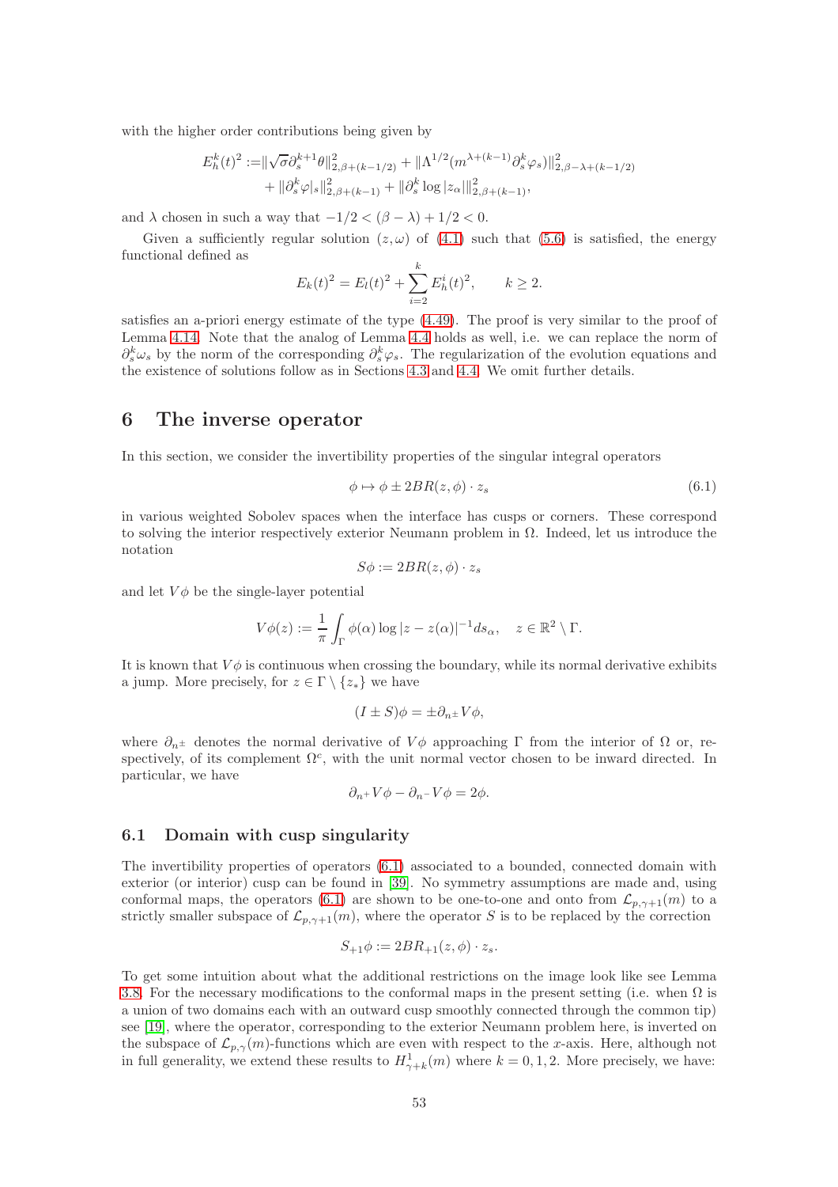with the higher order contributions being given by

$$E_h^k(t)^2 := \|\sqrt{\sigma}\partial_s^{k+1}\theta\|^2_{2,\beta+(k-1/2)} + \|\Lambda^{1/2}(m^{\lambda+(k-1)}\partial_s^k\varphi_s)\|^2_{2,\beta-\lambda+(k-1/2)}$$
$$+ \|\partial_s^k\varphi|_s\|^2_{2,\beta+(k-1)} + \|\partial_s^k \log|z_\alpha|\|^2_{2,\beta+(k-1)},$$

and $\lambda$ chosen in such a way that $-1/2 < (\beta - \lambda) + 1/2 < 0$.

Given a sufficiently regular solution $(z, \omega)$ of (4.1) such that (5.6) is satisfied, the energy functional defined as

$$E_k(t)^2 = E_l(t)^2 + \sum_{i=2}^{k} E_h^i(t)^2, \qquad k \geq 2.$$

satisfies an a-priori energy estimate of the type (4.49). The proof is very similar to the proof of Lemma 4.14. Note that the analog of Lemma 4.4 holds as well, i.e. we can replace the norm of $\partial_s^k\omega_s$ by the norm of the corresponding $\partial_s^k\varphi_s$. The regularization of the evolution equations and the existence of solutions follow as in Sections 4.3 and 4.4. We omit further details.

# 6 The inverse operator

In this section, we consider the invertibility properties of the singular integral operators

$$\phi \mapsto \phi \pm 2BR(z, \phi)\cdot z_s \tag{6.1}$$

in various weighted Sobolev spaces when the interface has cusps or corners. These correspond to solving the interior respectively exterior Neumann problem in $\Omega$. Indeed, let us introduce the notation

$$S\phi := 2BR(z, \phi)\cdot z_s$$

and let $V\phi$ be the single-layer potential

$$V\phi(z) := \frac{1}{\pi}\int_\Gamma \phi(\alpha)\log|z - z(\alpha)|^{-1} ds_\alpha, \quad z \in \mathbb{R}^2 \setminus \Gamma.$$

It is known that $V\phi$ is continuous when crossing the boundary, while its normal derivative exhibits a jump. More precisely, for $z \in \Gamma \setminus \{z_*\}$ we have

$$(I \pm S)\phi = \pm\partial_{n^\pm}V\phi,$$

where $\partial_{n^\pm}$ denotes the normal derivative of $V\phi$ approaching $\Gamma$ from the interior of $\Omega$ or, respectively, of its complement $\Omega^c$, with the unit normal vector chosen to be inward directed. In particular, we have

$$\partial_{n^+}V\phi - \partial_{n^-}V\phi = 2\phi.$$

## 6.1 Domain with cusp singularity

The invertibility properties of operators (6.1) associated to a bounded, connected domain with exterior (or interior) cusp can be found in [39]. No symmetry assumptions are made and, using conformal maps, the operators (6.1) are shown to be one-to-one and onto from $\mathcal{L}_{p,\gamma+1}(m)$ to a strictly smaller subspace of $\mathcal{L}_{p,\gamma+1}(m)$, where the operator $S$ is to be replaced by the correction

$$S_{+1}\phi := 2BR_{+1}(z, \phi)\cdot z_s.$$

To get some intuition about what the additional restrictions on the image look like see Lemma 3.8. For the necessary modifications to the conformal maps in the present setting (i.e. when $\Omega$ is a union of two domains each with an outward cusp smoothly connected through the common tip) see [19], where the operator, corresponding to the exterior Neumann problem here, is inverted on the subspace of $\mathcal{L}_{p,\gamma}(m)$-functions which are even with respect to the $x$-axis. Here, although not in full generality, we extend these results to $H^1_{\gamma+k}(m)$ where $k = 0, 1, 2$. More precisely, we have: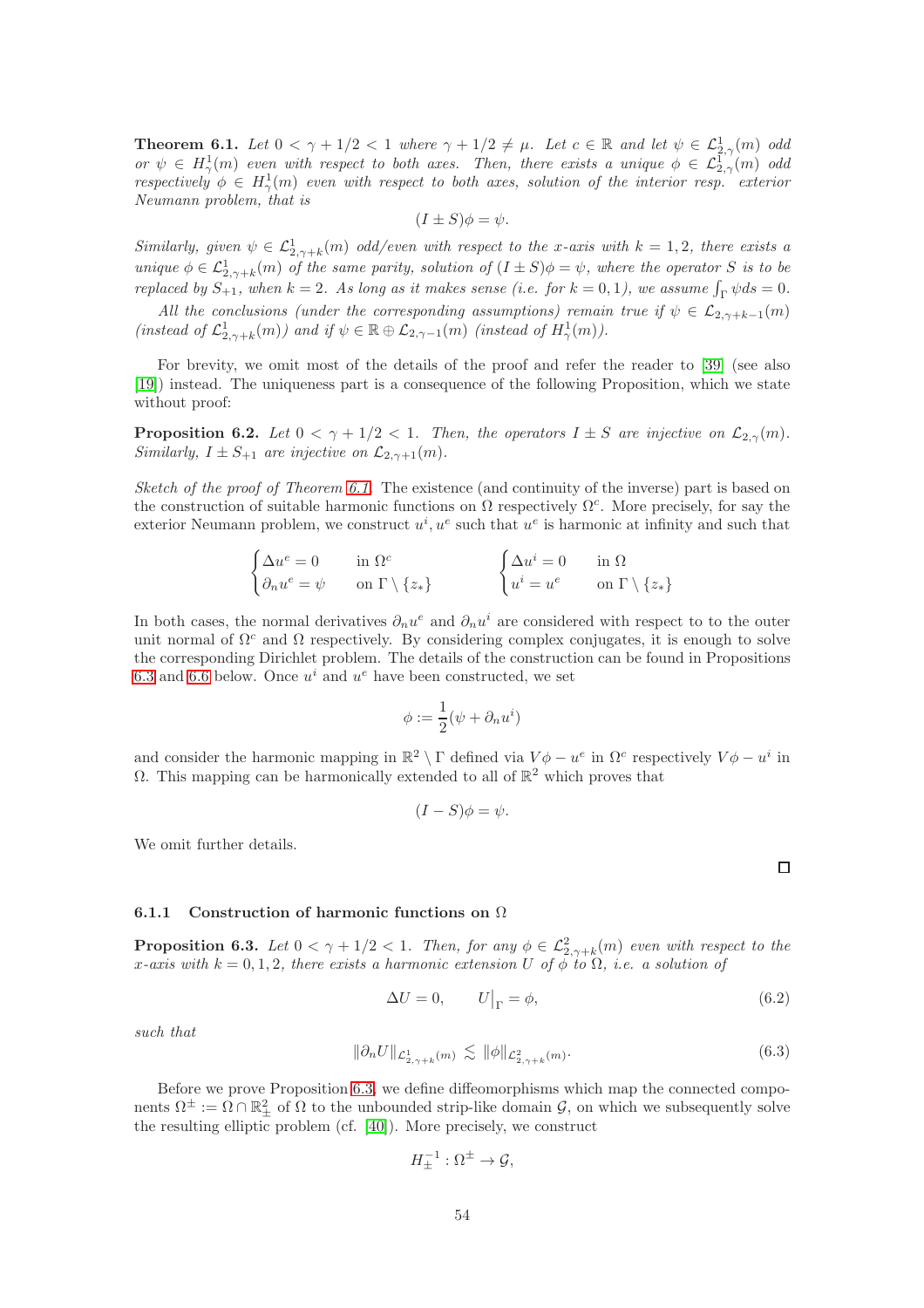**Theorem 6.1.** *Let $0 < \gamma + 1/2 < 1$ where $\gamma + 1/2 \neq \mu$. Let $c \in \mathbb{R}$ and let $\psi \in \mathcal{L}^1_{2,\gamma}(m)$ odd or $\psi \in H^1_\gamma(m)$ even with respect to both axes. Then, there exists a unique $\phi \in \mathcal{L}^1_{2,\gamma}(m)$ odd respectively $\phi \in H^1_\gamma(m)$ even with respect to both axes, solution of the interior resp. exterior Neumann problem, that is*

$$(I \pm S)\phi = \psi.$$

*Similarly, given $\psi \in \mathcal{L}^1_{2,\gamma+k}(m)$ odd/even with respect to the x-axis with $k = 1, 2$, there exists a unique $\phi \in \mathcal{L}^1_{2,\gamma+k}(m)$ of the same parity, solution of $(I \pm S)\phi = \psi$, where the operator $S$ is to be replaced by $S_{+1}$, when $k = 2$. As long as it makes sense (i.e. for $k = 0, 1$), we assume $\int_\Gamma \psi ds = 0$.*

*All the conclusions (under the corresponding assumptions) remain true if $\psi \in \mathcal{L}_{2,\gamma+k-1}(m)$ (instead of $\mathcal{L}^1_{2,\gamma+k}(m)$) and if $\psi \in \mathbb{R} \oplus \mathcal{L}_{2,\gamma-1}(m)$ (instead of $H^1_\gamma(m)$).*

For brevity, we omit most of the details of the proof and refer the reader to [39] (see also [19]) instead. The uniqueness part is a consequence of the following Proposition, which we state without proof:

**Proposition 6.2.** *Let $0 < \gamma + 1/2 < 1$. Then, the operators $I \pm S$ are injective on $\mathcal{L}_{2,\gamma}(m)$. Similarly, $I \pm S_{+1}$ are injective on $\mathcal{L}_{2,\gamma+1}(m)$.*

*Sketch of the proof of Theorem 6.1.* The existence (and continuity of the inverse) part is based on the construction of suitable harmonic functions on $\Omega$ respectively $\Omega^c$. More precisely, for say the exterior Neumann problem, we construct $u^i, u^e$ such that $u^e$ is harmonic at infinity and such that

$$\begin{cases} \Delta u^e = 0 & \text{in } \Omega^c \\ \partial_n u^e = \psi & \text{on } \Gamma \setminus \{z_*\} \end{cases} \qquad \begin{cases} \Delta u^i = 0 & \text{in } \Omega \\ u^i = u^e & \text{on } \Gamma \setminus \{z_*\} \end{cases}$$

In both cases, the normal derivatives $\partial_n u^e$ and $\partial_n u^i$ are considered with respect to to the outer unit normal of $\Omega^c$ and $\Omega$ respectively. By considering complex conjugates, it is enough to solve the corresponding Dirichlet problem. The details of the construction can be found in Propositions 6.3 and 6.6 below. Once $u^i$ and $u^e$ have been constructed, we set

$$\phi := \frac{1}{2}(\psi + \partial_n u^i)$$

and consider the harmonic mapping in $\mathbb{R}^2 \setminus \Gamma$ defined via $V\phi - u^e$ in $\Omega^c$ respectively $V\phi - u^i$ in $\Omega$. This mapping can be harmonically extended to all of $\mathbb{R}^2$ which proves that

$$(I - S)\phi = \psi.$$

We omit further details.

□

### 6.1.1 Construction of harmonic functions on $\Omega$

**Proposition 6.3.** *Let $0 < \gamma + 1/2 < 1$. Then, for any $\phi \in \mathcal{L}^2_{2,\gamma+k}(m)$ even with respect to the x-axis with $k = 0, 1, 2$, there exists a harmonic extension $U$ of $\phi$ to $\Omega$, i.e. a solution of*

$$\Delta U = 0, \qquad U\big|_\Gamma = \phi, \tag{6.2}$$

*such that*

$$\|\partial_n U\|_{\mathcal{L}^1_{2,\gamma+k}(m)} \lesssim \|\phi\|_{\mathcal{L}^2_{2,\gamma+k}(m)}. \tag{6.3}$$

Before we prove Proposition 6.3, we define diffeomorphisms which map the connected components $\Omega^\pm := \Omega \cap \mathbb{R}^2_\pm$ of $\Omega$ to the unbounded strip-like domain $\mathcal{G}$, on which we subsequently solve the resulting elliptic problem (cf. [40]). More precisely, we construct

$$H^{-1}_\pm : \Omega^\pm \to \mathcal{G},$$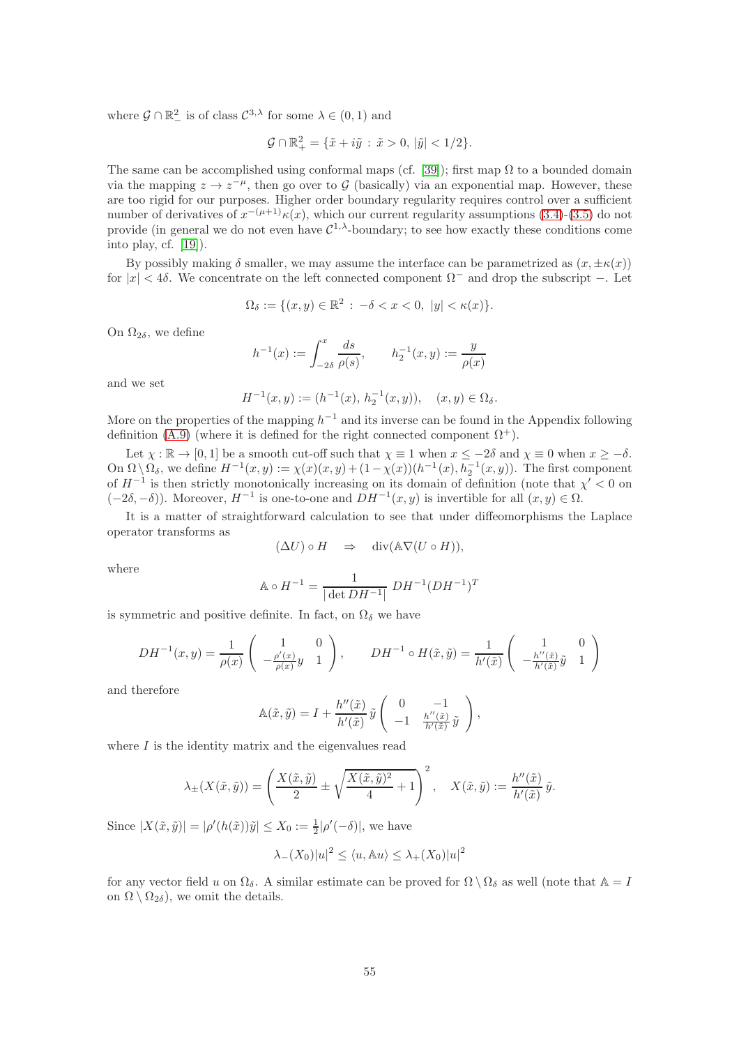where $\mathcal{G} \cap \mathbb{R}^2_-$ is of class $\mathcal{C}^{3,\lambda}$ for some $\lambda \in (0,1)$ and

$$\mathcal{G} \cap \mathbb{R}^2_+ = \{\tilde{x} + i\tilde{y} \,:\, \tilde{x} > 0,\ |\tilde{y}| < 1/2\}.$$

The same can be accomplished using conformal maps (cf. [39]); first map $\Omega$ to a bounded domain via the mapping $z \to z^{-\mu}$, then go over to $\mathcal{G}$ (basically) via an exponential map. However, these are too rigid for our purposes. Higher order boundary regularity requires control over a sufficient number of derivatives of $x^{-(\mu+1)}\kappa(x)$, which our current regularity assumptions (3.4)-(3.5) do not provide (in general we do not even have $\mathcal{C}^{1,\lambda}$-boundary; to see how exactly these conditions come into play, cf. [19]).

By possibly making $\delta$ smaller, we may assume the interface can be parametrized as $(x, \pm\kappa(x))$ for $|x| < 4\delta$. We concentrate on the left connected component $\Omega^-$ and drop the subscript $-$. Let

$$\Omega_\delta := \{(x,y) \in \mathbb{R}^2 \,:\, -\delta < x < 0,\ |y| < \kappa(x)\}.$$

On $\Omega_{2\delta}$, we define

$$h^{-1}(x) := \int_{-2\delta}^{x} \frac{ds}{\rho(s)}, \qquad h_2^{-1}(x,y) := \frac{y}{\rho(x)}$$

and we set

$$H^{-1}(x,y) := (h^{-1}(x),\, h_2^{-1}(x,y)), \quad (x,y) \in \Omega_\delta.$$

More on the properties of the mapping $h^{-1}$ and its inverse can be found in the Appendix following definition (A.9) (where it is defined for the right connected component $\Omega^+$).

Let $\chi : \mathbb{R} \to [0,1]$ be a smooth cut-off such that $\chi \equiv 1$ when $x \leq -2\delta$ and $\chi \equiv 0$ when $x \geq -\delta$. On $\Omega \setminus \Omega_\delta$, we define $H^{-1}(x,y) := \chi(x)(x,y) + (1-\chi(x))(h^{-1}(x), h_2^{-1}(x,y))$. The first component of $H^{-1}$ is then strictly monotonically increasing on its domain of definition (note that $\chi' < 0$ on $(-2\delta, -\delta)$). Moreover, $H^{-1}$ is one-to-one and $DH^{-1}(x,y)$ is invertible for all $(x,y) \in \Omega$.

It is a matter of straightforward calculation to see that under diffeomorphisms the Laplace operator transforms as

$$(\Delta U) \circ H \quad \Rightarrow \quad \operatorname{div}(\mathbb{A}\nabla(U \circ H)),$$

where

$$\mathbb{A} \circ H^{-1} = \frac{1}{|\det DH^{-1}|}\, DH^{-1}(DH^{-1})^T$$

is symmetric and positive definite. In fact, on $\Omega_\delta$ we have

$$DH^{-1}(x,y) = \frac{1}{\rho(x)} \begin{pmatrix} 1 & 0 \\ -\frac{\rho'(x)}{\rho(x)} y & 1 \end{pmatrix}, \qquad DH^{-1} \circ H(\tilde{x},\tilde{y}) = \frac{1}{h'(\tilde{x})} \begin{pmatrix} 1 & 0 \\ -\frac{h''(\tilde{x})}{h'(\tilde{x})}\tilde{y} & 1 \end{pmatrix}$$

and therefore

$$\mathbb{A}(\tilde{x},\tilde{y}) = I + \frac{h''(\tilde{x})}{h'(\tilde{x})}\,\tilde{y} \begin{pmatrix} 0 & -1 \\ -1 & \frac{h''(\tilde{x})}{h'(\tilde{x})}\,\tilde{y} \end{pmatrix},$$

where $I$ is the identity matrix and the eigenvalues read

$$\lambda_\pm(X(\tilde{x},\tilde{y})) = \left( \frac{X(\tilde{x},\tilde{y})}{2} \pm \sqrt{\frac{X(\tilde{x},\tilde{y})^2}{4} + 1} \right)^2, \quad X(\tilde{x},\tilde{y}) := \frac{h''(\tilde{x})}{h'(\tilde{x})}\,\tilde{y}.$$

Since $|X(\tilde{x},\tilde{y})| = |\rho'(h(\tilde{x}))\tilde{y}| \leq X_0 := \frac{1}{2}|\rho'(-\delta)|$, we have

$$\lambda_-(X_0)|u|^2 \leq \langle u, \mathbb{A}u \rangle \leq \lambda_+(X_0)|u|^2$$

for any vector field $u$ on $\Omega_\delta$. A similar estimate can be proved for $\Omega \setminus \Omega_\delta$ as well (note that $\mathbb{A} = I$ on $\Omega \setminus \Omega_{2\delta}$), we omit the details.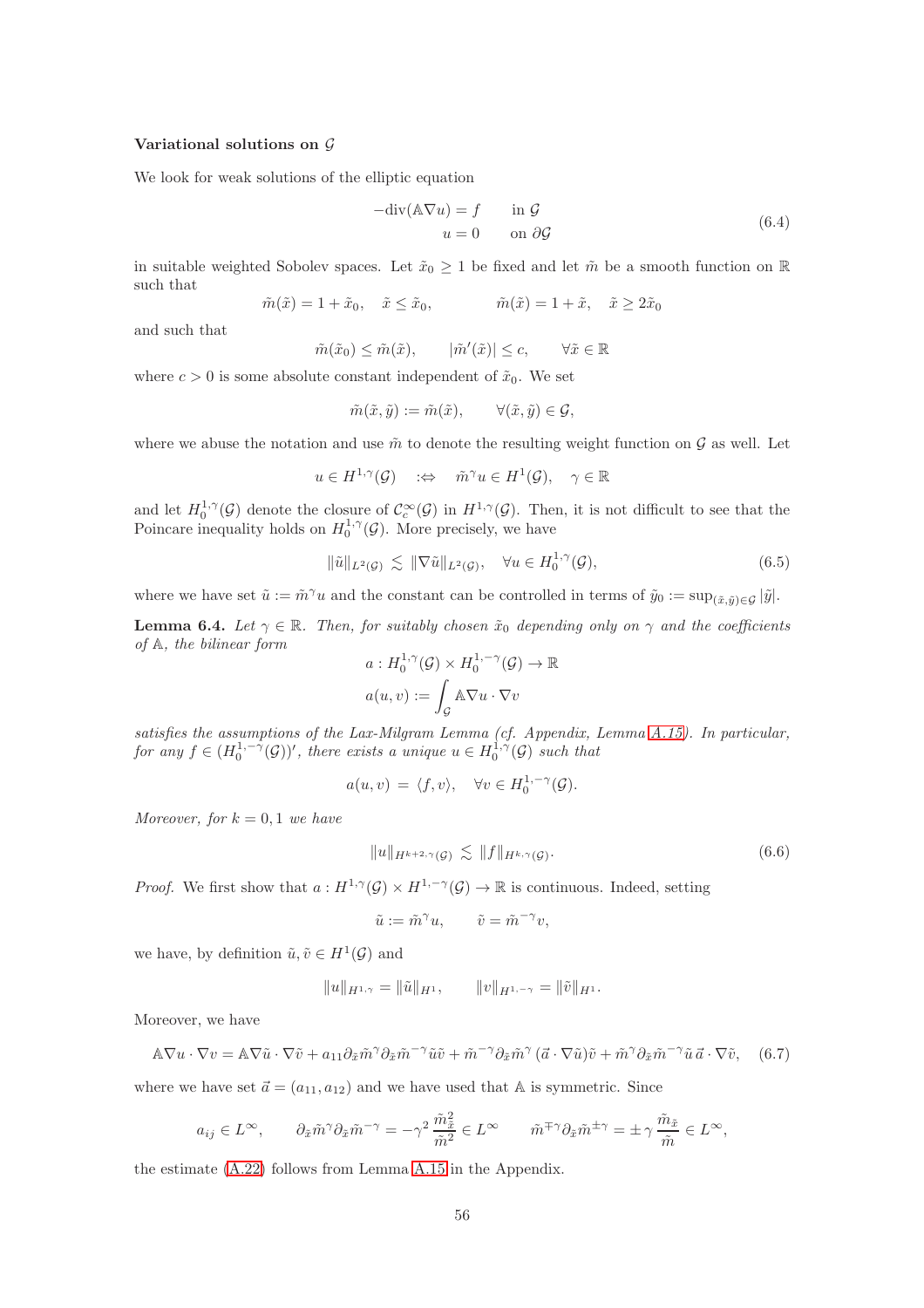**Variational solutions on $\mathcal{G}$**

We look for weak solutions of the elliptic equation

$$
\begin{aligned}
-\mathrm{div}(\mathbb{A}\nabla u) &= f \qquad \text{in } \mathcal{G} \\
u &= 0 \qquad \text{on } \partial\mathcal{G}
\end{aligned}
\tag{6.4}
$$

in suitable weighted Sobolev spaces. Let $\tilde{x}_0 \geq 1$ be fixed and let $\tilde{m}$ be a smooth function on $\mathbb{R}$ such that

$$
\tilde{m}(\tilde{x}) = 1 + \tilde{x}_0, \quad \tilde{x} \leq \tilde{x}_0, \qquad\qquad \tilde{m}(\tilde{x}) = 1 + \tilde{x}, \quad \tilde{x} \geq 2\tilde{x}_0
$$

and such that

$$
\tilde{m}(\tilde{x}_0) \leq \tilde{m}(\tilde{x}), \qquad |\tilde{m}'(\tilde{x})| \leq c, \qquad \forall \tilde{x} \in \mathbb{R}
$$

where $c > 0$ is some absolute constant independent of $\tilde{x}_0$. We set

$$
\tilde{m}(\tilde{x}, \tilde{y}) := \tilde{m}(\tilde{x}), \qquad \forall (\tilde{x}, \tilde{y}) \in \mathcal{G},
$$

where we abuse the notation and use $\tilde{m}$ to denote the resulting weight function on $\mathcal{G}$ as well. Let

$$
u \in H^{1,\gamma}(\mathcal{G}) \quad :\Leftrightarrow \quad \tilde{m}^{\gamma} u \in H^1(\mathcal{G}), \quad \gamma \in \mathbb{R}
$$

and let $H_0^{1,\gamma}(\mathcal{G})$ denote the closure of $\mathcal{C}_c^{\infty}(\mathcal{G})$ in $H^{1,\gamma}(\mathcal{G})$. Then, it is not difficult to see that the Poincare inequality holds on $H_0^{1,\gamma}(\mathcal{G})$. More precisely, we have

$$
\|\tilde{u}\|_{L^2(\mathcal{G})} \lesssim \|\nabla \tilde{u}\|_{L^2(\mathcal{G})}, \quad \forall u \in H_0^{1,\gamma}(\mathcal{G}),
\tag{6.5}
$$

where we have set $\tilde{u} := \tilde{m}^{\gamma} u$ and the constant can be controlled in terms of $\tilde{y}_0 := \sup_{(\tilde{x},\tilde{y}) \in \mathcal{G}} |\tilde{y}|$.

**Lemma 6.4.** *Let $\gamma \in \mathbb{R}$. Then, for suitably chosen $\tilde{x}_0$ depending only on $\gamma$ and the coefficients of $\mathbb{A}$, the bilinear form*

$$
\begin{aligned}
a &: H_0^{1,\gamma}(\mathcal{G}) \times H_0^{1,-\gamma}(\mathcal{G}) \to \mathbb{R} \\
a(u, v) &:= \int_{\mathcal{G}} \mathbb{A}\nabla u \cdot \nabla v
\end{aligned}
$$

*satisfies the assumptions of the Lax-Milgram Lemma (cf. Appendix, Lemma A.15). In particular, for any $f \in (H_0^{1,-\gamma}(\mathcal{G}))'$, there exists a unique $u \in H_0^{1,\gamma}(\mathcal{G})$ such that*

$$
a(u, v) \,=\, \langle f, v \rangle, \quad \forall v \in H_0^{1,-\gamma}(\mathcal{G}).
$$

*Moreover, for $k = 0, 1$ we have*

$$
\|u\|_{H^{k+2,\gamma}(\mathcal{G})} \lesssim \|f\|_{H^{k,\gamma}(\mathcal{G})}.
\tag{6.6}
$$

*Proof.* We first show that $a : H^{1,\gamma}(\mathcal{G}) \times H^{1,-\gamma}(\mathcal{G}) \to \mathbb{R}$ is continuous. Indeed, setting

$$
\tilde{u} := \tilde{m}^{\gamma} u, \qquad \tilde{v} = \tilde{m}^{-\gamma} v,
$$

we have, by definition $\tilde{u}, \tilde{v} \in H^1(\mathcal{G})$ and

$$
\|u\|_{H^{1,\gamma}} = \|\tilde{u}\|_{H^1}, \qquad \|v\|_{H^{1,-\gamma}} = \|\tilde{v}\|_{H^1}.
$$

Moreover, we have

$$
\mathbb{A}\nabla u \cdot \nabla v = \mathbb{A}\nabla\tilde{u} \cdot \nabla\tilde{v} + a_{11}\partial_{\tilde{x}}\tilde{m}^{\gamma}\partial_{\tilde{x}}\tilde{m}^{-\gamma}\tilde{u}\tilde{v} + \tilde{m}^{-\gamma}\partial_{\tilde{x}}\tilde{m}^{\gamma}\,(\vec{a} \cdot \nabla\tilde{u})\tilde{v} + \tilde{m}^{\gamma}\partial_{\tilde{x}}\tilde{m}^{-\gamma}\tilde{u}\,\vec{a} \cdot \nabla\tilde{v},
\tag{6.7}
$$

where we have set $\vec{a} = (a_{11}, a_{12})$ and we have used that $\mathbb{A}$ is symmetric. Since

$$
a_{ij} \in L^{\infty}, \qquad \partial_{\tilde{x}}\tilde{m}^{\gamma}\partial_{\tilde{x}}\tilde{m}^{-\gamma} = -\gamma^2\,\frac{\tilde{m}_{\tilde{x}}^2}{\tilde{m}^2} \in L^{\infty} \qquad \tilde{m}^{\mp\gamma}\partial_{\tilde{x}}\tilde{m}^{\pm\gamma} = \pm\,\gamma\,\frac{\tilde{m}_{\tilde{x}}}{\tilde{m}} \in L^{\infty},
$$

the estimate (A.22) follows from Lemma A.15 in the Appendix.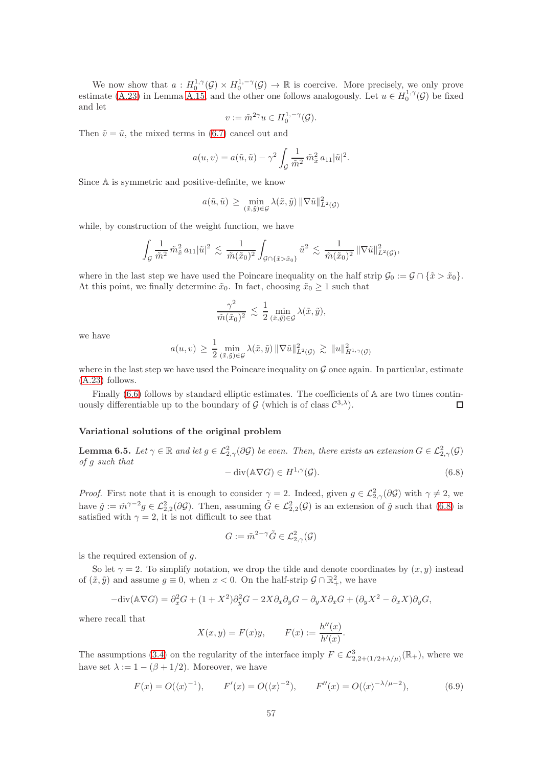We now show that $a : H_0^{1,\gamma}(\mathcal{G}) \times H_0^{1,-\gamma}(\mathcal{G}) \to \mathbb{R}$ is coercive. More precisely, we only prove estimate (A.23) in Lemma A.15, and the other one follows analogously. Let $u \in H_0^{1,\gamma}(\mathcal{G})$ be fixed and let

$$v := \tilde{m}^{2\gamma} u \in H_0^{1,-\gamma}(\mathcal{G}).$$

Then $\tilde{v} = \tilde{u}$, the mixed terms in (6.7) cancel out and

$$a(u, v) = a(\tilde{u}, \tilde{u}) - \gamma^2 \int_{\mathcal{G}} \frac{1}{\tilde{m}^2}\, \tilde{m}_{\tilde{x}}^2\, a_{11} |\tilde{u}|^2.$$

Since $\mathbb{A}$ is symmetric and positive-definite, we know

$$a(\tilde{u}, \tilde{u}) \ge \min_{(\tilde{x},\tilde{y})\in\mathcal{G}} \lambda(\tilde{x}, \tilde{y})\, \|\nabla \tilde{u}\|^2_{L^2(\mathcal{G})}$$

while, by construction of the weight function, we have

$$\int_{\mathcal{G}} \frac{1}{\tilde{m}^2}\, \tilde{m}_{\tilde{x}}^2\, a_{11} |\tilde{u}|^2 \lesssim \frac{1}{\tilde{m}(\tilde{x}_0)^2} \int_{\mathcal{G}\cap\{\tilde{x}>\tilde{x}_0\}} \tilde{u}^2 \lesssim \frac{1}{\tilde{m}(\tilde{x}_0)^2}\, \|\nabla \tilde{u}\|^2_{L^2(\mathcal{G})},$$

where in the last step we have used the Poincare inequality on the half strip $\mathcal{G}_0 := \mathcal{G} \cap \{\tilde{x} > \tilde{x}_0\}$. At this point, we finally determine $\tilde{x}_0$. In fact, choosing $\tilde{x}_0 \ge 1$ such that

$$\frac{\gamma^2}{\tilde{m}(\tilde{x}_0)^2} \lesssim \frac{1}{2} \min_{(\tilde{x},\tilde{y})\in\mathcal{G}} \lambda(\tilde{x}, \tilde{y}),$$

we have

$$a(u, v) \ge \frac{1}{2} \min_{(\tilde{x},\tilde{y})\in\mathcal{G}} \lambda(\tilde{x}, \tilde{y})\, \|\nabla \tilde{u}\|^2_{L^2(\mathcal{G})} \gtrsim \|u\|^2_{H^{1,\gamma}(\mathcal{G})}$$

where in the last step we have used the Poincare inequality on $\mathcal{G}$ once again. In particular, estimate (A.23) follows.

Finally (6.6) follows by standard elliptic estimates. The coefficients of $\mathbb{A}$ are two times continuously differentiable up to the boundary of $\mathcal{G}$ (which is of class $\mathcal{C}^{3,\lambda}$). $\square$

#### Variational solutions of the original problem

**Lemma 6.5.** *Let $\gamma \in \mathbb{R}$ and let $g \in \mathcal{L}^2_{2,\gamma}(\partial\mathcal{G})$ be even. Then, there exists an extension $G \in \mathcal{L}^2_{2,\gamma}(\mathcal{G})$ of $g$ such that*

$$-\operatorname{div}(\mathbb{A}\nabla G) \in H^{1,\gamma}(\mathcal{G}). \tag{6.8}$$

*Proof.* First note that it is enough to consider $\gamma = 2$. Indeed, given $g \in \mathcal{L}^2_{2,\gamma}(\partial\mathcal{G})$ with $\gamma \neq 2$, we have $\tilde{g} := \tilde{m}^{\gamma-2} g \in \mathcal{L}^2_{2,2}(\partial\mathcal{G})$. Then, assuming $\tilde{G} \in \mathcal{L}^2_{2,2}(\mathcal{G})$ is an extension of $\tilde{g}$ such that (6.8) is satisfied with $\gamma = 2$, it is not difficult to see that

$$G := \tilde{m}^{2-\gamma} \tilde{G} \in \mathcal{L}^2_{2,\gamma}(\mathcal{G})$$

is the required extension of $g$.

So let $\gamma = 2$. To simplify notation, we drop the tilde and denote coordinates by $(x, y)$ instead of $(\tilde{x}, \tilde{y})$ and assume $g \equiv 0$, when $x < 0$. On the half-strip $\mathcal{G} \cap \mathbb{R}^2_+$, we have

$$-\operatorname{div}(\mathbb{A}\nabla G) = \partial_x^2 G + (1 + X^2)\partial_y^2 G - 2X\partial_x\partial_y G - \partial_y X \partial_x G + (\partial_y X^2 - \partial_x X)\partial_y G,$$

where recall that

$$X(x, y) = F(x)y, \qquad F(x) := \frac{h''(x)}{h'(x)}.$$

The assumptions (3.4) on the regularity of the interface imply $F \in \mathcal{L}^3_{2,2+(1/2+\lambda/\mu)}(\mathbb{R}_+)$, where we have set $\lambda := 1 - (\beta + 1/2)$. Moreover, we have

$$F(x) = O(\langle x\rangle^{-1}), \qquad F'(x) = O(\langle x\rangle^{-2}), \qquad F''(x) = O(\langle x\rangle^{-\lambda/\mu-2}), \tag{6.9}$$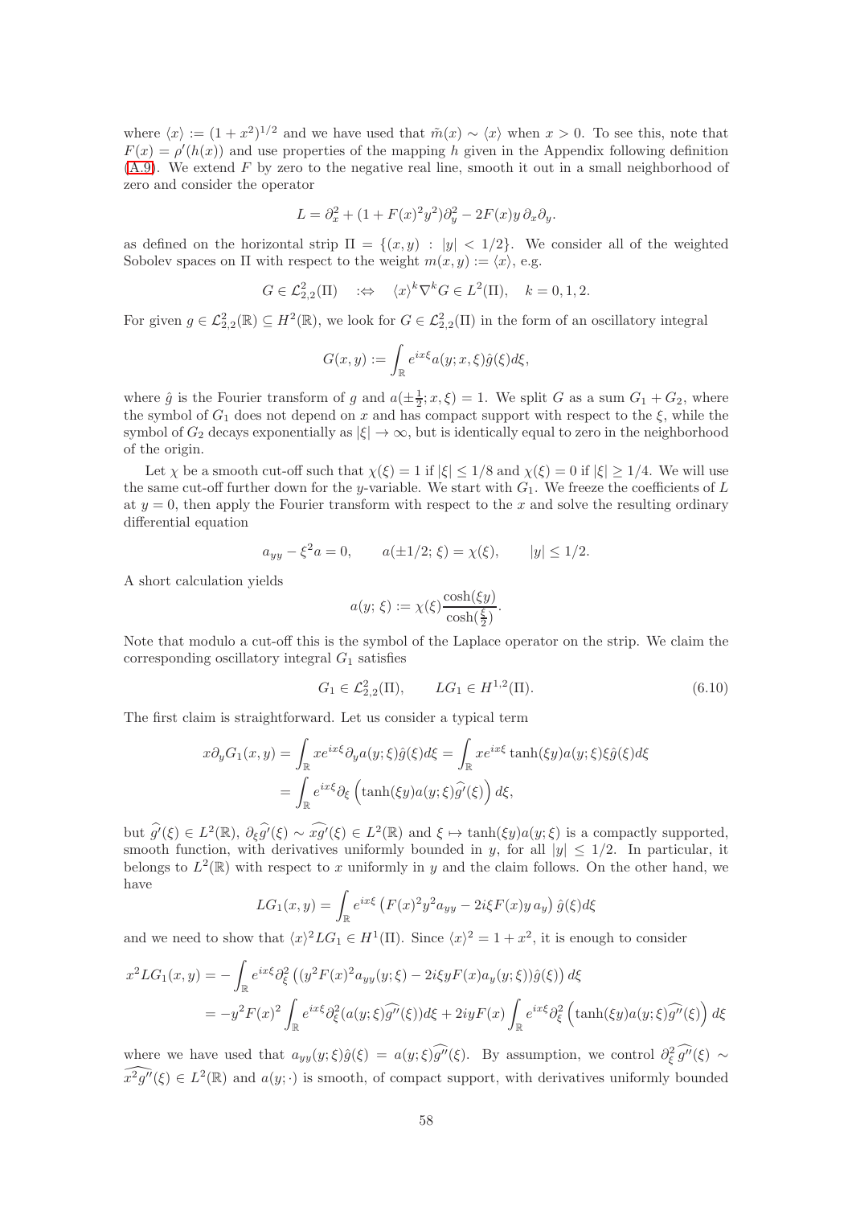where $\langle x\rangle := (1+x^2)^{1/2}$ and we have used that $\tilde{m}(x) \sim \langle x\rangle$ when $x>0$. To see this, note that $F(x) = \rho'(h(x))$ and use properties of the mapping $h$ given in the Appendix following definition (A.9). We extend $F$ by zero to the negative real line, smooth it out in a small neighborhood of zero and consider the operator

$$L = \partial_x^2 + (1+F(x)^2y^2)\partial_y^2 - 2F(x)y\,\partial_x\partial_y.$$

as defined on the horizontal strip $\Pi = \{(x,y) : |y| < 1/2\}$. We consider all of the weighted Sobolev spaces on $\Pi$ with respect to the weight $m(x,y) := \langle x\rangle$, e.g.

$$G \in \mathcal{L}^2_{2,2}(\Pi) \quad :\Leftrightarrow \quad \langle x\rangle^k \nabla^k G \in L^2(\Pi), \quad k=0,1,2.$$

For given $g \in \mathcal{L}^2_{2,2}(\mathbb{R}) \subseteq H^2(\mathbb{R})$, we look for $G \in \mathcal{L}^2_{2,2}(\Pi)$ in the form of an oscillatory integral

$$G(x,y) := \int_{\mathbb{R}} e^{ix\xi} a(y;x,\xi)\hat{g}(\xi)d\xi,$$

where $\hat{g}$ is the Fourier transform of $g$ and $a(\pm\frac{1}{2};x,\xi) = 1$. We split $G$ as a sum $G_1 + G_2$, where the symbol of $G_1$ does not depend on $x$ and has compact support with respect to the $\xi$, while the symbol of $G_2$ decays exponentially as $|\xi| \to \infty$, but is identically equal to zero in the neighborhood of the origin.

Let $\chi$ be a smooth cut-off such that $\chi(\xi) = 1$ if $|\xi| \le 1/8$ and $\chi(\xi) = 0$ if $|\xi| \ge 1/4$. We will use the same cut-off further down for the $y$-variable. We start with $G_1$. We freeze the coefficients of $L$ at $y=0$, then apply the Fourier transform with respect to the $x$ and solve the resulting ordinary differential equation

$$a_{yy} - \xi^2 a = 0, \qquad a(\pm 1/2;\xi) = \chi(\xi), \qquad |y| \le 1/2.$$

A short calculation yields

$$a(y;\xi) := \chi(\xi)\frac{\cosh(\xi y)}{\cosh(\frac{\xi}{2})}.$$

Note that modulo a cut-off this is the symbol of the Laplace operator on the strip. We claim the corresponding oscillatory integral $G_1$ satisfies

$$G_1 \in \mathcal{L}^2_{2,2}(\Pi), \qquad LG_1 \in H^{1,2}(\Pi). \tag{6.10}$$

The first claim is straightforward. Let us consider a typical term

$$\begin{aligned} x\partial_y G_1(x,y) &= \int_{\mathbb{R}} xe^{ix\xi}\partial_y a(y;\xi)\hat{g}(\xi)d\xi = \int_{\mathbb{R}} xe^{ix\xi}\tanh(\xi y)a(y;\xi)\xi\hat{g}(\xi)d\xi \\ &= \int_{\mathbb{R}} e^{ix\xi}\partial_\xi\left(\tanh(\xi y)a(y;\xi)\widehat{g'}(\xi)\right)d\xi, \end{aligned}$$

but $\widehat{g'}(\xi) \in L^2(\mathbb{R})$, $\partial_\xi\widehat{g'}(\xi) \sim \widehat{xg'}(\xi) \in L^2(\mathbb{R})$ and $\xi \mapsto \tanh(\xi y)a(y;\xi)$ is a compactly supported, smooth function, with derivatives uniformly bounded in $y$, for all $|y| \le 1/2$. In particular, it belongs to $L^2(\mathbb{R})$ with respect to $x$ uniformly in $y$ and the claim follows. On the other hand, we have

$$LG_1(x,y) = \int_{\mathbb{R}} e^{ix\xi}\left(F(x)^2y^2a_{yy} - 2i\xi F(x)y\,a_y\right)\hat{g}(\xi)d\xi$$

and we need to show that $\langle x\rangle^2 LG_1 \in H^1(\Pi)$. Since $\langle x\rangle^2 = 1+x^2$, it is enough to consider

$$\begin{aligned} x^2LG_1(x,y) &= -\int_{\mathbb{R}} e^{ix\xi}\partial_\xi^2\left((y^2F(x)^2a_{yy}(y;\xi) - 2i\xi yF(x)a_y(y;\xi))\hat{g}(\xi)\right)d\xi \\ &= -y^2F(x)^2\int_{\mathbb{R}} e^{ix\xi}\partial_\xi^2(a(y;\xi)\widehat{g''}(\xi))d\xi + 2iyF(x)\int_{\mathbb{R}} e^{ix\xi}\partial_\xi^2\left(\tanh(\xi y)a(y;\xi)\widehat{g''}(\xi)\right)d\xi \end{aligned}$$

where we have used that $a_{yy}(y;\xi)\hat{g}(\xi) = a(y;\xi)\widehat{g''}(\xi)$. By assumption, we control $\partial_\xi^2\widehat{g''}(\xi) \sim \widehat{x^2g''}(\xi) \in L^2(\mathbb{R})$ and $a(y;\cdot)$ is smooth, of compact support, with derivatives uniformly bounded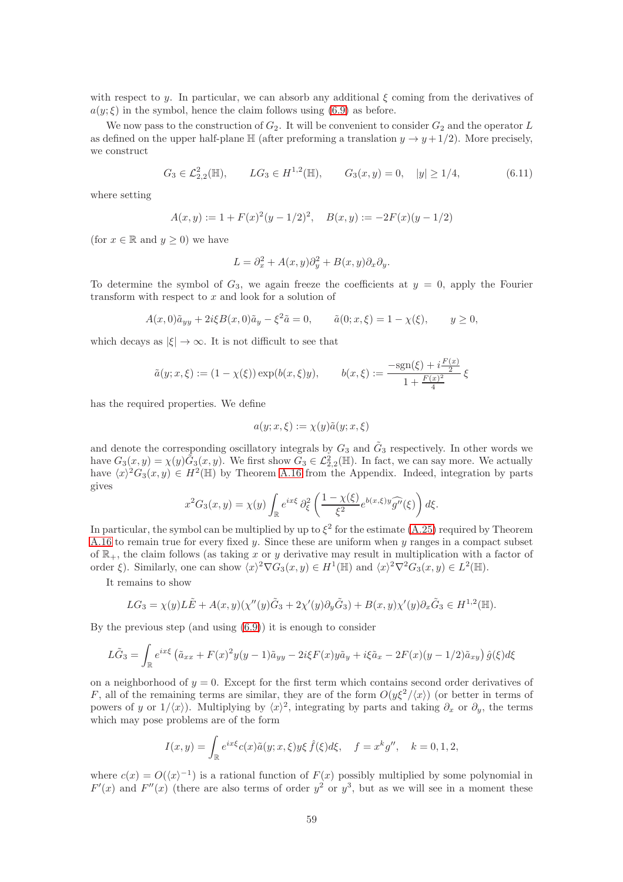with respect to $y$. In particular, we can absorb any additional $\xi$ coming from the derivatives of $a(y;\xi)$ in the symbol, hence the claim follows using (6.9) as before.

We now pass to the construction of $G_2$. It will be convenient to consider $G_2$ and the operator $L$ as defined on the upper half-plane $\mathbb{H}$ (after preforming a translation $y \to y + 1/2$). More precisely, we construct

$$G_3 \in \mathcal{L}^2_{2,2}(\mathbb{H}), \qquad LG_3 \in H^{1,2}(\mathbb{H}), \qquad G_3(x,y) = 0, \quad |y| \geq 1/4, \tag{6.11}$$

where setting

$$A(x,y) := 1 + F(x)^2(y-1/2)^2, \quad B(x,y) := -2F(x)(y-1/2)$$

(for $x \in \mathbb{R}$ and $y \geq 0$) we have

$$L = \partial_x^2 + A(x,y)\partial_y^2 + B(x,y)\partial_x\partial_y.$$

To determine the symbol of $G_3$, we again freeze the coefficients at $y = 0$, apply the Fourier transform with respect to $x$ and look for a solution of

$$A(x,0)\tilde{a}_{yy} + 2i\xi B(x,0)\tilde{a}_y - \xi^2\tilde{a} = 0, \qquad \tilde{a}(0;x,\xi) = 1 - \chi(\xi), \qquad y \geq 0,$$

which decays as $|\xi| \to \infty$. It is not difficult to see that

$$\tilde{a}(y;x,\xi) := (1-\chi(\xi))\exp(b(x,\xi)y), \qquad b(x,\xi) := \frac{-\mathrm{sgn}(\xi) + i\frac{F(x)}{2}}{1 + \frac{F(x)^2}{4}}\,\xi$$

has the required properties. We define

$$a(y;x,\xi) := \chi(y)\tilde{a}(y;x,\xi)$$

and denote the corresponding oscillatory integrals by $G_3$ and $\tilde{G}_3$ respectively. In other words we have $G_3(x,y) = \chi(y)\tilde{G}_3(x,y)$. We first show $G_3 \in \mathcal{L}^2_{2,2}(\mathbb{H})$. In fact, we can say more. We actually have $\langle x\rangle^2 G_3(x,y) \in H^2(\mathbb{H})$ by Theorem A.16 from the Appendix. Indeed, integration by parts gives

$$x^2 G_3(x,y) = \chi(y)\int_{\mathbb{R}} e^{ix\xi}\,\partial_\xi^2\left(\frac{1-\chi(\xi)}{\xi^2}e^{b(x,\xi)y}\widehat{g''}(\xi)\right)d\xi.$$

In particular, the symbol can be multiplied by up to $\xi^2$ for the estimate (A.25) required by Theorem A.16 to remain true for every fixed $y$. Since these are uniform when $y$ ranges in a compact subset of $\mathbb{R}_+$, the claim follows (as taking $x$ or $y$ derivative may result in multiplication with a factor of order $\xi$). Similarly, one can show $\langle x\rangle^2\nabla G_3(x,y) \in H^1(\mathbb{H})$ and $\langle x\rangle^2\nabla^2 G_3(x,y) \in L^2(\mathbb{H})$.

It remains to show

$$LG_3 = \chi(y)L\tilde{E} + A(x,y)(\chi''(y)\tilde{G}_3 + 2\chi'(y)\partial_y\tilde{G}_3) + B(x,y)\chi'(y)\partial_x\tilde{G}_3 \in H^{1,2}(\mathbb{H}).$$

By the previous step (and using (6.9)) it is enough to consider

$$L\tilde{G}_3 = \int_{\mathbb{R}} e^{ix\xi}\left(\tilde{a}_{xx} + F(x)^2y(y-1)\tilde{a}_{yy} - 2i\xi F(x)y\tilde{a}_y + i\xi\tilde{a}_x - 2F(x)(y-1/2)\tilde{a}_{xy}\right)\hat{g}(\xi)d\xi$$

on a neighborhood of $y = 0$. Except for the first term which contains second order derivatives of $F$, all of the remaining terms are similar, they are of the form $O(y\xi^2/\langle x\rangle)$ (or better in terms of powers of $y$ or $1/\langle x\rangle$). Multiplying by $\langle x\rangle^2$, integrating by parts and taking $\partial_x$ or $\partial_y$, the terms which may pose problems are of the form

$$I(x,y) = \int_{\mathbb{R}} e^{ix\xi}c(x)\tilde{a}(y;x,\xi)y\xi\,\hat{f}(\xi)d\xi, \quad f = x^k g'', \quad k = 0,1,2,$$

where $c(x) = O(\langle x\rangle^{-1})$ is a rational function of $F(x)$ possibly multiplied by some polynomial in $F'(x)$ and $F''(x)$ (there are also terms of order $y^2$ or $y^3$, but as we will see in a moment these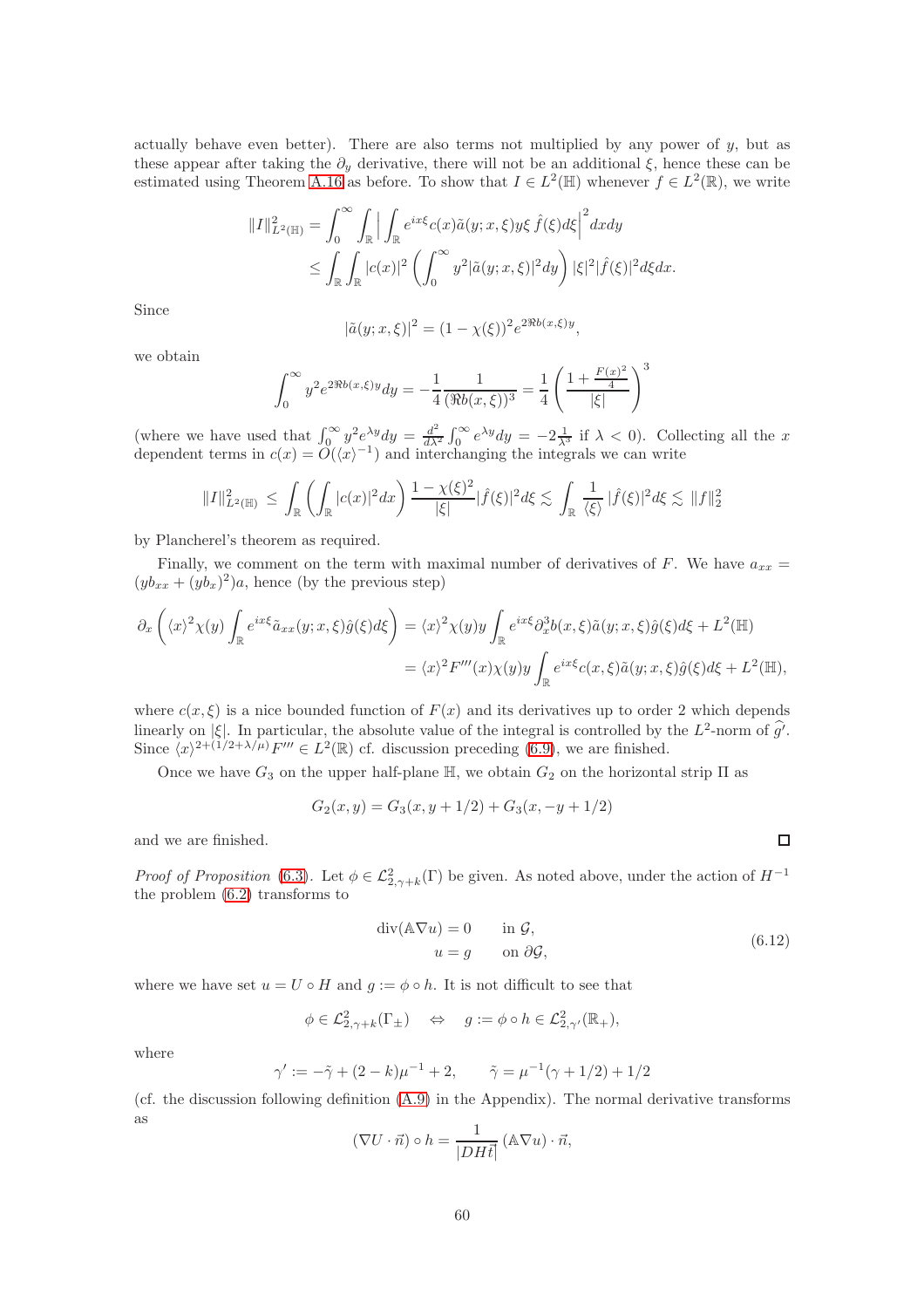actually behave even better). There are also terms not multiplied by any power of $y$, but as these appear after taking the $\partial_y$ derivative, there will not be an additional $\xi$, hence these can be estimated using Theorem A.16 as before. To show that $I \in L^2(\mathbb{H})$ whenever $f \in L^2(\mathbb{R})$, we write

$$
\begin{aligned}
\|I\|^2_{L^2(\mathbb{H})} &= \int_0^\infty \int_{\mathbb{R}} \Big| \int_{\mathbb{R}} e^{ix\xi} c(x) \tilde{a}(y;x,\xi) y\xi \, \hat{f}(\xi) d\xi \Big|^2 dx dy \\
&\leq \int_{\mathbb{R}} \int_{\mathbb{R}} |c(x)|^2 \left( \int_0^\infty y^2 |\tilde{a}(y;x,\xi)|^2 dy \right) |\xi|^2 |\hat{f}(\xi)|^2 d\xi dx.
\end{aligned}
$$

Since

$$
|\tilde{a}(y;x,\xi)|^2 = (1-\chi(\xi))^2 e^{2\Re b(x,\xi) y},
$$

we obtain

$$
\int_0^\infty y^2 e^{2\Re b(x,\xi) y} dy = -\frac{1}{4} \frac{1}{(\Re b(x,\xi))^3} = \frac{1}{4} \left( \frac{1 + \frac{F(x)^2}{4}}{|\xi|} \right)^3
$$

(where we have used that $\int_0^\infty y^2 e^{\lambda y} dy = \frac{d^2}{d\lambda^2} \int_0^\infty e^{\lambda y} dy = -2\frac{1}{\lambda^3}$ if $\lambda < 0$). Collecting all the $x$ dependent terms in $c(x) = O(\langle x \rangle^{-1})$ and interchanging the integrals we can write

$$
\|I\|^2_{L^2(\mathbb{H})} \leq \int_{\mathbb{R}} \left( \int_{\mathbb{R}} |c(x)|^2 dx \right) \frac{1-\chi(\xi)^2}{|\xi|} |\hat{f}(\xi)|^2 d\xi \lesssim \int_{\mathbb{R}} \frac{1}{\langle \xi \rangle} |\hat{f}(\xi)|^2 d\xi \lesssim \|f\|_2^2
$$

by Plancherel's theorem as required.

Finally, we comment on the term with maximal number of derivatives of $F$. We have $a_{xx} = (yb_{xx} + (yb_x)^2)a$, hence (by the previous step)

$$
\begin{aligned}
\partial_x \left( \langle x \rangle^2 \chi(y) \int_{\mathbb{R}} e^{ix\xi} \tilde{a}_{xx}(y;x,\xi) \hat{g}(\xi) d\xi \right) &= \langle x \rangle^2 \chi(y) y \int_{\mathbb{R}} e^{ix\xi} \partial_x^3 b(x,\xi) \tilde{a}(y;x,\xi) \hat{g}(\xi) d\xi + L^2(\mathbb{H}) \\
&= \langle x \rangle^2 F'''(x) \chi(y) y \int_{\mathbb{R}} e^{ix\xi} c(x,\xi) \tilde{a}(y;x,\xi) \hat{g}(\xi) d\xi + L^2(\mathbb{H}),
\end{aligned}
$$

where $c(x,\xi)$ is a nice bounded function of $F(x)$ and its derivatives up to order 2 which depends linearly on $|\xi|$. In particular, the absolute value of the integral is controlled by the $L^2$-norm of $\widehat{g'}$. Since $\langle x \rangle^{2+(1/2+\lambda/\mu)} F''' \in L^2(\mathbb{R})$ cf. discussion preceding (6.9), we are finished.

Once we have $G_3$ on the upper half-plane $\mathbb{H}$, we obtain $G_2$ on the horizontal strip $\Pi$ as

$$
G_2(x,y) = G_3(x, y+1/2) + G_3(x, -y+1/2)
$$

and we are finished. ☐

*Proof of Proposition* (6.3). Let $\phi \in \mathcal{L}^2_{2,\gamma+k}(\Gamma)$ be given. As noted above, under the action of $H^{-1}$ the problem (6.2) transforms to

$$
\begin{aligned}
\operatorname{div}(\mathbb{A}\nabla u) &= 0 \qquad \text{in } \mathcal{G}, \\
u &= g \qquad \text{on } \partial\mathcal{G},
\end{aligned}
\tag{6.12}
$$

where we have set $u = U \circ H$ and $g := \phi \circ h$. It is not difficult to see that

$$
\phi \in \mathcal{L}^2_{2,\gamma+k}(\Gamma_\pm) \quad \Leftrightarrow \quad g := \phi \circ h \in \mathcal{L}^2_{2,\gamma'}(\mathbb{R}_+),
$$

where

$$
\gamma' := -\tilde{\gamma} + (2-k)\mu^{-1} + 2, \qquad \tilde{\gamma} = \mu^{-1}(\gamma + 1/2) + 1/2
$$

(cf. the discussion following definition (A.9) in the Appendix). The normal derivative transforms as

$$
(\nabla U \cdot \vec{n}) \circ h = \frac{1}{|DH\vec{t}|} (\mathbb{A}\nabla u) \cdot \vec{n},
$$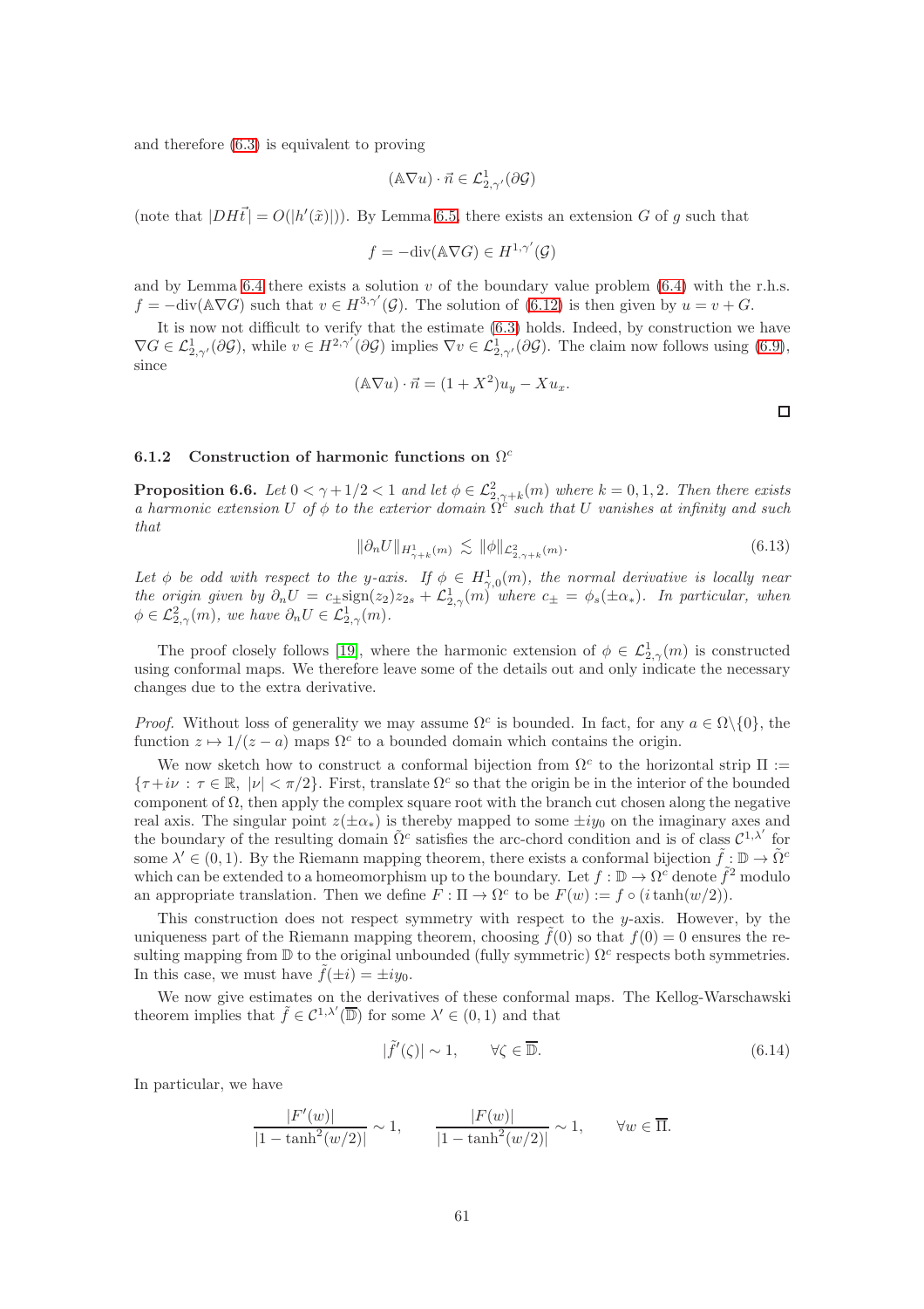and therefore (6.3) is equivalent to proving

$$(\mathbb{A}\nabla u)\cdot \vec{n} \in \mathcal{L}^1_{2,\gamma'}(\partial\mathcal{G})$$

(note that $|DH\vec{t}| = O(|h'(\tilde{x})|)$). By Lemma 6.5, there exists an extension $G$ of $g$ such that

$$f = -\mathrm{div}(\mathbb{A}\nabla G) \in H^{1,\gamma'}(\mathcal{G})$$

and by Lemma 6.4 there exists a solution $v$ of the boundary value problem (6.4) with the r.h.s. $f = -\mathrm{div}(\mathbb{A}\nabla G)$ such that $v \in H^{3,\gamma'}(\mathcal{G})$. The solution of (6.12) is then given by $u = v + G$.

It is now not difficult to verify that the estimate (6.3) holds. Indeed, by construction we have $\nabla G \in \mathcal{L}^1_{2,\gamma'}(\partial\mathcal{G})$, while $v \in H^{2,\gamma'}(\partial\mathcal{G})$ implies $\nabla v \in \mathcal{L}^1_{2,\gamma'}(\partial\mathcal{G})$. The claim now follows using (6.9), since

$$(\mathbb{A}\nabla u)\cdot\vec{n} = (1+X^2)u_y - Xu_x.$$

□

### 6.1.2 Construction of harmonic functions on $\Omega^c$

**Proposition 6.6.** *Let $0 < \gamma + 1/2 < 1$ and let $\phi \in \mathcal{L}^2_{2,\gamma+k}(m)$ where $k = 0,1,2$. Then there exists a harmonic extension $U$ of $\phi$ to the exterior domain $\Omega^c$ such that $U$ vanishes at infinity and such that*

$$\|\partial_n U\|_{H^1_{\gamma+k}(m)} \lesssim \|\phi\|_{\mathcal{L}^2_{2,\gamma+k}(m)}. \tag{6.13}$$

*Let $\phi$ be odd with respect to the $y$-axis. If $\phi \in H^1_{\gamma,0}(m)$, the normal derivative is locally near the origin given by $\partial_n U = c_\pm \mathrm{sign}(z_2) z_{2s} + \mathcal{L}^1_{2,\gamma}(m)$ where $c_\pm = \phi_s(\pm\alpha_*)$. In particular, when $\phi \in \mathcal{L}^2_{2,\gamma}(m)$, we have $\partial_n U \in \mathcal{L}^1_{2,\gamma}(m)$.*

The proof closely follows [19], where the harmonic extension of $\phi \in \mathcal{L}^1_{2,\gamma}(m)$ is constructed using conformal maps. We therefore leave some of the details out and only indicate the necessary changes due to the extra derivative.

*Proof.* Without loss of generality we may assume $\Omega^c$ is bounded. In fact, for any $a \in \Omega\backslash\{0\}$, the function $z \mapsto 1/(z-a)$ maps $\Omega^c$ to a bounded domain which contains the origin.

We now sketch how to construct a conformal bijection from $\Omega^c$ to the horizontal strip $\Pi := \{\tau + i\nu : \tau \in \mathbb{R},\ |\nu| < \pi/2\}$. First, translate $\Omega^c$ so that the origin be in the interior of the bounded component of $\Omega$, then apply the complex square root with the branch cut chosen along the negative real axis. The singular point $z(\pm\alpha_*)$ is thereby mapped to some $\pm iy_0$ on the imaginary axes and the boundary of the resulting domain $\tilde{\Omega}^c$ satisfies the arc-chord condition and is of class $\mathcal{C}^{1,\lambda'}$ for some $\lambda' \in (0,1)$. By the Riemann mapping theorem, there exists a conformal bijection $\tilde{f} : \mathbb{D} \to \tilde{\Omega}^c$ which can be extended to a homeomorphism up to the boundary. Let $f : \mathbb{D} \to \Omega^c$ denote $\tilde{f}^2$ modulo an appropriate translation. Then we define $F : \Pi \to \Omega^c$ to be $F(w) := f \circ (i\tanh(w/2))$.

This construction does not respect symmetry with respect to the $y$-axis. However, by the uniqueness part of the Riemann mapping theorem, choosing $\tilde{f}(0)$ so that $f(0) = 0$ ensures the resulting mapping from $\mathbb{D}$ to the original unbounded (fully symmetric) $\Omega^c$ respects both symmetries. In this case, we must have $\tilde{f}(\pm i) = \pm iy_0$.

We now give estimates on the derivatives of these conformal maps. The Kellog-Warschawski theorem implies that $\tilde{f} \in \mathcal{C}^{1,\lambda'}(\overline{\mathbb{D}})$ for some $\lambda' \in (0,1)$ and that

$$|\tilde{f}'(\zeta)| \sim 1, \qquad \forall \zeta \in \overline{\mathbb{D}}. \tag{6.14}$$

In particular, we have

$$\frac{|F'(w)|}{|1-\tanh^2(w/2)|} \sim 1, \qquad \frac{|F(w)|}{|1-\tanh^2(w/2)|} \sim 1, \qquad \forall w \in \overline{\Pi}.$$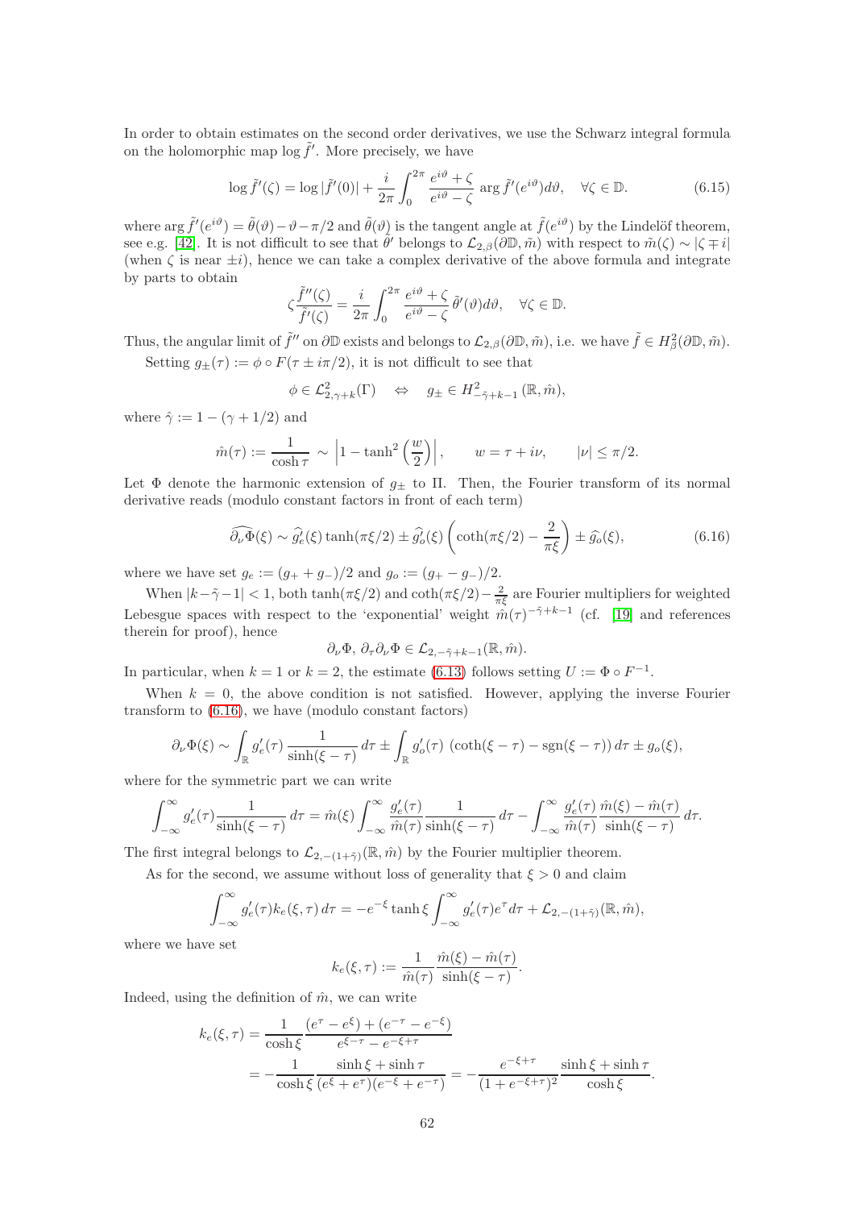In order to obtain estimates on the second order derivatives, we use the Schwarz integral formula on the holomorphic map $\log \tilde{f}'$. More precisely, we have

$$\log \tilde{f}'(\zeta) = \log|\tilde{f}'(0)| + \frac{i}{2\pi}\int_0^{2\pi} \frac{e^{i\vartheta}+\zeta}{e^{i\vartheta}-\zeta} \arg \tilde{f}'(e^{i\vartheta})d\vartheta, \quad \forall \zeta \in \mathbb{D}. \tag{6.15}$$

where $\arg \tilde{f}'(e^{i\vartheta}) = \tilde{\theta}(\vartheta) - \vartheta - \pi/2$ and $\tilde{\theta}(\vartheta)$ is the tangent angle at $\tilde{f}(e^{i\vartheta})$ by the Lindelöf theorem, see e.g. [42]. It is not difficult to see that $\tilde{\theta}'$ belongs to $\mathcal{L}_{2,\beta}(\partial\mathbb{D}, \tilde{m})$ with respect to $\tilde{m}(\zeta) \sim |\zeta \mp i|$ (when $\zeta$ is near $\pm i$), hence we can take a complex derivative of the above formula and integrate by parts to obtain

$$\zeta \frac{\tilde{f}''(\zeta)}{\tilde{f}'(\zeta)} = \frac{i}{2\pi}\int_0^{2\pi} \frac{e^{i\vartheta}+\zeta}{e^{i\vartheta}-\zeta}\tilde{\theta}'(\vartheta)d\vartheta, \quad \forall \zeta \in \mathbb{D}.$$

Thus, the angular limit of $\tilde{f}''$ on $\partial\mathbb{D}$ exists and belongs to $\mathcal{L}_{2,\beta}(\partial\mathbb{D}, \tilde{m})$, i.e. we have $\tilde{f} \in H^2_\beta(\partial\mathbb{D}, \tilde{m})$.

Setting $g_\pm(\tau) := \phi \circ F(\tau \pm i\pi/2)$, it is not difficult to see that

$$\phi \in \mathcal{L}^2_{2,\gamma+k}(\Gamma) \quad \Leftrightarrow \quad g_\pm \in H^2_{-\hat{\gamma}+k-1}(\mathbb{R}, \hat{m}),$$

where $\hat{\gamma} := 1 - (\gamma + 1/2)$ and

$$\hat{m}(\tau) := \frac{1}{\cosh \tau} \sim \left|1 - \tanh^2\left(\frac{w}{2}\right)\right|, \qquad w = \tau + i\nu, \qquad |\nu| \le \pi/2.$$

Let $\Phi$ denote the harmonic extension of $g_\pm$ to $\Pi$. Then, the Fourier transform of its normal derivative reads (modulo constant factors in front of each term)

$$\widehat{\partial_\nu \Phi}(\xi) \sim \widehat{g}_e'(\xi)\tanh(\pi\xi/2) \pm \widehat{g}_o'(\xi)\left(\coth(\pi\xi/2) - \frac{2}{\pi\xi}\right) \pm \widehat{g}_o(\xi), \tag{6.16}$$

where we have set $g_e := (g_+ + g_-)/2$ and $g_o := (g_+ - g_-)/2$.

When $|k - \tilde{\gamma} - 1| < 1$, both $\tanh(\pi\xi/2)$ and $\coth(\pi\xi/2) - \frac{2}{\pi\xi}$ are Fourier multipliers for weighted Lebesgue spaces with respect to the 'exponential' weight $\hat{m}(\tau)^{-\tilde{\gamma}+k-1}$ (cf. [19] and references therein for proof), hence

$$\partial_\nu \Phi,\ \partial_\tau\partial_\nu \Phi \in \mathcal{L}_{2,-\tilde{\gamma}+k-1}(\mathbb{R}, \hat{m}).$$

In particular, when $k = 1$ or $k = 2$, the estimate (6.13) follows setting $U := \Phi \circ F^{-1}$.

When $k = 0$, the above condition is not satisfied. However, applying the inverse Fourier transform to (6.16), we have (modulo constant factors)

$$\partial_\nu \Phi(\xi) \sim \int_{\mathbb{R}} g_e'(\tau)\frac{1}{\sinh(\xi - \tau)}d\tau \pm \int_{\mathbb{R}} g_o'(\tau)\ \left(\coth(\xi - \tau) - \operatorname{sgn}(\xi - \tau)\right)d\tau \pm g_o(\xi),$$

where for the symmetric part we can write

$$\int_{-\infty}^{\infty} g_e'(\tau)\frac{1}{\sinh(\xi-\tau)}d\tau = \hat{m}(\xi)\int_{-\infty}^{\infty}\frac{g_e'(\tau)}{\hat{m}(\tau)}\frac{1}{\sinh(\xi-\tau)}d\tau - \int_{-\infty}^{\infty}\frac{g_e'(\tau)}{\hat{m}(\tau)}\frac{\hat{m}(\xi)-\hat{m}(\tau)}{\sinh(\xi-\tau)}d\tau.$$

The first integral belongs to $\mathcal{L}_{2,-(1+\tilde{\gamma})}(\mathbb{R}, \hat{m})$ by the Fourier multiplier theorem.

As for the second, we assume without loss of generality that $\xi > 0$ and claim

$$\int_{-\infty}^{\infty} g_e'(\tau)k_e(\xi,\tau)\,d\tau = -e^{-\xi}\tanh\xi\int_{-\infty}^{\infty} g_e'(\tau)e^{\tau}d\tau + \mathcal{L}_{2,-(1+\tilde{\gamma})}(\mathbb{R}, \hat{m}),$$

where we have set

$$k_e(\xi,\tau) := \frac{1}{\hat{m}(\tau)}\frac{\hat{m}(\xi)-\hat{m}(\tau)}{\sinh(\xi-\tau)}.$$

Indeed, using the definition of $\hat{m}$, we can write

$$\begin{aligned}
k_e(\xi,\tau) &= \frac{1}{\cosh\xi}\frac{(e^{\tau}-e^{\xi})+(e^{-\tau}-e^{-\xi})}{e^{\xi-\tau}-e^{-\xi+\tau}} \\
&= -\frac{1}{\cosh\xi}\frac{\sinh\xi+\sinh\tau}{(e^{\xi}+e^{\tau})(e^{-\xi}+e^{-\tau})} = -\frac{e^{-\xi+\tau}}{(1+e^{-\xi+\tau})^2}\frac{\sinh\xi+\sinh\tau}{\cosh\xi}.
\end{aligned}$$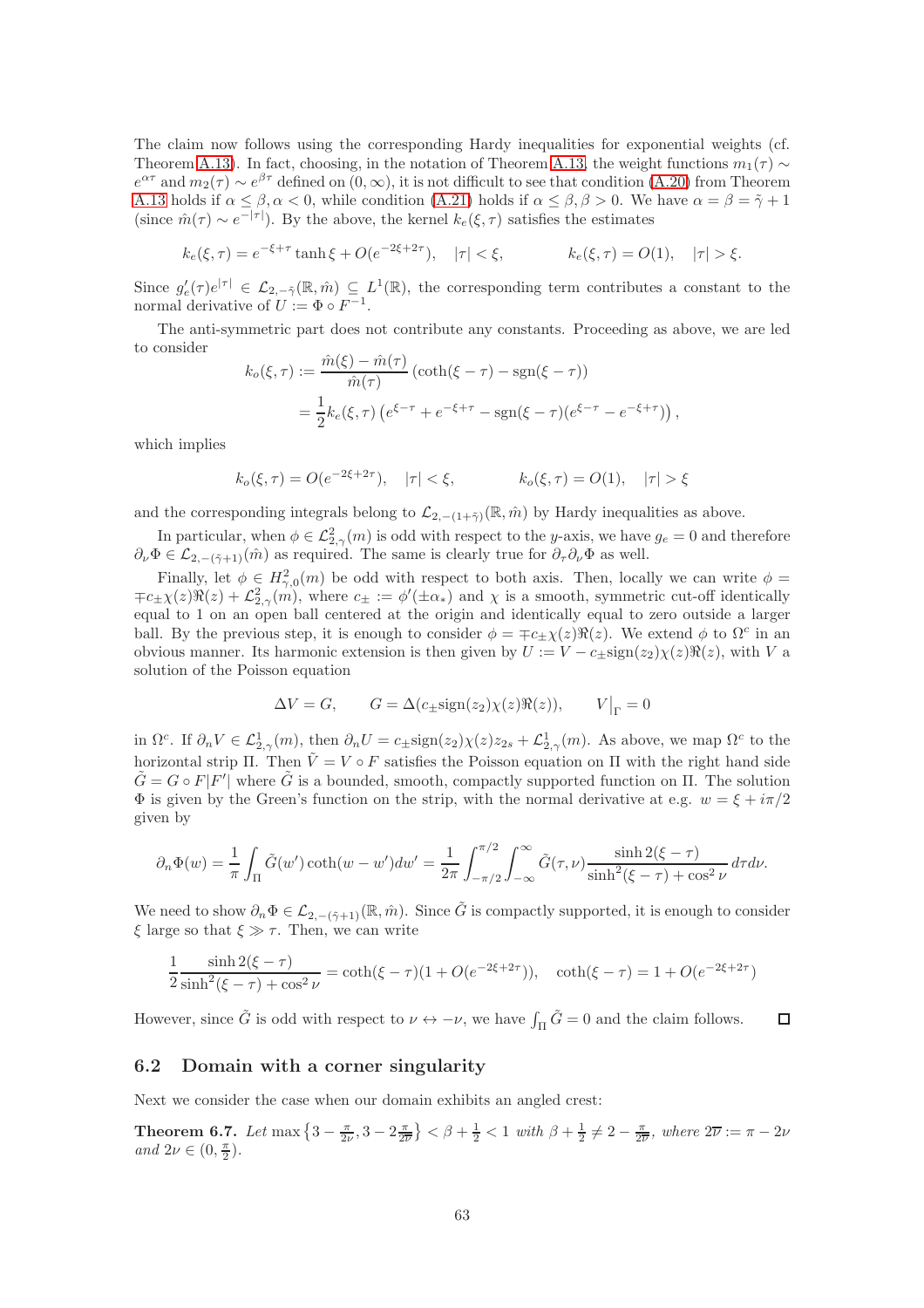The claim now follows using the corresponding Hardy inequalities for exponential weights (cf. Theorem A.13). In fact, choosing, in the notation of Theorem A.13, the weight functions $m_1(\tau) \sim e^{\alpha\tau}$ and $m_2(\tau) \sim e^{\beta\tau}$ defined on $(0,\infty)$, it is not difficult to see that condition (A.20) from Theorem A.13 holds if $\alpha \le \beta, \alpha < 0$, while condition (A.21) holds if $\alpha \le \beta, \beta > 0$. We have $\alpha = \beta = \tilde\gamma + 1$ (since $\hat m(\tau) \sim e^{-|\tau|}$). By the above, the kernel $k_e(\xi,\tau)$ satisfies the estimates

$$k_e(\xi,\tau) = e^{-\xi+\tau}\tanh\xi + O(e^{-2\xi+2\tau}), \quad |\tau| < \xi, \qquad\qquad k_e(\xi,\tau) = O(1), \quad |\tau| > \xi.$$

Since $g_e'(\tau)e^{|\tau|} \in \mathcal{L}_{2,-\tilde\gamma}(\mathbb{R},\hat m) \subseteq L^1(\mathbb{R})$, the corresponding term contributes a constant to the normal derivative of $U := \Phi \circ F^{-1}$.

The anti-symmetric part does not contribute any constants. Proceeding as above, we are led to consider

$$\begin{aligned} k_o(\xi,\tau) &:= \frac{\hat m(\xi) - \hat m(\tau)}{\hat m(\tau)}\left(\coth(\xi-\tau) - \operatorname{sgn}(\xi-\tau)\right) \\ &= \frac{1}{2}k_e(\xi,\tau)\left(e^{\xi-\tau} + e^{-\xi+\tau} - \operatorname{sgn}(\xi-\tau)(e^{\xi-\tau} - e^{-\xi+\tau})\right), \end{aligned}$$

which implies

$$k_o(\xi,\tau) = O(e^{-2\xi+2\tau}), \quad |\tau| < \xi, \qquad\qquad k_o(\xi,\tau) = O(1), \quad |\tau| > \xi$$

and the corresponding integrals belong to $\mathcal{L}_{2,-(1+\tilde\gamma)}(\mathbb{R},\hat m)$ by Hardy inequalities as above.

In particular, when $\phi \in \mathcal{L}^2_{2,\gamma}(m)$ is odd with respect to the $y$-axis, we have $g_e = 0$ and therefore $\partial_\nu\Phi \in \mathcal{L}_{2,-(\tilde\gamma+1)}(\hat m)$ as required. The same is clearly true for $\partial_\tau\partial_\nu\Phi$ as well.

Finally, let $\phi \in H^2_{\gamma,0}(m)$ be odd with respect to both axis. Then, locally we can write $\phi = \mp c_\pm\chi(z)\Re(z) + \mathcal{L}^2_{2,\gamma}(m)$, where $c_\pm := \phi'(\pm\alpha_*)$ and $\chi$ is a smooth, symmetric cut-off identically equal to 1 on an open ball centered at the origin and identically equal to zero outside a larger ball. By the previous step, it is enough to consider $\phi = \mp c_\pm\chi(z)\Re(z)$. We extend $\phi$ to $\Omega^c$ in an obvious manner. Its harmonic extension is then given by $U := V - c_\pm\operatorname{sign}(z_2)\chi(z)\Re(z)$, with $V$ a solution of the Poisson equation

$$\Delta V = G, \qquad G = \Delta(c_\pm\operatorname{sign}(z_2)\chi(z)\Re(z)), \qquad V\big|_\Gamma = 0$$

in $\Omega^c$. If $\partial_n V \in \mathcal{L}^1_{2,\gamma}(m)$, then $\partial_n U = c_\pm\operatorname{sign}(z_2)\chi(z)z_{2s} + \mathcal{L}^1_{2,\gamma}(m)$. As above, we map $\Omega^c$ to the horizontal strip $\Pi$. Then $\tilde V = V \circ F$ satisfies the Poisson equation on $\Pi$ with the right hand side $\tilde G = G \circ F|F'|$ where $\tilde G$ is a bounded, smooth, compactly supported function on $\Pi$. The solution $\Phi$ is given by the Green's function on the strip, with the normal derivative at e.g. $w = \xi + i\pi/2$ given by

$$\partial_n\Phi(w) = \frac{1}{\pi}\int_\Pi \tilde G(w')\coth(w-w')dw' = \frac{1}{2\pi}\int_{-\pi/2}^{\pi/2}\int_{-\infty}^{\infty}\tilde G(\tau,\nu)\frac{\sinh 2(\xi-\tau)}{\sinh^2(\xi-\tau)+\cos^2\nu}\,d\tau d\nu.$$

We need to show $\partial_n\Phi \in \mathcal{L}_{2,-(\tilde\gamma+1)}(\mathbb{R},\hat m)$. Since $\tilde G$ is compactly supported, it is enough to consider $\xi$ large so that $\xi \gg \tau$. Then, we can write

$$\frac{1}{2}\frac{\sinh 2(\xi-\tau)}{\sinh^2(\xi-\tau)+\cos^2\nu} = \coth(\xi-\tau)(1+O(e^{-2\xi+2\tau})), \quad \coth(\xi-\tau) = 1 + O(e^{-2\xi+2\tau})$$

However, since $\tilde G$ is odd with respect to $\nu \leftrightarrow -\nu$, we have $\int_\Pi \tilde G = 0$ and the claim follows. $\square$

## 6.2 Domain with a corner singularity

Next we consider the case when our domain exhibits an angled crest:

**Theorem 6.7.** *Let* $\max\left\{3 - \frac{\pi}{2\nu}, 3 - 2\frac{\pi}{2\overline{\nu}}\right\} < \beta + \frac{1}{2} < 1$ *with* $\beta + \frac{1}{2} \neq 2 - \frac{\pi}{2\overline{\nu}}$*, where* $2\overline{\nu} := \pi - 2\nu$ *and* $2\nu \in (0, \frac{\pi}{2})$.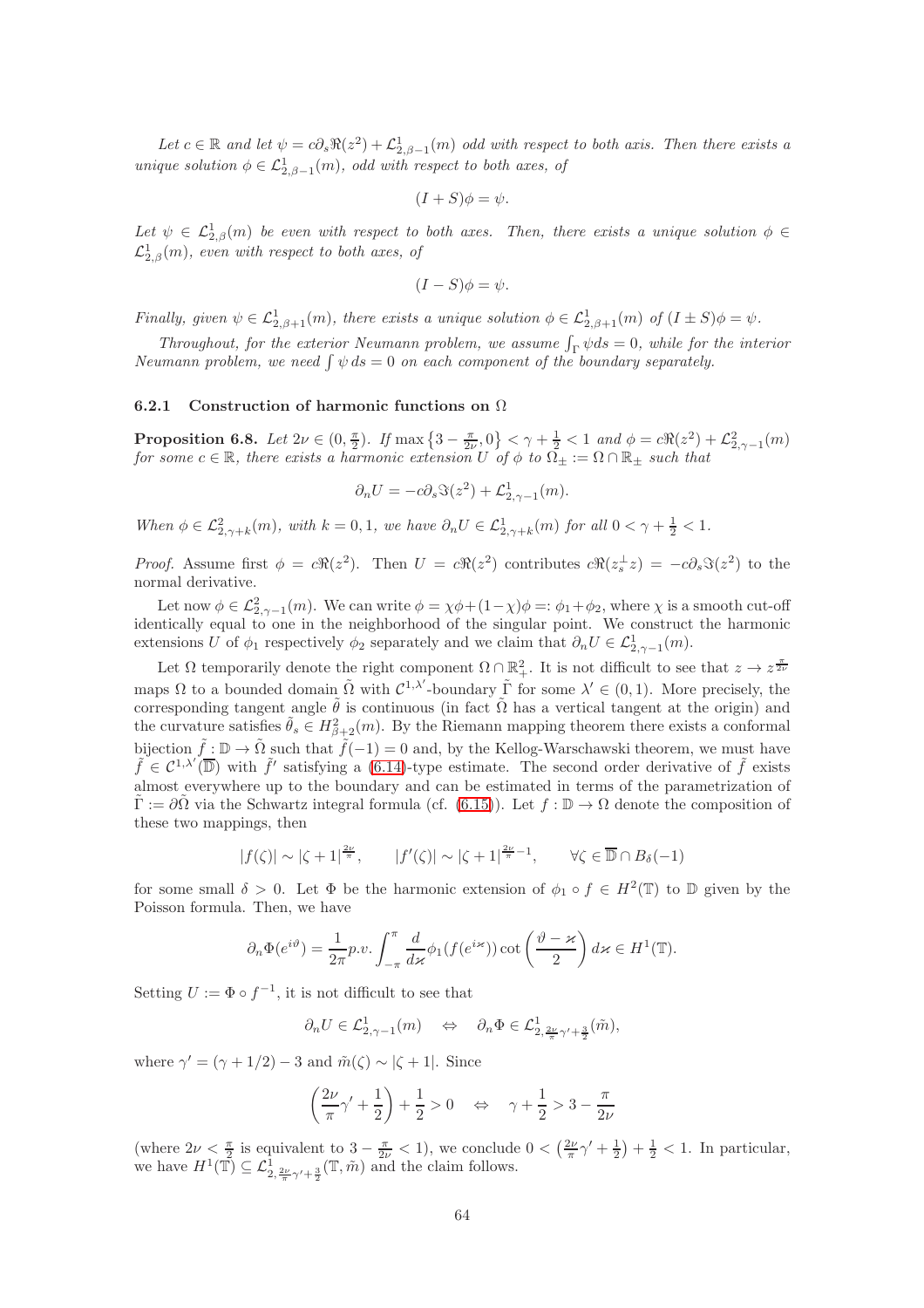*Let $c \in \mathbb{R}$ and let $\psi = c\partial_s \Re(z^2) + \mathcal{L}^1_{2,\beta-1}(m)$ odd with respect to both axis. Then there exists a unique solution $\phi \in \mathcal{L}^1_{2,\beta-1}(m)$, odd with respect to both axes, of*

$$(I + S)\phi = \psi.$$

*Let $\psi \in \mathcal{L}^1_{2,\beta}(m)$ be even with respect to both axes. Then, there exists a unique solution $\phi \in \mathcal{L}^1_{2,\beta}(m)$, even with respect to both axes, of*

$$(I - S)\phi = \psi.$$

*Finally, given $\psi \in \mathcal{L}^1_{2,\beta+1}(m)$, there exists a unique solution $\phi \in \mathcal{L}^1_{2,\beta+1}(m)$ of $(I \pm S)\phi = \psi$.*

*Throughout, for the exterior Neumann problem, we assume $\int_\Gamma \psi ds = 0$, while for the interior Neumann problem, we need $\int \psi\, ds = 0$ on each component of the boundary separately.*

### 6.2.1 Construction of harmonic functions on $\Omega$

**Proposition 6.8.** *Let $2\nu \in (0, \frac{\pi}{2})$. If $\max\{3 - \frac{\pi}{2\nu}, 0\} < \gamma + \frac{1}{2} < 1$ and $\phi = c\Re(z^2) + \mathcal{L}^2_{2,\gamma-1}(m)$ for some $c \in \mathbb{R}$, there exists a harmonic extension $U$ of $\phi$ to $\Omega_\pm := \Omega \cap \mathbb{R}_\pm$ such that*

$$\partial_n U = -c\partial_s \Im(z^2) + \mathcal{L}^1_{2,\gamma-1}(m).$$

*When $\phi \in \mathcal{L}^2_{2,\gamma+k}(m)$, with $k = 0, 1$, we have $\partial_n U \in \mathcal{L}^1_{2,\gamma+k}(m)$ for all $0 < \gamma + \frac{1}{2} < 1$.*

*Proof.* Assume first $\phi = c\Re(z^2)$. Then $U = c\Re(z^2)$ contributes $c\Re(z_s^\perp z) = -c\partial_s \Im(z^2)$ to the normal derivative.

Let now $\phi \in \mathcal{L}^2_{2,\gamma-1}(m)$. We can write $\phi = \chi\phi + (1-\chi)\phi =: \phi_1 + \phi_2$, where $\chi$ is a smooth cut-off identically equal to one in the neighborhood of the singular point. We construct the harmonic extensions $U$ of $\phi_1$ respectively $\phi_2$ separately and we claim that $\partial_n U \in \mathcal{L}^1_{2,\gamma-1}(m)$.

Let $\Omega$ temporarily denote the right component $\Omega \cap \mathbb{R}^2_+$. It is not difficult to see that $z \to z^{\frac{\pi}{2\nu}}$ maps $\Omega$ to a bounded domain $\tilde{\Omega}$ with $\mathcal{C}^{1,\lambda'}$-boundary $\tilde{\Gamma}$ for some $\lambda' \in (0,1)$. More precisely, the corresponding tangent angle $\tilde{\theta}$ is continuous (in fact $\tilde{\Omega}$ has a vertical tangent at the origin) and the curvature satisfies $\tilde{\theta}_s \in H^2_{\beta+2}(m)$. By the Riemann mapping theorem there exists a conformal bijection $\tilde{f} : \mathbb{D} \to \tilde{\Omega}$ such that $\tilde{f}(-1) = 0$ and, by the Kellog-Warschawski theorem, we must have $\tilde{f} \in \mathcal{C}^{1,\lambda'}(\overline{\mathbb{D}})$ with $\tilde{f}'$ satisfying a (6.14)-type estimate. The second order derivative of $\tilde{f}$ exists almost everywhere up to the boundary and can be estimated in terms of the parametrization of $\tilde{\Gamma} := \partial\tilde{\Omega}$ via the Schwartz integral formula (cf. (6.15)). Let $f : \mathbb{D} \to \Omega$ denote the composition of these two mappings, then

$$|f(\zeta)| \sim |\zeta + 1|^{\frac{2\nu}{\pi}}, \qquad |f'(\zeta)| \sim |\zeta + 1|^{\frac{2\nu}{\pi}-1}, \qquad \forall \zeta \in \overline{\mathbb{D}} \cap B_\delta(-1)$$

for some small $\delta > 0$. Let $\Phi$ be the harmonic extension of $\phi_1 \circ f \in H^2(\mathbb{T})$ to $\mathbb{D}$ given by the Poisson formula. Then, we have

$$\partial_n \Phi(e^{i\vartheta}) = \frac{1}{2\pi} p.v. \int_{-\pi}^{\pi} \frac{d}{d\varkappa}\phi_1(f(e^{i\varkappa})) \cot\left(\frac{\vartheta - \varkappa}{2}\right) d\varkappa \in H^1(\mathbb{T}).$$

Setting $U := \Phi \circ f^{-1}$, it is not difficult to see that

$$\partial_n U \in \mathcal{L}^1_{2,\gamma-1}(m) \quad \Leftrightarrow \quad \partial_n \Phi \in \mathcal{L}^1_{2,\frac{2\nu}{\pi}\gamma' + \frac{3}{2}}(\tilde{m}),$$

where $\gamma' = (\gamma + 1/2) - 3$ and $\tilde{m}(\zeta) \sim |\zeta + 1|$. Since

$$\left(\frac{2\nu}{\pi}\gamma' + \frac{1}{2}\right) + \frac{1}{2} > 0 \quad \Leftrightarrow \quad \gamma + \frac{1}{2} > 3 - \frac{\pi}{2\nu}$$

(where $2\nu < \frac{\pi}{2}$ is equivalent to $3 - \frac{\pi}{2\nu} < 1$), we conclude $0 < \left(\frac{2\nu}{\pi}\gamma' + \frac{1}{2}\right) + \frac{1}{2} < 1$. In particular, we have $H^1(\mathbb{T}) \subseteq \mathcal{L}^1_{2,\frac{2\nu}{\pi}\gamma'+\frac{3}{2}}(\mathbb{T}, \tilde{m})$ and the claim follows.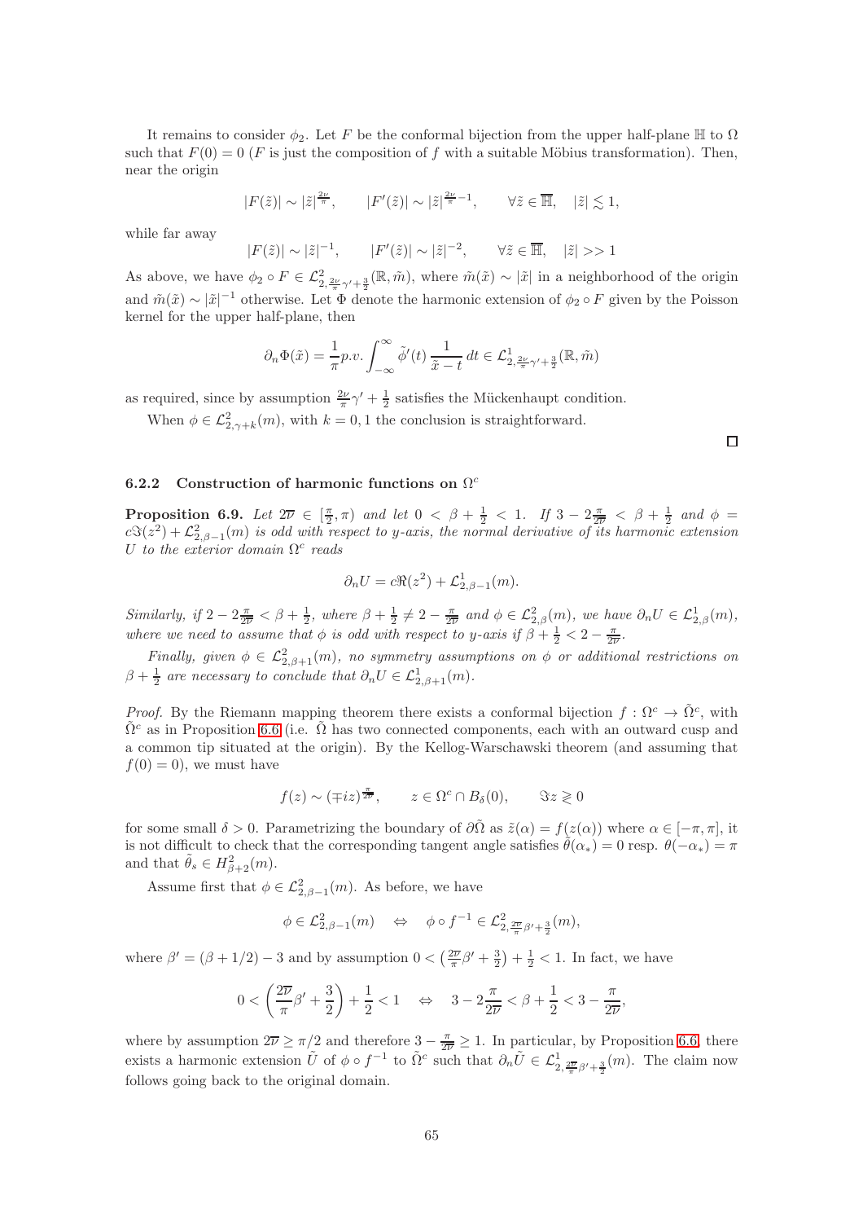It remains to consider $\phi_2$. Let $F$ be the conformal bijection from the upper half-plane $\mathbb{H}$ to $\Omega$ such that $F(0) = 0$ ($F$ is just the composition of $f$ with a suitable Möbius transformation). Then, near the origin

$$|F(\tilde{z})| \sim |\tilde{z}|^{\frac{2\nu}{\pi}}, \qquad |F'(\tilde{z})| \sim |\tilde{z}|^{\frac{2\nu}{\pi}-1}, \qquad \forall \tilde{z} \in \overline{\mathbb{H}}, \quad |\tilde{z}| \lesssim 1,$$

while far away

$$|F(\tilde{z})| \sim |\tilde{z}|^{-1}, \qquad |F'(\tilde{z})| \sim |\tilde{z}|^{-2}, \qquad \forall \tilde{z} \in \overline{\mathbb{H}}, \quad |\tilde{z}| >> 1$$

As above, we have $\phi_2 \circ F \in \mathcal{L}^2_{2,\frac{2\nu}{\pi}\gamma'+\frac{3}{2}}(\mathbb{R}, \tilde{m})$, where $\tilde{m}(\tilde{x}) \sim |\tilde{x}|$ in a neighborhood of the origin and $\tilde{m}(\tilde{x}) \sim |\tilde{x}|^{-1}$ otherwise. Let $\Phi$ denote the harmonic extension of $\phi_2 \circ F$ given by the Poisson kernel for the upper half-plane, then

$$\partial_n \Phi(\tilde{x}) = \frac{1}{\pi} p.v. \int_{-\infty}^{\infty} \tilde{\phi}'(t) \, \frac{1}{\tilde{x} - t} \, dt \in \mathcal{L}^1_{2,\frac{2\nu}{\pi}\gamma'+\frac{3}{2}}(\mathbb{R}, \tilde{m})$$

as required, since by assumption $\frac{2\nu}{\pi}\gamma' + \frac{1}{2}$ satisfies the Mückenhaupt condition.

When $\phi \in \mathcal{L}^2_{2,\gamma+k}(m)$, with $k = 0, 1$ the conclusion is straightforward.

□

### 6.2.2 Construction of harmonic functions on $\Omega^c$

**Proposition 6.9.** *Let $2\overline{\nu} \in [\frac{\pi}{2}, \pi)$ and let $0 < \beta + \frac{1}{2} < 1$. If $3 - 2\frac{\pi}{2\overline{\nu}} < \beta + \frac{1}{2}$ and $\phi = c\Im(z^2) + \mathcal{L}^2_{2,\beta-1}(m)$ is odd with respect to y-axis, the normal derivative of its harmonic extension $U$ to the exterior domain $\Omega^c$ reads*

$$\partial_n U = c\Re(z^2) + \mathcal{L}^1_{2,\beta-1}(m).$$

*Similarly, if $2 - 2\frac{\pi}{2\overline{\nu}} < \beta + \frac{1}{2}$, where $\beta + \frac{1}{2} \neq 2 - \frac{\pi}{2\overline{\nu}}$ and $\phi \in \mathcal{L}^2_{2,\beta}(m)$, we have $\partial_n U \in \mathcal{L}^1_{2,\beta}(m)$, where we need to assume that $\phi$ is odd with respect to y-axis if $\beta + \frac{1}{2} < 2 - \frac{\pi}{2\overline{\nu}}$.*

*Finally, given $\phi \in \mathcal{L}^2_{2,\beta+1}(m)$, no symmetry assumptions on $\phi$ or additional restrictions on $\beta + \frac{1}{2}$ are necessary to conclude that $\partial_n U \in \mathcal{L}^1_{2,\beta+1}(m)$.*

*Proof.* By the Riemann mapping theorem there exists a conformal bijection $f : \Omega^c \to \tilde{\Omega}^c$, with $\tilde{\Omega}^c$ as in Proposition 6.6 (i.e. $\tilde{\Omega}$ has two connected components, each with an outward cusp and a common tip situated at the origin). By the Kellog-Warschawski theorem (and assuming that $f(0) = 0$), we must have

$$f(z) \sim (\mp iz)^{\frac{\pi}{2\overline{\nu}}}, \qquad z \in \Omega^c \cap B_\delta(0), \qquad \Im z \gtrless 0$$

for some small $\delta > 0$. Parametrizing the boundary of $\partial\tilde{\Omega}$ as $\tilde{z}(\alpha) = f(z(\alpha))$ where $\alpha \in [-\pi, \pi]$, it is not difficult to check that the corresponding tangent angle satisfies $\tilde{\theta}(\alpha_*) = 0$ resp. $\theta(-\alpha_*) = \pi$ and that $\tilde{\theta}_s \in H^2_{\beta+2}(m)$.

Assume first that $\phi \in \mathcal{L}^2_{2,\beta-1}(m)$. As before, we have

$$\phi \in \mathcal{L}^2_{2,\beta-1}(m) \quad \Leftrightarrow \quad \phi \circ f^{-1} \in \mathcal{L}^2_{2,\frac{2\overline{\nu}}{\pi}\beta'+\frac{3}{2}}(m),$$

where $\beta' = (\beta + 1/2) - 3$ and by assumption $0 < \left(\frac{2\overline{\nu}}{\pi}\beta' + \frac{3}{2}\right) + \frac{1}{2} < 1$. In fact, we have

$$0 < \left(\frac{2\overline{\nu}}{\pi}\beta' + \frac{3}{2}\right) + \frac{1}{2} < 1 \quad \Leftrightarrow \quad 3 - 2\frac{\pi}{2\overline{\nu}} < \beta + \frac{1}{2} < 3 - \frac{\pi}{2\overline{\nu}},$$

where by assumption $2\overline{\nu} \geq \pi/2$ and therefore $3 - \frac{\pi}{2\overline{\nu}} \geq 1$. In particular, by Proposition 6.6, there exists a harmonic extension $\tilde{U}$ of $\phi \circ f^{-1}$ to $\tilde{\Omega}^c$ such that $\partial_n \tilde{U} \in \mathcal{L}^1_{2,\frac{2\overline{\nu}}{\pi}\beta'+\frac{3}{2}}(m)$. The claim now follows going back to the original domain.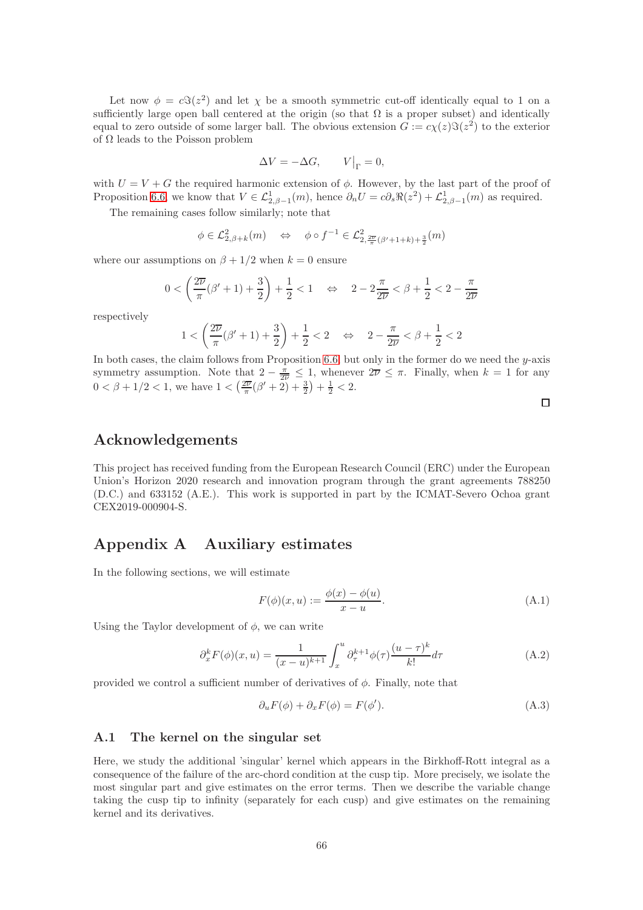Let now $\phi = c\Im(z^2)$ and let $\chi$ be a smooth symmetric cut-off identically equal to 1 on a sufficiently large open ball centered at the origin (so that $\Omega$ is a proper subset) and identically equal to zero outside of some larger ball. The obvious extension $G := c\chi(z)\Im(z^2)$ to the exterior of $\Omega$ leads to the Poisson problem

$$\Delta V = -\Delta G, \qquad V\big|_\Gamma = 0,$$

with $U = V + G$ the required harmonic extension of $\phi$. However, by the last part of the proof of Proposition 6.6, we know that $V \in \mathcal{L}^1_{2,\beta-1}(m)$, hence $\partial_n U = c\partial_s \Re(z^2) + \mathcal{L}^1_{2,\beta-1}(m)$ as required.

The remaining cases follow similarly; note that

$$\phi \in \mathcal{L}^2_{2,\beta+k}(m) \quad \Leftrightarrow \quad \phi \circ f^{-1} \in \mathcal{L}^2_{2,\frac{2\overline{\nu}}{\pi}(\beta'+1+k)+\frac{3}{2}}(m)$$

where our assumptions on $\beta + 1/2$ when $k = 0$ ensure

$$0 < \left(\frac{2\overline{\nu}}{\pi}(\beta'+1) + \frac{3}{2}\right) + \frac{1}{2} < 1 \quad \Leftrightarrow \quad 2 - 2\frac{\pi}{2\overline{\nu}} < \beta + \frac{1}{2} < 2 - \frac{\pi}{2\overline{\nu}}$$

respectively

$$1 < \left(\frac{2\overline{\nu}}{\pi}(\beta'+1) + \frac{3}{2}\right) + \frac{1}{2} < 2 \quad \Leftrightarrow \quad 2 - \frac{\pi}{2\overline{\nu}} < \beta + \frac{1}{2} < 2$$

In both cases, the claim follows from Proposition 6.6, but only in the former do we need the $y$-axis symmetry assumption. Note that $2 - \frac{\pi}{2\overline{\nu}} \le 1$, whenever $2\overline{\nu} \le \pi$. Finally, when $k = 1$ for any $0 < \beta + 1/2 < 1$, we have $1 < \left(\frac{2\overline{\nu}}{\pi}(\beta'+2) + \frac{3}{2}\right) + \frac{1}{2} < 2$.

□

# Acknowledgements

This project has received funding from the European Research Council (ERC) under the European Union's Horizon 2020 research and innovation program through the grant agreements 788250 (D.C.) and 633152 (A.E.). This work is supported in part by the ICMAT-Severo Ochoa grant CEX2019-000904-S.

# Appendix A Auxiliary estimates

In the following sections, we will estimate

$$F(\phi)(x,u) := \frac{\phi(x) - \phi(u)}{x - u}. \tag{A.1}$$

Using the Taylor development of $\phi$, we can write

$$\partial_x^k F(\phi)(x,u) = \frac{1}{(x-u)^{k+1}} \int_x^u \partial_\tau^{k+1}\phi(\tau)\frac{(u-\tau)^k}{k!}d\tau \tag{A.2}$$

provided we control a sufficient number of derivatives of $\phi$. Finally, note that

$$\partial_u F(\phi) + \partial_x F(\phi) = F(\phi'). \tag{A.3}$$

## A.1 The kernel on the singular set

Here, we study the additional 'singular' kernel which appears in the Birkhoff-Rott integral as a consequence of the failure of the arc-chord condition at the cusp tip. More precisely, we isolate the most singular part and give estimates on the error terms. Then we describe the variable change taking the cusp tip to infinity (separately for each cusp) and give estimates on the remaining kernel and its derivatives.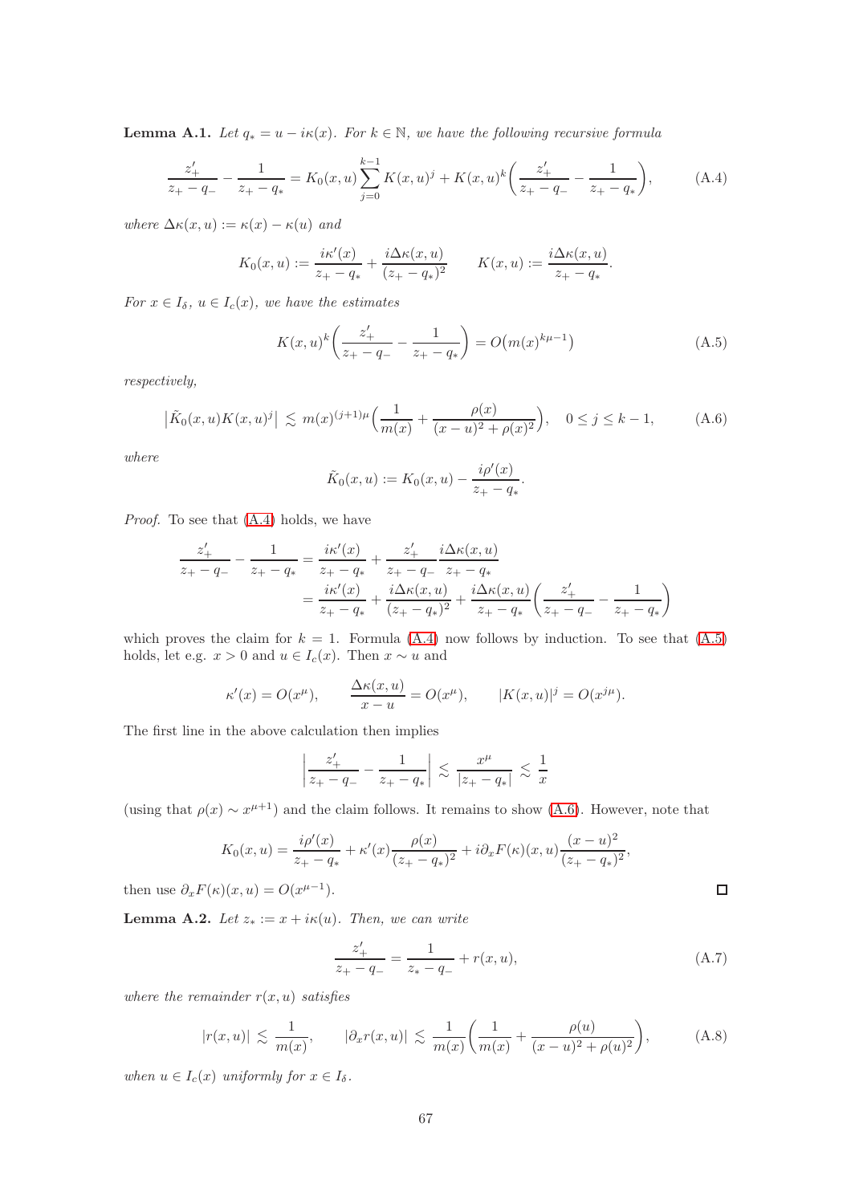**Lemma A.1.** *Let $q_* = u - i\kappa(x)$. For $k \in \mathbb{N}$, we have the following recursive formula*

$$\frac{z_+'}{z_+ - q_-} - \frac{1}{z_+ - q_*} = K_0(x,u)\sum_{j=0}^{k-1} K(x,u)^j + K(x,u)^k\Big(\frac{z_+'}{z_+ - q_-} - \frac{1}{z_+ - q_*}\Big), \tag{A.4}$$

*where $\Delta\kappa(x,u) := \kappa(x) - \kappa(u)$ and*

$$K_0(x,u) := \frac{i\kappa'(x)}{z_+ - q_*} + \frac{i\Delta\kappa(x,u)}{(z_+ - q_*)^2} \qquad K(x,u) := \frac{i\Delta\kappa(x,u)}{z_+ - q_*}.$$

*For $x \in I_\delta$, $u \in I_c(x)$, we have the estimates*

$$K(x,u)^k\Big(\frac{z_+'}{z_+ - q_-} - \frac{1}{z_+ - q_*}\Big) = O\big(m(x)^{k\mu - 1}\big) \tag{A.5}$$

*respectively,*

$$\big|\tilde{K}_0(x,u)K(x,u)^j\big| \lesssim m(x)^{(j+1)\mu}\Big(\frac{1}{m(x)} + \frac{\rho(x)}{(x-u)^2 + \rho(x)^2}\Big), \quad 0 \le j \le k-1, \tag{A.6}$$

*where*

$$\tilde{K}_0(x,u) := K_0(x,u) - \frac{i\rho'(x)}{z_+ - q_*}.$$

*Proof.* To see that (A.4) holds, we have

$$\begin{aligned}\frac{z_+'}{z_+ - q_-} - \frac{1}{z_+ - q_*} &= \frac{i\kappa'(x)}{z_+ - q_*} + \frac{z_+'}{z_+ - q_-}\frac{i\Delta\kappa(x,u)}{z_+ - q_*} \\ &= \frac{i\kappa'(x)}{z_+ - q_*} + \frac{i\Delta\kappa(x,u)}{(z_+ - q_*)^2} + \frac{i\Delta\kappa(x,u)}{z_+ - q_*}\Big(\frac{z_+'}{z_+ - q_-} - \frac{1}{z_+ - q_*}\Big)\end{aligned}$$

which proves the claim for $k = 1$. Formula (A.4) now follows by induction. To see that (A.5) holds, let e.g. $x > 0$ and $u \in I_c(x)$. Then $x \sim u$ and

$$\kappa'(x) = O(x^\mu), \qquad \frac{\Delta\kappa(x,u)}{x - u} = O(x^\mu), \qquad |K(x,u)|^j = O(x^{j\mu}).$$

The first line in the above calculation then implies

$$\Big|\frac{z_+'}{z_+ - q_-} - \frac{1}{z_+ - q_*}\Big| \lesssim \frac{x^\mu}{|z_+ - q_*|} \lesssim \frac{1}{x}$$

(using that $\rho(x) \sim x^{\mu+1}$) and the claim follows. It remains to show (A.6). However, note that

$$K_0(x,u) = \frac{i\rho'(x)}{z_+ - q_*} + \kappa'(x)\frac{\rho(x)}{(z_+ - q_*)^2} + i\partial_x F(\kappa)(x,u)\frac{(x-u)^2}{(z_+ - q_*)^2},$$

then use $\partial_x F(\kappa)(x,u) = O(x^{\mu-1})$. $\square$

**Lemma A.2.** *Let $z_* := x + i\kappa(u)$. Then, we can write*

$$\frac{z_+'}{z_+ - q_-} = \frac{1}{z_* - q_-} + r(x,u), \tag{A.7}$$

*where the remainder $r(x,u)$ satisfies*

$$|r(x,u)| \lesssim \frac{1}{m(x)}, \qquad |\partial_x r(x,u)| \lesssim \frac{1}{m(x)}\Big(\frac{1}{m(x)} + \frac{\rho(u)}{(x-u)^2 + \rho(u)^2}\Big), \tag{A.8}$$

*when $u \in I_c(x)$ uniformly for $x \in I_\delta$.*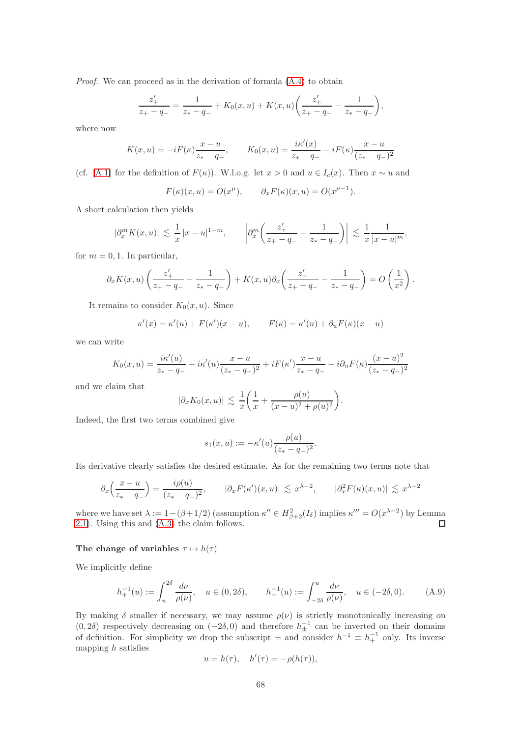*Proof.* We can proceed as in the derivation of formula (A.4) to obtain

$$\frac{z_+'}{z_+ - q_-} = \frac{1}{z_* - q_-} + K_0(x,u) + K(x,u)\left(\frac{z_+'}{z_+ - q_-} - \frac{1}{z_* - q_-}\right),$$

where now

$$K(x,u) = -iF(\kappa)\frac{x-u}{z_* - q_-}, \qquad K_0(x,u) = \frac{i\kappa'(x)}{z_* - q_-} - iF(\kappa)\frac{x-u}{(z_* - q_-)^2}$$

(cf. (A.1) for the definition of $F(\kappa)$). W.l.o.g. let $x > 0$ and $u \in I_c(x)$. Then $x \sim u$ and

$$F(\kappa)(x,u) = O(x^{\mu}), \qquad \partial_x F(\kappa)(x,u) = O(x^{\mu-1}).$$

A short calculation then yields

$$|\partial_x^m K(x,u)| \lesssim \frac{1}{x}|x-u|^{1-m}, \qquad \left|\partial_x^m\left(\frac{z_+'}{z_+ - q_-} - \frac{1}{z_* - q_-}\right)\right| \lesssim \frac{1}{x}\frac{1}{|x-u|^m},$$

for $m = 0, 1$. In particular,

$$\partial_x K(x,u)\left(\frac{z_+'}{z_+ - q_-} - \frac{1}{z_* - q_-}\right) + K(x,u)\partial_x\left(\frac{z_+'}{z_+ - q_-} - \frac{1}{z_* - q_-}\right) = O\left(\frac{1}{x^2}\right).$$

It remains to consider $K_0(x,u)$. Since

$$\kappa'(x) = \kappa'(u) + F(\kappa')(x-u), \qquad F(\kappa) = \kappa'(u) + \partial_u F(\kappa)(x-u)$$

we can write

$$K_0(x,u) = \frac{i\kappa'(u)}{z_* - q_-} - i\kappa'(u)\frac{x-u}{(z_* - q_-)^2} + iF(\kappa')\frac{x-u}{z_* - q_-} - i\partial_u F(\kappa)\frac{(x-u)^2}{(z_* - q_-)^2}$$

and we claim that

$$|\partial_x K_0(x,u)| \lesssim \frac{1}{x}\left(\frac{1}{x} + \frac{\rho(u)}{(x-u)^2 + \rho(u)^2}\right).$$

Indeed, the first two terms combined give

$$s_1(x,u) := -\kappa'(u)\frac{\rho(u)}{(z_* - q_-)^2}.$$

Its derivative clearly satisfies the desired estimate. As for the remaining two terms note that

$$\partial_x\left(\frac{x-u}{z_* - q_-}\right) = \frac{i\rho(u)}{(z_* - q_-)^2}, \qquad |\partial_x F(\kappa')(x,u)| \lesssim x^{\lambda-2}, \qquad |\partial_x^2 F(\kappa)(x,u)| \lesssim x^{\lambda-2}$$

where we have set $\lambda := 1 - (\beta + 1/2)$ (assumption $\kappa'' \in H^2_{\beta+2}(I_\delta)$ implies $\kappa''' = O(x^{\lambda-2})$ by Lemma 2.1). Using this and (A.3) the claim follows. □

**The change of variables $\tau \mapsto h(\tau)$**

We implicitly define

$$h_+^{-1}(u) := \int_u^{2\delta} \frac{d\nu}{\rho(\nu)}, \quad u \in (0, 2\delta), \qquad h_-^{-1}(u) := \int_{-2\delta}^{u} \frac{d\nu}{\rho(\nu)}, \quad u \in (-2\delta, 0). \tag{A.9}$$

By making $\delta$ smaller if necessary, we may assume $\rho(\nu)$ is strictly monotonically increasing on $(0, 2\delta)$ respectively decreasing on $(-2\delta, 0)$ and therefore $h_\pm^{-1}$ can be inverted on their domains of definition. For simplicity we drop the subscript $\pm$ and consider $h^{-1} \equiv h_+^{-1}$ only. Its inverse mapping $h$ satisfies

$$u = h(\tau), \quad h'(\tau) = -\rho(h(\tau)),$$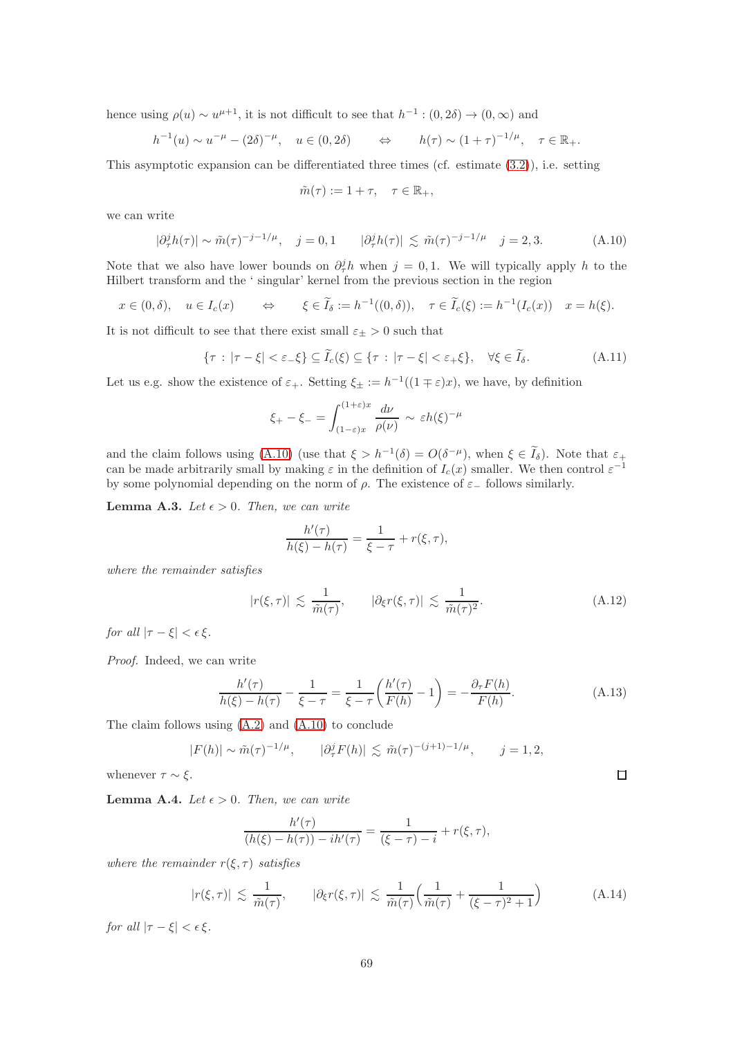hence using $\rho(u) \sim u^{\mu+1}$, it is not difficult to see that $h^{-1} : (0, 2\delta) \to (0, \infty)$ and

$$h^{-1}(u) \sim u^{-\mu} - (2\delta)^{-\mu}, \quad u \in (0, 2\delta) \qquad \Leftrightarrow \qquad h(\tau) \sim (1+\tau)^{-1/\mu}, \quad \tau \in \mathbb{R}_+.$$

This asymptotic expansion can be differentiated three times (cf. estimate (3.2)), i.e. setting

$$\tilde{m}(\tau) := 1 + \tau, \quad \tau \in \mathbb{R}_+,$$

we can write

$$|\partial_\tau^j h(\tau)| \sim \tilde{m}(\tau)^{-j-1/\mu}, \quad j = 0, 1 \qquad |\partial_\tau^j h(\tau)| \lesssim \tilde{m}(\tau)^{-j-1/\mu} \quad j = 2, 3. \tag{A.10}$$

Note that we also have lower bounds on $\partial_\tau^j h$ when $j = 0, 1$. We will typically apply $h$ to the Hilbert transform and the ' singular' kernel from the previous section in the region

$$x \in (0, \delta), \quad u \in I_c(x) \qquad \Leftrightarrow \qquad \xi \in \widetilde{I}_\delta := h^{-1}((0, \delta)), \quad \tau \in \widetilde{I}_c(\xi) := h^{-1}(I_c(x)) \quad x = h(\xi).$$

It is not difficult to see that there exist small $\varepsilon_\pm > 0$ such that

$$\{\tau : |\tau - \xi| < \varepsilon_- \xi\} \subseteq \widetilde{I}_c(\xi) \subseteq \{\tau : |\tau - \xi| < \varepsilon_+ \xi\}, \quad \forall \xi \in \widetilde{I}_\delta. \tag{A.11}$$

Let us e.g. show the existence of $\varepsilon_+$. Setting $\xi_\pm := h^{-1}((1 \mp \varepsilon)x)$, we have, by definition

$$\xi_+ - \xi_- = \int_{(1-\varepsilon)x}^{(1+\varepsilon)x} \frac{d\nu}{\rho(\nu)} \sim \varepsilon h(\xi)^{-\mu}$$

and the claim follows using (A.10) (use that $\xi > h^{-1}(\delta) = O(\delta^{-\mu})$, when $\xi \in \widetilde{I}_\delta$). Note that $\varepsilon_+$ can be made arbitrarily small by making $\varepsilon$ in the definition of $I_c(x)$ smaller. We then control $\varepsilon^{-1}$ by some polynomial depending on the norm of $\rho$. The existence of $\varepsilon_-$ follows similarly.

**Lemma A.3.** *Let $\epsilon > 0$. Then, we can write*

$$\frac{h'(\tau)}{h(\xi) - h(\tau)} = \frac{1}{\xi - \tau} + r(\xi, \tau),$$

*where the remainder satisfies*

$$|r(\xi, \tau)| \lesssim \frac{1}{\tilde{m}(\tau)}, \qquad |\partial_\xi r(\xi, \tau)| \lesssim \frac{1}{\tilde{m}(\tau)^2}. \tag{A.12}$$

*for all $|\tau - \xi| < \epsilon \xi$.*

*Proof.* Indeed, we can write

$$\frac{h'(\tau)}{h(\xi) - h(\tau)} - \frac{1}{\xi - \tau} = \frac{1}{\xi - \tau}\left(\frac{h'(\tau)}{F(h)} - 1\right) = -\frac{\partial_\tau F(h)}{F(h)}. \tag{A.13}$$

The claim follows using (A.2) and (A.10) to conclude

$$|F(h)| \sim \tilde{m}(\tau)^{-1/\mu}, \qquad |\partial_\tau^j F(h)| \lesssim \tilde{m}(\tau)^{-(j+1)-1/\mu}, \qquad j = 1, 2,$$

whenever $\tau \sim \xi$. ◻

**Lemma A.4.** *Let $\epsilon > 0$. Then, we can write*

$$\frac{h'(\tau)}{(h(\xi) - h(\tau)) - ih'(\tau)} = \frac{1}{(\xi - \tau) - i} + r(\xi, \tau),$$

*where the remainder $r(\xi, \tau)$ satisfies*

$$|r(\xi, \tau)| \lesssim \frac{1}{\tilde{m}(\tau)}, \qquad |\partial_\xi r(\xi, \tau)| \lesssim \frac{1}{\tilde{m}(\tau)}\left(\frac{1}{\tilde{m}(\tau)} + \frac{1}{(\xi - \tau)^2 + 1}\right) \tag{A.14}$$

*for all $|\tau - \xi| < \epsilon \xi$.*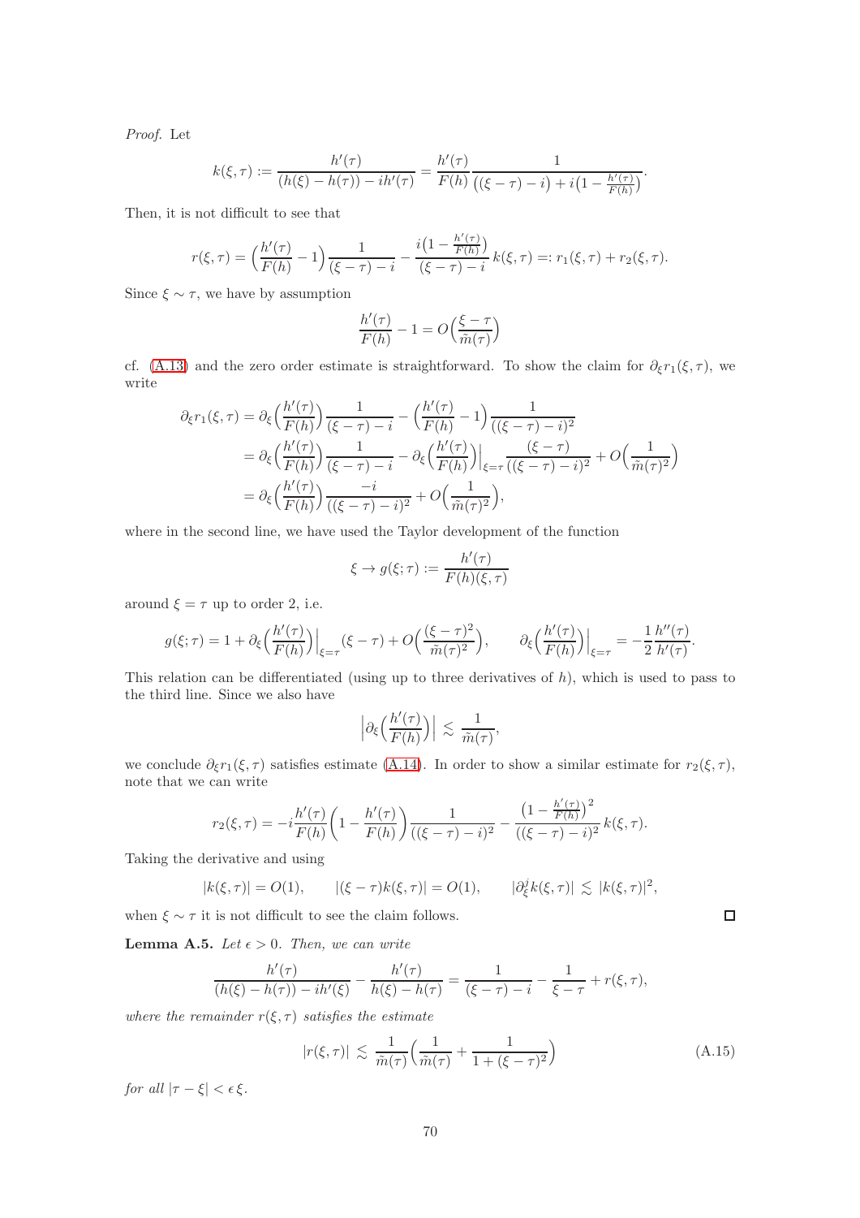*Proof.* Let

$$k(\xi,\tau) := \frac{h'(\tau)}{(h(\xi)-h(\tau)) - ih'(\tau)} = \frac{h'(\tau)}{F(h)} \frac{1}{\big((\xi-\tau)-i\big) + i\big(1-\frac{h'(\tau)}{F(h)}\big)}.$$

Then, it is not difficult to see that

$$r(\xi,\tau) = \Big(\frac{h'(\tau)}{F(h)} - 1\Big)\frac{1}{(\xi-\tau)-i} - \frac{i\big(1-\frac{h'(\tau)}{F(h)}\big)}{(\xi-\tau)-i}\, k(\xi,\tau) =: r_1(\xi,\tau) + r_2(\xi,\tau).$$

Since $\xi \sim \tau$, we have by assumption

$$\frac{h'(\tau)}{F(h)} - 1 = O\Big(\frac{\xi-\tau}{\tilde{m}(\tau)}\Big)$$

cf. (A.13) and the zero order estimate is straightforward. To show the claim for $\partial_\xi r_1(\xi,\tau)$, we write

$$\begin{aligned}
\partial_\xi r_1(\xi,\tau) &= \partial_\xi\Big(\frac{h'(\tau)}{F(h)}\Big)\frac{1}{(\xi-\tau)-i} - \Big(\frac{h'(\tau)}{F(h)} - 1\Big)\frac{1}{((\xi-\tau)-i)^2} \\
&= \partial_\xi\Big(\frac{h'(\tau)}{F(h)}\Big)\frac{1}{(\xi-\tau)-i} - \partial_\xi\Big(\frac{h'(\tau)}{F(h)}\Big)\Big|_{\xi=\tau}\frac{(\xi-\tau)}{((\xi-\tau)-i)^2} + O\Big(\frac{1}{\tilde{m}(\tau)^2}\Big) \\
&= \partial_\xi\Big(\frac{h'(\tau)}{F(h)}\Big)\frac{-i}{((\xi-\tau)-i)^2} + O\Big(\frac{1}{\tilde{m}(\tau)^2}\Big),
\end{aligned}$$

where in the second line, we have used the Taylor development of the function

$$\xi \to g(\xi;\tau) := \frac{h'(\tau)}{F(h)(\xi,\tau)}$$

around $\xi = \tau$ up to order 2, i.e.

$$g(\xi;\tau) = 1 + \partial_\xi\Big(\frac{h'(\tau)}{F(h)}\Big)\Big|_{\xi=\tau}(\xi-\tau) + O\Big(\frac{(\xi-\tau)^2}{\tilde{m}(\tau)^2}\Big), \qquad \partial_\xi\Big(\frac{h'(\tau)}{F(h)}\Big)\Big|_{\xi=\tau} = -\frac{1}{2}\frac{h''(\tau)}{h'(\tau)}.$$

This relation can be differentiated (using up to three derivatives of $h$), which is used to pass to the third line. Since we also have

$$\Big|\partial_\xi\Big(\frac{h'(\tau)}{F(h)}\Big)\Big| \lesssim \frac{1}{\tilde{m}(\tau)},$$

we conclude $\partial_\xi r_1(\xi,\tau)$ satisfies estimate (A.14). In order to show a similar estimate for $r_2(\xi,\tau)$, note that we can write

$$r_2(\xi,\tau) = -i\frac{h'(\tau)}{F(h)}\Big(1-\frac{h'(\tau)}{F(h)}\Big)\frac{1}{((\xi-\tau)-i)^2} - \frac{\big(1-\frac{h'(\tau)}{F(h)}\big)^2}{((\xi-\tau)-i)^2}\, k(\xi,\tau).$$

Taking the derivative and using

$$|k(\xi,\tau)| = O(1), \qquad |(\xi-\tau)k(\xi,\tau)| = O(1), \qquad |\partial_\xi^j k(\xi,\tau)| \lesssim |k(\xi,\tau)|^2,$$

when $\xi \sim \tau$ it is not difficult to see the claim follows. ◻

**Lemma A.5.** *Let $\epsilon > 0$. Then, we can write*

$$\frac{h'(\tau)}{(h(\xi)-h(\tau)) - ih'(\xi)} - \frac{h'(\tau)}{h(\xi)-h(\tau)} = \frac{1}{(\xi-\tau)-i} - \frac{1}{\xi-\tau} + r(\xi,\tau),$$

*where the remainder $r(\xi,\tau)$ satisfies the estimate*

$$|r(\xi,\tau)| \lesssim \frac{1}{\tilde{m}(\tau)}\Big(\frac{1}{\tilde{m}(\tau)} + \frac{1}{1+(\xi-\tau)^2}\Big) \tag{A.15}$$

*for all $|\tau-\xi| < \epsilon\,\xi$.*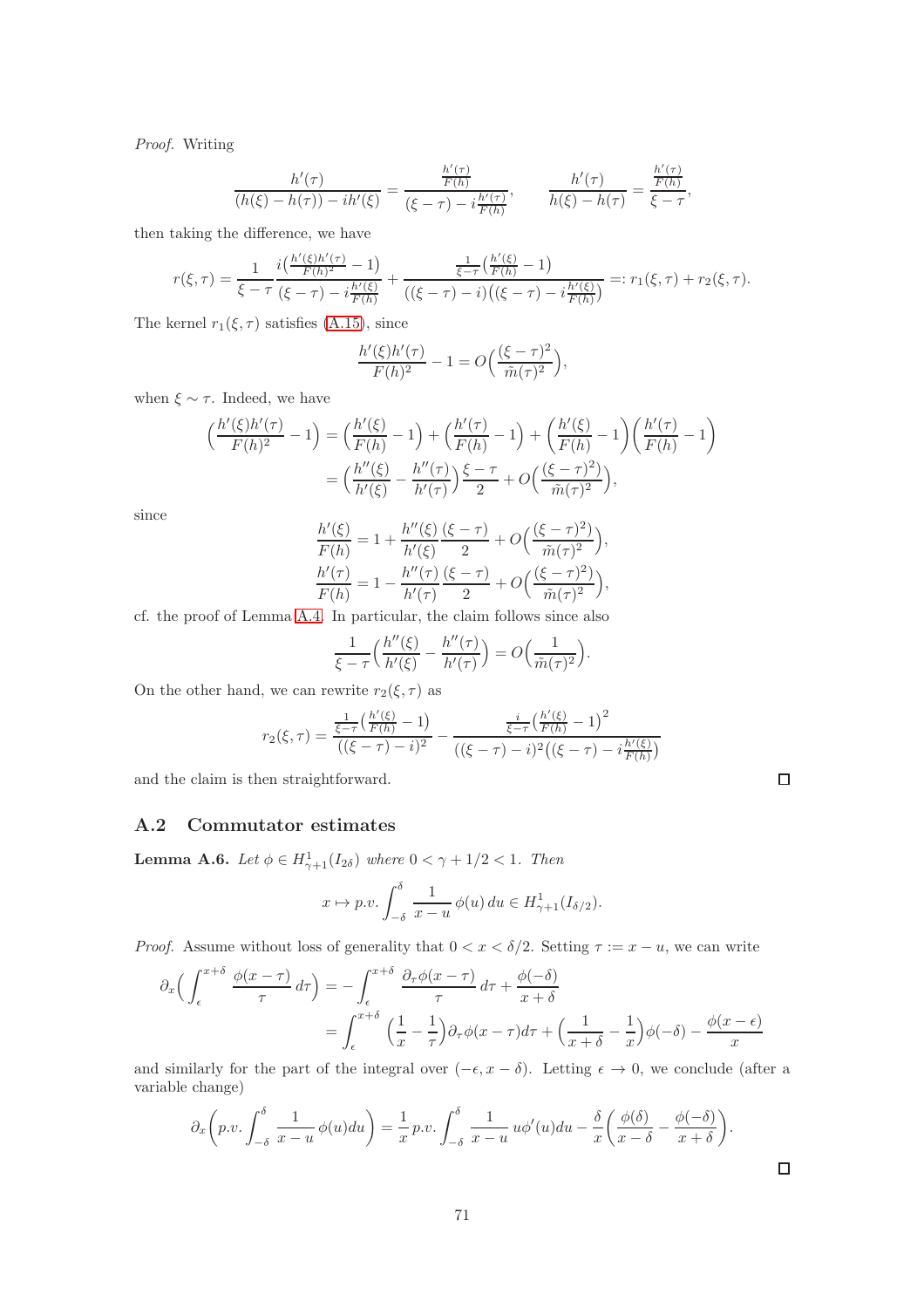*Proof.* Writing

$$\frac{h'(\tau)}{(h(\xi)-h(\tau))-ih'(\xi)} = \frac{\frac{h'(\tau)}{F(h)}}{(\xi-\tau)-i\frac{h'(\tau)}{F(h)}}, \qquad \frac{h'(\tau)}{h(\xi)-h(\tau)} = \frac{\frac{h'(\tau)}{F(h)}}{\xi-\tau},$$

then taking the difference, we have

$$r(\xi,\tau) = \frac{1}{\xi-\tau}\frac{i\left(\frac{h'(\xi)h'(\tau)}{F(h)^2}-1\right)}{(\xi-\tau)-i\frac{h'(\xi)}{F(h)}} + \frac{\frac{1}{\xi-\tau}\left(\frac{h'(\xi)}{F(h)}-1\right)}{((\xi-\tau)-i)\left((\xi-\tau)-i\frac{h'(\xi)}{F(h)}\right)} =: r_1(\xi,\tau)+r_2(\xi,\tau).$$

The kernel $r_1(\xi,\tau)$ satisfies (A.15), since

$$\frac{h'(\xi)h'(\tau)}{F(h)^2}-1 = O\Big(\frac{(\xi-\tau)^2}{\tilde m(\tau)^2}\Big),$$

when $\xi\sim\tau$. Indeed, we have

$$\begin{aligned}
\Big(\frac{h'(\xi)h'(\tau)}{F(h)^2}-1\Big) &= \Big(\frac{h'(\xi)}{F(h)}-1\Big)+\Big(\frac{h'(\tau)}{F(h)}-1\Big)+\Big(\frac{h'(\xi)}{F(h)}-1\Big)\Big(\frac{h'(\tau)}{F(h)}-1\Big)\\
&= \Big(\frac{h''(\xi)}{h'(\xi)}-\frac{h''(\tau)}{h'(\tau)}\Big)\frac{\xi-\tau}{2} + O\Big(\frac{(\xi-\tau)^2)}{\tilde m(\tau)^2}\Big),
\end{aligned}$$

since

$$\begin{aligned}
\frac{h'(\xi)}{F(h)} &= 1+\frac{h''(\xi)}{h'(\xi)}\frac{(\xi-\tau)}{2} + O\Big(\frac{(\xi-\tau)^2)}{\tilde m(\tau)^2}\Big),\\
\frac{h'(\tau)}{F(h)} &= 1-\frac{h''(\tau)}{h'(\tau)}\frac{(\xi-\tau)}{2} + O\Big(\frac{(\xi-\tau)^2)}{\tilde m(\tau)^2}\Big),
\end{aligned}$$

cf. the proof of Lemma A.4. In particular, the claim follows since also

$$\frac{1}{\xi-\tau}\Big(\frac{h''(\xi)}{h'(\xi)}-\frac{h''(\tau)}{h'(\tau)}\Big) = O\Big(\frac{1}{\tilde m(\tau)^2}\Big).$$

On the other hand, we can rewrite $r_2(\xi,\tau)$ as

$$r_2(\xi,\tau) = \frac{\frac{1}{\xi-\tau}\left(\frac{h'(\xi)}{F(h)}-1\right)}{((\xi-\tau)-i)^2} - \frac{\frac{i}{\xi-\tau}\left(\frac{h'(\xi)}{F(h)}-1\right)^2}{((\xi-\tau)-i)^2\left((\xi-\tau)-i\frac{h'(\xi)}{F(h)}\right)}$$

and the claim is then straightforward. ◻

## A.2 Commutator estimates

**Lemma A.6.** *Let $\phi\in H^1_{\gamma+1}(I_{2\delta})$ where $0<\gamma+1/2<1$. Then*

$$x\mapsto p.v.\int_{-\delta}^{\delta}\frac{1}{x-u}\,\phi(u)\,du \in H^1_{\gamma+1}(I_{\delta/2}).$$

*Proof.* Assume without loss of generality that $0<x<\delta/2$. Setting $\tau:=x-u$, we can write

$$\begin{aligned}
\partial_x\Big(\int_\epsilon^{x+\delta}\frac{\phi(x-\tau)}{\tau}\,d\tau\Big) &= -\int_\epsilon^{x+\delta}\frac{\partial_\tau\phi(x-\tau)}{\tau}\,d\tau + \frac{\phi(-\delta)}{x+\delta}\\
&= \int_\epsilon^{x+\delta}\Big(\frac{1}{x}-\frac{1}{\tau}\Big)\partial_\tau\phi(x-\tau)d\tau + \Big(\frac{1}{x+\delta}-\frac{1}{x}\Big)\phi(-\delta) - \frac{\phi(x-\epsilon)}{x}
\end{aligned}$$

and similarly for the part of the integral over $(-\epsilon, x-\delta)$. Letting $\epsilon\to 0$, we conclude (after a variable change)

$$\partial_x\bigg(p.v.\int_{-\delta}^{\delta}\frac{1}{x-u}\,\phi(u)du\bigg) = \frac{1}{x}\,p.v.\int_{-\delta}^{\delta}\frac{1}{x-u}\,u\phi'(u)du - \frac{\delta}{x}\bigg(\frac{\phi(\delta)}{x-\delta}-\frac{\phi(-\delta)}{x+\delta}\bigg).$$

◻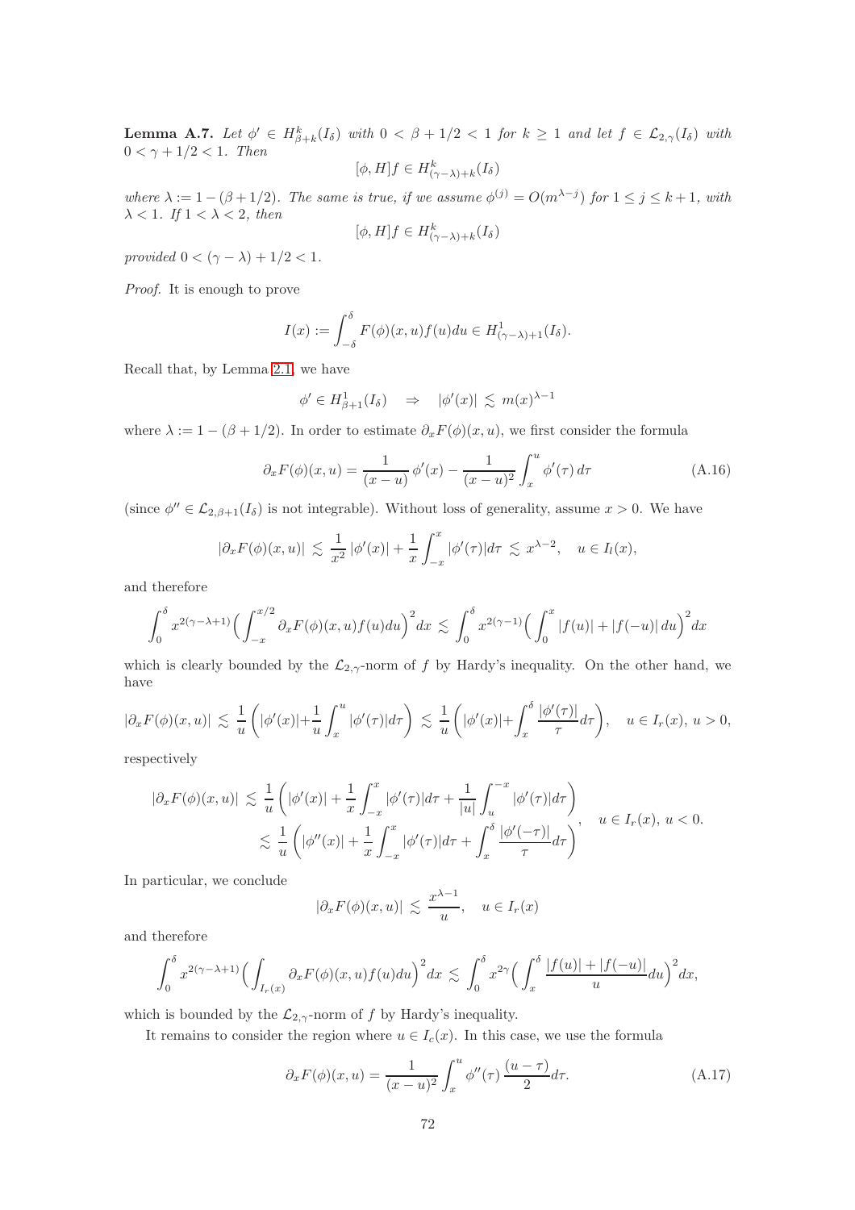**Lemma A.7.** *Let $\phi' \in H^k_{\beta+k}(I_\delta)$ with $0 < \beta + 1/2 < 1$ for $k \geq 1$ and let $f \in \mathcal{L}_{2,\gamma}(I_\delta)$ with $0 < \gamma + 1/2 < 1$. Then*

$$[\phi, H]f \in H^k_{(\gamma-\lambda)+k}(I_\delta)$$

*where $\lambda := 1 - (\beta + 1/2)$. The same is true, if we assume $\phi^{(j)} = O(m^{\lambda-j})$ for $1 \leq j \leq k+1$, with $\lambda < 1$. If $1 < \lambda < 2$, then*

$$[\phi, H]f \in H^k_{(\gamma-\lambda)+k}(I_\delta)$$

*provided $0 < (\gamma - \lambda) + 1/2 < 1$.*

*Proof.* It is enough to prove

$$I(x) := \int_{-\delta}^{\delta} F(\phi)(x,u) f(u) du \in H^1_{(\gamma-\lambda)+1}(I_\delta).$$

Recall that, by Lemma 2.1, we have

$$\phi' \in H^1_{\beta+1}(I_\delta) \quad \Rightarrow \quad |\phi'(x)| \lesssim m(x)^{\lambda-1}$$

where $\lambda := 1 - (\beta + 1/2)$. In order to estimate $\partial_x F(\phi)(x,u)$, we first consider the formula

$$\partial_x F(\phi)(x,u) = \frac{1}{(x-u)}\,\phi'(x) - \frac{1}{(x-u)^2}\int_x^u \phi'(\tau)\,d\tau \tag{A.16}$$

(since $\phi'' \in \mathcal{L}_{2,\beta+1}(I_\delta)$ is not integrable). Without loss of generality, assume $x > 0$. We have

$$|\partial_x F(\phi)(x,u)| \lesssim \frac{1}{x^2}\,|\phi'(x)| + \frac{1}{x}\int_{-x}^{x} |\phi'(\tau)| d\tau \lesssim x^{\lambda-2}, \quad u \in I_l(x),$$

and therefore

$$\int_0^\delta x^{2(\gamma-\lambda+1)} \Big(\int_{-x}^{x/2} \partial_x F(\phi)(x,u) f(u) du\Big)^2 dx \lesssim \int_0^\delta x^{2(\gamma-1)} \Big(\int_0^x |f(u)| + |f(-u)|\, du\Big)^2 dx$$

which is clearly bounded by the $\mathcal{L}_{2,\gamma}$-norm of $f$ by Hardy's inequality. On the other hand, we have

$$|\partial_x F(\phi)(x,u)| \lesssim \frac{1}{u}\left(|\phi'(x)| + \frac{1}{u}\int_x^u |\phi'(\tau)| d\tau\right) \lesssim \frac{1}{u}\left(|\phi'(x)| + \int_x^\delta \frac{|\phi'(\tau)|}{\tau} d\tau\right), \quad u \in I_r(x),\ u > 0,$$

respectively

$$\begin{aligned}
|\partial_x F(\phi)(x,u)| &\lesssim \frac{1}{u}\left(|\phi'(x)| + \frac{1}{x}\int_{-x}^{x} |\phi'(\tau)| d\tau + \frac{1}{|u|}\int_u^{-x} |\phi'(\tau)| d\tau\right) \\
&\lesssim \frac{1}{u}\left(|\phi''(x)| + \frac{1}{x}\int_{-x}^{x} |\phi'(\tau)| d\tau + \int_x^\delta \frac{|\phi'(-\tau)|}{\tau} d\tau\right),
\end{aligned} \quad u \in I_r(x),\ u < 0.$$

In particular, we conclude

$$|\partial_x F(\phi)(x,u)| \lesssim \frac{x^{\lambda-1}}{u}, \quad u \in I_r(x)$$

and therefore

$$\int_0^\delta x^{2(\gamma-\lambda+1)} \Big(\int_{I_r(x)} \partial_x F(\phi)(x,u) f(u) du\Big)^2 dx \lesssim \int_0^\delta x^{2\gamma} \Big(\int_x^\delta \frac{|f(u)| + |f(-u)|}{u} du\Big)^2 dx,$$

which is bounded by the $\mathcal{L}_{2,\gamma}$-norm of $f$ by Hardy's inequality.

It remains to consider the region where $u \in I_c(x)$. In this case, we use the formula

$$\partial_x F(\phi)(x,u) = \frac{1}{(x-u)^2}\int_x^u \phi''(\tau)\,\frac{(u-\tau)}{2} d\tau. \tag{A.17}$$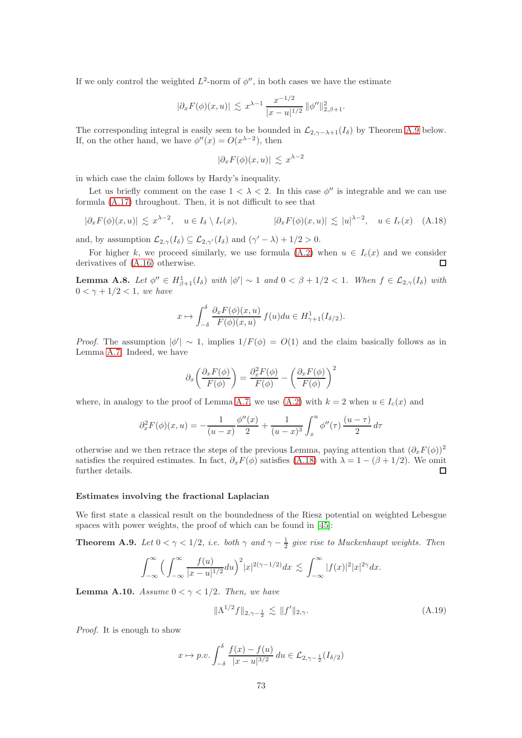If we only control the weighted $L^2$-norm of $\phi''$, in both cases we have the estimate

$$|\partial_x F(\phi)(x,u)| \lesssim x^{\lambda-1} \frac{x^{-1/2}}{|x-u|^{1/2}} \|\phi''\|^2_{2,\beta+1}.$$

The corresponding integral is easily seen to be bounded in $\mathcal{L}_{2,\gamma-\lambda+1}(I_\delta)$ by Theorem A.9 below. If, on the other hand, we have $\phi''(x) = O(x^{\lambda-2})$, then

$$|\partial_x F(\phi)(x,u)| \lesssim x^{\lambda-2}$$

in which case the claim follows by Hardy's inequality.

Let us briefly comment on the case $1 < \lambda < 2$. In this case $\phi''$ is integrable and we can use formula (A.17) throughout. Then, it is not difficult to see that

$$|\partial_x F(\phi)(x,u)| \lesssim x^{\lambda-2}, \quad u \in I_\delta \setminus I_r(x), \qquad |\partial_x F(\phi)(x,u)| \lesssim |u|^{\lambda-2}, \quad u \in I_r(x) \tag{A.18}$$

and, by assumption $\mathcal{L}_{2,\gamma}(I_\delta) \subseteq \mathcal{L}_{2,\gamma'}(I_\delta)$ and $(\gamma'-\lambda)+1/2 > 0$.

For higher $k$, we proceed similarly, we use formula (A.2) when $u \in I_c(x)$ and we consider derivatives of (A.16) otherwise. $\square$

**Lemma A.8.** *Let $\phi'' \in H^1_{\beta+1}(I_\delta)$ with $|\phi'| \sim 1$ and $0 < \beta + 1/2 < 1$. When $f \in \mathcal{L}_{2,\gamma}(I_\delta)$ with $0 < \gamma + 1/2 < 1$, we have*

$$x \mapsto \int_{-\delta}^{\delta} \frac{\partial_x F(\phi)(x,u)}{F(\phi)(x,u)} f(u)du \in H^1_{\gamma+1}(I_{\delta/2}).$$

*Proof.* The assumption $|\phi'| \sim 1$, implies $1/F(\phi) = O(1)$ and the claim basically follows as in Lemma A.7. Indeed, we have

$$\partial_x \left( \frac{\partial_x F(\phi)}{F(\phi)} \right) = \frac{\partial_x^2 F(\phi)}{F(\phi)} - \left( \frac{\partial_x F(\phi)}{F(\phi)} \right)^2$$

where, in analogy to the proof of Lemma A.7, we use (A.2) with $k = 2$ when $u \in I_c(x)$ and

$$\partial_x^2 F(\phi)(x,u) = -\frac{1}{(u-x)} \frac{\phi''(x)}{2} + \frac{1}{(u-x)^3} \int_x^u \phi''(\tau) \frac{(u-\tau)}{2} d\tau$$

otherwise and we then retrace the steps of the previous Lemma, paying attention that $(\partial_x F(\phi))^2$ satisfies the required estimates. In fact, $\partial_x F(\phi)$ satisfies (A.18) with $\lambda = 1 - (\beta + 1/2)$. We omit further details. $\square$

### Estimates involving the fractional Laplacian

We first state a classical result on the boundedness of the Riesz potential on weighted Lebesgue spaces with power weights, the proof of which can be found in [45]:

**Theorem A.9.** *Let $0 < \gamma < 1/2$, i.e. both $\gamma$ and $\gamma - \frac{1}{2}$ give rise to Muckenhaupt weights. Then*

$$\int_{-\infty}^{\infty} \Big( \int_{-\infty}^{\infty} \frac{f(u)}{|x-u|^{1/2}} du \Big)^2 |x|^{2(\gamma-1/2)} dx \lesssim \int_{-\infty}^{\infty} |f(x)|^2 |x|^{2\gamma} dx.$$

**Lemma A.10.** *Assume $0 < \gamma < 1/2$. Then, we have*

$$\|\Lambda^{1/2} f\|_{2,\gamma-\frac{1}{2}} \lesssim \|f'\|_{2,\gamma}. \tag{A.19}$$

*Proof.* It is enough to show

$$x \mapsto p.v. \int_{-\delta}^{\delta} \frac{f(x)-f(u)}{|x-u|^{3/2}} du \in \mathcal{L}_{2,\gamma-\frac{1}{2}}(I_{\delta/2})$$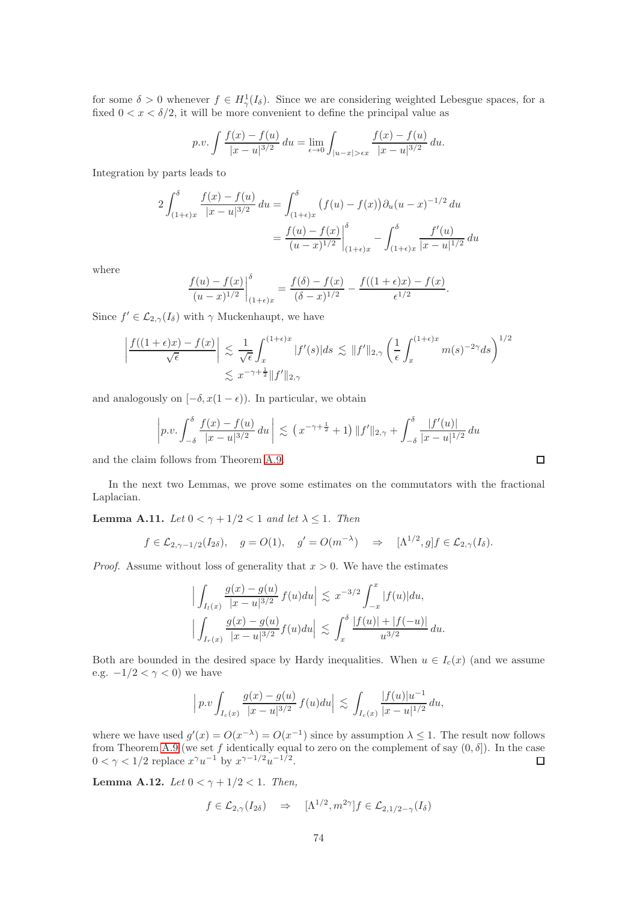for some $\delta > 0$ whenever $f \in H^1_\gamma(I_\delta)$. Since we are considering weighted Lebesgue spaces, for a fixed $0 < x < \delta/2$, it will be more convenient to define the principal value as

$$p.v. \int \frac{f(x) - f(u)}{|x-u|^{3/2}}\, du = \lim_{\epsilon \to 0} \int_{|u-x| > \epsilon x} \frac{f(x) - f(u)}{|x-u|^{3/2}}\, du.$$

Integration by parts leads to

$$\begin{aligned} 2\int_{(1+\epsilon)x}^{\delta} \frac{f(x) - f(u)}{|x-u|^{3/2}}\, du &= \int_{(1+\epsilon)x}^{\delta} \big(f(u) - f(x)\big)\partial_u (u-x)^{-1/2}\, du \\ &= \frac{f(u) - f(x)}{(u-x)^{1/2}}\Big|_{(1+\epsilon)x}^{\delta} - \int_{(1+\epsilon)x}^{\delta} \frac{f'(u)}{|x-u|^{1/2}}\, du \end{aligned}$$

where

$$\frac{f(u) - f(x)}{(u-x)^{1/2}}\Big|_{(1+\epsilon)x}^{\delta} = \frac{f(\delta) - f(x)}{(\delta - x)^{1/2}} - \frac{f((1+\epsilon)x) - f(x)}{\epsilon^{1/2}}.$$

Since $f' \in \mathcal{L}_{2,\gamma}(I_\delta)$ with $\gamma$ Muckenhaupt, we have

$$\begin{aligned} \left| \frac{f((1+\epsilon)x) - f(x)}{\sqrt{\epsilon}} \right| &\lesssim \frac{1}{\sqrt{\epsilon}} \int_x^{(1+\epsilon)x} |f'(s)| ds \lesssim \|f'\|_{2,\gamma} \left( \frac{1}{\epsilon} \int_x^{(1+\epsilon)x} m(s)^{-2\gamma} ds \right)^{1/2} \\ &\lesssim x^{-\gamma + \frac{1}{2}} \|f'\|_{2,\gamma} \end{aligned}$$

and analogously on $[-\delta, x(1-\epsilon))$. In particular, we obtain

$$\left| p.v. \int_{-\delta}^{\delta} \frac{f(x) - f(u)}{|x-u|^{3/2}}\, du \right| \lesssim \left(x^{-\gamma+\frac{1}{2}} + 1\right) \|f'\|_{2,\gamma} + \int_{-\delta}^{\delta} \frac{|f'(u)|}{|x-u|^{1/2}}\, du$$

and the claim follows from Theorem A.9. $\square$

In the next two Lemmas, we prove some estimates on the commutators with the fractional Laplacian.

**Lemma A.11.** *Let $0 < \gamma + 1/2 < 1$ and let $\lambda \leq 1$. Then*

$$f \in \mathcal{L}_{2,\gamma-1/2}(I_{2\delta}), \quad g = O(1), \quad g' = O(m^{-\lambda}) \quad \Rightarrow \quad [\Lambda^{1/2}, g] f \in \mathcal{L}_{2,\gamma}(I_\delta).$$

*Proof.* Assume without loss of generality that $x > 0$. We have the estimates

$$\begin{aligned} \Big| \int_{I_l(x)} \frac{g(x) - g(u)}{|x-u|^{3/2}}\, f(u) du \Big| &\lesssim x^{-3/2} \int_{-x}^{x} |f(u)| du, \\ \Big| \int_{I_r(x)} \frac{g(x) - g(u)}{|x-u|^{3/2}} f(u) du \Big| &\lesssim \int_x^{\delta} \frac{|f(u)| + |f(-u)|}{u^{3/2}}\, du. \end{aligned}$$

Both are bounded in the desired space by Hardy inequalities. When $u \in I_c(x)$ (and we assume e.g. $-1/2 < \gamma < 0$) we have

$$\Big| p.v \int_{I_c(x)} \frac{g(x) - g(u)}{|x-u|^{3/2}}\, f(u) du \Big| \lesssim \int_{I_c(x)} \frac{|f(u)| u^{-1}}{|x-u|^{1/2}}\, du,$$

where we have used $g'(x) = O(x^{-\lambda}) = O(x^{-1})$ since by assumption $\lambda \leq 1$. The result now follows from Theorem A.9 (we set $f$ identically equal to zero on the complement of say $(0, \delta]$). In the case $0 < \gamma < 1/2$ replace $x^\gamma u^{-1}$ by $x^{\gamma - 1/2} u^{-1/2}$. $\square$

**Lemma A.12.** *Let $0 < \gamma + 1/2 < 1$. Then,*

$$f \in \mathcal{L}_{2,\gamma}(I_{2\delta}) \quad \Rightarrow \quad [\Lambda^{1/2}, m^{2\gamma}] f \in \mathcal{L}_{2,1/2-\gamma}(I_\delta)$$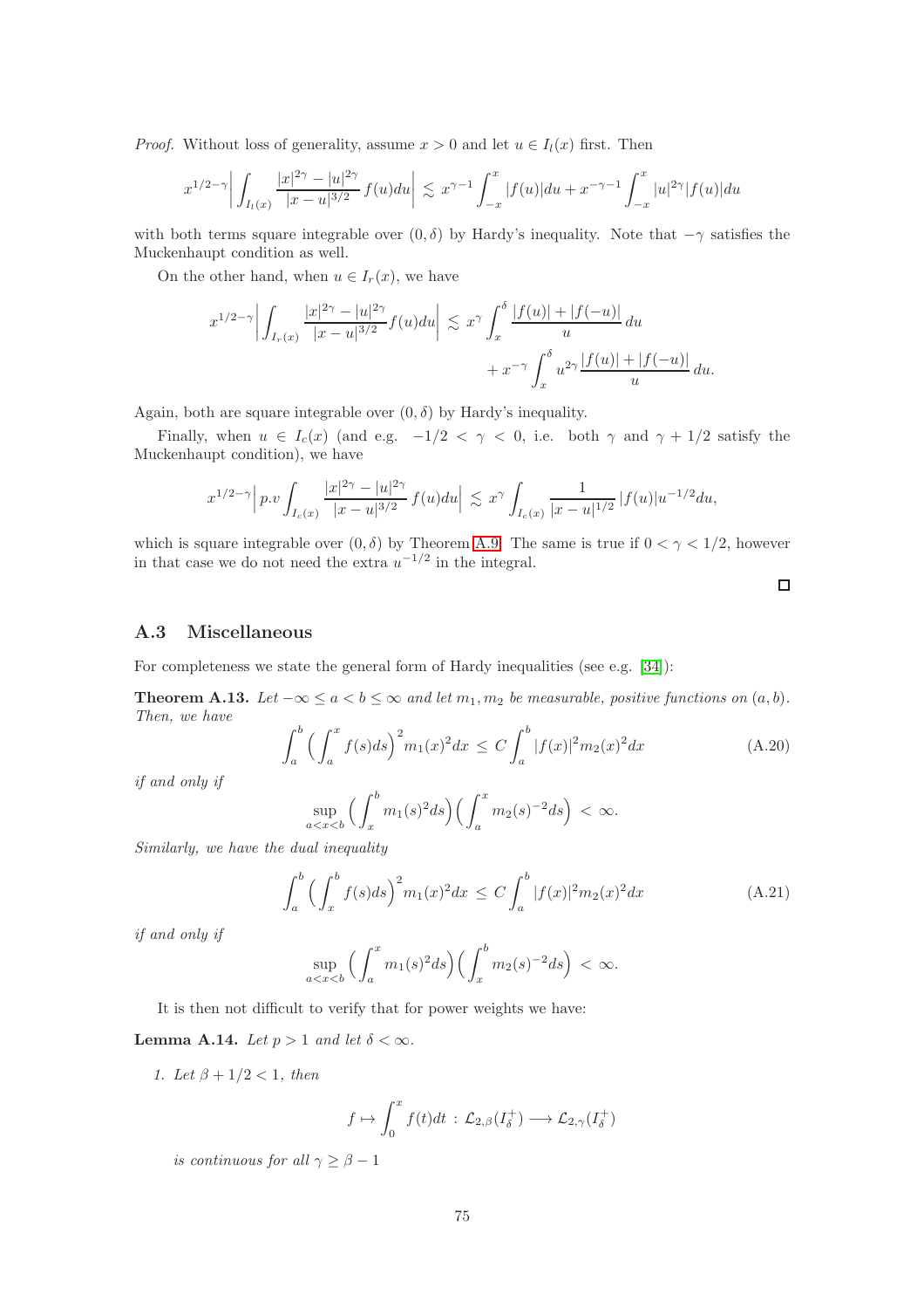*Proof.* Without loss of generality, assume $x > 0$ and let $u \in I_l(x)$ first. Then

$$x^{1/2-\gamma}\Big| \int_{I_l(x)} \frac{|x|^{2\gamma} - |u|^{2\gamma}}{|x-u|^{3/2}}\, f(u)du\Big| \lesssim x^{\gamma-1}\int_{-x}^{x} |f(u)|du + x^{-\gamma-1}\int_{-x}^{x} |u|^{2\gamma}|f(u)|du$$

with both terms square integrable over $(0, \delta)$ by Hardy's inequality. Note that $-\gamma$ satisfies the Muckenhaupt condition as well.

On the other hand, when $u \in I_r(x)$, we have

$$x^{1/2-\gamma}\Big| \int_{I_r(x)} \frac{|x|^{2\gamma} - |u|^{2\gamma}}{|x-u|^{3/2}} f(u)du\Big| \lesssim x^{\gamma}\int_{x}^{\delta} \frac{|f(u)| + |f(-u)|}{u}\, du + x^{-\gamma}\int_{x}^{\delta} u^{2\gamma}\frac{|f(u)| + |f(-u)|}{u}\, du.$$

Again, both are square integrable over $(0, \delta)$ by Hardy's inequality.

Finally, when $u \in I_c(x)$ (and e.g. $-1/2 < \gamma < 0$, i.e. both $\gamma$ and $\gamma + 1/2$ satisfy the Muckenhaupt condition), we have

$$x^{1/2-\gamma}\Big| p.v \int_{I_c(x)} \frac{|x|^{2\gamma} - |u|^{2\gamma}}{|x-u|^{3/2}}\, f(u)du\Big| \lesssim x^{\gamma}\int_{I_c(x)} \frac{1}{|x-u|^{1/2}}\, |f(u)|u^{-1/2}du,$$

which is square integrable over $(0, \delta)$ by Theorem A.9. The same is true if $0 < \gamma < 1/2$, however in that case we do not need the extra $u^{-1/2}$ in the integral. ◻

## A.3 Miscellaneous

For completeness we state the general form of Hardy inequalities (see e.g. [34]):

**Theorem A.13.** *Let $-\infty \le a < b \le \infty$ and let $m_1, m_2$ be measurable, positive functions on $(a, b)$. Then, we have*

$$\int_a^b \Big(\int_a^x f(s)ds\Big)^2 m_1(x)^2 dx \;\le\; C\int_a^b |f(x)|^2 m_2(x)^2 dx \tag{A.20}$$

*if and only if*

$$\sup_{a<x<b} \Big(\int_x^b m_1(s)^2 ds\Big)\Big(\int_a^x m_2(s)^{-2} ds\Big) \;<\; \infty.$$

*Similarly, we have the dual inequality*

$$\int_a^b \Big(\int_x^b f(s)ds\Big)^2 m_1(x)^2 dx \;\le\; C\int_a^b |f(x)|^2 m_2(x)^2 dx \tag{A.21}$$

*if and only if*

$$\sup_{a<x<b} \Big(\int_a^x m_1(s)^2 ds\Big)\Big(\int_x^b m_2(s)^{-2} ds\Big) \;<\; \infty.$$

It is then not difficult to verify that for power weights we have:

**Lemma A.14.** *Let $p > 1$ and let $\delta < \infty$.*

1. *Let $\beta + 1/2 < 1$, then*

$$f \mapsto \int_0^x f(t)dt \;:\; \mathcal{L}_{2,\beta}(I_\delta^+) \longrightarrow \mathcal{L}_{2,\gamma}(I_\delta^+)$$

*is continuous for all $\gamma \ge \beta - 1$*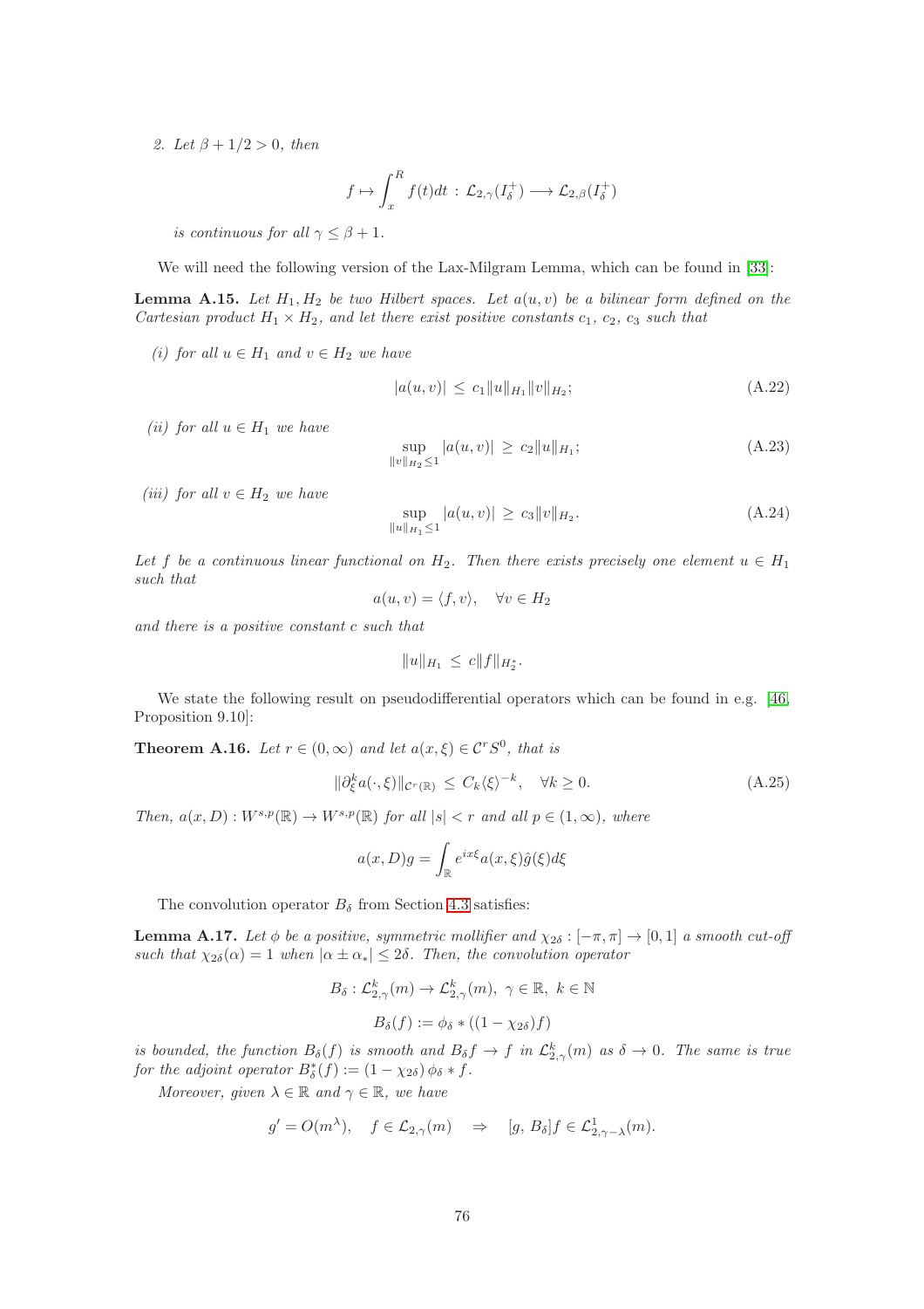2. *Let $\beta + 1/2 > 0$, then*

$$f \mapsto \int_x^R f(t)dt \,:\, \mathcal{L}_{2,\gamma}(I_\delta^+) \longrightarrow \mathcal{L}_{2,\beta}(I_\delta^+)$$

*is continuous for all $\gamma \leq \beta + 1$.*

We will need the following version of the Lax-Milgram Lemma, which can be found in [33]:

**Lemma A.15.** *Let $H_1, H_2$ be two Hilbert spaces. Let $a(u, v)$ be a bilinear form defined on the Cartesian product $H_1 \times H_2$, and let there exist positive constants $c_1$, $c_2$, $c_3$ such that*

*(i) for all $u \in H_1$ and $v \in H_2$ we have*

$$|a(u, v)| \,\leq\, c_1 \|u\|_{H_1} \|v\|_{H_2}; \tag{A.22}$$

*(ii) for all $u \in H_1$ we have*

$$\sup_{\|v\|_{H_2} \leq 1} |a(u, v)| \,\geq\, c_2 \|u\|_{H_1}; \tag{A.23}$$

*(iii) for all $v \in H_2$ we have*

$$\sup_{\|u\|_{H_1} \leq 1} |a(u, v)| \,\geq\, c_3 \|v\|_{H_2}. \tag{A.24}$$

*Let $f$ be a continuous linear functional on $H_2$. Then there exists precisely one element $u \in H_1$ such that*

$$a(u, v) = \langle f, v \rangle, \quad \forall v \in H_2$$

*and there is a positive constant $c$ such that*

$$\|u\|_{H_1} \,\leq\, c \|f\|_{H_2^*}.$$

We state the following result on pseudodifferential operators which can be found in e.g. [46, Proposition 9.10]:

**Theorem A.16.** *Let $r \in (0, \infty)$ and let $a(x, \xi) \in \mathcal{C}^r S^0$, that is*

$$\|\partial_\xi^k a(\cdot, \xi)\|_{\mathcal{C}^r(\mathbb{R})} \,\leq\, C_k \langle \xi \rangle^{-k}, \quad \forall k \geq 0. \tag{A.25}$$

*Then, $a(x, D) : W^{s,p}(\mathbb{R}) \to W^{s,p}(\mathbb{R})$ for all $|s| < r$ and all $p \in (1, \infty)$, where*

$$a(x, D)g = \int_{\mathbb{R}} e^{ix\xi} a(x, \xi) \hat{g}(\xi) d\xi$$

The convolution operator $B_\delta$ from Section 4.3 satisfies:

**Lemma A.17.** *Let $\phi$ be a positive, symmetric mollifier and $\chi_{2\delta} : [-\pi, \pi] \to [0, 1]$ a smooth cut-off such that $\chi_{2\delta}(\alpha) = 1$ when $|\alpha \pm \alpha_*| \leq 2\delta$. Then, the convolution operator*

$$B_\delta : \mathcal{L}_{2,\gamma}^k(m) \to \mathcal{L}_{2,\gamma}^k(m), \ \gamma \in \mathbb{R}, \ k \in \mathbb{N}$$

$$B_\delta(f) := \phi_\delta * ((1 - \chi_{2\delta})f)$$

*is bounded, the function $B_\delta(f)$ is smooth and $B_\delta f \to f$ in $\mathcal{L}_{2,\gamma}^k(m)$ as $\delta \to 0$. The same is true for the adjoint operator $B_\delta^*(f) := (1 - \chi_{2\delta}) \phi_\delta * f$.*

*Moreover, given $\lambda \in \mathbb{R}$ and $\gamma \in \mathbb{R}$, we have*

$$g' = O(m^\lambda), \quad f \in \mathcal{L}_{2,\gamma}(m) \quad \Rightarrow \quad [g, B_\delta]f \in \mathcal{L}_{2,\gamma-\lambda}^1(m).$$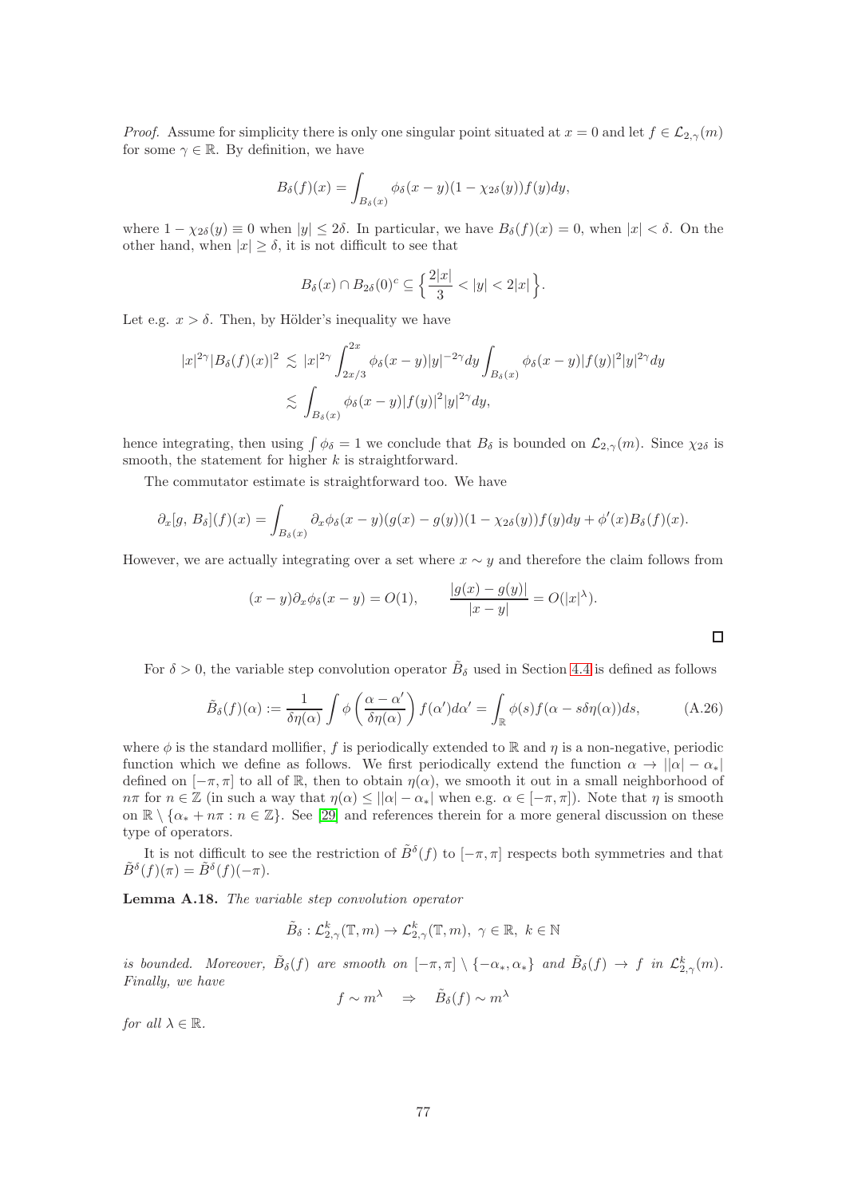*Proof.* Assume for simplicity there is only one singular point situated at $x = 0$ and let $f \in \mathcal{L}_{2,\gamma}(m)$ for some $\gamma \in \mathbb{R}$. By definition, we have

$$B_\delta(f)(x) = \int_{B_\delta(x)} \phi_\delta(x-y)(1-\chi_{2\delta}(y))f(y)dy,$$

where $1 - \chi_{2\delta}(y) \equiv 0$ when $|y| \leq 2\delta$. In particular, we have $B_\delta(f)(x) = 0$, when $|x| < \delta$. On the other hand, when $|x| \geq \delta$, it is not difficult to see that

$$B_\delta(x) \cap B_{2\delta}(0)^c \subseteq \Big\{ \frac{2|x|}{3} < |y| < 2|x| \Big\}.$$

Let e.g. $x > \delta$. Then, by Hölder's inequality we have

$$\begin{aligned}
|x|^{2\gamma}|B_\delta(f)(x)|^2 &\lesssim |x|^{2\gamma} \int_{2x/3}^{2x} \phi_\delta(x-y)|y|^{-2\gamma}dy \int_{B_\delta(x)} \phi_\delta(x-y)|f(y)|^2|y|^{2\gamma}dy \\
&\lesssim \int_{B_\delta(x)} \phi_\delta(x-y)|f(y)|^2|y|^{2\gamma}dy,
\end{aligned}$$

hence integrating, then using $\int \phi_\delta = 1$ we conclude that $B_\delta$ is bounded on $\mathcal{L}_{2,\gamma}(m)$. Since $\chi_{2\delta}$ is smooth, the statement for higher $k$ is straightforward.

The commutator estimate is straightforward too. We have

$$\partial_x[g,\, B_\delta](f)(x) = \int_{B_\delta(x)} \partial_x\phi_\delta(x-y)(g(x)-g(y))(1-\chi_{2\delta}(y))f(y)dy + \phi'(x)B_\delta(f)(x).$$

However, we are actually integrating over a set where $x \sim y$ and therefore the claim follows from

$$(x-y)\partial_x\phi_\delta(x-y) = O(1), \qquad \frac{|g(x)-g(y)|}{|x-y|} = O(|x|^\lambda).$$

□

For $\delta > 0$, the variable step convolution operator $\tilde{B}_\delta$ used in Section 4.4 is defined as follows

$$\tilde{B}_\delta(f)(\alpha) := \frac{1}{\delta\eta(\alpha)} \int \phi\left(\frac{\alpha-\alpha'}{\delta\eta(\alpha)}\right) f(\alpha')d\alpha' = \int_{\mathbb{R}} \phi(s)f(\alpha - s\delta\eta(\alpha))ds, \tag{A.26}$$

where $\phi$ is the standard mollifier, $f$ is periodically extended to $\mathbb{R}$ and $\eta$ is a non-negative, periodic function which we define as follows. We first periodically extend the function $\alpha \to ||\alpha| - \alpha_*|$ defined on $[-\pi, \pi]$ to all of $\mathbb{R}$, then to obtain $\eta(\alpha)$, we smooth it out in a small neighborhood of $n\pi$ for $n \in \mathbb{Z}$ (in such a way that $\eta(\alpha) \leq ||\alpha| - \alpha_*|$ when e.g. $\alpha \in [-\pi, \pi]$). Note that $\eta$ is smooth on $\mathbb{R} \setminus \{\alpha_* + n\pi : n \in \mathbb{Z}\}$. See [29] and references therein for a more general discussion on these type of operators.

It is not difficult to see the restriction of $\tilde{B}^\delta(f)$ to $[-\pi, \pi]$ respects both symmetries and that $\tilde{B}^\delta(f)(\pi) = \tilde{B}^\delta(f)(-\pi)$.

**Lemma A.18.** *The variable step convolution operator*

$$\tilde{B}_\delta : \mathcal{L}^k_{2,\gamma}(\mathbb{T}, m) \to \mathcal{L}^k_{2,\gamma}(\mathbb{T}, m),\ \gamma \in \mathbb{R},\ k \in \mathbb{N}$$

*is bounded. Moreover, $\tilde{B}_\delta(f)$ are smooth on $[-\pi, \pi] \setminus \{-\alpha_*, \alpha_*\}$ and $\tilde{B}_\delta(f) \to f$ in $\mathcal{L}^k_{2,\gamma}(m)$. Finally, we have*

$$f \sim m^\lambda \quad \Rightarrow \quad \tilde{B}_\delta(f) \sim m^\lambda$$

*for all $\lambda \in \mathbb{R}$.*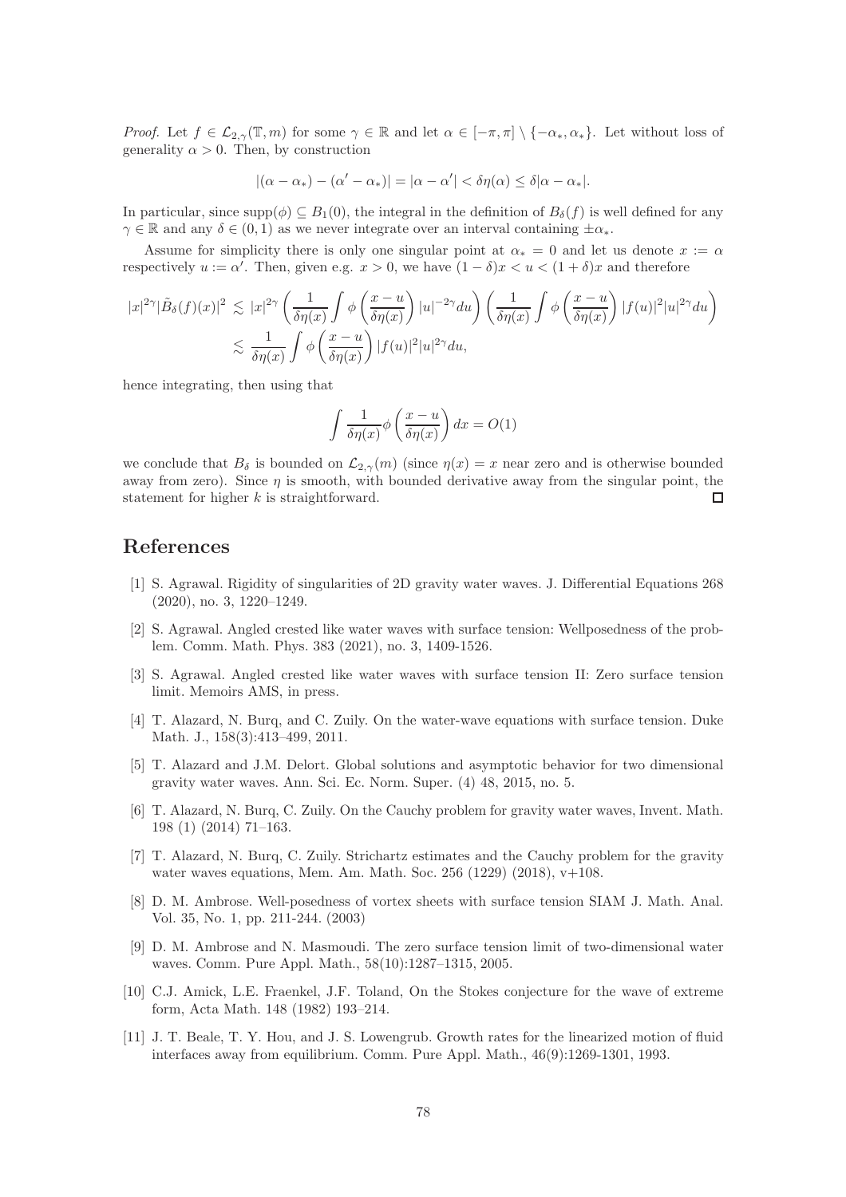*Proof.* Let $f \in \mathcal{L}_{2,\gamma}(\mathbb{T}, m)$ for some $\gamma \in \mathbb{R}$ and let $\alpha \in [-\pi, \pi] \setminus \{-\alpha_*, \alpha_*\}$. Let without loss of generality $\alpha > 0$. Then, by construction

$$|(\alpha - \alpha_*) - (\alpha' - \alpha_*)| = |\alpha - \alpha'| < \delta\eta(\alpha) \leq \delta|\alpha - \alpha_*|.$$

In particular, since $\mathrm{supp}(\phi) \subseteq B_1(0)$, the integral in the definition of $B_\delta(f)$ is well defined for any $\gamma \in \mathbb{R}$ and any $\delta \in (0, 1)$ as we never integrate over an interval containing $\pm\alpha_*$.

Assume for simplicity there is only one singular point at $\alpha_* = 0$ and let us denote $x := \alpha$ respectively $u := \alpha'$. Then, given e.g. $x > 0$, we have $(1 - \delta)x < u < (1 + \delta)x$ and therefore

$$\begin{aligned}
|x|^{2\gamma}|\tilde{B}_\delta(f)(x)|^2 &\lesssim |x|^{2\gamma}\left(\frac{1}{\delta\eta(x)}\int \phi\left(\frac{x-u}{\delta\eta(x)}\right)|u|^{-2\gamma}du\right)\left(\frac{1}{\delta\eta(x)}\int \phi\left(\frac{x-u}{\delta\eta(x)}\right)|f(u)|^2|u|^{2\gamma}du\right) \\
&\lesssim \frac{1}{\delta\eta(x)}\int \phi\left(\frac{x-u}{\delta\eta(x)}\right)|f(u)|^2|u|^{2\gamma}du,
\end{aligned}$$

hence integrating, then using that

$$\int \frac{1}{\delta\eta(x)}\phi\left(\frac{x-u}{\delta\eta(x)}\right)dx = O(1)$$

we conclude that $B_\delta$ is bounded on $\mathcal{L}_{2,\gamma}(m)$ (since $\eta(x) = x$ near zero and is otherwise bounded away from zero). Since $\eta$ is smooth, with bounded derivative away from the singular point, the statement for higher $k$ is straightforward. $\square$

# References

[1] S. Agrawal. Rigidity of singularities of 2D gravity water waves. J. Differential Equations 268 (2020), no. 3, 1220–1249.

[2] S. Agrawal. Angled crested like water waves with surface tension: Wellposedness of the problem. Comm. Math. Phys. 383 (2021), no. 3, 1409-1526.

[3] S. Agrawal. Angled crested like water waves with surface tension II: Zero surface tension limit. Memoirs AMS, in press.

[4] T. Alazard, N. Burq, and C. Zuily. On the water-wave equations with surface tension. Duke Math. J., 158(3):413–499, 2011.

[5] T. Alazard and J.M. Delort. Global solutions and asymptotic behavior for two dimensional gravity water waves. Ann. Sci. Ec. Norm. Super. (4) 48, 2015, no. 5.

[6] T. Alazard, N. Burq, C. Zuily. On the Cauchy problem for gravity water waves, Invent. Math. 198 (1) (2014) 71–163.

[7] T. Alazard, N. Burq, C. Zuily. Strichartz estimates and the Cauchy problem for the gravity water waves equations, Mem. Am. Math. Soc. 256 (1229) (2018), v+108.

[8] D. M. Ambrose. Well-posedness of vortex sheets with surface tension SIAM J. Math. Anal. Vol. 35, No. 1, pp. 211-244. (2003)

[9] D. M. Ambrose and N. Masmoudi. The zero surface tension limit of two-dimensional water waves. Comm. Pure Appl. Math., 58(10):1287–1315, 2005.

[10] C.J. Amick, L.E. Fraenkel, J.F. Toland, On the Stokes conjecture for the wave of extreme form, Acta Math. 148 (1982) 193–214.

[11] J. T. Beale, T. Y. Hou, and J. S. Lowengrub. Growth rates for the linearized motion of fluid interfaces away from equilibrium. Comm. Pure Appl. Math., 46(9):1269-1301, 1993.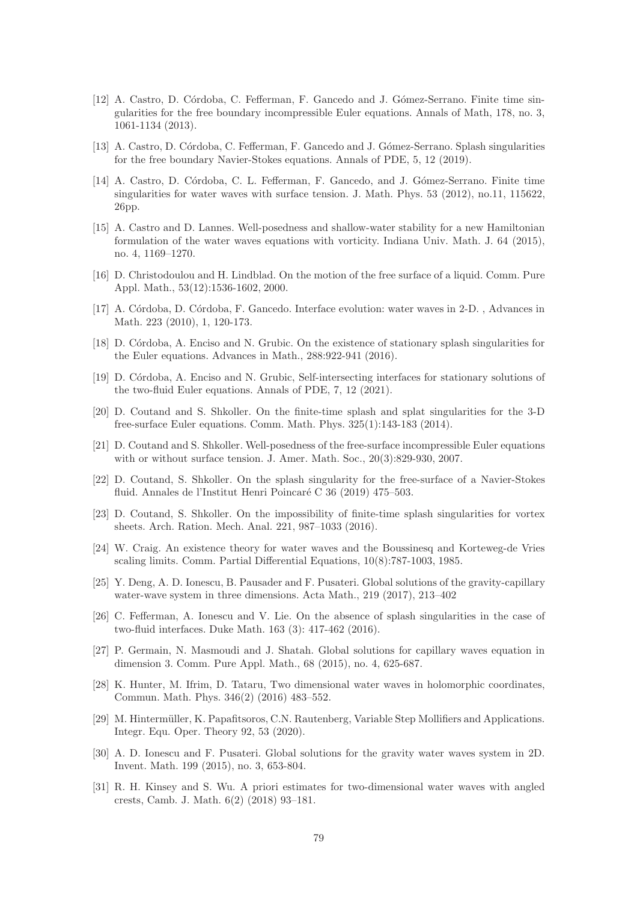[12] A. Castro, D. Córdoba, C. Fefferman, F. Gancedo and J. Gómez-Serrano. Finite time singularities for the free boundary incompressible Euler equations. Annals of Math, 178, no. 3, 1061-1134 (2013).

[13] A. Castro, D. Córdoba, C. Fefferman, F. Gancedo and J. Gómez-Serrano. Splash singularities for the free boundary Navier-Stokes equations. Annals of PDE, 5, 12 (2019).

[14] A. Castro, D. Córdoba, C. L. Fefferman, F. Gancedo, and J. Gómez-Serrano. Finite time singularities for water waves with surface tension. J. Math. Phys. 53 (2012), no.11, 115622, 26pp.

[15] A. Castro and D. Lannes. Well-posedness and shallow-water stability for a new Hamiltonian formulation of the water waves equations with vorticity. Indiana Univ. Math. J. 64 (2015), no. 4, 1169–1270.

[16] D. Christodoulou and H. Lindblad. On the motion of the free surface of a liquid. Comm. Pure Appl. Math., 53(12):1536-1602, 2000.

[17] A. Córdoba, D. Córdoba, F. Gancedo. Interface evolution: water waves in 2-D. , Advances in Math. 223 (2010), 1, 120-173.

[18] D. Córdoba, A. Enciso and N. Grubic. On the existence of stationary splash singularities for the Euler equations. Advances in Math., 288:922-941 (2016).

[19] D. Córdoba, A. Enciso and N. Grubic, Self-intersecting interfaces for stationary solutions of the two-fluid Euler equations. Annals of PDE, 7, 12 (2021).

[20] D. Coutand and S. Shkoller. On the finite-time splash and splat singularities for the 3-D free-surface Euler equations. Comm. Math. Phys. 325(1):143-183 (2014).

[21] D. Coutand and S. Shkoller. Well-posedness of the free-surface incompressible Euler equations with or without surface tension. J. Amer. Math. Soc., 20(3):829-930, 2007.

[22] D. Coutand, S. Shkoller. On the splash singularity for the free-surface of a Navier-Stokes fluid. Annales de l'Institut Henri Poincaré C 36 (2019) 475–503.

[23] D. Coutand, S. Shkoller. On the impossibility of finite-time splash singularities for vortex sheets. Arch. Ration. Mech. Anal. 221, 987–1033 (2016).

[24] W. Craig. An existence theory for water waves and the Boussinesq and Korteweg-de Vries scaling limits. Comm. Partial Differential Equations, 10(8):787-1003, 1985.

[25] Y. Deng, A. D. Ionescu, B. Pausader and F. Pusateri. Global solutions of the gravity-capillary water-wave system in three dimensions. Acta Math., 219 (2017), 213–402

[26] C. Fefferman, A. Ionescu and V. Lie. On the absence of splash singularities in the case of two-fluid interfaces. Duke Math. 163 (3): 417-462 (2016).

[27] P. Germain, N. Masmoudi and J. Shatah. Global solutions for capillary waves equation in dimension 3. Comm. Pure Appl. Math., 68 (2015), no. 4, 625-687.

[28] K. Hunter, M. Ifrim, D. Tataru, Two dimensional water waves in holomorphic coordinates, Commun. Math. Phys. 346(2) (2016) 483–552.

[29] M. Hintermüller, K. Papafitsoros, C.N. Rautenberg, Variable Step Mollifiers and Applications. Integr. Equ. Oper. Theory 92, 53 (2020).

[30] A. D. Ionescu and F. Pusateri. Global solutions for the gravity water waves system in 2D. Invent. Math. 199 (2015), no. 3, 653-804.

[31] R. H. Kinsey and S. Wu. A priori estimates for two-dimensional water waves with angled crests, Camb. J. Math. 6(2) (2018) 93–181.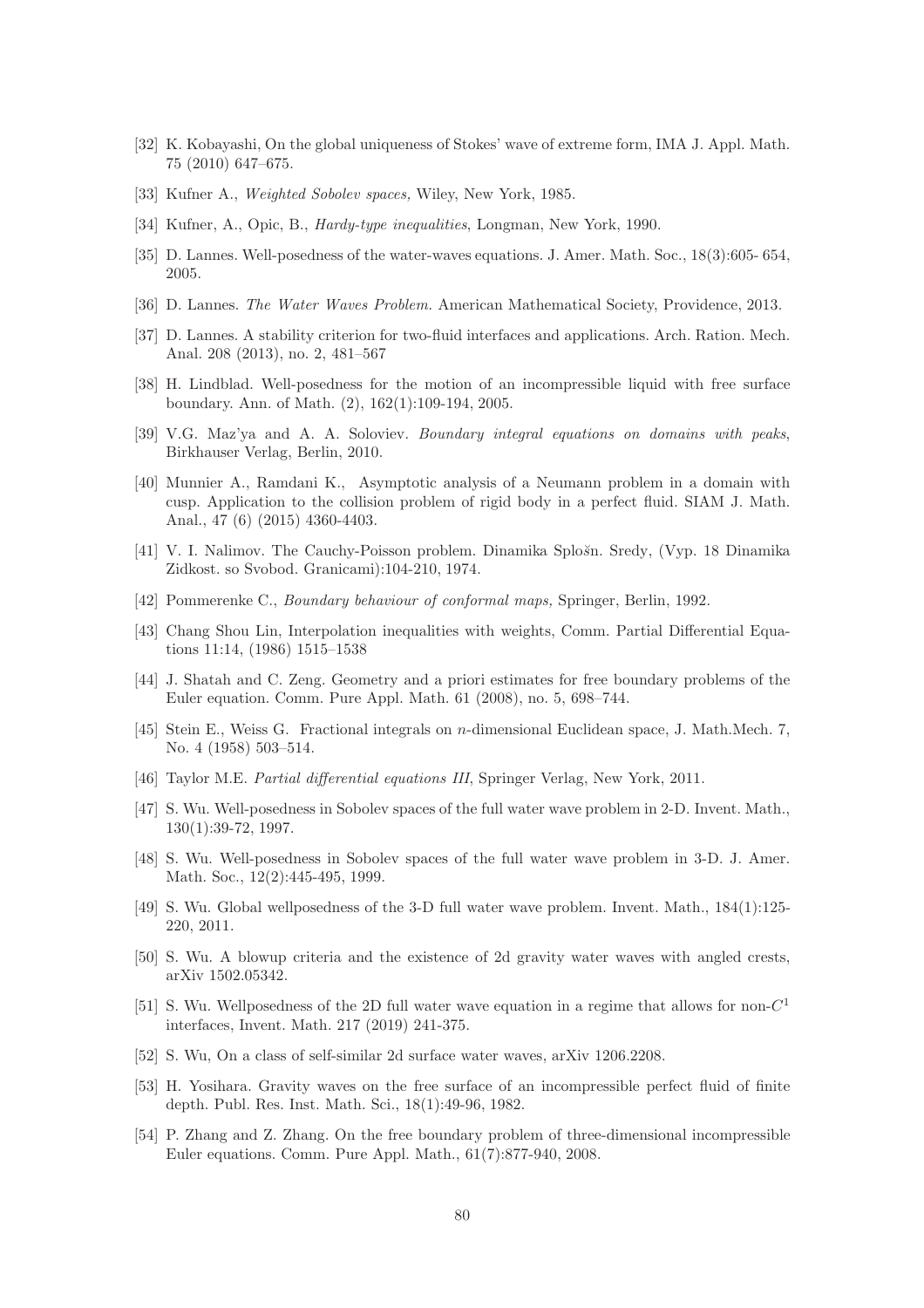[32] K. Kobayashi, On the global uniqueness of Stokes' wave of extreme form, IMA J. Appl. Math. 75 (2010) 647–675.

[33] Kufner A., *Weighted Sobolev spaces,* Wiley, New York, 1985.

[34] Kufner, A., Opic, B., *Hardy-type inequalities*, Longman, New York, 1990.

[35] D. Lannes. Well-posedness of the water-waves equations. J. Amer. Math. Soc., 18(3):605- 654, 2005.

[36] D. Lannes. *The Water Waves Problem.* American Mathematical Society, Providence, 2013.

[37] D. Lannes. A stability criterion for two-fluid interfaces and applications. Arch. Ration. Mech. Anal. 208 (2013), no. 2, 481–567

[38] H. Lindblad. Well-posedness for the motion of an incompressible liquid with free surface boundary. Ann. of Math. (2), 162(1):109-194, 2005.

[39] V.G. Maz'ya and A. A. Soloviev. *Boundary integral equations on domains with peaks*, Birkhauser Verlag, Berlin, 2010.

[40] Munnier A., Ramdani K., Asymptotic analysis of a Neumann problem in a domain with cusp. Application to the collision problem of rigid body in a perfect fluid. SIAM J. Math. Anal., 47 (6) (2015) 4360-4403.

[41] V. I. Nalimov. The Cauchy-Poisson problem. Dinamika Splošn. Sredy, (Vyp. 18 Dinamika Zidkost. so Svobod. Granicami):104-210, 1974.

[42] Pommerenke C., *Boundary behaviour of conformal maps,* Springer, Berlin, 1992.

[43] Chang Shou Lin, Interpolation inequalities with weights, Comm. Partial Differential Equations 11:14, (1986) 1515–1538

[44] J. Shatah and C. Zeng. Geometry and a priori estimates for free boundary problems of the Euler equation. Comm. Pure Appl. Math. 61 (2008), no. 5, 698–744.

[45] Stein E., Weiss G. Fractional integrals on $n$-dimensional Euclidean space, J. Math.Mech. 7, No. 4 (1958) 503–514.

[46] Taylor M.E. *Partial differential equations III*, Springer Verlag, New York, 2011.

[47] S. Wu. Well-posedness in Sobolev spaces of the full water wave problem in 2-D. Invent. Math., 130(1):39-72, 1997.

[48] S. Wu. Well-posedness in Sobolev spaces of the full water wave problem in 3-D. J. Amer. Math. Soc., 12(2):445-495, 1999.

[49] S. Wu. Global wellposedness of the 3-D full water wave problem. Invent. Math., 184(1):125-220, 2011.

[50] S. Wu. A blowup criteria and the existence of 2d gravity water waves with angled crests, arXiv 1502.05342.

[51] S. Wu. Wellposedness of the 2D full water wave equation in a regime that allows for non-$C^1$ interfaces, Invent. Math. 217 (2019) 241-375.

[52] S. Wu, On a class of self-similar 2d surface water waves, arXiv 1206.2208.

[53] H. Yosihara. Gravity waves on the free surface of an incompressible perfect fluid of finite depth. Publ. Res. Inst. Math. Sci., 18(1):49-96, 1982.

[54] P. Zhang and Z. Zhang. On the free boundary problem of three-dimensional incompressible Euler equations. Comm. Pure Appl. Math., 61(7):877-940, 2008.